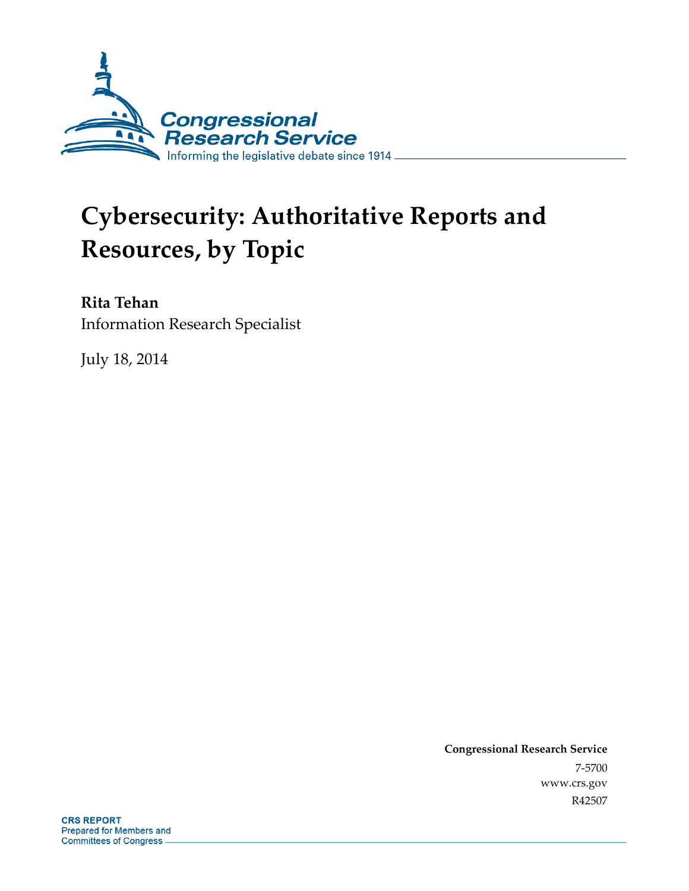Congressional Research Service

Informing the legislative debate since 1914

# Cybersecurity: Authoritative Reports and Resources, by Topic

**Rita Tehan**

Information Research Specialist

July 18, 2014

**Congressional Research Service**

7-5700

www.crs.gov

R42507

**CRS REPORT**

Prepared for Members and Committees of Congress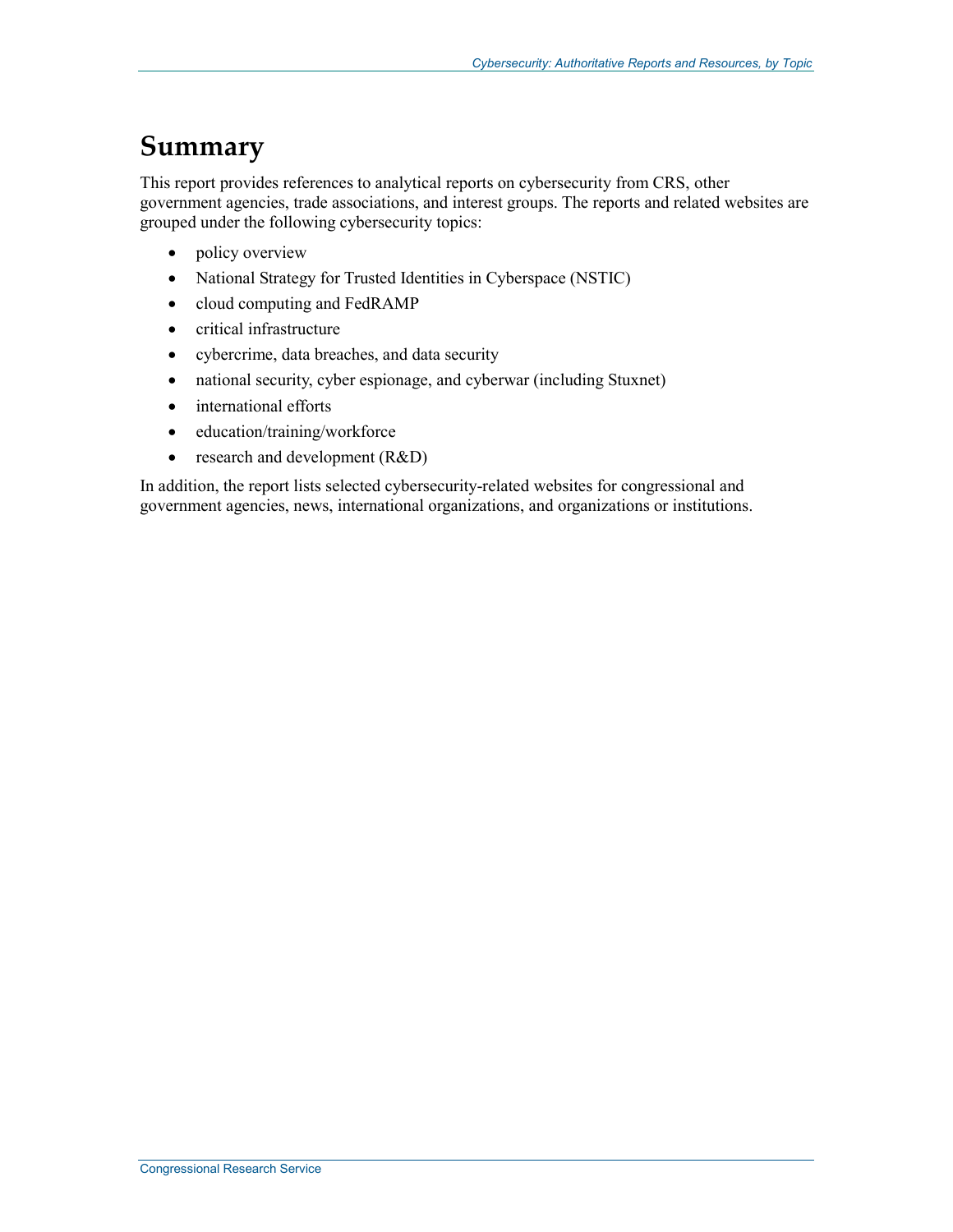# Summary

This report provides references to analytical reports on cybersecurity from CRS, other government agencies, trade associations, and interest groups. The reports and related websites are grouped under the following cybersecurity topics:

- policy overview
- National Strategy for Trusted Identities in Cyberspace (NSTIC)
- cloud computing and FedRAMP
- critical infrastructure
- cybercrime, data breaches, and data security
- national security, cyber espionage, and cyberwar (including Stuxnet)
- international efforts
- education/training/workforce
- research and development (R&D)

In addition, the report lists selected cybersecurity-related websites for congressional and government agencies, news, international organizations, and organizations or institutions.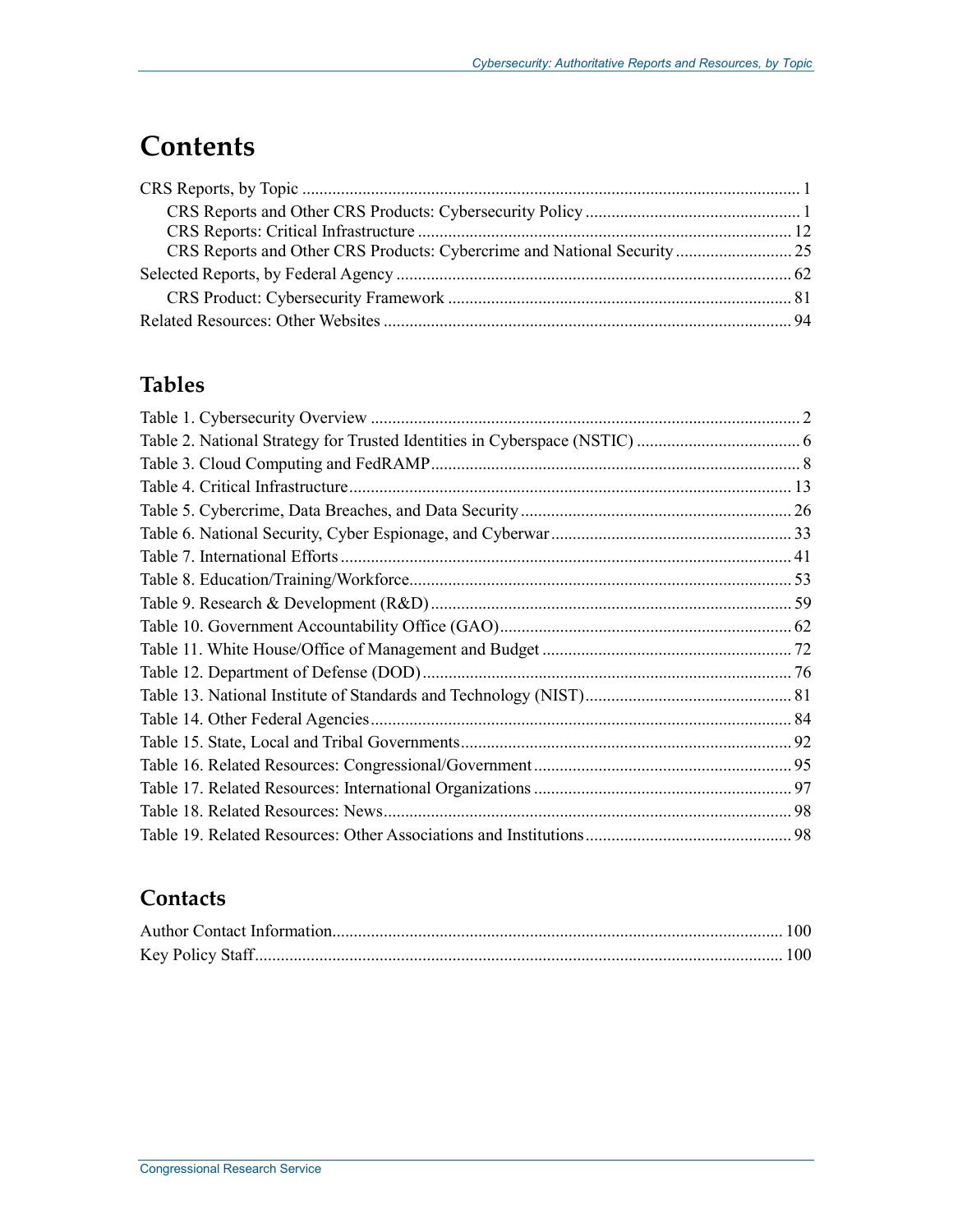# Contents

CRS Reports, by Topic ..................................................................................................................... 1

- CRS Reports and Other CRS Products: Cybersecurity Policy .................................................. 1
- CRS Reports: Critical Infrastructure ...................................................................................... 12
- CRS Reports and Other CRS Products: Cybercrime and National Security ........................... 25

Selected Reports, by Federal Agency ............................................................................................ 62

- CRS Product: Cybersecurity Framework ............................................................................... 81

Related Resources: Other Websites ............................................................................................... 94

## Tables

Table 1. Cybersecurity Overview ..................................................................................................... 2

Table 2. National Strategy for Trusted Identities in Cyberspace (NSTIC) ...................................... 6

Table 3. Cloud Computing and FedRAMP ...................................................................................... 8

Table 4. Critical Infrastructure ....................................................................................................... 13

Table 5. Cybercrime, Data Breaches, and Data Security ............................................................... 26

Table 6. National Security, Cyber Espionage, and Cyberwar ........................................................ 33

Table 7. International Efforts ......................................................................................................... 41

Table 8. Education/Training/Workforce......................................................................................... 53

Table 9. Research & Development (R&D) .................................................................................... 59

Table 10. Government Accountability Office (GAO).................................................................... 62

Table 11. White House/Office of Management and Budget .......................................................... 72

Table 12. Department of Defense (DOD) ...................................................................................... 76

Table 13. National Institute of Standards and Technology (NIST)................................................ 81

Table 14. Other Federal Agencies .................................................................................................. 84

Table 15. State, Local and Tribal Governments ............................................................................. 92

Table 16. Related Resources: Congressional/Government ............................................................ 95

Table 17. Related Resources: International Organizations ............................................................ 97

Table 18. Related Resources: News ............................................................................................... 98

Table 19. Related Resources: Other Associations and Institutions ................................................ 98

## Contacts

Author Contact Information......................................................................................................... 100

Key Policy Staff........................................................................................................................... 100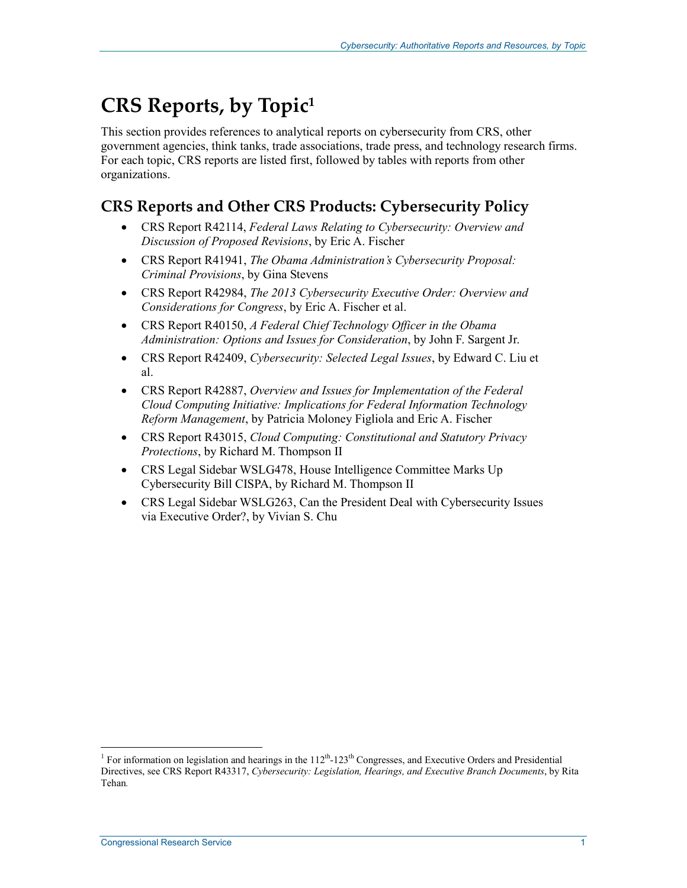# CRS Reports, by Topic[1]

This section provides references to analytical reports on cybersecurity from CRS, other government agencies, think tanks, trade associations, trade press, and technology research firms. For each topic, CRS reports are listed first, followed by tables with reports from other organizations.

## CRS Reports and Other CRS Products: Cybersecurity Policy

- CRS Report R42114, *Federal Laws Relating to Cybersecurity: Overview and Discussion of Proposed Revisions*, by Eric A. Fischer
- CRS Report R41941, *The Obama Administration's Cybersecurity Proposal: Criminal Provisions*, by Gina Stevens
- CRS Report R42984, *The 2013 Cybersecurity Executive Order: Overview and Considerations for Congress*, by Eric A. Fischer et al.
- CRS Report R40150, *A Federal Chief Technology Officer in the Obama Administration: Options and Issues for Consideration*, by John F. Sargent Jr.
- CRS Report R42409, *Cybersecurity: Selected Legal Issues*, by Edward C. Liu et al.
- CRS Report R42887, *Overview and Issues for Implementation of the Federal Cloud Computing Initiative: Implications for Federal Information Technology Reform Management*, by Patricia Moloney Figliola and Eric A. Fischer
- CRS Report R43015, *Cloud Computing: Constitutional and Statutory Privacy Protections*, by Richard M. Thompson II
- CRS Legal Sidebar WSLG478, House Intelligence Committee Marks Up Cybersecurity Bill CISPA, by Richard M. Thompson II
- CRS Legal Sidebar WSLG263, Can the President Deal with Cybersecurity Issues via Executive Order?, by Vivian S. Chu

---

[1] For information on legislation and hearings in the 112th-123th Congresses, and Executive Orders and Presidential Directives, see CRS Report R43317, *Cybersecurity: Legislation, Hearings, and Executive Branch Documents*, by Rita Tehan.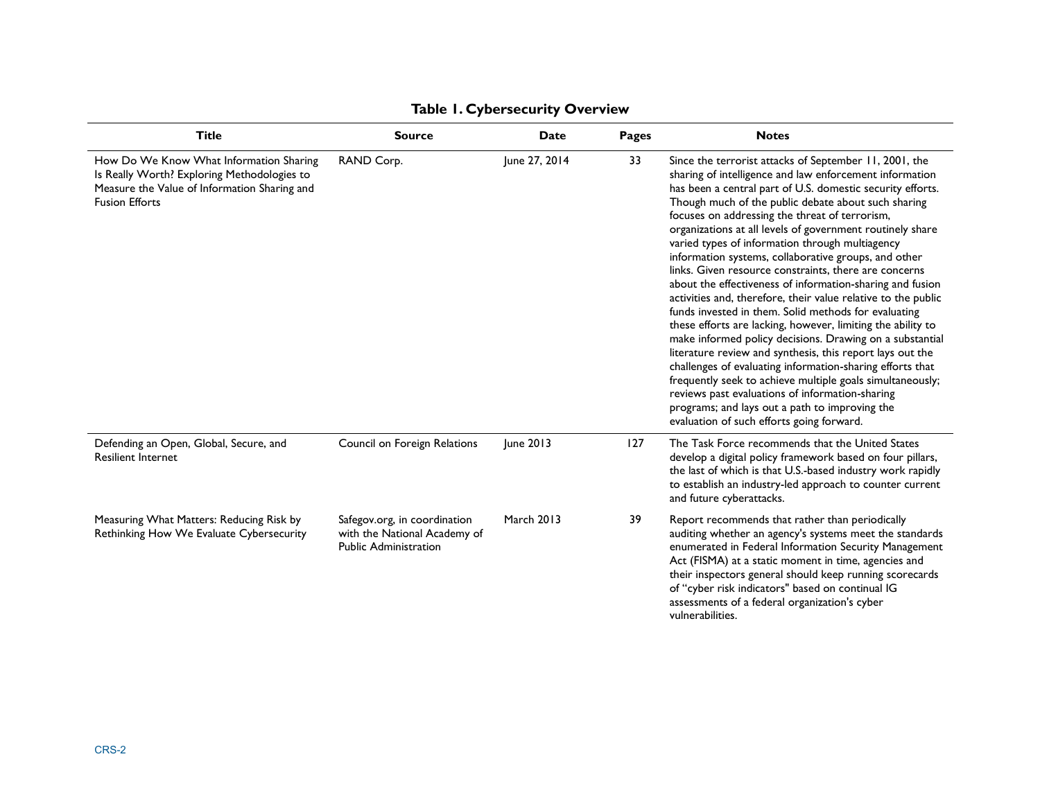**Table 1. Cybersecurity Overview**

| Title | Source | Date | Pages | Notes |
|---|---|---|---|---|
| How Do We Know What Information Sharing Is Really Worth? Exploring Methodologies to Measure the Value of Information Sharing and Fusion Efforts | RAND Corp. | June 27, 2014 | 33 | Since the terrorist attacks of September 11, 2001, the sharing of intelligence and law enforcement information has been a central part of U.S. domestic security efforts. Though much of the public debate about such sharing focuses on addressing the threat of terrorism, organizations at all levels of government routinely share varied types of information through multiagency information systems, collaborative groups, and other links. Given resource constraints, there are concerns about the effectiveness of information-sharing and fusion activities and, therefore, their value relative to the public funds invested in them. Solid methods for evaluating these efforts are lacking, however, limiting the ability to make informed policy decisions. Drawing on a substantial literature review and synthesis, this report lays out the challenges of evaluating information-sharing efforts that frequently seek to achieve multiple goals simultaneously; reviews past evaluations of information-sharing programs; and lays out a path to improving the evaluation of such efforts going forward. |
| Defending an Open, Global, Secure, and Resilient Internet | Council on Foreign Relations | June 2013 | 127 | The Task Force recommends that the United States develop a digital policy framework based on four pillars, the last of which is that U.S.-based industry work rapidly to establish an industry-led approach to counter current and future cyberattacks. |
| Measuring What Matters: Reducing Risk by Rethinking How We Evaluate Cybersecurity | Safegov.org, in coordination with the National Academy of Public Administration | March 2013 | 39 | Report recommends that rather than periodically auditing whether an agency's systems meet the standards enumerated in Federal Information Security Management Act (FISMA) at a static moment in time, agencies and their inspectors general should keep running scorecards of "cyber risk indicators" based on continual IG assessments of a federal organization's cyber vulnerabilities. |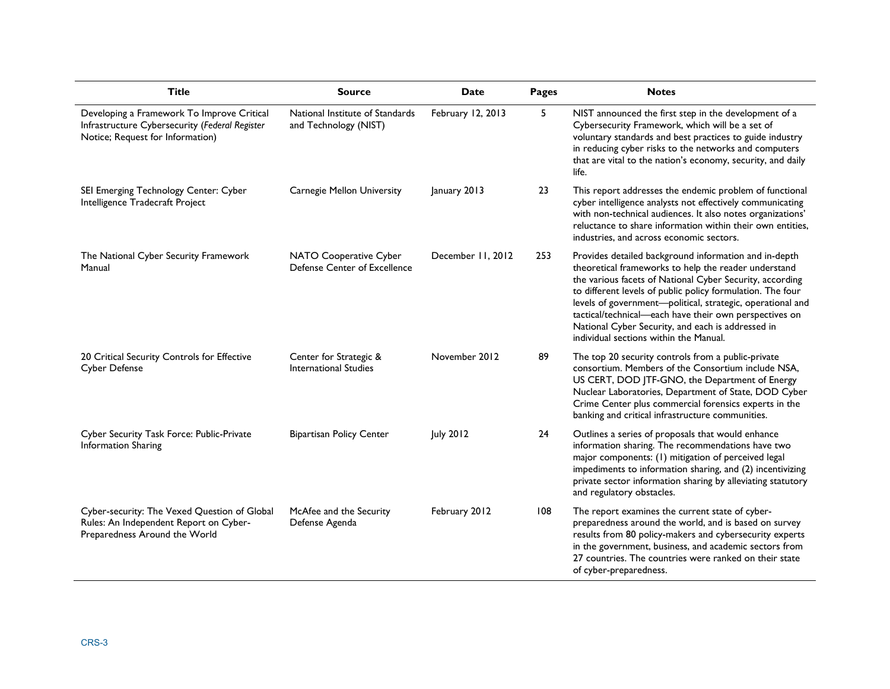| Title | Source | Date | Pages | Notes |
|---|---|---|---|---|
| Developing a Framework To Improve Critical Infrastructure Cybersecurity (*Federal Register* Notice; Request for Information) | National Institute of Standards and Technology (NIST) | February 12, 2013 | 5 | NIST announced the first step in the development of a Cybersecurity Framework, which will be a set of voluntary standards and best practices to guide industry in reducing cyber risks to the networks and computers that are vital to the nation's economy, security, and daily life. |
| SEI Emerging Technology Center: Cyber Intelligence Tradecraft Project | Carnegie Mellon University | January 2013 | 23 | This report addresses the endemic problem of functional cyber intelligence analysts not effectively communicating with non-technical audiences. It also notes organizations' reluctance to share information within their own entities, industries, and across economic sectors. |
| The National Cyber Security Framework Manual | NATO Cooperative Cyber Defense Center of Excellence | December 11, 2012 | 253 | Provides detailed background information and in-depth theoretical frameworks to help the reader understand the various facets of National Cyber Security, according to different levels of public policy formulation. The four levels of government—political, strategic, operational and tactical/technical—each have their own perspectives on National Cyber Security, and each is addressed in individual sections within the Manual. |
| 20 Critical Security Controls for Effective Cyber Defense | Center for Strategic & International Studies | November 2012 | 89 | The top 20 security controls from a public-private consortium. Members of the Consortium include NSA, US CERT, DOD JTF-GNO, the Department of Energy Nuclear Laboratories, Department of State, DOD Cyber Crime Center plus commercial forensics experts in the banking and critical infrastructure communities. |
| Cyber Security Task Force: Public-Private Information Sharing | Bipartisan Policy Center | July 2012 | 24 | Outlines a series of proposals that would enhance information sharing. The recommendations have two major components: (1) mitigation of perceived legal impediments to information sharing, and (2) incentivizing private sector information sharing by alleviating statutory and regulatory obstacles. |
| Cyber-security: The Vexed Question of Global Rules: An Independent Report on Cyber-Preparedness Around the World | McAfee and the Security Defense Agenda | February 2012 | 108 | The report examines the current state of cyber-preparedness around the world, and is based on survey results from 80 policy-makers and cybersecurity experts in the government, business, and academic sectors from 27 countries. The countries were ranked on their state of cyber-preparedness. |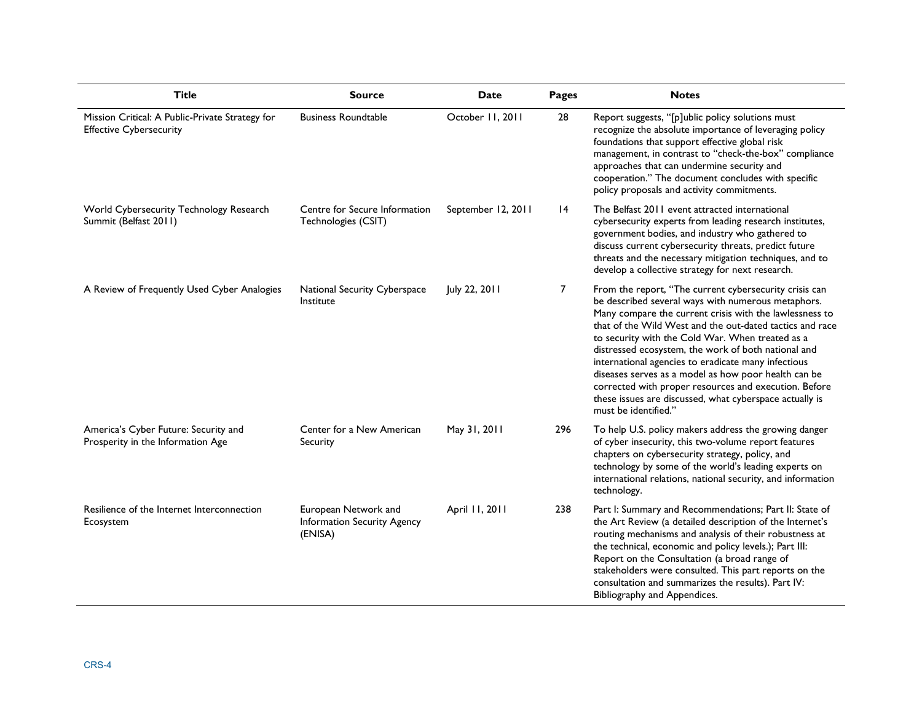| Title | Source | Date | Pages | Notes |
| --- | --- | --- | --- | --- |
| Mission Critical: A Public-Private Strategy for Effective Cybersecurity | Business Roundtable | October 11, 2011 | 28 | Report suggests, "[p]ublic policy solutions must recognize the absolute importance of leveraging policy foundations that support effective global risk management, in contrast to "check-the-box" compliance approaches that can undermine security and cooperation." The document concludes with specific policy proposals and activity commitments. |
| World Cybersecurity Technology Research Summit (Belfast 2011) | Centre for Secure Information Technologies (CSIT) | September 12, 2011 | 14 | The Belfast 2011 event attracted international cybersecurity experts from leading research institutes, government bodies, and industry who gathered to discuss current cybersecurity threats, predict future threats and the necessary mitigation techniques, and to develop a collective strategy for next research. |
| A Review of Frequently Used Cyber Analogies | National Security Cyberspace Institute | July 22, 2011 | 7 | From the report, "The current cybersecurity crisis can be described several ways with numerous metaphors. Many compare the current crisis with the lawlessness to that of the Wild West and the out-dated tactics and race to security with the Cold War. When treated as a distressed ecosystem, the work of both national and international agencies to eradicate many infectious diseases serves as a model as how poor health can be corrected with proper resources and execution. Before these issues are discussed, what cyberspace actually is must be identified." |
| America's Cyber Future: Security and Prosperity in the Information Age | Center for a New American Security | May 31, 2011 | 296 | To help U.S. policy makers address the growing danger of cyber insecurity, this two-volume report features chapters on cybersecurity strategy, policy, and technology by some of the world's leading experts on international relations, national security, and information technology. |
| Resilience of the Internet Interconnection Ecosystem | European Network and Information Security Agency (ENISA) | April 11, 2011 | 238 | Part I: Summary and Recommendations; Part II: State of the Art Review (a detailed description of the Internet's routing mechanisms and analysis of their robustness at the technical, economic and policy levels.); Part III: Report on the Consultation (a broad range of stakeholders were consulted. This part reports on the consultation and summarizes the results). Part IV: Bibliography and Appendices. |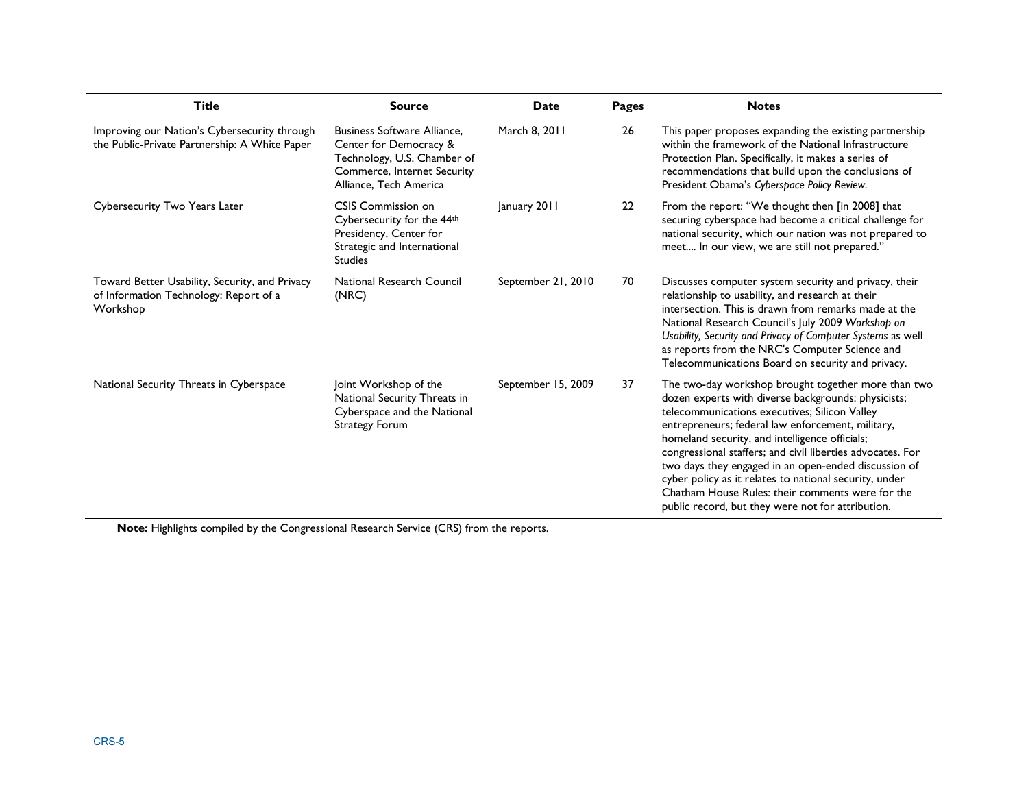| Title | Source | Date | Pages | Notes |
| --- | --- | --- | --- | --- |
| Improving our Nation's Cybersecurity through the Public-Private Partnership: A White Paper | Business Software Alliance, Center for Democracy & Technology, U.S. Chamber of Commerce, Internet Security Alliance, Tech America | March 8, 2011 | 26 | This paper proposes expanding the existing partnership within the framework of the National Infrastructure Protection Plan. Specifically, it makes a series of recommendations that build upon the conclusions of President Obama's *Cyberspace Policy Review*. |
| Cybersecurity Two Years Later | CSIS Commission on Cybersecurity for the 44th Presidency, Center for Strategic and International Studies | January 2011 | 22 | From the report: "We thought then [in 2008] that securing cyberspace had become a critical challenge for national security, which our nation was not prepared to meet.... In our view, we are still not prepared." |
| Toward Better Usability, Security, and Privacy of Information Technology: Report of a Workshop | National Research Council (NRC) | September 21, 2010 | 70 | Discusses computer system security and privacy, their relationship to usability, and research at their intersection. This is drawn from remarks made at the National Research Council's July 2009 *Workshop on Usability, Security and Privacy of Computer Systems* as well as reports from the NRC's Computer Science and Telecommunications Board on security and privacy. |
| National Security Threats in Cyberspace | Joint Workshop of the National Security Threats in Cyberspace and the National Strategy Forum | September 15, 2009 | 37 | The two-day workshop brought together more than two dozen experts with diverse backgrounds: physicists; telecommunications executives; Silicon Valley entrepreneurs; federal law enforcement, military, homeland security, and intelligence officials; congressional staffers; and civil liberties advocates. For two days they engaged in an open-ended discussion of cyber policy as it relates to national security, under Chatham House Rules: their comments were for the public record, but they were not for attribution. |

**Note:** Highlights compiled by the Congressional Research Service (CRS) from the reports.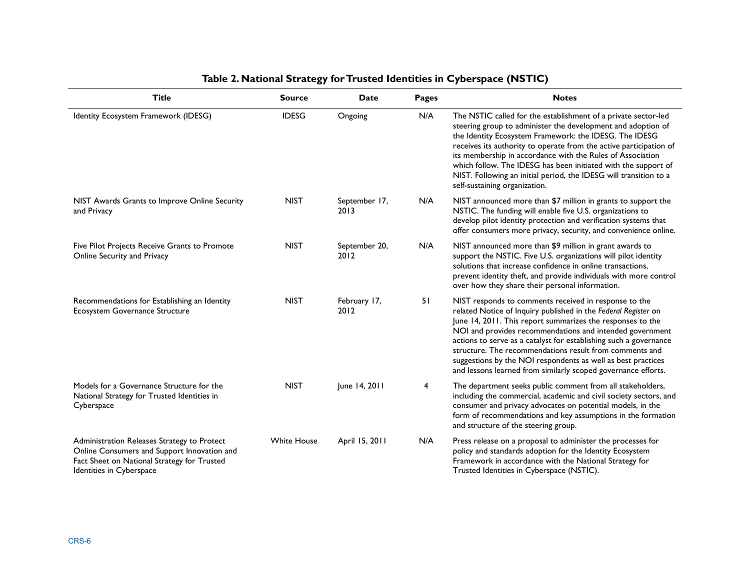**Table 2. National Strategy for Trusted Identities in Cyberspace (NSTIC)**

| Title | Source | Date | Pages | Notes |
|---|---|---|---|---|
| Identity Ecosystem Framework (IDESG) | IDESG | Ongoing | N/A | The NSTIC called for the establishment of a private sector-led steering group to administer the development and adoption of the Identity Ecosystem Framework: the IDESG. The IDESG receives its authority to operate from the active participation of its membership in accordance with the Rules of Association which follow. The IDESG has been initiated with the support of NIST. Following an initial period, the IDESG will transition to a self-sustaining organization. |
| NIST Awards Grants to Improve Online Security and Privacy | NIST | September 17, 2013 | N/A | NIST announced more than $7 million in grants to support the NSTIC. The funding will enable five U.S. organizations to develop pilot identity protection and verification systems that offer consumers more privacy, security, and convenience online. |
| Five Pilot Projects Receive Grants to Promote Online Security and Privacy | NIST | September 20, 2012 | N/A | NIST announced more than $9 million in grant awards to support the NSTIC. Five U.S. organizations will pilot identity solutions that increase confidence in online transactions, prevent identity theft, and provide individuals with more control over how they share their personal information. |
| Recommendations for Establishing an Identity Ecosystem Governance Structure | NIST | February 17, 2012 | 51 | NIST responds to comments received in response to the related Notice of Inquiry published in the *Federal Register* on June 14, 2011. This report summarizes the responses to the NOI and provides recommendations and intended government actions to serve as a catalyst for establishing such a governance structure. The recommendations result from comments and suggestions by the NOI respondents as well as best practices and lessons learned from similarly scoped governance efforts. |
| Models for a Governance Structure for the National Strategy for Trusted Identities in Cyberspace | NIST | June 14, 2011 | 4 | The department seeks public comment from all stakeholders, including the commercial, academic and civil society sectors, and consumer and privacy advocates on potential models, in the form of recommendations and key assumptions in the formation and structure of the steering group. |
| Administration Releases Strategy to Protect Online Consumers and Support Innovation and Fact Sheet on National Strategy for Trusted Identities in Cyberspace | White House | April 15, 2011 | N/A | Press release on a proposal to administer the processes for policy and standards adoption for the Identity Ecosystem Framework in accordance with the National Strategy for Trusted Identities in Cyberspace (NSTIC). |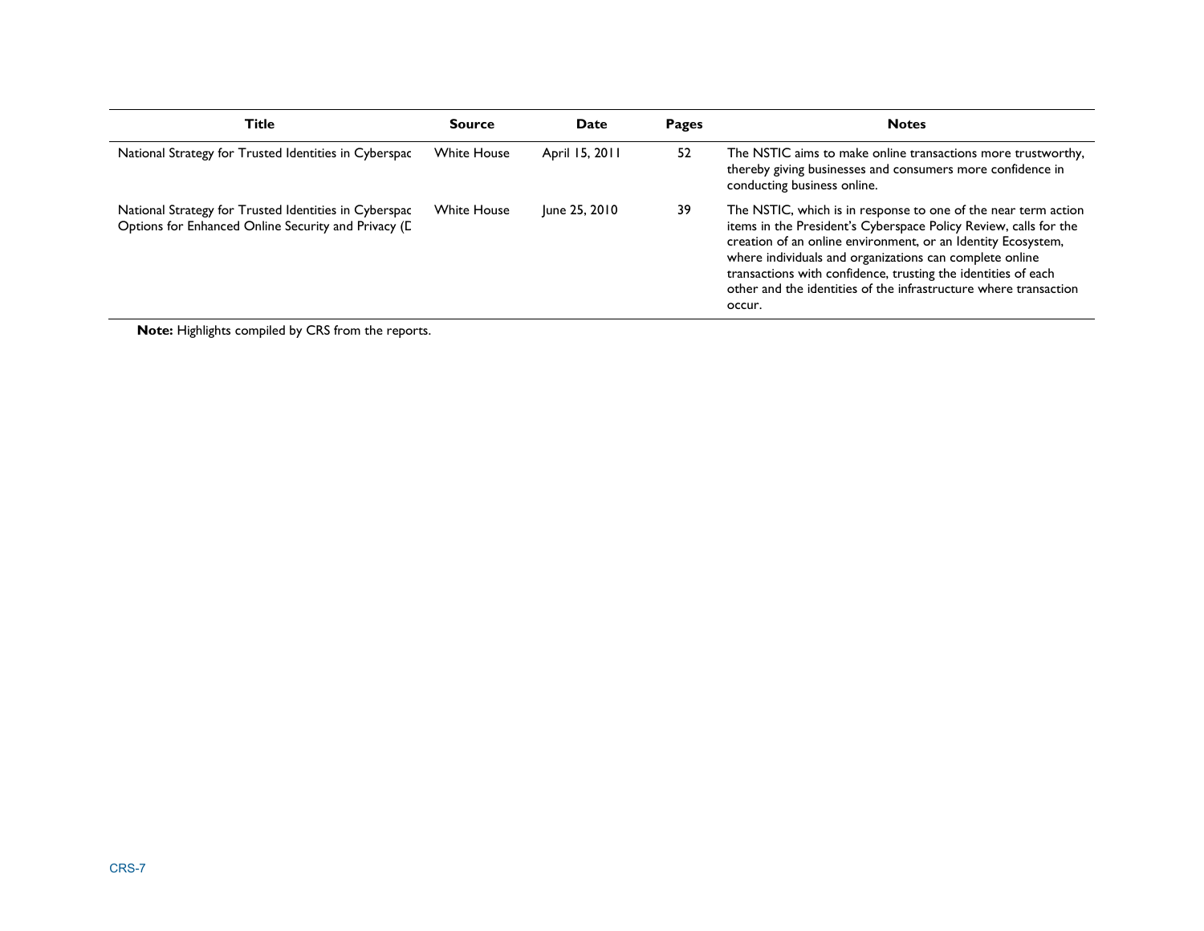| Title | Source | Date | Pages | Notes |
| --- | --- | --- | --- | --- |
| National Strategy for Trusted Identities in Cyberspac | White House | April 15, 2011 | 52 | The NSTIC aims to make online transactions more trustworthy, thereby giving businesses and consumers more confidence in conducting business online. |
| National Strategy for Trusted Identities in Cyberspac Options for Enhanced Online Security and Privacy (D | White House | June 25, 2010 | 39 | The NSTIC, which is in response to one of the near term action items in the President's Cyberspace Policy Review, calls for the creation of an online environment, or an Identity Ecosystem, where individuals and organizations can complete online transactions with confidence, trusting the identities of each other and the identities of the infrastructure where transaction occur. |

**Note:** Highlights compiled by CRS from the reports.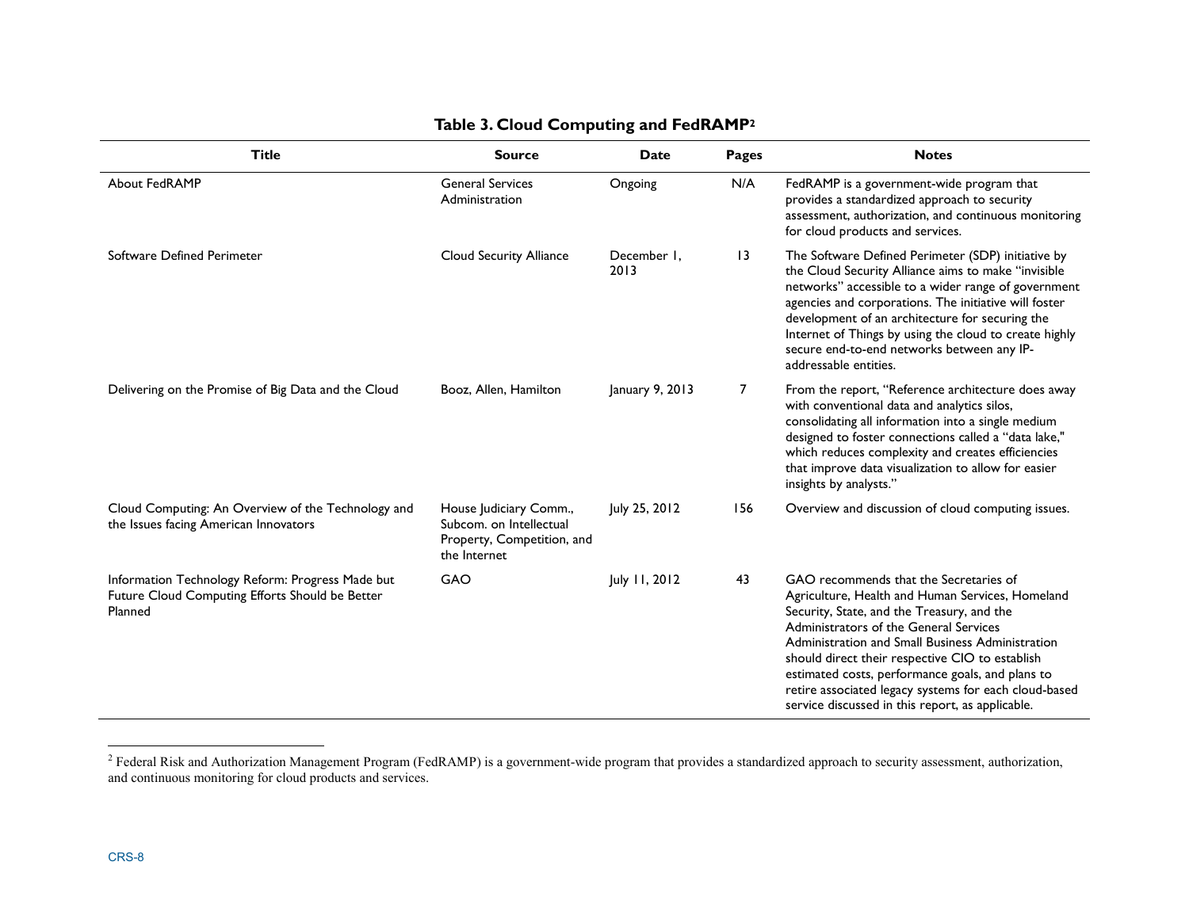**Table 3. Cloud Computing and FedRAMP[2]**

| Title | Source | Date | Pages | Notes |
| --- | --- | --- | --- | --- |
| About FedRAMP | General Services Administration | Ongoing | N/A | FedRAMP is a government-wide program that provides a standardized approach to security assessment, authorization, and continuous monitoring for cloud products and services. |
| Software Defined Perimeter | Cloud Security Alliance | December 1, 2013 | 13 | The Software Defined Perimeter (SDP) initiative by the Cloud Security Alliance aims to make "invisible networks" accessible to a wider range of government agencies and corporations. The initiative will foster development of an architecture for securing the Internet of Things by using the cloud to create highly secure end-to-end networks between any IP-addressable entities. |
| Delivering on the Promise of Big Data and the Cloud | Booz, Allen, Hamilton | January 9, 2013 | 7 | From the report, "Reference architecture does away with conventional data and analytics silos, consolidating all information into a single medium designed to foster connections called a "data lake," which reduces complexity and creates efficiencies that improve data visualization to allow for easier insights by analysts." |
| Cloud Computing: An Overview of the Technology and the Issues facing American Innovators | House Judiciary Comm., Subcom. on Intellectual Property, Competition, and the Internet | July 25, 2012 | 156 | Overview and discussion of cloud computing issues. |
| Information Technology Reform: Progress Made but Future Cloud Computing Efforts Should be Better Planned | GAO | July 11, 2012 | 43 | GAO recommends that the Secretaries of Agriculture, Health and Human Services, Homeland Security, State, and the Treasury, and the Administrators of the General Services Administration and Small Business Administration should direct their respective CIO to establish estimated costs, performance goals, and plans to retire associated legacy systems for each cloud-based service discussed in this report, as applicable. |

[2] Federal Risk and Authorization Management Program (FedRAMP) is a government-wide program that provides a standardized approach to security assessment, authorization, and continuous monitoring for cloud products and services.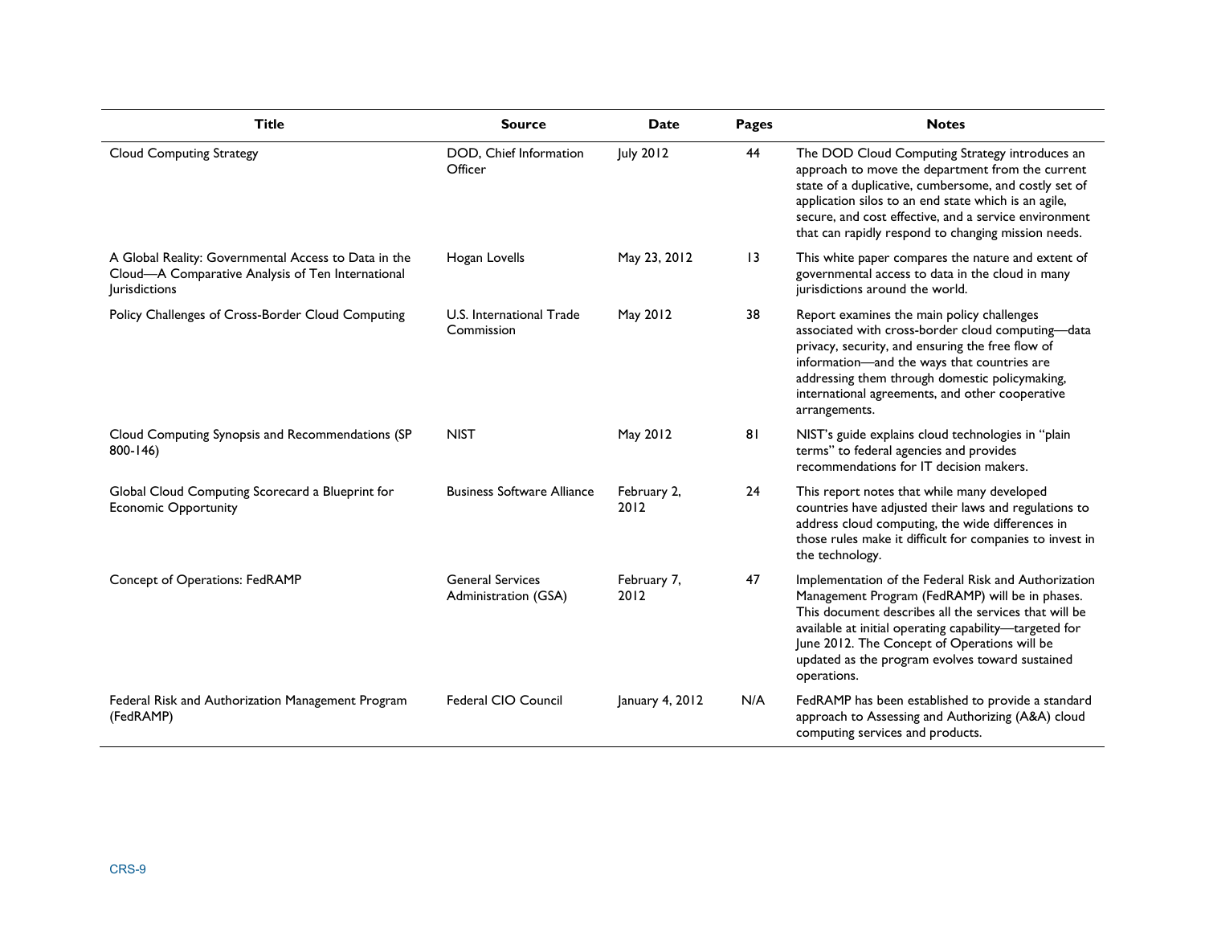| Title | Source | Date | Pages | Notes |
|---|---|---|---|---|
| Cloud Computing Strategy | DOD, Chief Information Officer | July 2012 | 44 | The DOD Cloud Computing Strategy introduces an approach to move the department from the current state of a duplicative, cumbersome, and costly set of application silos to an end state which is an agile, secure, and cost effective, and a service environment that can rapidly respond to changing mission needs. |
| A Global Reality: Governmental Access to Data in the Cloud—A Comparative Analysis of Ten International Jurisdictions | Hogan Lovells | May 23, 2012 | 13 | This white paper compares the nature and extent of governmental access to data in the cloud in many jurisdictions around the world. |
| Policy Challenges of Cross-Border Cloud Computing | U.S. International Trade Commission | May 2012 | 38 | Report examines the main policy challenges associated with cross-border cloud computing—data privacy, security, and ensuring the free flow of information—and the ways that countries are addressing them through domestic policymaking, international agreements, and other cooperative arrangements. |
| Cloud Computing Synopsis and Recommendations (SP 800-146) | NIST | May 2012 | 81 | NIST's guide explains cloud technologies in "plain terms" to federal agencies and provides recommendations for IT decision makers. |
| Global Cloud Computing Scorecard a Blueprint for Economic Opportunity | Business Software Alliance | February 2, 2012 | 24 | This report notes that while many developed countries have adjusted their laws and regulations to address cloud computing, the wide differences in those rules make it difficult for companies to invest in the technology. |
| Concept of Operations: FedRAMP | General Services Administration (GSA) | February 7, 2012 | 47 | Implementation of the Federal Risk and Authorization Management Program (FedRAMP) will be in phases. This document describes all the services that will be available at initial operating capability—targeted for June 2012. The Concept of Operations will be updated as the program evolves toward sustained operations. |
| Federal Risk and Authorization Management Program (FedRAMP) | Federal CIO Council | January 4, 2012 | N/A | FedRAMP has been established to provide a standard approach to Assessing and Authorizing (A&A) cloud computing services and products. |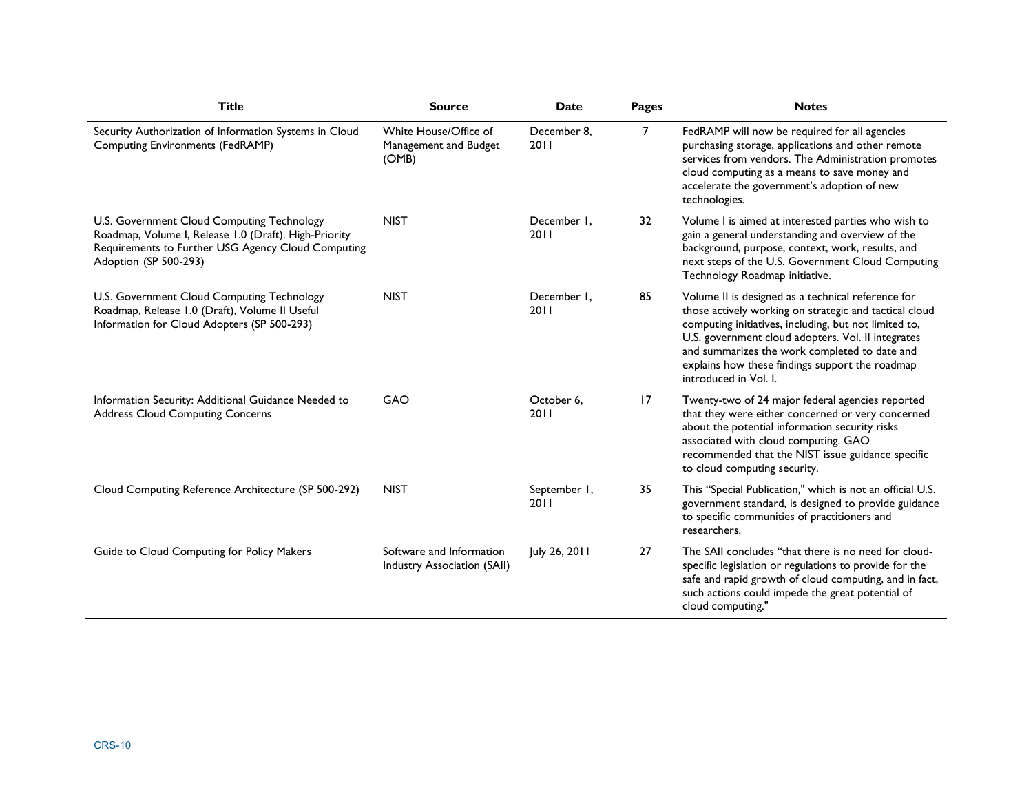| Title | Source | Date | Pages | Notes |
| --- | --- | --- | --- | --- |
| Security Authorization of Information Systems in Cloud Computing Environments (FedRAMP) | White House/Office of Management and Budget (OMB) | December 8, 2011 | 7 | FedRAMP will now be required for all agencies purchasing storage, applications and other remote services from vendors. The Administration promotes cloud computing as a means to save money and accelerate the government's adoption of new technologies. |
| U.S. Government Cloud Computing Technology Roadmap, Volume I, Release 1.0 (Draft). High-Priority Requirements to Further USG Agency Cloud Computing Adoption (SP 500-293) | NIST | December 1, 2011 | 32 | Volume I is aimed at interested parties who wish to gain a general understanding and overview of the background, purpose, context, work, results, and next steps of the U.S. Government Cloud Computing Technology Roadmap initiative. |
| U.S. Government Cloud Computing Technology Roadmap, Release 1.0 (Draft), Volume II Useful Information for Cloud Adopters (SP 500-293) | NIST | December 1, 2011 | 85 | Volume II is designed as a technical reference for those actively working on strategic and tactical cloud computing initiatives, including, but not limited to, U.S. government cloud adopters. Vol. II integrates and summarizes the work completed to date and explains how these findings support the roadmap introduced in Vol. I. |
| Information Security: Additional Guidance Needed to Address Cloud Computing Concerns | GAO | October 6, 2011 | 17 | Twenty-two of 24 major federal agencies reported that they were either concerned or very concerned about the potential information security risks associated with cloud computing. GAO recommended that the NIST issue guidance specific to cloud computing security. |
| Cloud Computing Reference Architecture (SP 500-292) | NIST | September 1, 2011 | 35 | This "Special Publication," which is not an official U.S. government standard, is designed to provide guidance to specific communities of practitioners and researchers. |
| Guide to Cloud Computing for Policy Makers | Software and Information Industry Association (SAII) | July 26, 2011 | 27 | The SAII concludes "that there is no need for cloud-specific legislation or regulations to provide for the safe and rapid growth of cloud computing, and in fact, such actions could impede the great potential of cloud computing." |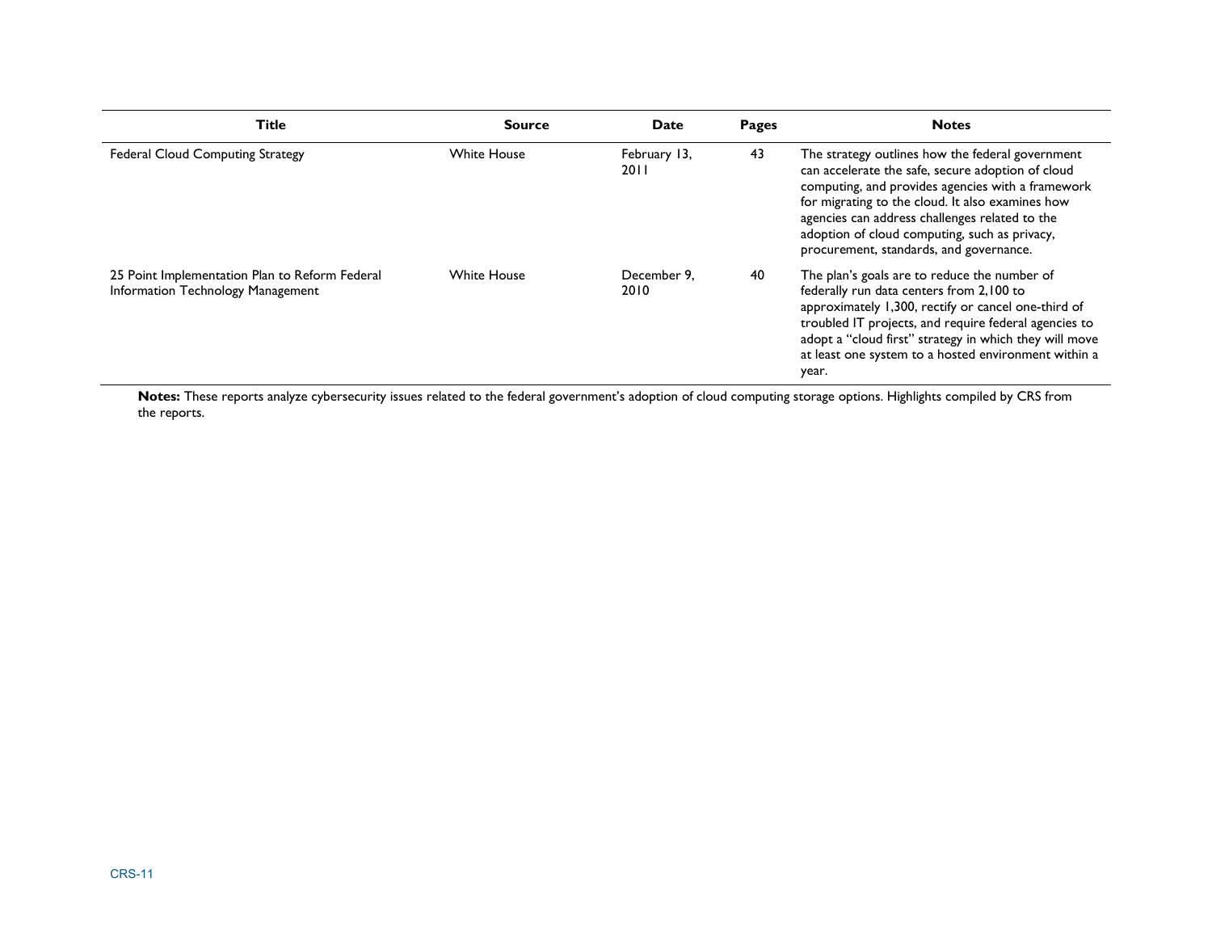| Title | Source | Date | Pages | Notes |
| --- | --- | --- | --- | --- |
| Federal Cloud Computing Strategy | White House | February 13, 2011 | 43 | The strategy outlines how the federal government can accelerate the safe, secure adoption of cloud computing, and provides agencies with a framework for migrating to the cloud. It also examines how agencies can address challenges related to the adoption of cloud computing, such as privacy, procurement, standards, and governance. |
| 25 Point Implementation Plan to Reform Federal Information Technology Management | White House | December 9, 2010 | 40 | The plan's goals are to reduce the number of federally run data centers from 2,100 to approximately 1,300, rectify or cancel one-third of troubled IT projects, and require federal agencies to adopt a "cloud first" strategy in which they will move at least one system to a hosted environment within a year. |

**Notes:** These reports analyze cybersecurity issues related to the federal government's adoption of cloud computing storage options. Highlights compiled by CRS from the reports.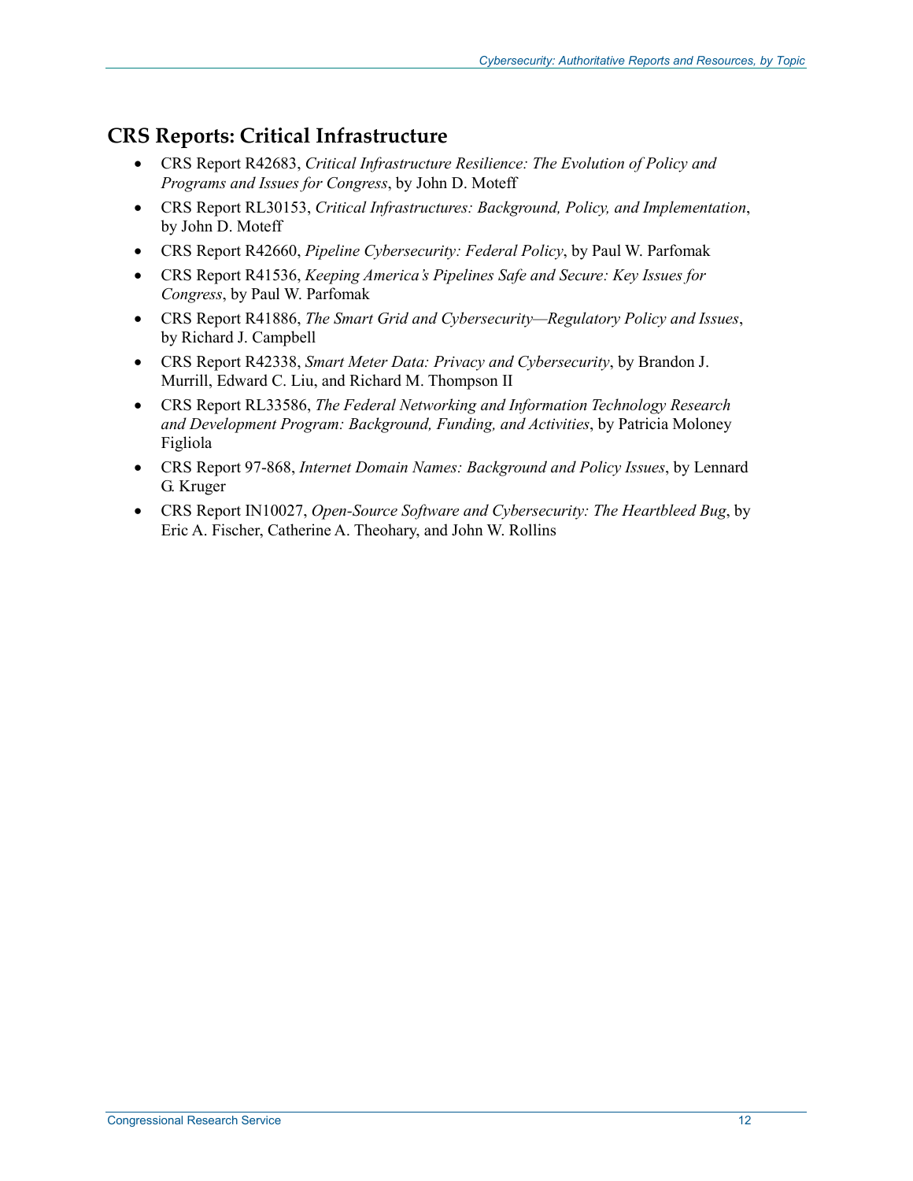## CRS Reports: Critical Infrastructure

- CRS Report R42683, *Critical Infrastructure Resilience: The Evolution of Policy and Programs and Issues for Congress*, by John D. Moteff
- CRS Report RL30153, *Critical Infrastructures: Background, Policy, and Implementation*, by John D. Moteff
- CRS Report R42660, *Pipeline Cybersecurity: Federal Policy*, by Paul W. Parfomak
- CRS Report R41536, *Keeping America's Pipelines Safe and Secure: Key Issues for Congress*, by Paul W. Parfomak
- CRS Report R41886, *The Smart Grid and Cybersecurity—Regulatory Policy and Issues*, by Richard J. Campbell
- CRS Report R42338, *Smart Meter Data: Privacy and Cybersecurity*, by Brandon J. Murrill, Edward C. Liu, and Richard M. Thompson II
- CRS Report RL33586, *The Federal Networking and Information Technology Research and Development Program: Background, Funding, and Activities*, by Patricia Moloney Figliola
- CRS Report 97-868, *Internet Domain Names: Background and Policy Issues*, by Lennard G. Kruger
- CRS Report IN10027, *Open-Source Software and Cybersecurity: The Heartbleed Bug*, by Eric A. Fischer, Catherine A. Theohary, and John W. Rollins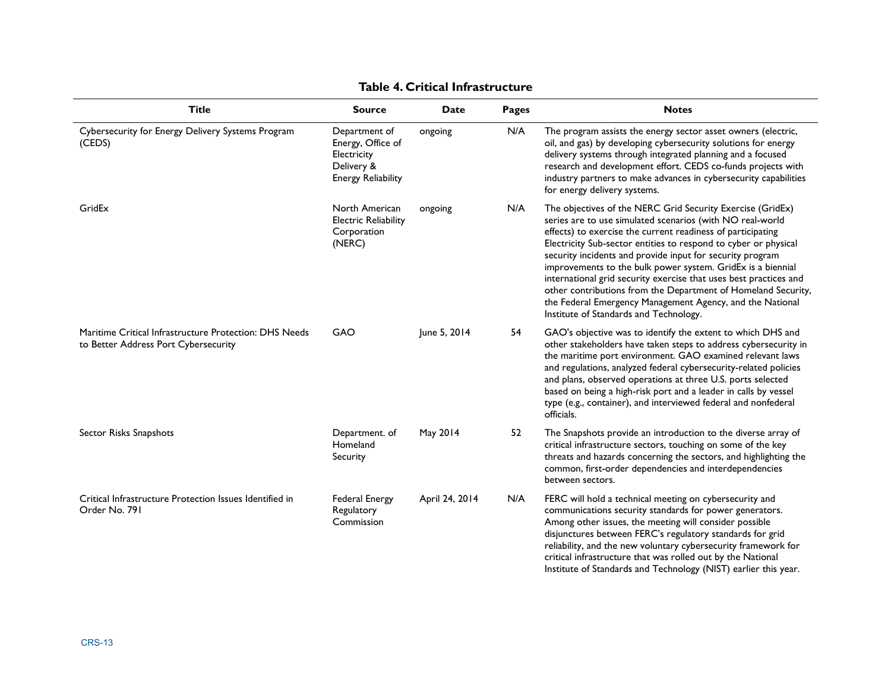**Table 4. Critical Infrastructure**

| Title | Source | Date | Pages | Notes |
|---|---|---|---|---|
| Cybersecurity for Energy Delivery Systems Program (CEDS) | Department of Energy, Office of Electricity Delivery & Energy Reliability | ongoing | N/A | The program assists the energy sector asset owners (electric, oil, and gas) by developing cybersecurity solutions for energy delivery systems through integrated planning and a focused research and development effort. CEDS co-funds projects with industry partners to make advances in cybersecurity capabilities for energy delivery systems. |
| GridEx | North American Electric Reliability Corporation (NERC) | ongoing | N/A | The objectives of the NERC Grid Security Exercise (GridEx) series are to use simulated scenarios (with NO real-world effects) to exercise the current readiness of participating Electricity Sub-sector entities to respond to cyber or physical security incidents and provide input for security program improvements to the bulk power system. GridEx is a biennial international grid security exercise that uses best practices and other contributions from the Department of Homeland Security, the Federal Emergency Management Agency, and the National Institute of Standards and Technology. |
| Maritime Critical Infrastructure Protection: DHS Needs to Better Address Port Cybersecurity | GAO | June 5, 2014 | 54 | GAO's objective was to identify the extent to which DHS and other stakeholders have taken steps to address cybersecurity in the maritime port environment. GAO examined relevant laws and regulations, analyzed federal cybersecurity-related policies and plans, observed operations at three U.S. ports selected based on being a high-risk port and a leader in calls by vessel type (e.g., container), and interviewed federal and nonfederal officials. |
| Sector Risks Snapshots | Department. of Homeland Security | May 2014 | 52 | The Snapshots provide an introduction to the diverse array of critical infrastructure sectors, touching on some of the key threats and hazards concerning the sectors, and highlighting the common, first-order dependencies and interdependencies between sectors. |
| Critical Infrastructure Protection Issues Identified in Order No. 791 | Federal Energy Regulatory Commission | April 24, 2014 | N/A | FERC will hold a technical meeting on cybersecurity and communications security standards for power generators. Among other issues, the meeting will consider possible disjunctures between FERC's regulatory standards for grid reliability, and the new voluntary cybersecurity framework for critical infrastructure that was rolled out by the National Institute of Standards and Technology (NIST) earlier this year. |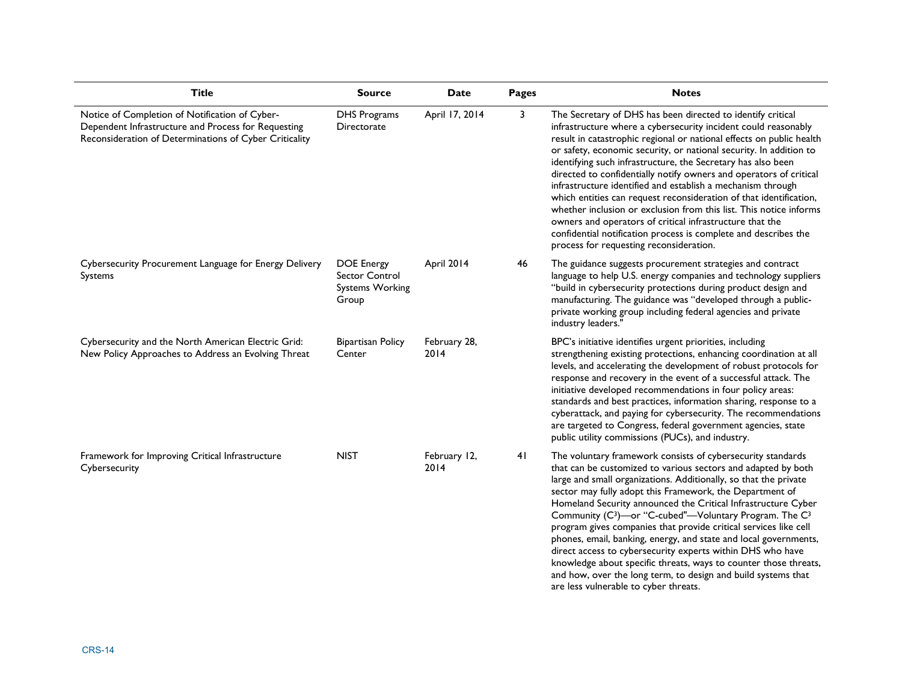| Title | Source | Date | Pages | Notes |
| --- | --- | --- | --- | --- |
| Notice of Completion of Notification of Cyber-Dependent Infrastructure and Process for Requesting Reconsideration of Determinations of Cyber Criticality | DHS Programs Directorate | April 17, 2014 | 3 | The Secretary of DHS has been directed to identify critical infrastructure where a cybersecurity incident could reasonably result in catastrophic regional or national effects on public health or safety, economic security, or national security. In addition to identifying such infrastructure, the Secretary has also been directed to confidentially notify owners and operators of critical infrastructure identified and establish a mechanism through which entities can request reconsideration of that identification, whether inclusion or exclusion from this list. This notice informs owners and operators of critical infrastructure that the confidential notification process is complete and describes the process for requesting reconsideration. |
| Cybersecurity Procurement Language for Energy Delivery Systems | DOE Energy Sector Control Systems Working Group | April 2014 | 46 | The guidance suggests procurement strategies and contract language to help U.S. energy companies and technology suppliers "build in cybersecurity protections during product design and manufacturing. The guidance was "developed through a public-private working group including federal agencies and private industry leaders." |
| Cybersecurity and the North American Electric Grid: New Policy Approaches to Address an Evolving Threat | Bipartisan Policy Center | February 28, 2014 | | BPC's initiative identifies urgent priorities, including strengthening existing protections, enhancing coordination at all levels, and accelerating the development of robust protocols for response and recovery in the event of a successful attack. The initiative developed recommendations in four policy areas: standards and best practices, information sharing, response to a cyberattack, and paying for cybersecurity. The recommendations are targeted to Congress, federal government agencies, state public utility commissions (PUCs), and industry. |
| Framework for Improving Critical Infrastructure Cybersecurity | NIST | February 12, 2014 | 41 | The voluntary framework consists of cybersecurity standards that can be customized to various sectors and adapted by both large and small organizations. Additionally, so that the private sector may fully adopt this Framework, the Department of Homeland Security announced the Critical Infrastructure Cyber Community ($C^3$)—or "C-cubed"—Voluntary Program. The $C^3$ program gives companies that provide critical services like cell phones, email, banking, energy, and state and local governments, direct access to cybersecurity experts within DHS who have knowledge about specific threats, ways to counter those threats, and how, over the long term, to design and build systems that are less vulnerable to cyber threats. |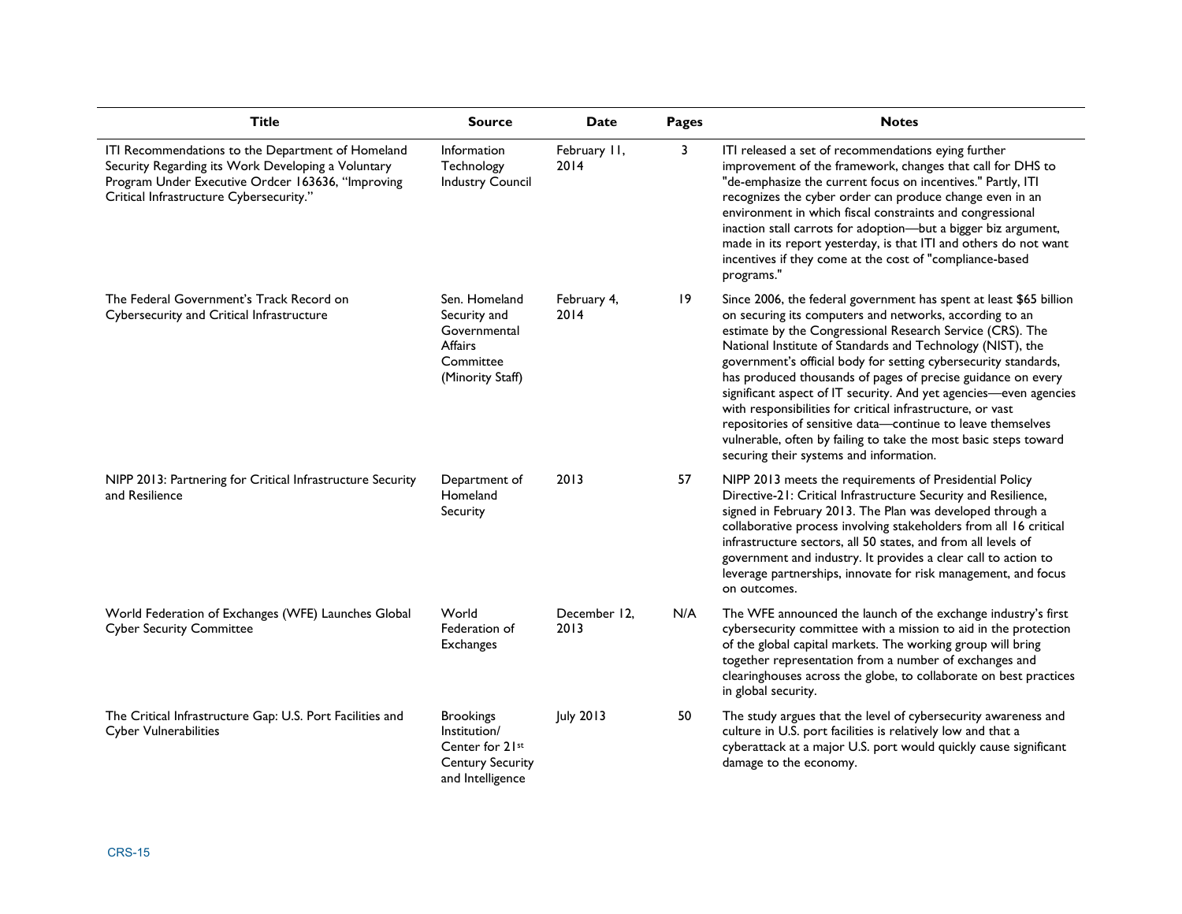| Title | Source | Date | Pages | Notes |
|---|---|---|---|---|
| ITI Recommendations to the Department of Homeland Security Regarding its Work Developing a Voluntary Program Under Executive Ordcer 163636, "Improving Critical Infrastructure Cybersecurity." | Information Technology Industry Council | February 11, 2014 | 3 | ITI released a set of recommendations eying further improvement of the framework, changes that call for DHS to "de-emphasize the current focus on incentives." Partly, ITI recognizes the cyber order can produce change even in an environment in which fiscal constraints and congressional inaction stall carrots for adoption—but a bigger biz argument, made in its report yesterday, is that ITI and others do not want incentives if they come at the cost of "compliance-based programs." |
| The Federal Government's Track Record on Cybersecurity and Critical Infrastructure | Sen. Homeland Security and Governmental Affairs Committee (Minority Staff) | February 4, 2014 | 19 | Since 2006, the federal government has spent at least $65 billion on securing its computers and networks, according to an estimate by the Congressional Research Service (CRS). The National Institute of Standards and Technology (NIST), the government's official body for setting cybersecurity standards, has produced thousands of pages of precise guidance on every significant aspect of IT security. And yet agencies—even agencies with responsibilities for critical infrastructure, or vast repositories of sensitive data—continue to leave themselves vulnerable, often by failing to take the most basic steps toward securing their systems and information. |
| NIPP 2013: Partnering for Critical Infrastructure Security and Resilience | Department of Homeland Security | 2013 | 57 | NIPP 2013 meets the requirements of Presidential Policy Directive-21: Critical Infrastructure Security and Resilience, signed in February 2013. The Plan was developed through a collaborative process involving stakeholders from all 16 critical infrastructure sectors, all 50 states, and from all levels of government and industry. It provides a clear call to action to leverage partnerships, innovate for risk management, and focus on outcomes. |
| World Federation of Exchanges (WFE) Launches Global Cyber Security Committee | World Federation of Exchanges | December 12, 2013 | N/A | The WFE announced the launch of the exchange industry's first cybersecurity committee with a mission to aid in the protection of the global capital markets. The working group will bring together representation from a number of exchanges and clearinghouses across the globe, to collaborate on best practices in global security. |
| The Critical Infrastructure Gap: U.S. Port Facilities and Cyber Vulnerabilities | Brookings Institution/ Center for 21st Century Security and Intelligence | July 2013 | 50 | The study argues that the level of cybersecurity awareness and culture in U.S. port facilities is relatively low and that a cyberattack at a major U.S. port would quickly cause significant damage to the economy. |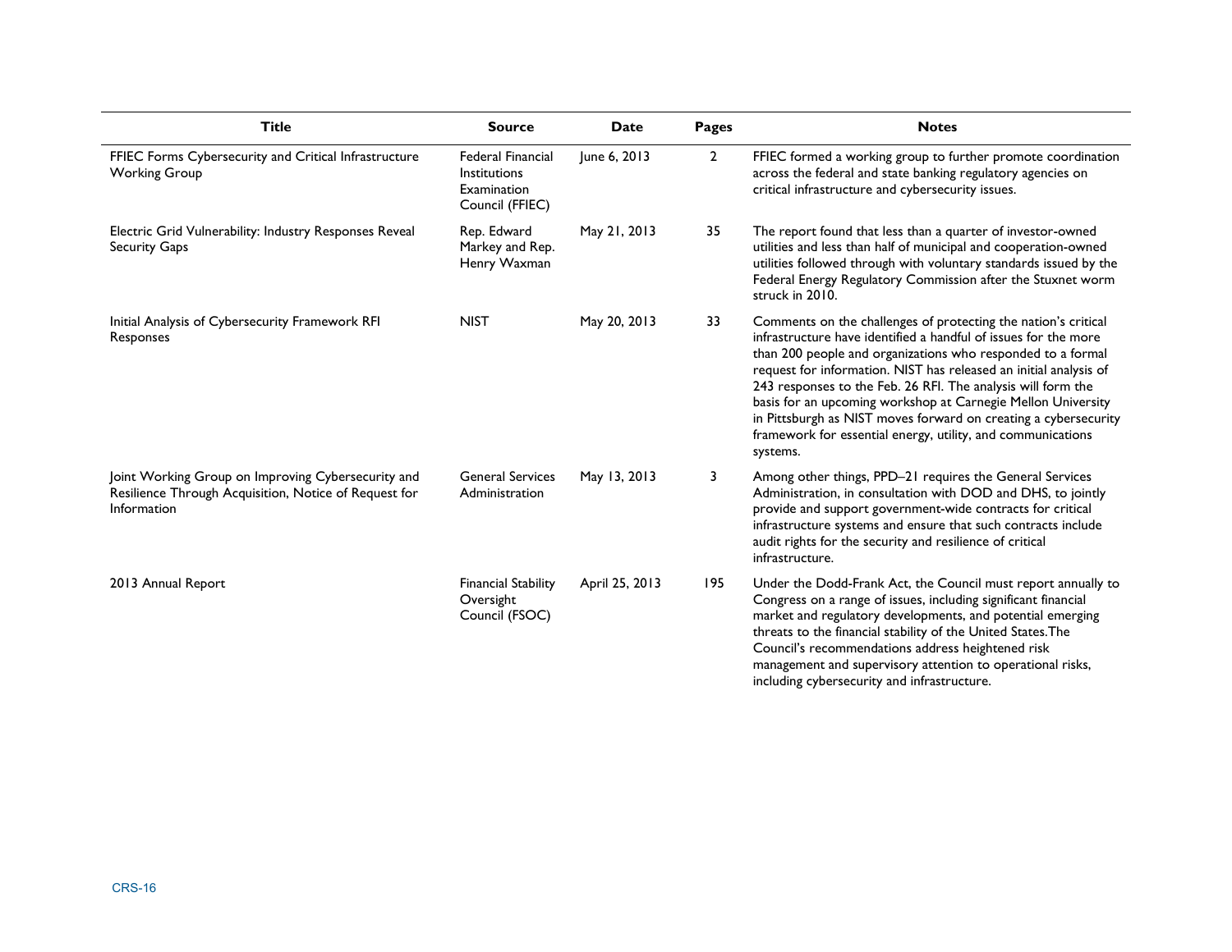| Title | Source | Date | Pages | Notes |
| --- | --- | --- | --- | --- |
| FFIEC Forms Cybersecurity and Critical Infrastructure Working Group | Federal Financial Institutions Examination Council (FFIEC) | June 6, 2013 | 2 | FFIEC formed a working group to further promote coordination across the federal and state banking regulatory agencies on critical infrastructure and cybersecurity issues. |
| Electric Grid Vulnerability: Industry Responses Reveal Security Gaps | Rep. Edward Markey and Rep. Henry Waxman | May 21, 2013 | 35 | The report found that less than a quarter of investor-owned utilities and less than half of municipal and cooperation-owned utilities followed through with voluntary standards issued by the Federal Energy Regulatory Commission after the Stuxnet worm struck in 2010. |
| Initial Analysis of Cybersecurity Framework RFI Responses | NIST | May 20, 2013 | 33 | Comments on the challenges of protecting the nation's critical infrastructure have identified a handful of issues for the more than 200 people and organizations who responded to a formal request for information. NIST has released an initial analysis of 243 responses to the Feb. 26 RFI. The analysis will form the basis for an upcoming workshop at Carnegie Mellon University in Pittsburgh as NIST moves forward on creating a cybersecurity framework for essential energy, utility, and communications systems. |
| Joint Working Group on Improving Cybersecurity and Resilience Through Acquisition, Notice of Request for Information | General Services Administration | May 13, 2013 | 3 | Among other things, PPD–21 requires the General Services Administration, in consultation with DOD and DHS, to jointly provide and support government-wide contracts for critical infrastructure systems and ensure that such contracts include audit rights for the security and resilience of critical infrastructure. |
| 2013 Annual Report | Financial Stability Oversight Council (FSOC) | April 25, 2013 | 195 | Under the Dodd-Frank Act, the Council must report annually to Congress on a range of issues, including significant financial market and regulatory developments, and potential emerging threats to the financial stability of the United States.The Council's recommendations address heightened risk management and supervisory attention to operational risks, including cybersecurity and infrastructure. |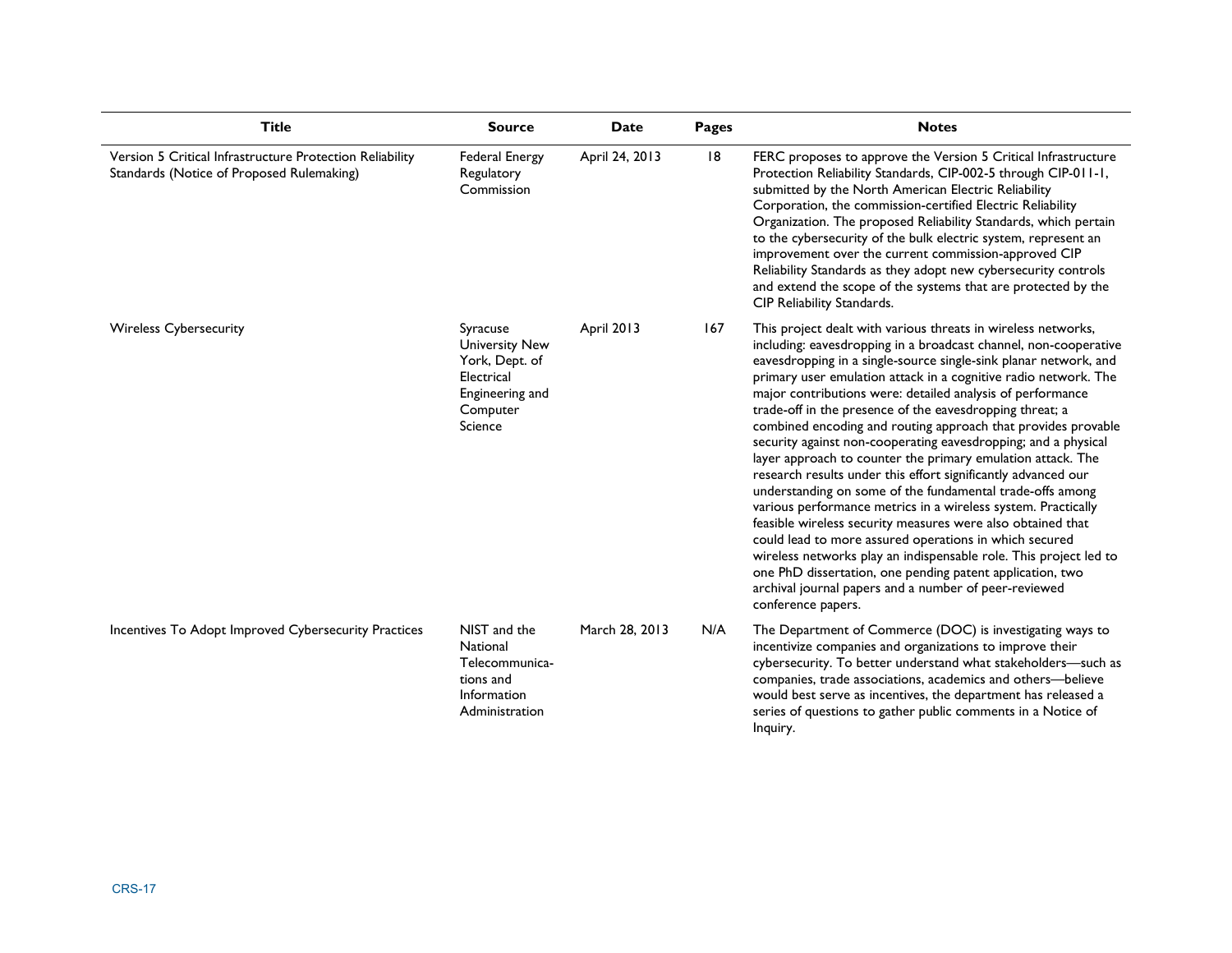| Title | Source | Date | Pages | Notes |
|---|---|---|---|---|
| Version 5 Critical Infrastructure Protection Reliability Standards (Notice of Proposed Rulemaking) | Federal Energy Regulatory Commission | April 24, 2013 | 18 | FERC proposes to approve the Version 5 Critical Infrastructure Protection Reliability Standards, CIP-002-5 through CIP-011-1, submitted by the North American Electric Reliability Corporation, the commission-certified Electric Reliability Organization. The proposed Reliability Standards, which pertain to the cybersecurity of the bulk electric system, represent an improvement over the current commission-approved CIP Reliability Standards as they adopt new cybersecurity controls and extend the scope of the systems that are protected by the CIP Reliability Standards. |
| Wireless Cybersecurity | Syracuse University New York, Dept. of Electrical Engineering and Computer Science | April 2013 | 167 | This project dealt with various threats in wireless networks, including: eavesdropping in a broadcast channel, non-cooperative eavesdropping in a single-source single-sink planar network, and primary user emulation attack in a cognitive radio network. The major contributions were: detailed analysis of performance trade-off in the presence of the eavesdropping threat; a combined encoding and routing approach that provides provable security against non-cooperating eavesdropping; and a physical layer approach to counter the primary emulation attack. The research results under this effort significantly advanced our understanding on some of the fundamental trade-offs among various performance metrics in a wireless system. Practically feasible wireless security measures were also obtained that could lead to more assured operations in which secured wireless networks play an indispensable role. This project led to one PhD dissertation, one pending patent application, two archival journal papers and a number of peer-reviewed conference papers. |
| Incentives To Adopt Improved Cybersecurity Practices | NIST and the National Telecommunica-tions and Information Administration | March 28, 2013 | N/A | The Department of Commerce (DOC) is investigating ways to incentivize companies and organizations to improve their cybersecurity. To better understand what stakeholders—such as companies, trade associations, academics and others—believe would best serve as incentives, the department has released a series of questions to gather public comments in a Notice of Inquiry. |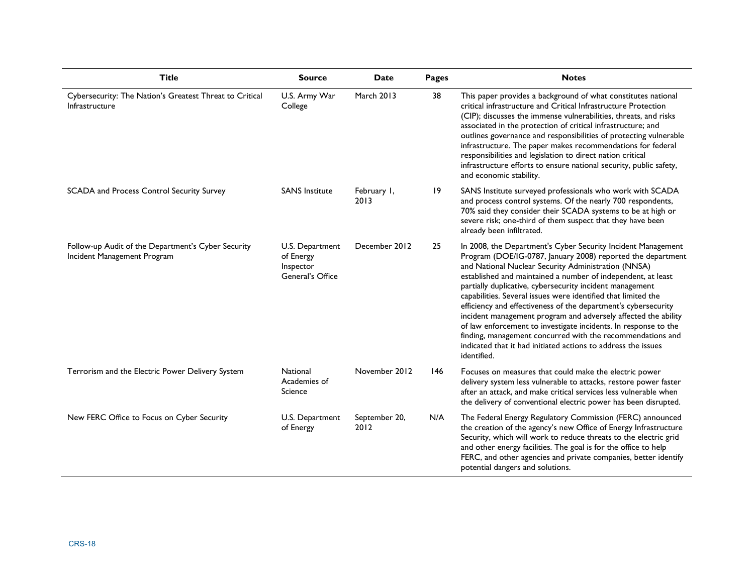| Title | Source | Date | Pages | Notes |
| --- | --- | --- | --- | --- |
| Cybersecurity: The Nation's Greatest Threat to Critical Infrastructure | U.S. Army War College | March 2013 | 38 | This paper provides a background of what constitutes national critical infrastructure and Critical Infrastructure Protection (CIP); discusses the immense vulnerabilities, threats, and risks associated in the protection of critical infrastructure; and outlines governance and responsibilities of protecting vulnerable infrastructure. The paper makes recommendations for federal responsibilities and legislation to direct nation critical infrastructure efforts to ensure national security, public safety, and economic stability. |
| SCADA and Process Control Security Survey | SANS Institute | February 1, 2013 | 19 | SANS Institute surveyed professionals who work with SCADA and process control systems. Of the nearly 700 respondents, 70% said they consider their SCADA systems to be at high or severe risk; one-third of them suspect that they have been already been infiltrated. |
| Follow-up Audit of the Department's Cyber Security Incident Management Program | U.S. Department of Energy Inspector General's Office | December 2012 | 25 | In 2008, the Department's Cyber Security Incident Management Program (DOE/IG-0787, January 2008) reported the department and National Nuclear Security Administration (NNSA) established and maintained a number of independent, at least partially duplicative, cybersecurity incident management capabilities. Several issues were identified that limited the efficiency and effectiveness of the department's cybersecurity incident management program and adversely affected the ability of law enforcement to investigate incidents. In response to the finding, management concurred with the recommendations and indicated that it had initiated actions to address the issues identified. |
| Terrorism and the Electric Power Delivery System | National Academies of Science | November 2012 | 146 | Focuses on measures that could make the electric power delivery system less vulnerable to attacks, restore power faster after an attack, and make critical services less vulnerable when the delivery of conventional electric power has been disrupted. |
| New FERC Office to Focus on Cyber Security | U.S. Department of Energy | September 20, 2012 | N/A | The Federal Energy Regulatory Commission (FERC) announced the creation of the agency's new Office of Energy Infrastructure Security, which will work to reduce threats to the electric grid and other energy facilities. The goal is for the office to help FERC, and other agencies and private companies, better identify potential dangers and solutions. |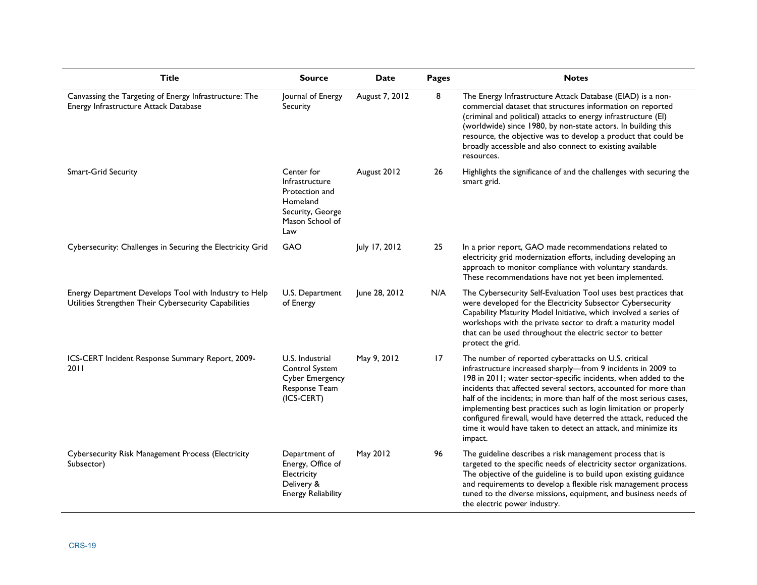| Title | Source | Date | Pages | Notes |
|---|---|---|---|---|
| Canvassing the Targeting of Energy Infrastructure: The Energy Infrastructure Attack Database | Journal of Energy Security | August 7, 2012 | 8 | The Energy Infrastructure Attack Database (EIAD) is a non-commercial dataset that structures information on reported (criminal and political) attacks to energy infrastructure (EI) (worldwide) since 1980, by non-state actors. In building this resource, the objective was to develop a product that could be broadly accessible and also connect to existing available resources. |
| Smart-Grid Security | Center for Infrastructure Protection and Homeland Security, George Mason School of Law | August 2012 | 26 | Highlights the significance of and the challenges with securing the smart grid. |
| Cybersecurity: Challenges in Securing the Electricity Grid | GAO | July 17, 2012 | 25 | In a prior report, GAO made recommendations related to electricity grid modernization efforts, including developing an approach to monitor compliance with voluntary standards. These recommendations have not yet been implemented. |
| Energy Department Develops Tool with Industry to Help Utilities Strengthen Their Cybersecurity Capabilities | U.S. Department of Energy | June 28, 2012 | N/A | The Cybersecurity Self-Evaluation Tool uses best practices that were developed for the Electricity Subsector Cybersecurity Capability Maturity Model Initiative, which involved a series of workshops with the private sector to draft a maturity model that can be used throughout the electric sector to better protect the grid. |
| ICS-CERT Incident Response Summary Report, 2009-2011 | U.S. Industrial Control System Cyber Emergency Response Team (ICS-CERT) | May 9, 2012 | 17 | The number of reported cyberattacks on U.S. critical infrastructure increased sharply—from 9 incidents in 2009 to 198 in 2011; water sector-specific incidents, when added to the incidents that affected several sectors, accounted for more than half of the incidents; in more than half of the most serious cases, implementing best practices such as login limitation or properly configured firewall, would have deterred the attack, reduced the time it would have taken to detect an attack, and minimize its impact. |
| Cybersecurity Risk Management Process (Electricity Subsector) | Department of Energy, Office of Electricity Delivery & Energy Reliability | May 2012 | 96 | The guideline describes a risk management process that is targeted to the specific needs of electricity sector organizations. The objective of the guideline is to build upon existing guidance and requirements to develop a flexible risk management process tuned to the diverse missions, equipment, and business needs of the electric power industry. |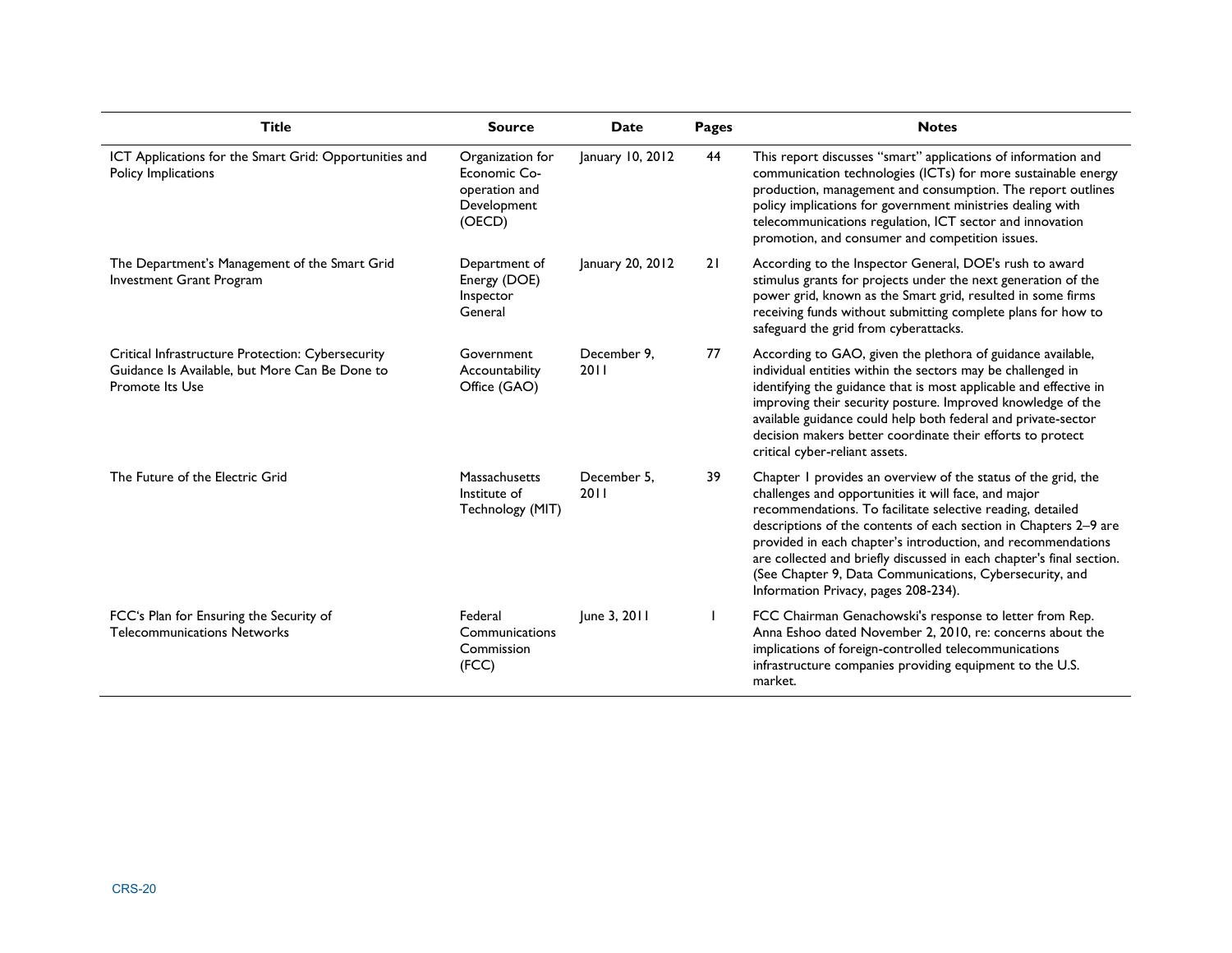| Title | Source | Date | Pages | Notes |
|---|---|---|---|---|
| ICT Applications for the Smart Grid: Opportunities and Policy Implications | Organization for Economic Co-operation and Development (OECD) | January 10, 2012 | 44 | This report discusses "smart" applications of information and communication technologies (ICTs) for more sustainable energy production, management and consumption. The report outlines policy implications for government ministries dealing with telecommunications regulation, ICT sector and innovation promotion, and consumer and competition issues. |
| The Department's Management of the Smart Grid Investment Grant Program | Department of Energy (DOE) Inspector General | January 20, 2012 | 21 | According to the Inspector General, DOE's rush to award stimulus grants for projects under the next generation of the power grid, known as the Smart grid, resulted in some firms receiving funds without submitting complete plans for how to safeguard the grid from cyberattacks. |
| Critical Infrastructure Protection: Cybersecurity Guidance Is Available, but More Can Be Done to Promote Its Use | Government Accountability Office (GAO) | December 9, 2011 | 77 | According to GAO, given the plethora of guidance available, individual entities within the sectors may be challenged in identifying the guidance that is most applicable and effective in improving their security posture. Improved knowledge of the available guidance could help both federal and private-sector decision makers better coordinate their efforts to protect critical cyber-reliant assets. |
| The Future of the Electric Grid | Massachusetts Institute of Technology (MIT) | December 5, 2011 | 39 | Chapter 1 provides an overview of the status of the grid, the challenges and opportunities it will face, and major recommendations. To facilitate selective reading, detailed descriptions of the contents of each section in Chapters 2–9 are provided in each chapter's introduction, and recommendations are collected and briefly discussed in each chapter's final section. (See Chapter 9, Data Communications, Cybersecurity, and Information Privacy, pages 208-234). |
| FCC's Plan for Ensuring the Security of Telecommunications Networks | Federal Communications Commission (FCC) | June 3, 2011 | 1 | FCC Chairman Genachowski's response to letter from Rep. Anna Eshoo dated November 2, 2010, re: concerns about the implications of foreign-controlled telecommunications infrastructure companies providing equipment to the U.S. market. |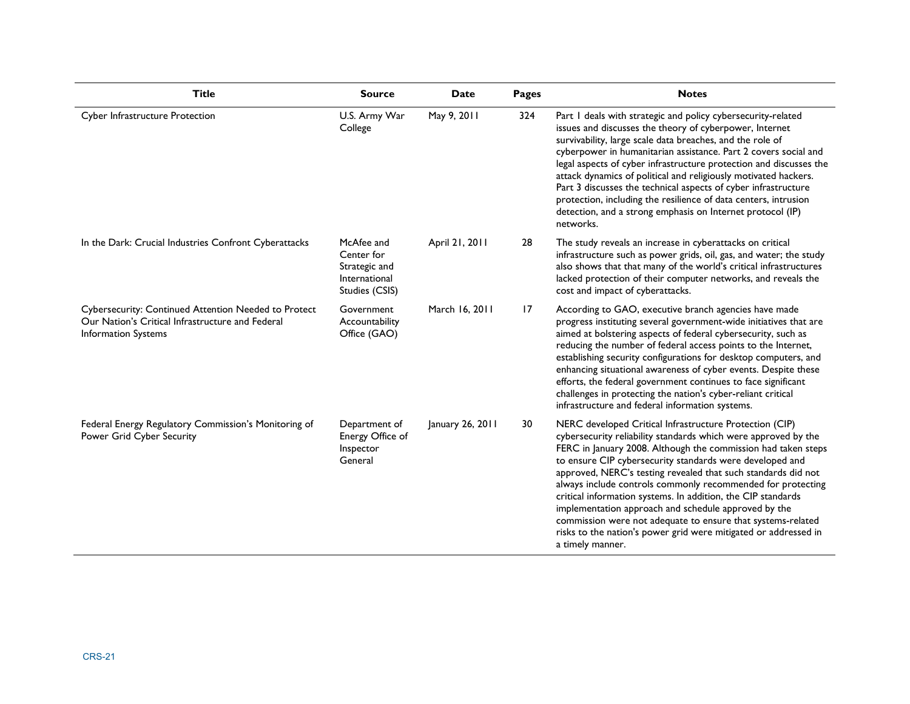| Title | Source | Date | Pages | Notes |
| --- | --- | --- | --- | --- |
| Cyber Infrastructure Protection | U.S. Army War College | May 9, 2011 | 324 | Part 1 deals with strategic and policy cybersecurity-related issues and discusses the theory of cyberpower, Internet survivability, large scale data breaches, and the role of cyberpower in humanitarian assistance. Part 2 covers social and legal aspects of cyber infrastructure protection and discusses the attack dynamics of political and religiously motivated hackers. Part 3 discusses the technical aspects of cyber infrastructure protection, including the resilience of data centers, intrusion detection, and a strong emphasis on Internet protocol (IP) networks. |
| In the Dark: Crucial Industries Confront Cyberattacks | McAfee and Center for Strategic and International Studies (CSIS) | April 21, 2011 | 28 | The study reveals an increase in cyberattacks on critical infrastructure such as power grids, oil, gas, and water; the study also shows that that many of the world's critical infrastructures lacked protection of their computer networks, and reveals the cost and impact of cyberattacks. |
| Cybersecurity: Continued Attention Needed to Protect Our Nation's Critical Infrastructure and Federal Information Systems | Government Accountability Office (GAO) | March 16, 2011 | 17 | According to GAO, executive branch agencies have made progress instituting several government-wide initiatives that are aimed at bolstering aspects of federal cybersecurity, such as reducing the number of federal access points to the Internet, establishing security configurations for desktop computers, and enhancing situational awareness of cyber events. Despite these efforts, the federal government continues to face significant challenges in protecting the nation's cyber-reliant critical infrastructure and federal information systems. |
| Federal Energy Regulatory Commission's Monitoring of Power Grid Cyber Security | Department of Energy Office of Inspector General | January 26, 2011 | 30 | NERC developed Critical Infrastructure Protection (CIP) cybersecurity reliability standards which were approved by the FERC in January 2008. Although the commission had taken steps to ensure CIP cybersecurity standards were developed and approved, NERC's testing revealed that such standards did not always include controls commonly recommended for protecting critical information systems. In addition, the CIP standards implementation approach and schedule approved by the commission were not adequate to ensure that systems-related risks to the nation's power grid were mitigated or addressed in a timely manner. |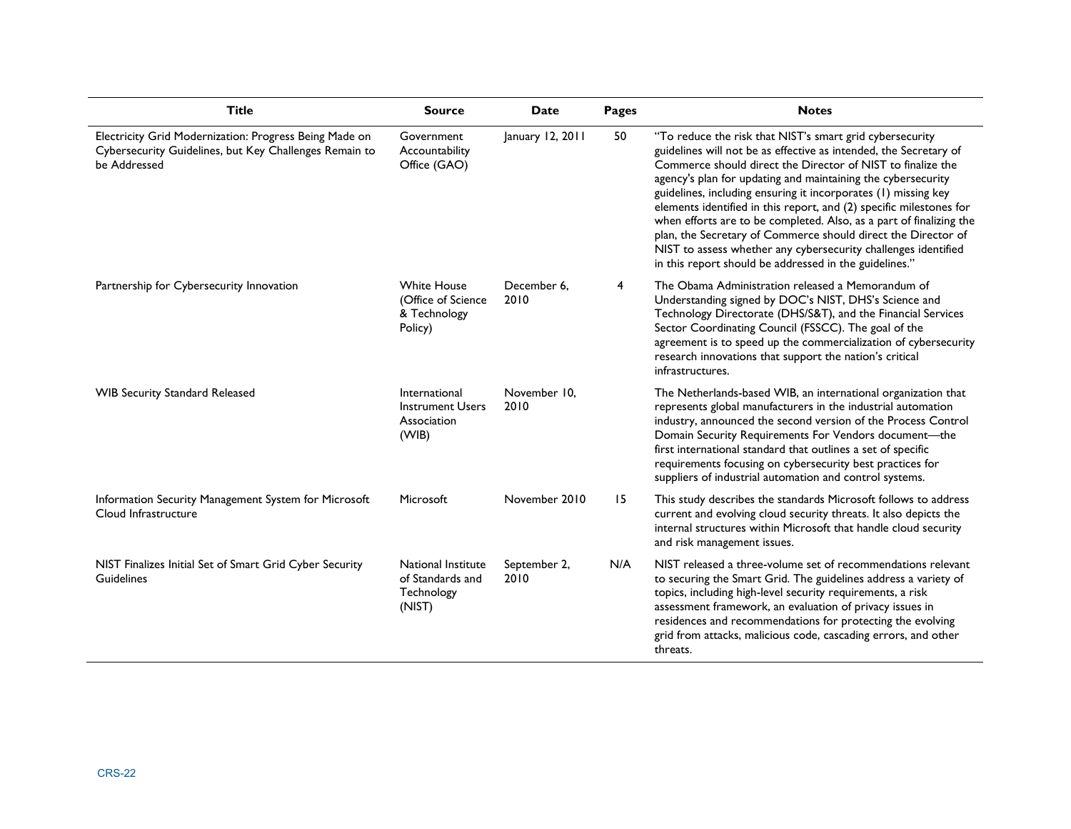| Title | Source | Date | Pages | Notes |
| --- | --- | --- | --- | --- |
| Electricity Grid Modernization: Progress Being Made on Cybersecurity Guidelines, but Key Challenges Remain to be Addressed | Government Accountability Office (GAO) | January 12, 2011 | 50 | "To reduce the risk that NIST's smart grid cybersecurity guidelines will not be as effective as intended, the Secretary of Commerce should direct the Director of NIST to finalize the agency's plan for updating and maintaining the cybersecurity guidelines, including ensuring it incorporates (1) missing key elements identified in this report, and (2) specific milestones for when efforts are to be completed. Also, as a part of finalizing the plan, the Secretary of Commerce should direct the Director of NIST to assess whether any cybersecurity challenges identified in this report should be addressed in the guidelines." |
| Partnership for Cybersecurity Innovation | White House (Office of Science & Technology Policy) | December 6, 2010 | 4 | The Obama Administration released a Memorandum of Understanding signed by DOC's NIST, DHS's Science and Technology Directorate (DHS/S&T), and the Financial Services Sector Coordinating Council (FSSCC). The goal of the agreement is to speed up the commercialization of cybersecurity research innovations that support the nation's critical infrastructures. |
| WIB Security Standard Released | International Instrument Users Association (WIB) | November 10, 2010 | | The Netherlands-based WIB, an international organization that represents global manufacturers in the industrial automation industry, announced the second version of the Process Control Domain Security Requirements For Vendors document—the first international standard that outlines a set of specific requirements focusing on cybersecurity best practices for suppliers of industrial automation and control systems. |
| Information Security Management System for Microsoft Cloud Infrastructure | Microsoft | November 2010 | 15 | This study describes the standards Microsoft follows to address current and evolving cloud security threats. It also depicts the internal structures within Microsoft that handle cloud security and risk management issues. |
| NIST Finalizes Initial Set of Smart Grid Cyber Security Guidelines | National Institute of Standards and Technology (NIST) | September 2, 2010 | N/A | NIST released a three-volume set of recommendations relevant to securing the Smart Grid. The guidelines address a variety of topics, including high-level security requirements, a risk assessment framework, an evaluation of privacy issues in residences and recommendations for protecting the evolving grid from attacks, malicious code, cascading errors, and other threats. |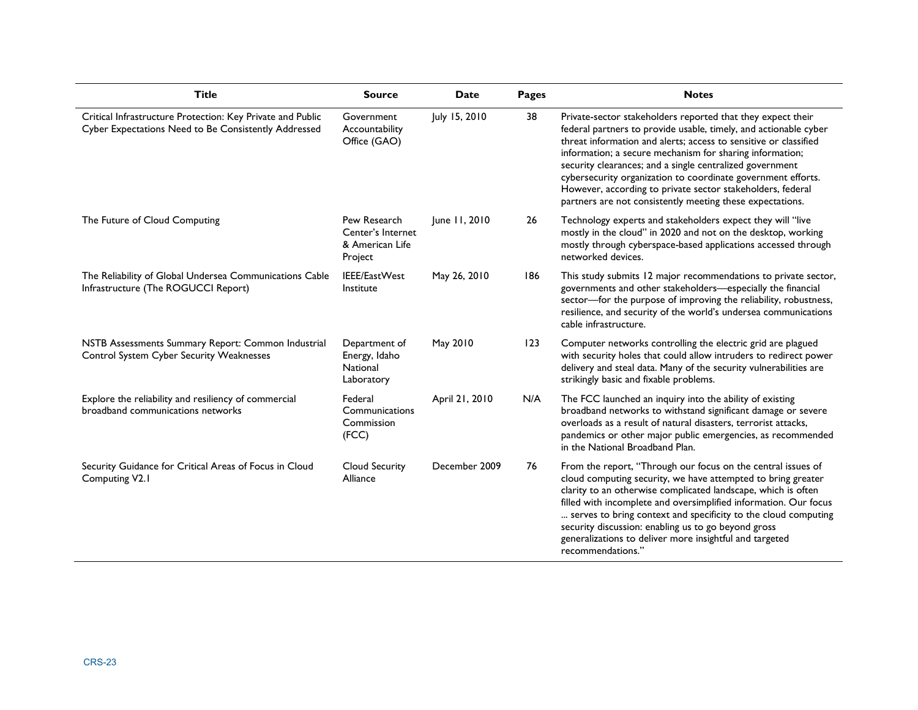| Title | Source | Date | Pages | Notes |
| --- | --- | --- | --- | --- |
| Critical Infrastructure Protection: Key Private and Public Cyber Expectations Need to Be Consistently Addressed | Government Accountability Office (GAO) | July 15, 2010 | 38 | Private-sector stakeholders reported that they expect their federal partners to provide usable, timely, and actionable cyber threat information and alerts; access to sensitive or classified information; a secure mechanism for sharing information; security clearances; and a single centralized government cybersecurity organization to coordinate government efforts. However, according to private sector stakeholders, federal partners are not consistently meeting these expectations. |
| The Future of Cloud Computing | Pew Research Center's Internet & American Life Project | June 11, 2010 | 26 | Technology experts and stakeholders expect they will "live mostly in the cloud" in 2020 and not on the desktop, working mostly through cyberspace-based applications accessed through networked devices. |
| The Reliability of Global Undersea Communications Cable Infrastructure (The ROGUCCI Report) | IEEE/EastWest Institute | May 26, 2010 | 186 | This study submits 12 major recommendations to private sector, governments and other stakeholders—especially the financial sector—for the purpose of improving the reliability, robustness, resilience, and security of the world's undersea communications cable infrastructure. |
| NSTB Assessments Summary Report: Common Industrial Control System Cyber Security Weaknesses | Department of Energy, Idaho National Laboratory | May 2010 | 123 | Computer networks controlling the electric grid are plagued with security holes that could allow intruders to redirect power delivery and steal data. Many of the security vulnerabilities are strikingly basic and fixable problems. |
| Explore the reliability and resiliency of commercial broadband communications networks | Federal Communications Commission (FCC) | April 21, 2010 | N/A | The FCC launched an inquiry into the ability of existing broadband networks to withstand significant damage or severe overloads as a result of natural disasters, terrorist attacks, pandemics or other major public emergencies, as recommended in the National Broadband Plan. |
| Security Guidance for Critical Areas of Focus in Cloud Computing V2.1 | Cloud Security Alliance | December 2009 | 76 | From the report, "Through our focus on the central issues of cloud computing security, we have attempted to bring greater clarity to an otherwise complicated landscape, which is often filled with incomplete and oversimplified information. Our focus ... serves to bring context and specificity to the cloud computing security discussion: enabling us to go beyond gross generalizations to deliver more insightful and targeted recommendations." |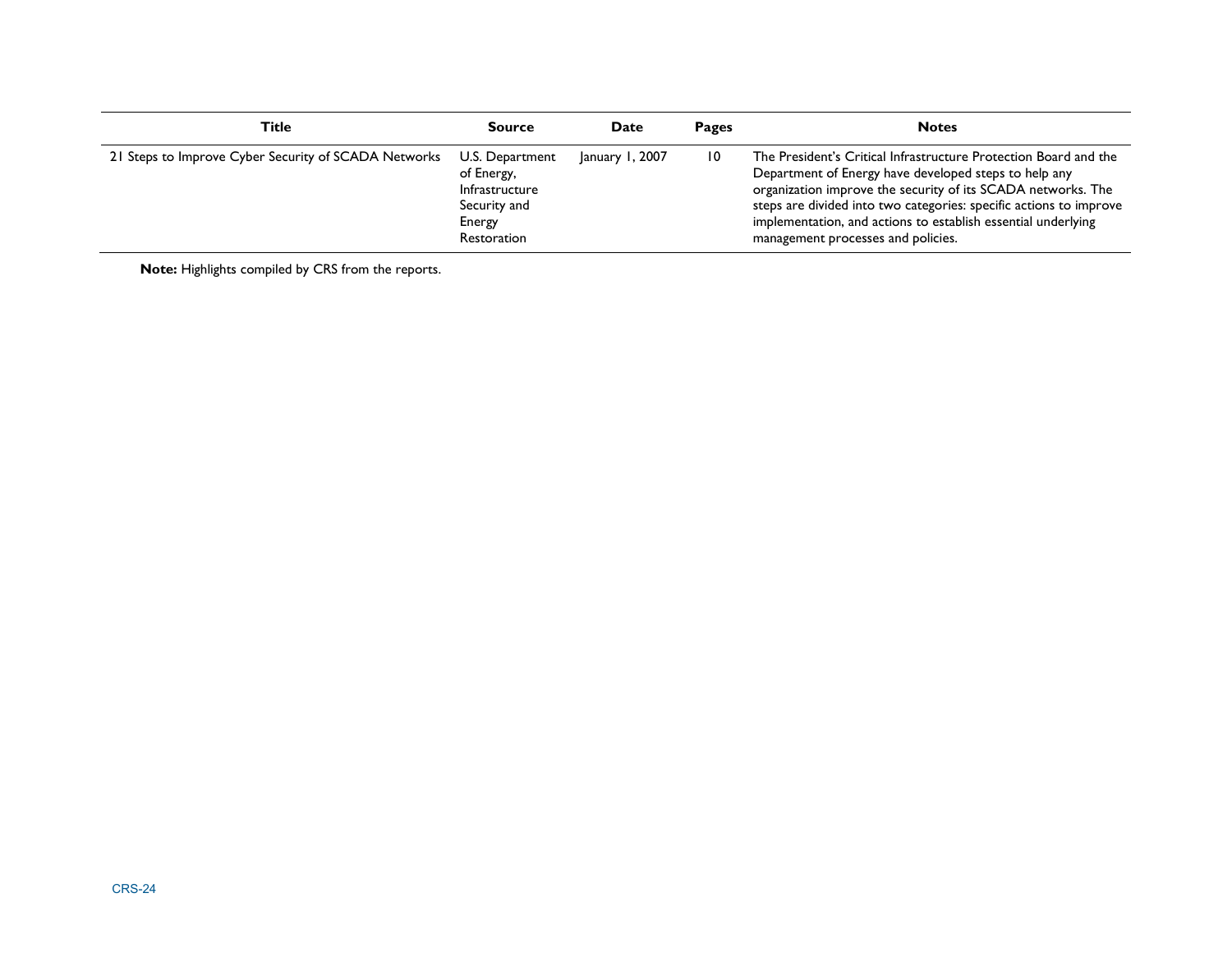| Title | Source | Date | Pages | Notes |
|---|---|---|---|---|
| 21 Steps to Improve Cyber Security of SCADA Networks | U.S. Department of Energy, Infrastructure Security and Energy Restoration | January 1, 2007 | 10 | The President's Critical Infrastructure Protection Board and the Department of Energy have developed steps to help any organization improve the security of its SCADA networks. The steps are divided into two categories: specific actions to improve implementation, and actions to establish essential underlying management processes and policies. |

**Note:** Highlights compiled by CRS from the reports.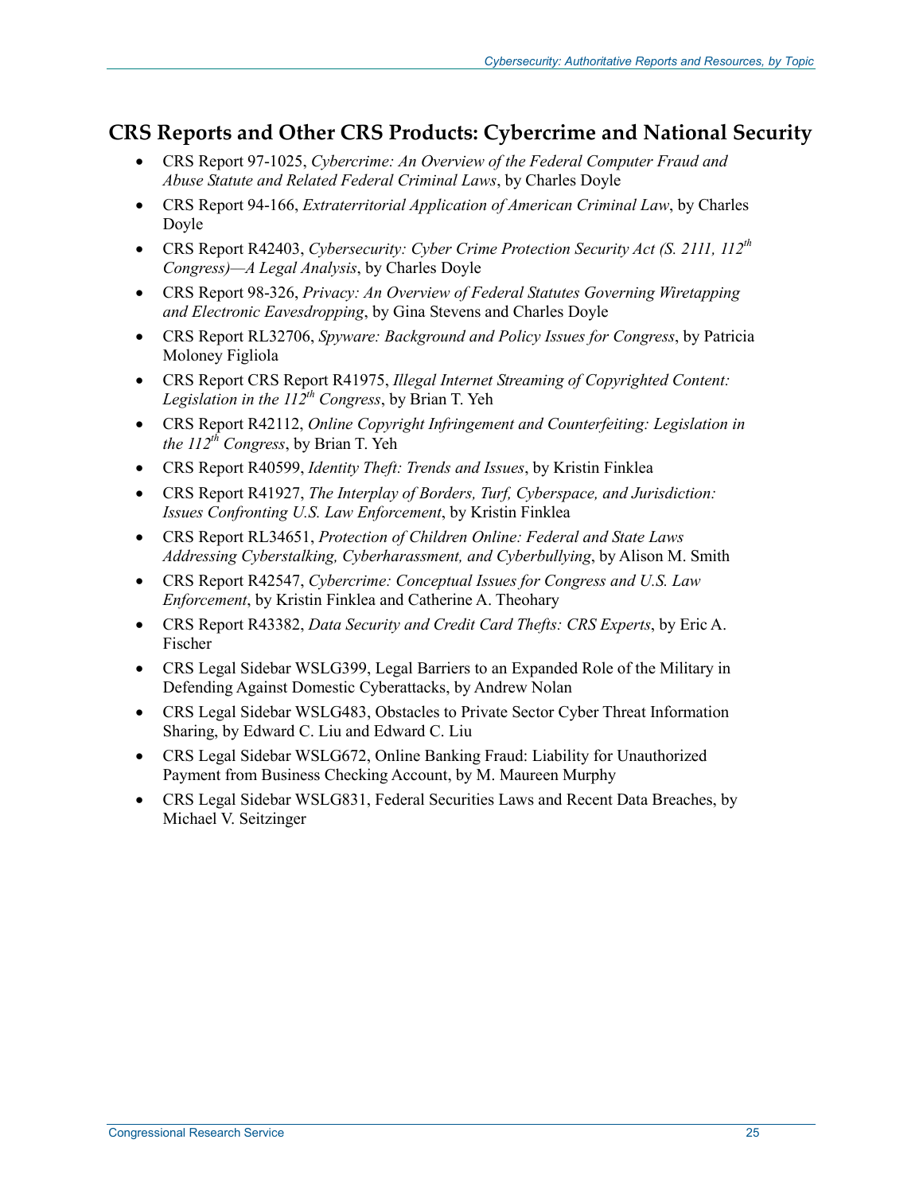## CRS Reports and Other CRS Products: Cybercrime and National Security

- CRS Report 97-1025, *Cybercrime: An Overview of the Federal Computer Fraud and Abuse Statute and Related Federal Criminal Laws*, by Charles Doyle
- CRS Report 94-166, *Extraterritorial Application of American Criminal Law*, by Charles Doyle
- CRS Report R42403, *Cybersecurity: Cyber Crime Protection Security Act (S. 2111, 112th Congress)—A Legal Analysis*, by Charles Doyle
- CRS Report 98-326, *Privacy: An Overview of Federal Statutes Governing Wiretapping and Electronic Eavesdropping*, by Gina Stevens and Charles Doyle
- CRS Report RL32706, *Spyware: Background and Policy Issues for Congress*, by Patricia Moloney Figliola
- CRS Report CRS Report R41975, *Illegal Internet Streaming of Copyrighted Content: Legislation in the 112th Congress*, by Brian T. Yeh
- CRS Report R42112, *Online Copyright Infringement and Counterfeiting: Legislation in the 112th Congress*, by Brian T. Yeh
- CRS Report R40599, *Identity Theft: Trends and Issues*, by Kristin Finklea
- CRS Report R41927, *The Interplay of Borders, Turf, Cyberspace, and Jurisdiction: Issues Confronting U.S. Law Enforcement*, by Kristin Finklea
- CRS Report RL34651, *Protection of Children Online: Federal and State Laws Addressing Cyberstalking, Cyberharassment, and Cyberbullying*, by Alison M. Smith
- CRS Report R42547, *Cybercrime: Conceptual Issues for Congress and U.S. Law Enforcement*, by Kristin Finklea and Catherine A. Theohary
- CRS Report R43382, *Data Security and Credit Card Thefts: CRS Experts*, by Eric A. Fischer
- CRS Legal Sidebar WSLG399, Legal Barriers to an Expanded Role of the Military in Defending Against Domestic Cyberattacks, by Andrew Nolan
- CRS Legal Sidebar WSLG483, Obstacles to Private Sector Cyber Threat Information Sharing, by Edward C. Liu and Edward C. Liu
- CRS Legal Sidebar WSLG672, Online Banking Fraud: Liability for Unauthorized Payment from Business Checking Account, by M. Maureen Murphy
- CRS Legal Sidebar WSLG831, Federal Securities Laws and Recent Data Breaches, by Michael V. Seitzinger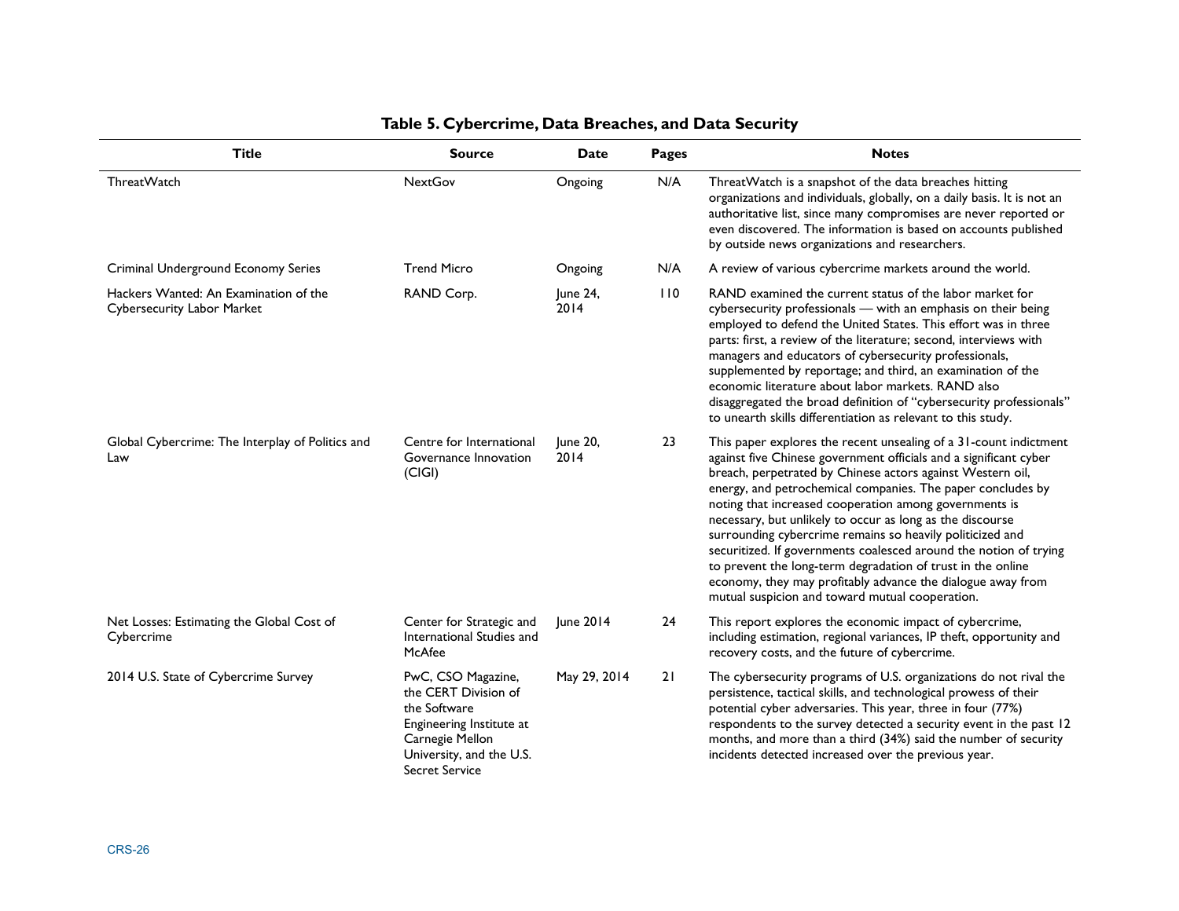**Table 5. Cybercrime, Data Breaches, and Data Security**

| Title | Source | Date | Pages | Notes |
| --- | --- | --- | --- | --- |
| ThreatWatch | NextGov | Ongoing | N/A | ThreatWatch is a snapshot of the data breaches hitting organizations and individuals, globally, on a daily basis. It is not an authoritative list, since many compromises are never reported or even discovered. The information is based on accounts published by outside news organizations and researchers. |
| Criminal Underground Economy Series | Trend Micro | Ongoing | N/A | A review of various cybercrime markets around the world. |
| Hackers Wanted: An Examination of the Cybersecurity Labor Market | RAND Corp. | June 24, 2014 | 110 | RAND examined the current status of the labor market for cybersecurity professionals — with an emphasis on their being employed to defend the United States. This effort was in three parts: first, a review of the literature; second, interviews with managers and educators of cybersecurity professionals, supplemented by reportage; and third, an examination of the economic literature about labor markets. RAND also disaggregated the broad definition of "cybersecurity professionals" to unearth skills differentiation as relevant to this study. |
| Global Cybercrime: The Interplay of Politics and Law | Centre for International Governance Innovation (CIGI) | June 20, 2014 | 23 | This paper explores the recent unsealing of a 31-count indictment against five Chinese government officials and a significant cyber breach, perpetrated by Chinese actors against Western oil, energy, and petrochemical companies. The paper concludes by noting that increased cooperation among governments is necessary, but unlikely to occur as long as the discourse surrounding cybercrime remains so heavily politicized and securitized. If governments coalesced around the notion of trying to prevent the long-term degradation of trust in the online economy, they may profitably advance the dialogue away from mutual suspicion and toward mutual cooperation. |
| Net Losses: Estimating the Global Cost of Cybercrime | Center for Strategic and International Studies and McAfee | June 2014 | 24 | This report explores the economic impact of cybercrime, including estimation, regional variances, IP theft, opportunity and recovery costs, and the future of cybercrime. |
| 2014 U.S. State of Cybercrime Survey | PwC, CSO Magazine, the CERT Division of the Software Engineering Institute at Carnegie Mellon University, and the U.S. Secret Service | May 29, 2014 | 21 | The cybersecurity programs of U.S. organizations do not rival the persistence, tactical skills, and technological prowess of their potential cyber adversaries. This year, three in four (77%) respondents to the survey detected a security event in the past 12 months, and more than a third (34%) said the number of security incidents detected increased over the previous year. |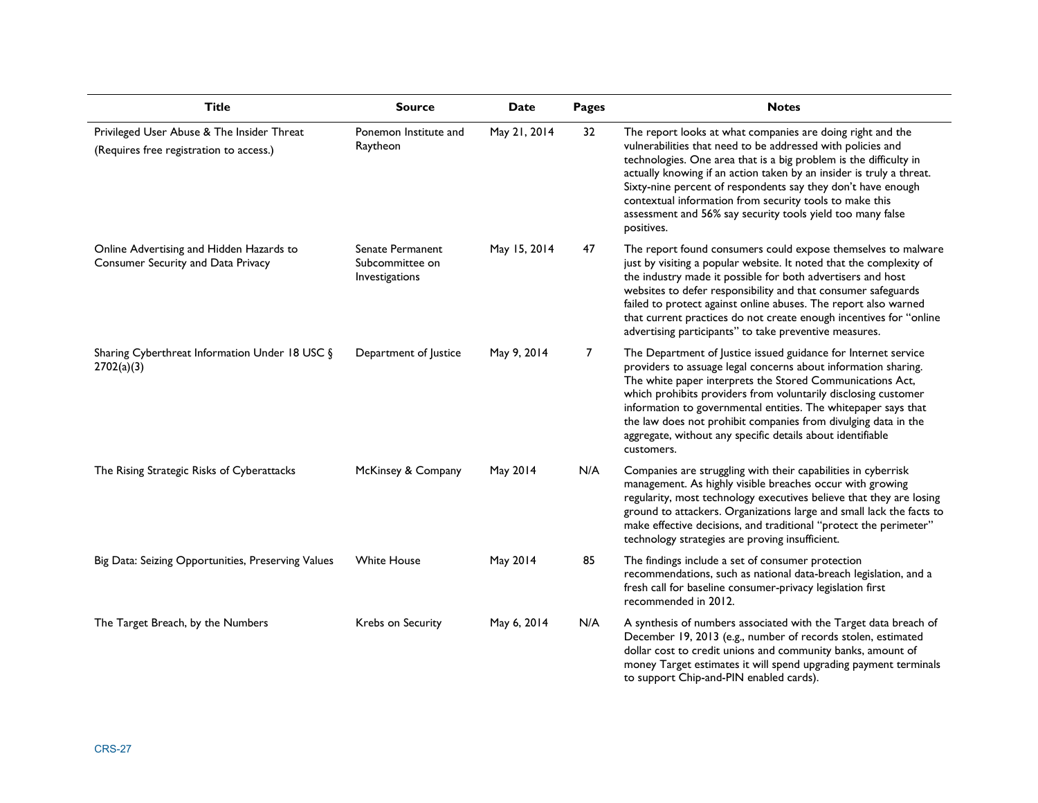| Title | Source | Date | Pages | Notes |
|---|---|---|---|---|
| Privileged User Abuse & The Insider Threat (Requires free registration to access.) | Ponemon Institute and Raytheon | May 21, 2014 | 32 | The report looks at what companies are doing right and the vulnerabilities that need to be addressed with policies and technologies. One area that is a big problem is the difficulty in actually knowing if an action taken by an insider is truly a threat. Sixty-nine percent of respondents say they don't have enough contextual information from security tools to make this assessment and 56% say security tools yield too many false positives. |
| Online Advertising and Hidden Hazards to Consumer Security and Data Privacy | Senate Permanent Subcommittee on Investigations | May 15, 2014 | 47 | The report found consumers could expose themselves to malware just by visiting a popular website. It noted that the complexity of the industry made it possible for both advertisers and host websites to defer responsibility and that consumer safeguards failed to protect against online abuses. The report also warned that current practices do not create enough incentives for "online advertising participants" to take preventive measures. |
| Sharing Cyberthreat Information Under 18 USC § 2702(a)(3) | Department of Justice | May 9, 2014 | 7 | The Department of Justice issued guidance for Internet service providers to assuage legal concerns about information sharing. The white paper interprets the Stored Communications Act, which prohibits providers from voluntarily disclosing customer information to governmental entities. The whitepaper says that the law does not prohibit companies from divulging data in the aggregate, without any specific details about identifiable customers. |
| The Rising Strategic Risks of Cyberattacks | McKinsey & Company | May 2014 | N/A | Companies are struggling with their capabilities in cyberrisk management. As highly visible breaches occur with growing regularity, most technology executives believe that they are losing ground to attackers. Organizations large and small lack the facts to make effective decisions, and traditional "protect the perimeter" technology strategies are proving insufficient. |
| Big Data: Seizing Opportunities, Preserving Values | White House | May 2014 | 85 | The findings include a set of consumer protection recommendations, such as national data-breach legislation, and a fresh call for baseline consumer-privacy legislation first recommended in 2012. |
| The Target Breach, by the Numbers | Krebs on Security | May 6, 2014 | N/A | A synthesis of numbers associated with the Target data breach of December 19, 2013 (e.g., number of records stolen, estimated dollar cost to credit unions and community banks, amount of money Target estimates it will spend upgrading payment terminals to support Chip-and-PIN enabled cards). |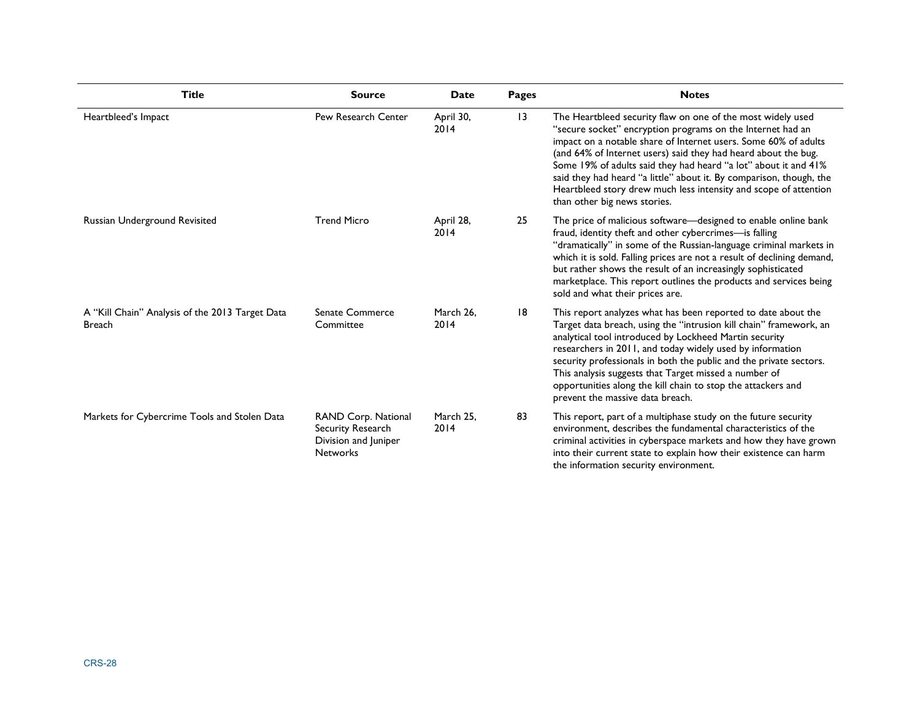| Title | Source | Date | Pages | Notes |
| --- | --- | --- | --- | --- |
| Heartbleed's Impact | Pew Research Center | April 30, 2014 | 13 | The Heartbleed security flaw on one of the most widely used "secure socket" encryption programs on the Internet had an impact on a notable share of Internet users. Some 60% of adults (and 64% of Internet users) said they had heard about the bug. Some 19% of adults said they had heard "a lot" about it and 41% said they had heard "a little" about it. By comparison, though, the Heartbleed story drew much less intensity and scope of attention than other big news stories. |
| Russian Underground Revisited | Trend Micro | April 28, 2014 | 25 | The price of malicious software—designed to enable online bank fraud, identity theft and other cybercrimes—is falling "dramatically" in some of the Russian-language criminal markets in which it is sold. Falling prices are not a result of declining demand, but rather shows the result of an increasingly sophisticated marketplace. This report outlines the products and services being sold and what their prices are. |
| A "Kill Chain" Analysis of the 2013 Target Data Breach | Senate Commerce Committee | March 26, 2014 | 18 | This report analyzes what has been reported to date about the Target data breach, using the "intrusion kill chain" framework, an analytical tool introduced by Lockheed Martin security researchers in 2011, and today widely used by information security professionals in both the public and the private sectors. This analysis suggests that Target missed a number of opportunities along the kill chain to stop the attackers and prevent the massive data breach. |
| Markets for Cybercrime Tools and Stolen Data | RAND Corp. National Security Research Division and Juniper Networks | March 25, 2014 | 83 | This report, part of a multiphase study on the future security environment, describes the fundamental characteristics of the criminal activities in cyberspace markets and how they have grown into their current state to explain how their existence can harm the information security environment. |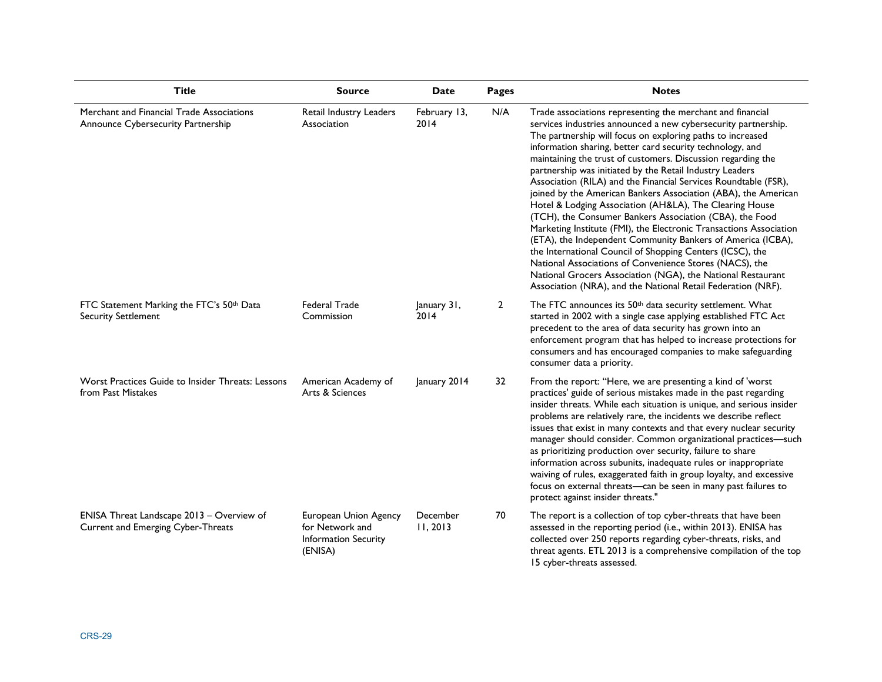| Title | Source | Date | Pages | Notes |
|---|---|---|---|---|
| Merchant and Financial Trade Associations Announce Cybersecurity Partnership | Retail Industry Leaders Association | February 13, 2014 | N/A | Trade associations representing the merchant and financial services industries announced a new cybersecurity partnership. The partnership will focus on exploring paths to increased information sharing, better card security technology, and maintaining the trust of customers. Discussion regarding the partnership was initiated by the Retail Industry Leaders Association (RILA) and the Financial Services Roundtable (FSR), joined by the American Bankers Association (ABA), the American Hotel & Lodging Association (AH&LA), The Clearing House (TCH), the Consumer Bankers Association (CBA), the Food Marketing Institute (FMI), the Electronic Transactions Association (ETA), the Independent Community Bankers of America (ICBA), the International Council of Shopping Centers (ICSC), the National Associations of Convenience Stores (NACS), the National Grocers Association (NGA), the National Restaurant Association (NRA), and the National Retail Federation (NRF). |
| FTC Statement Marking the FTC's 50th Data Security Settlement | Federal Trade Commission | January 31, 2014 | 2 | The FTC announces its 50th data security settlement. What started in 2002 with a single case applying established FTC Act precedent to the area of data security has grown into an enforcement program that has helped to increase protections for consumers and has encouraged companies to make safeguarding consumer data a priority. |
| Worst Practices Guide to Insider Threats: Lessons from Past Mistakes | American Academy of Arts & Sciences | January 2014 | 32 | From the report: "Here, we are presenting a kind of 'worst practices' guide of serious mistakes made in the past regarding insider threats. While each situation is unique, and serious insider problems are relatively rare, the incidents we describe reflect issues that exist in many contexts and that every nuclear security manager should consider. Common organizational practices—such as prioritizing production over security, failure to share information across subunits, inadequate rules or inappropriate waiving of rules, exaggerated faith in group loyalty, and excessive focus on external threats—can be seen in many past failures to protect against insider threats." |
| ENISA Threat Landscape 2013 – Overview of Current and Emerging Cyber-Threats | European Union Agency for Network and Information Security (ENISA) | December 11, 2013 | 70 | The report is a collection of top cyber-threats that have been assessed in the reporting period (i.e., within 2013). ENISA has collected over 250 reports regarding cyber-threats, risks, and threat agents. ETL 2013 is a comprehensive compilation of the top 15 cyber-threats assessed. |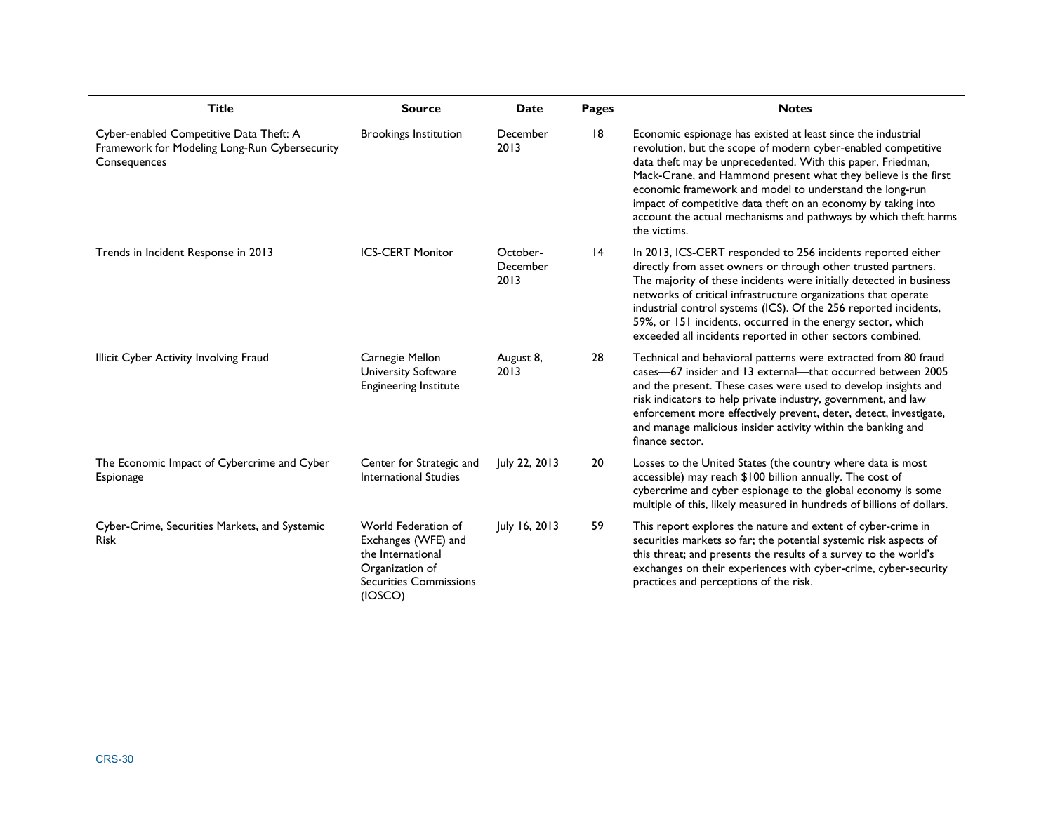| Title | Source | Date | Pages | Notes |
| --- | --- | --- | --- | --- |
| Cyber-enabled Competitive Data Theft: A Framework for Modeling Long-Run Cybersecurity Consequences | Brookings Institution | December 2013 | 18 | Economic espionage has existed at least since the industrial revolution, but the scope of modern cyber-enabled competitive data theft may be unprecedented. With this paper, Friedman, Mack-Crane, and Hammond present what they believe is the first economic framework and model to understand the long-run impact of competitive data theft on an economy by taking into account the actual mechanisms and pathways by which theft harms the victims. |
| Trends in Incident Response in 2013 | ICS-CERT Monitor | October-December 2013 | 14 | In 2013, ICS-CERT responded to 256 incidents reported either directly from asset owners or through other trusted partners. The majority of these incidents were initially detected in business networks of critical infrastructure organizations that operate industrial control systems (ICS). Of the 256 reported incidents, 59%, or 151 incidents, occurred in the energy sector, which exceeded all incidents reported in other sectors combined. |
| Illicit Cyber Activity Involving Fraud | Carnegie Mellon University Software Engineering Institute | August 8, 2013 | 28 | Technical and behavioral patterns were extracted from 80 fraud cases—67 insider and 13 external—that occurred between 2005 and the present. These cases were used to develop insights and risk indicators to help private industry, government, and law enforcement more effectively prevent, deter, detect, investigate, and manage malicious insider activity within the banking and finance sector. |
| The Economic Impact of Cybercrime and Cyber Espionage | Center for Strategic and International Studies | July 22, 2013 | 20 | Losses to the United States (the country where data is most accessible) may reach $100 billion annually. The cost of cybercrime and cyber espionage to the global economy is some multiple of this, likely measured in hundreds of billions of dollars. |
| Cyber-Crime, Securities Markets, and Systemic Risk | World Federation of Exchanges (WFE) and the International Organization of Securities Commissions (IOSCO) | July 16, 2013 | 59 | This report explores the nature and extent of cyber-crime in securities markets so far; the potential systemic risk aspects of this threat; and presents the results of a survey to the world's exchanges on their experiences with cyber-crime, cyber-security practices and perceptions of the risk. |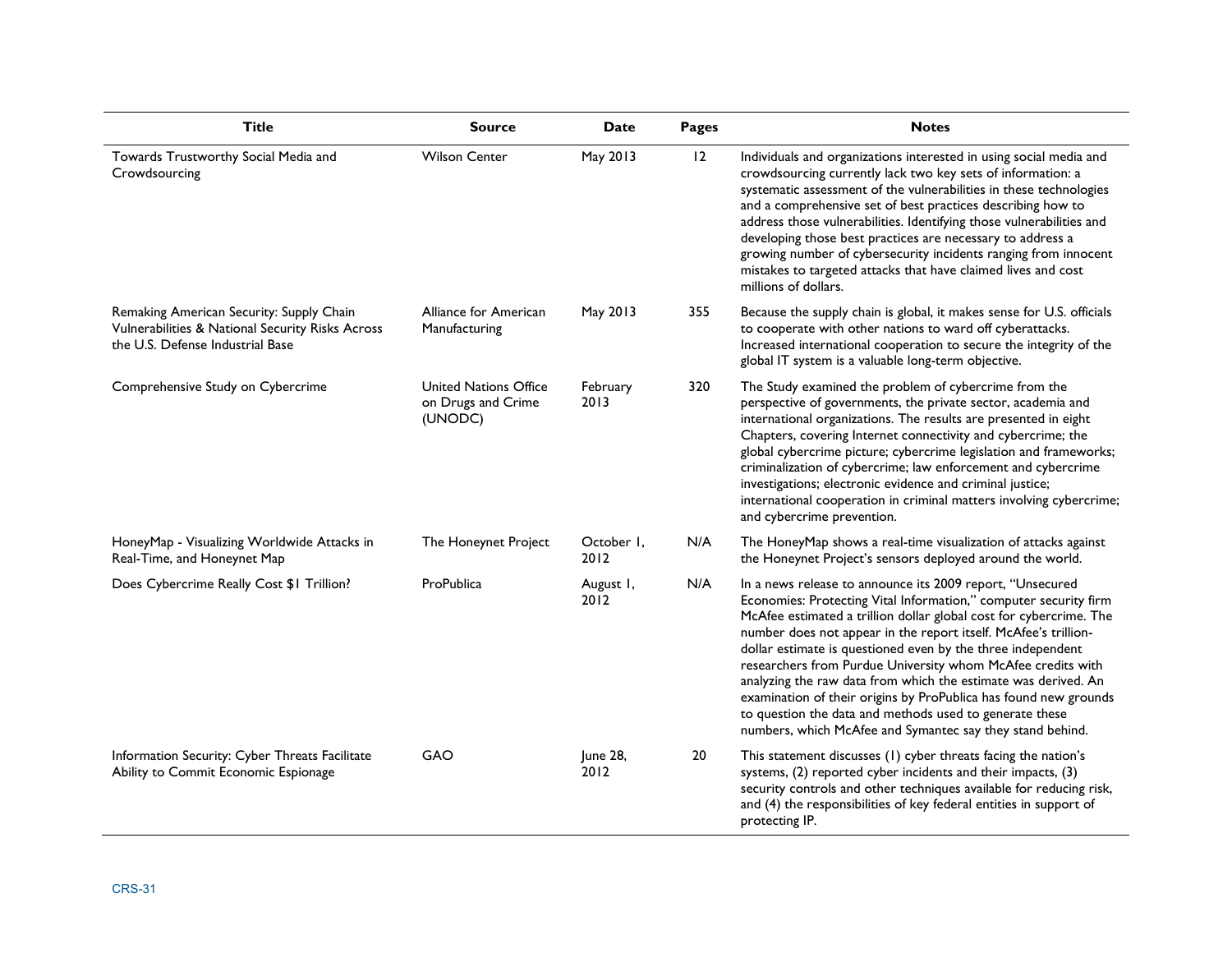| Title | Source | Date | Pages | Notes |
|---|---|---|---|---|
| Towards Trustworthy Social Media and Crowdsourcing | Wilson Center | May 2013 | 12 | Individuals and organizations interested in using social media and crowdsourcing currently lack two key sets of information: a systematic assessment of the vulnerabilities in these technologies and a comprehensive set of best practices describing how to address those vulnerabilities. Identifying those vulnerabilities and developing those best practices are necessary to address a growing number of cybersecurity incidents ranging from innocent mistakes to targeted attacks that have claimed lives and cost millions of dollars. |
| Remaking American Security: Supply Chain Vulnerabilities & National Security Risks Across the U.S. Defense Industrial Base | Alliance for American Manufacturing | May 2013 | 355 | Because the supply chain is global, it makes sense for U.S. officials to cooperate with other nations to ward off cyberattacks. Increased international cooperation to secure the integrity of the global IT system is a valuable long-term objective. |
| Comprehensive Study on Cybercrime | United Nations Office on Drugs and Crime (UNODC) | February 2013 | 320 | The Study examined the problem of cybercrime from the perspective of governments, the private sector, academia and international organizations. The results are presented in eight Chapters, covering Internet connectivity and cybercrime; the global cybercrime picture; cybercrime legislation and frameworks; criminalization of cybercrime; law enforcement and cybercrime investigations; electronic evidence and criminal justice; international cooperation in criminal matters involving cybercrime; and cybercrime prevention. |
| HoneyMap - Visualizing Worldwide Attacks in Real-Time, and Honeynet Map | The Honeynet Project | October 1, 2012 | N/A | The HoneyMap shows a real-time visualization of attacks against the Honeynet Project's sensors deployed around the world. |
| Does Cybercrime Really Cost $1 Trillion? | ProPublica | August 1, 2012 | N/A | In a news release to announce its 2009 report, "Unsecured Economies: Protecting Vital Information," computer security firm McAfee estimated a trillion dollar global cost for cybercrime. The number does not appear in the report itself. McAfee's trillion-dollar estimate is questioned even by the three independent researchers from Purdue University whom McAfee credits with analyzing the raw data from which the estimate was derived. An examination of their origins by ProPublica has found new grounds to question the data and methods used to generate these numbers, which McAfee and Symantec say they stand behind. |
| Information Security: Cyber Threats Facilitate Ability to Commit Economic Espionage | GAO | June 28, 2012 | 20 | This statement discusses (1) cyber threats facing the nation's systems, (2) reported cyber incidents and their impacts, (3) security controls and other techniques available for reducing risk, and (4) the responsibilities of key federal entities in support of protecting IP. |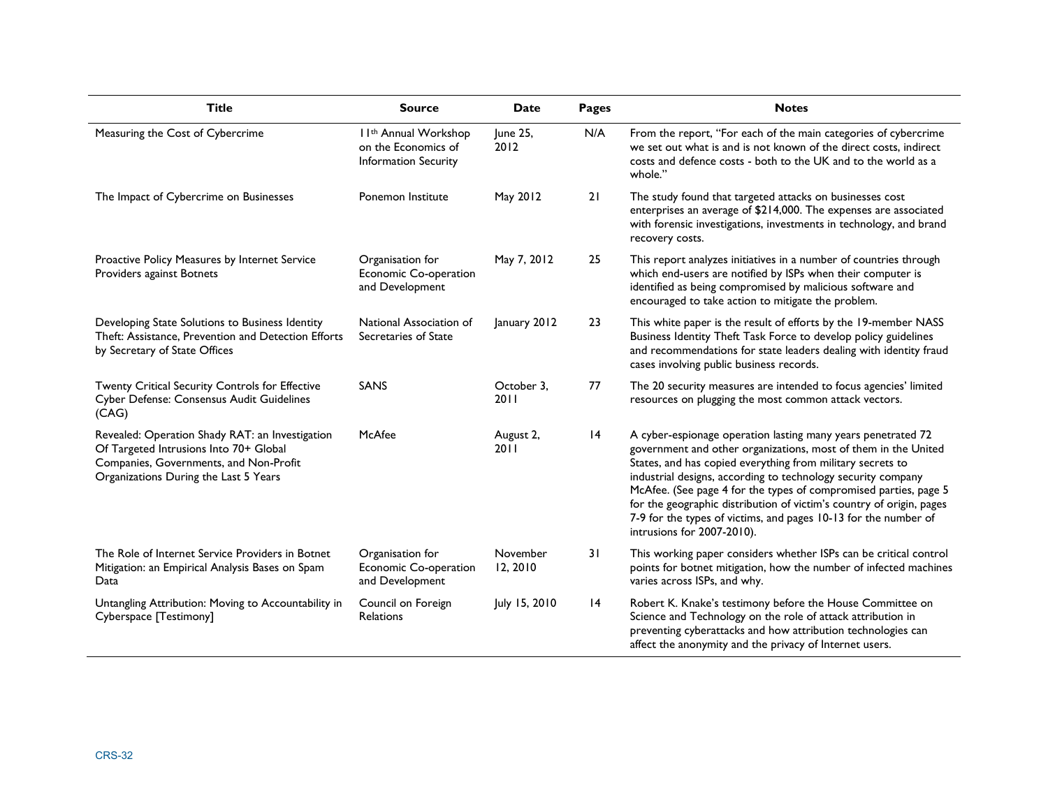| Title | Source | Date | Pages | Notes |
|---|---|---|---|---|
| Measuring the Cost of Cybercrime | 11th Annual Workshop on the Economics of Information Security | June 25, 2012 | N/A | From the report, "For each of the main categories of cybercrime we set out what is and is not known of the direct costs, indirect costs and defence costs - both to the UK and to the world as a whole." |
| The Impact of Cybercrime on Businesses | Ponemon Institute | May 2012 | 21 | The study found that targeted attacks on businesses cost enterprises an average of $214,000. The expenses are associated with forensic investigations, investments in technology, and brand recovery costs. |
| Proactive Policy Measures by Internet Service Providers against Botnets | Organisation for Economic Co-operation and Development | May 7, 2012 | 25 | This report analyzes initiatives in a number of countries through which end-users are notified by ISPs when their computer is identified as being compromised by malicious software and encouraged to take action to mitigate the problem. |
| Developing State Solutions to Business Identity Theft: Assistance, Prevention and Detection Efforts by Secretary of State Offices | National Association of Secretaries of State | January 2012 | 23 | This white paper is the result of efforts by the 19-member NASS Business Identity Theft Task Force to develop policy guidelines and recommendations for state leaders dealing with identity fraud cases involving public business records. |
| Twenty Critical Security Controls for Effective Cyber Defense: Consensus Audit Guidelines (CAG) | SANS | October 3, 2011 | 77 | The 20 security measures are intended to focus agencies' limited resources on plugging the most common attack vectors. |
| Revealed: Operation Shady RAT: an Investigation Of Targeted Intrusions Into 70+ Global Companies, Governments, and Non-Profit Organizations During the Last 5 Years | McAfee | August 2, 2011 | 14 | A cyber-espionage operation lasting many years penetrated 72 government and other organizations, most of them in the United States, and has copied everything from military secrets to industrial designs, according to technology security company McAfee. (See page 4 for the types of compromised parties, page 5 for the geographic distribution of victim's country of origin, pages 7-9 for the types of victims, and pages 10-13 for the number of intrusions for 2007-2010). |
| The Role of Internet Service Providers in Botnet Mitigation: an Empirical Analysis Bases on Spam Data | Organisation for Economic Co-operation and Development | November 12, 2010 | 31 | This working paper considers whether ISPs can be critical control points for botnet mitigation, how the number of infected machines varies across ISPs, and why. |
| Untangling Attribution: Moving to Accountability in Cyberspace [Testimony] | Council on Foreign Relations | July 15, 2010 | 14 | Robert K. Knake's testimony before the House Committee on Science and Technology on the role of attack attribution in preventing cyberattacks and how attribution technologies can affect the anonymity and the privacy of Internet users. |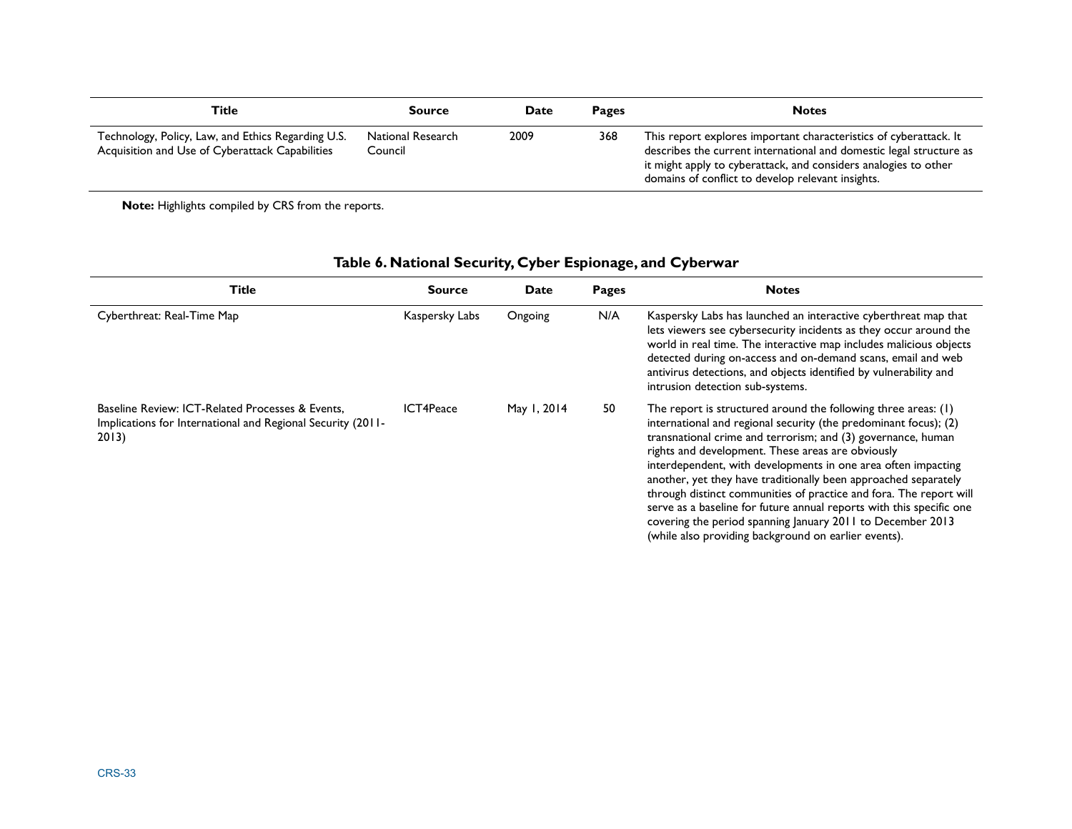| Title | Source | Date | Pages | Notes |
|---|---|---|---|---|
| Technology, Policy, Law, and Ethics Regarding U.S. Acquisition and Use of Cyberattack Capabilities | National Research Council | 2009 | 368 | This report explores important characteristics of cyberattack. It describes the current international and domestic legal structure as it might apply to cyberattack, and considers analogies to other domains of conflict to develop relevant insights. |

**Note:** Highlights compiled by CRS from the reports.

**Table 6. National Security, Cyber Espionage, and Cyberwar**

| Title | Source | Date | Pages | Notes |
|---|---|---|---|---|
| Cyberthreat: Real-Time Map | Kaspersky Labs | Ongoing | N/A | Kaspersky Labs has launched an interactive cyberthreat map that lets viewers see cybersecurity incidents as they occur around the world in real time. The interactive map includes malicious objects detected during on-access and on-demand scans, email and web antivirus detections, and objects identified by vulnerability and intrusion detection sub-systems. |
| Baseline Review: ICT-Related Processes & Events, Implications for International and Regional Security (2011-2013) | ICT4Peace | May 1, 2014 | 50 | The report is structured around the following three areas: (1) international and regional security (the predominant focus); (2) transnational crime and terrorism; and (3) governance, human rights and development. These areas are obviously interdependent, with developments in one area often impacting another, yet they have traditionally been approached separately through distinct communities of practice and fora. The report will serve as a baseline for future annual reports with this specific one covering the period spanning January 2011 to December 2013 (while also providing background on earlier events). |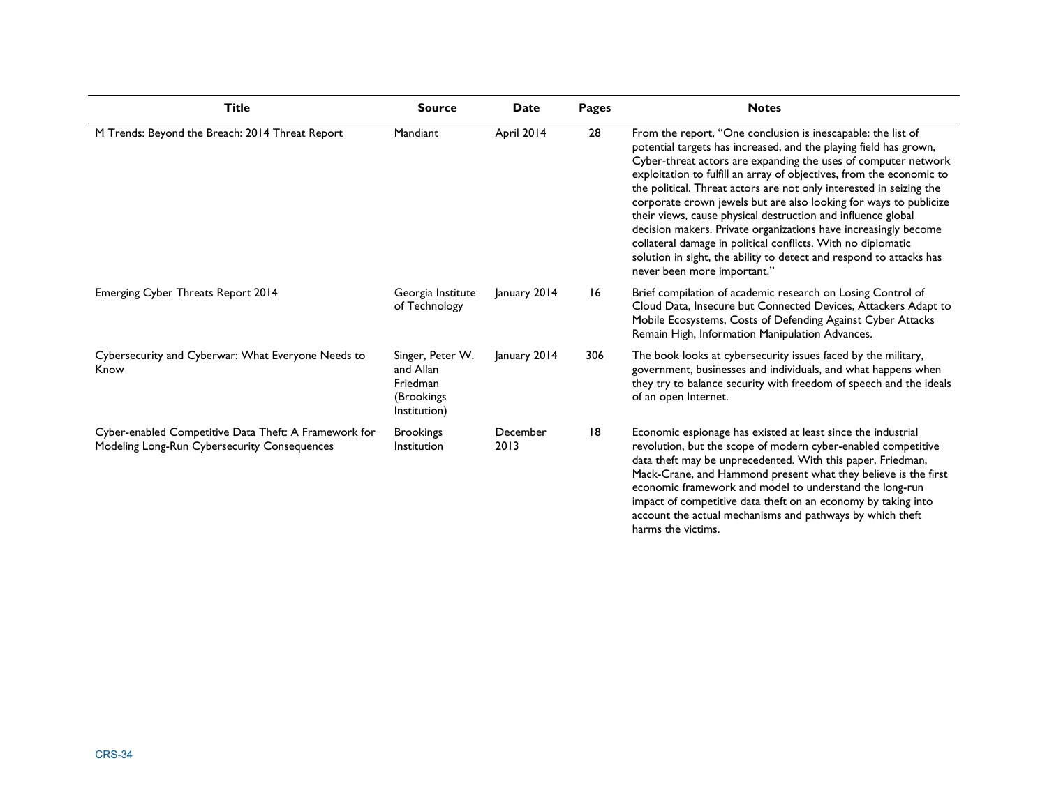| Title | Source | Date | Pages | Notes |
|---|---|---|---|---|
| M Trends: Beyond the Breach: 2014 Threat Report | Mandiant | April 2014 | 28 | From the report, "One conclusion is inescapable: the list of potential targets has increased, and the playing field has grown, Cyber-threat actors are expanding the uses of computer network exploitation to fulfill an array of objectives, from the economic to the political. Threat actors are not only interested in seizing the corporate crown jewels but are also looking for ways to publicize their views, cause physical destruction and influence global decision makers. Private organizations have increasingly become collateral damage in political conflicts. With no diplomatic solution in sight, the ability to detect and respond to attacks has never been more important." |
| Emerging Cyber Threats Report 2014 | Georgia Institute of Technology | January 2014 | 16 | Brief compilation of academic research on Losing Control of Cloud Data, Insecure but Connected Devices, Attackers Adapt to Mobile Ecosystems, Costs of Defending Against Cyber Attacks Remain High, Information Manipulation Advances. |
| Cybersecurity and Cyberwar: What Everyone Needs to Know | Singer, Peter W. and Allan Friedman (Brookings Institution) | January 2014 | 306 | The book looks at cybersecurity issues faced by the military, government, businesses and individuals, and what happens when they try to balance security with freedom of speech and the ideals of an open Internet. |
| Cyber-enabled Competitive Data Theft: A Framework for Modeling Long-Run Cybersecurity Consequences | Brookings Institution | December 2013 | 18 | Economic espionage has existed at least since the industrial revolution, but the scope of modern cyber-enabled competitive data theft may be unprecedented. With this paper, Friedman, Mack-Crane, and Hammond present what they believe is the first economic framework and model to understand the long-run impact of competitive data theft on an economy by taking into account the actual mechanisms and pathways by which theft harms the victims. |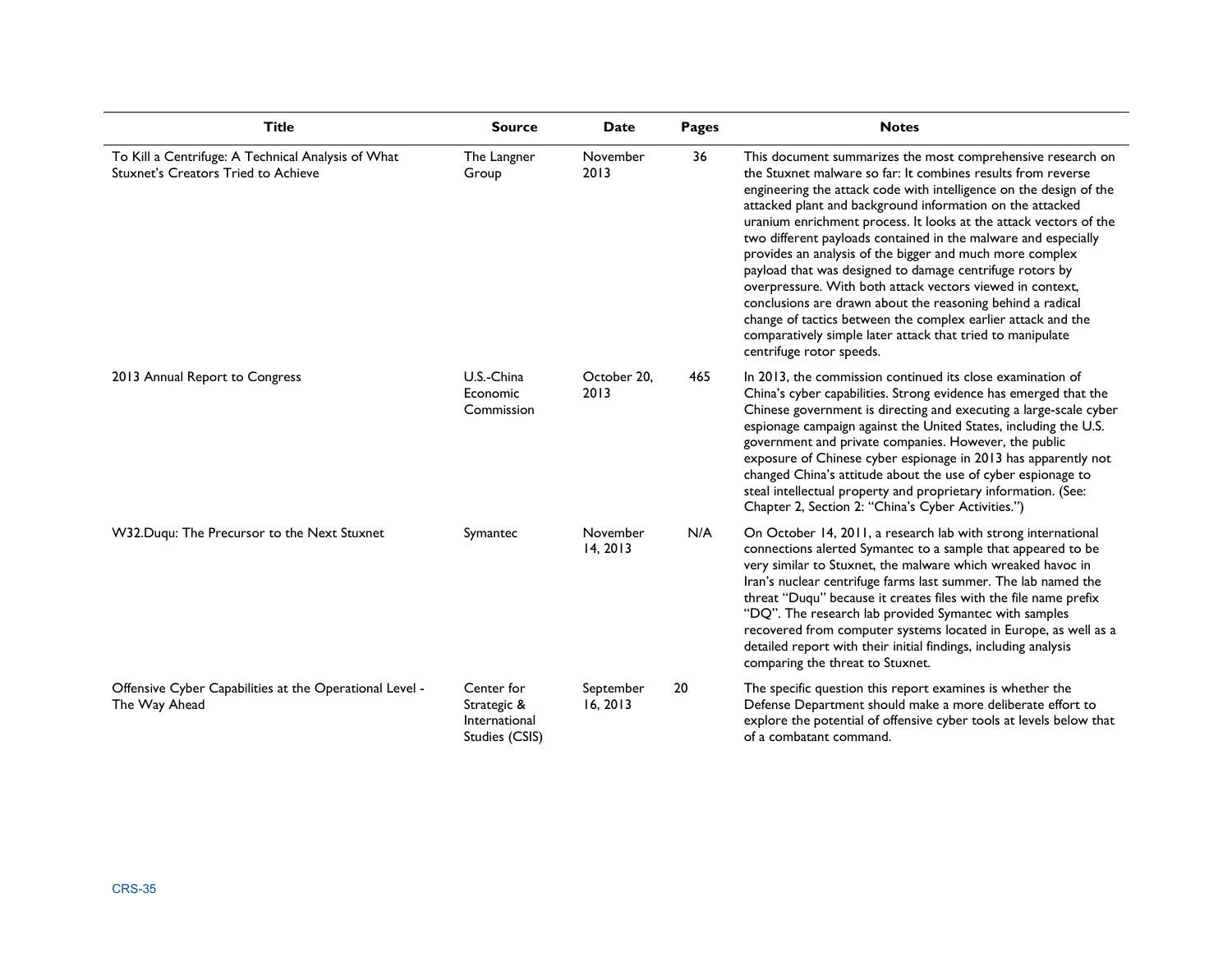| Title | Source | Date | Pages | Notes |
|---|---|---|---|---|
| To Kill a Centrifuge: A Technical Analysis of What Stuxnet's Creators Tried to Achieve | The Langner Group | November 2013 | 36 | This document summarizes the most comprehensive research on the Stuxnet malware so far: It combines results from reverse engineering the attack code with intelligence on the design of the attacked plant and background information on the attacked uranium enrichment process. It looks at the attack vectors of the two different payloads contained in the malware and especially provides an analysis of the bigger and much more complex payload that was designed to damage centrifuge rotors by overpressure. With both attack vectors viewed in context, conclusions are drawn about the reasoning behind a radical change of tactics between the complex earlier attack and the comparatively simple later attack that tried to manipulate centrifuge rotor speeds. |
| 2013 Annual Report to Congress | U.S.-China Economic Commission | October 20, 2013 | 465 | In 2013, the commission continued its close examination of China's cyber capabilities. Strong evidence has emerged that the Chinese government is directing and executing a large-scale cyber espionage campaign against the United States, including the U.S. government and private companies. However, the public exposure of Chinese cyber espionage in 2013 has apparently not changed China's attitude about the use of cyber espionage to steal intellectual property and proprietary information. (See: Chapter 2, Section 2: "China's Cyber Activities.") |
| W32.Duqu: The Precursor to the Next Stuxnet | Symantec | November 14, 2013 | N/A | On October 14, 2011, a research lab with strong international connections alerted Symantec to a sample that appeared to be very similar to Stuxnet, the malware which wreaked havoc in Iran's nuclear centrifuge farms last summer. The lab named the threat "Duqu" because it creates files with the file name prefix "DQ". The research lab provided Symantec with samples recovered from computer systems located in Europe, as well as a detailed report with their initial findings, including analysis comparing the threat to Stuxnet. |
| Offensive Cyber Capabilities at the Operational Level - The Way Ahead | Center for Strategic & International Studies (CSIS) | September 16, 2013 | 20 | The specific question this report examines is whether the Defense Department should make a more deliberate effort to explore the potential of offensive cyber tools at levels below that of a combatant command. |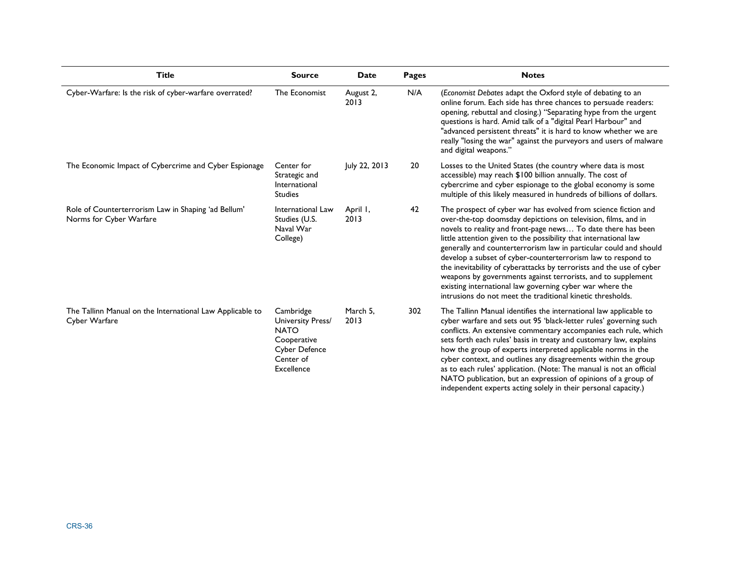| Title | Source | Date | Pages | Notes |
| --- | --- | --- | --- | --- |
| Cyber-Warfare: Is the risk of cyber-warfare overrated? | The Economist | August 2, 2013 | N/A | (*Economist Debates* adapt the Oxford style of debating to an online forum. Each side has three chances to persuade readers: opening, rebuttal and closing.) "Separating hype from the urgent questions is hard. Amid talk of a "digital Pearl Harbour" and "advanced persistent threats" it is hard to know whether we are really "losing the war" against the purveyors and users of malware and digital weapons." |
| The Economic Impact of Cybercrime and Cyber Espionage | Center for Strategic and International Studies | July 22, 2013 | 20 | Losses to the United States (the country where data is most accessible) may reach $100 billion annually. The cost of cybercrime and cyber espionage to the global economy is some multiple of this likely measured in hundreds of billions of dollars. |
| Role of Counterterrorism Law in Shaping 'ad Bellum' Norms for Cyber Warfare | International Law Studies (U.S. Naval War College) | April 1, 2013 | 42 | The prospect of cyber war has evolved from science fiction and over-the-top doomsday depictions on television, films, and in novels to reality and front-page news… To date there has been little attention given to the possibility that international law generally and counterterrorism law in particular could and should develop a subset of cyber-counterterrorism law to respond to the inevitability of cyberattacks by terrorists and the use of cyber weapons by governments against terrorists, and to supplement existing international law governing cyber war where the intrusions do not meet the traditional kinetic thresholds. |
| The Tallinn Manual on the International Law Applicable to Cyber Warfare | Cambridge University Press/ NATO Cooperative Cyber Defence Center of Excellence | March 5, 2013 | 302 | The Tallinn Manual identifies the international law applicable to cyber warfare and sets out 95 'black-letter rules' governing such conflicts. An extensive commentary accompanies each rule, which sets forth each rules' basis in treaty and customary law, explains how the group of experts interpreted applicable norms in the cyber context, and outlines any disagreements within the group as to each rules' application. (Note: The manual is not an official NATO publication, but an expression of opinions of a group of independent experts acting solely in their personal capacity.) |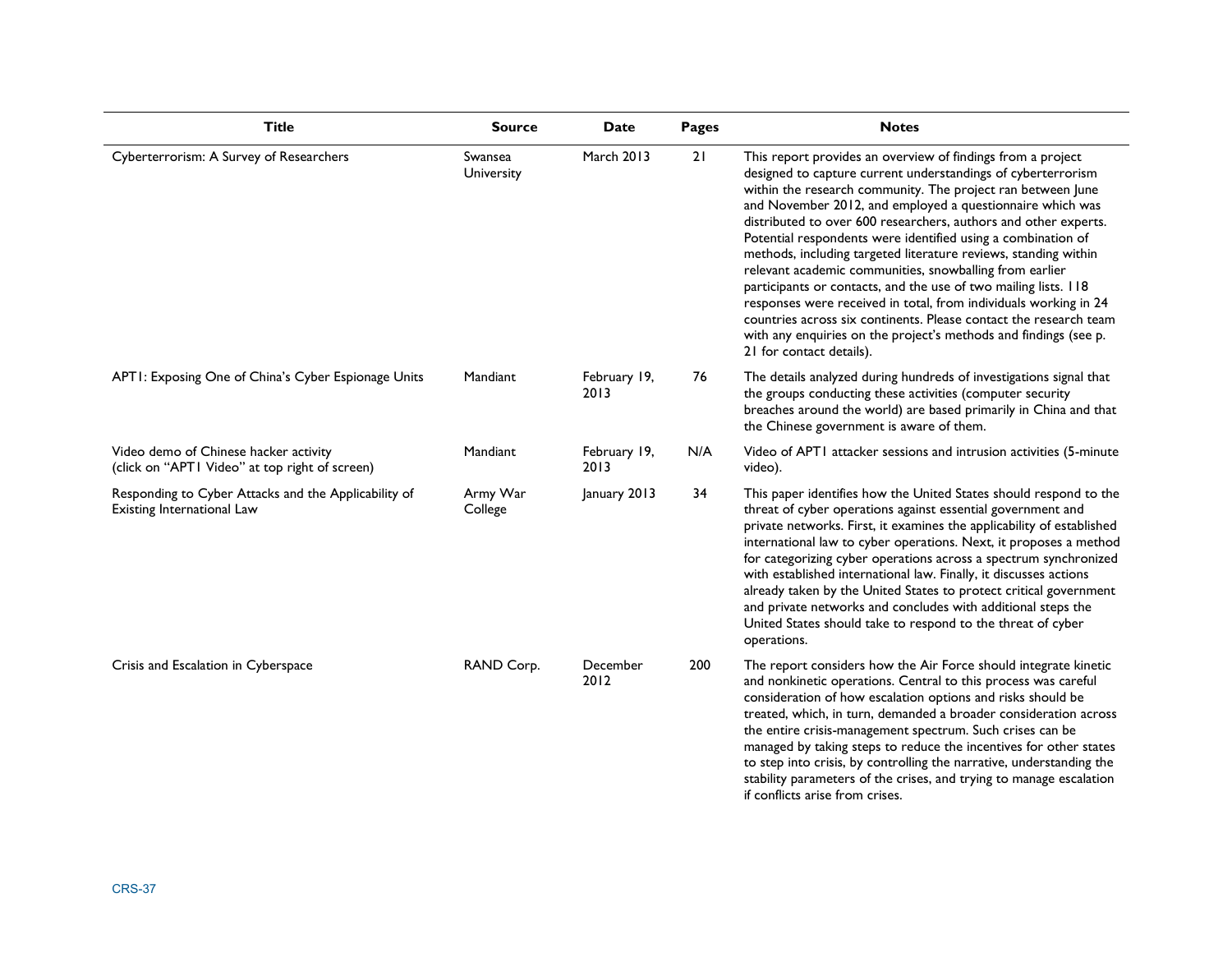| Title | Source | Date | Pages | Notes |
|---|---|---|---|---|
| Cyberterrorism: A Survey of Researchers | Swansea University | March 2013 | 21 | This report provides an overview of findings from a project designed to capture current understandings of cyberterrorism within the research community. The project ran between June and November 2012, and employed a questionnaire which was distributed to over 600 researchers, authors and other experts. Potential respondents were identified using a combination of methods, including targeted literature reviews, standing within relevant academic communities, snowballing from earlier participants or contacts, and the use of two mailing lists. 118 responses were received in total, from individuals working in 24 countries across six continents. Please contact the research team with any enquiries on the project's methods and findings (see p. 21 for contact details). |
| APT1: Exposing One of China's Cyber Espionage Units | Mandiant | February 19, 2013 | 76 | The details analyzed during hundreds of investigations signal that the groups conducting these activities (computer security breaches around the world) are based primarily in China and that the Chinese government is aware of them. |
| Video demo of Chinese hacker activity (click on "APT1 Video" at top right of screen) | Mandiant | February 19, 2013 | N/A | Video of APT1 attacker sessions and intrusion activities (5-minute video). |
| Responding to Cyber Attacks and the Applicability of Existing International Law | Army War College | January 2013 | 34 | This paper identifies how the United States should respond to the threat of cyber operations against essential government and private networks. First, it examines the applicability of established international law to cyber operations. Next, it proposes a method for categorizing cyber operations across a spectrum synchronized with established international law. Finally, it discusses actions already taken by the United States to protect critical government and private networks and concludes with additional steps the United States should take to respond to the threat of cyber operations. |
| Crisis and Escalation in Cyberspace | RAND Corp. | December 2012 | 200 | The report considers how the Air Force should integrate kinetic and nonkinetic operations. Central to this process was careful consideration of how escalation options and risks should be treated, which, in turn, demanded a broader consideration across the entire crisis-management spectrum. Such crises can be managed by taking steps to reduce the incentives for other states to step into crisis, by controlling the narrative, understanding the stability parameters of the crises, and trying to manage escalation if conflicts arise from crises. |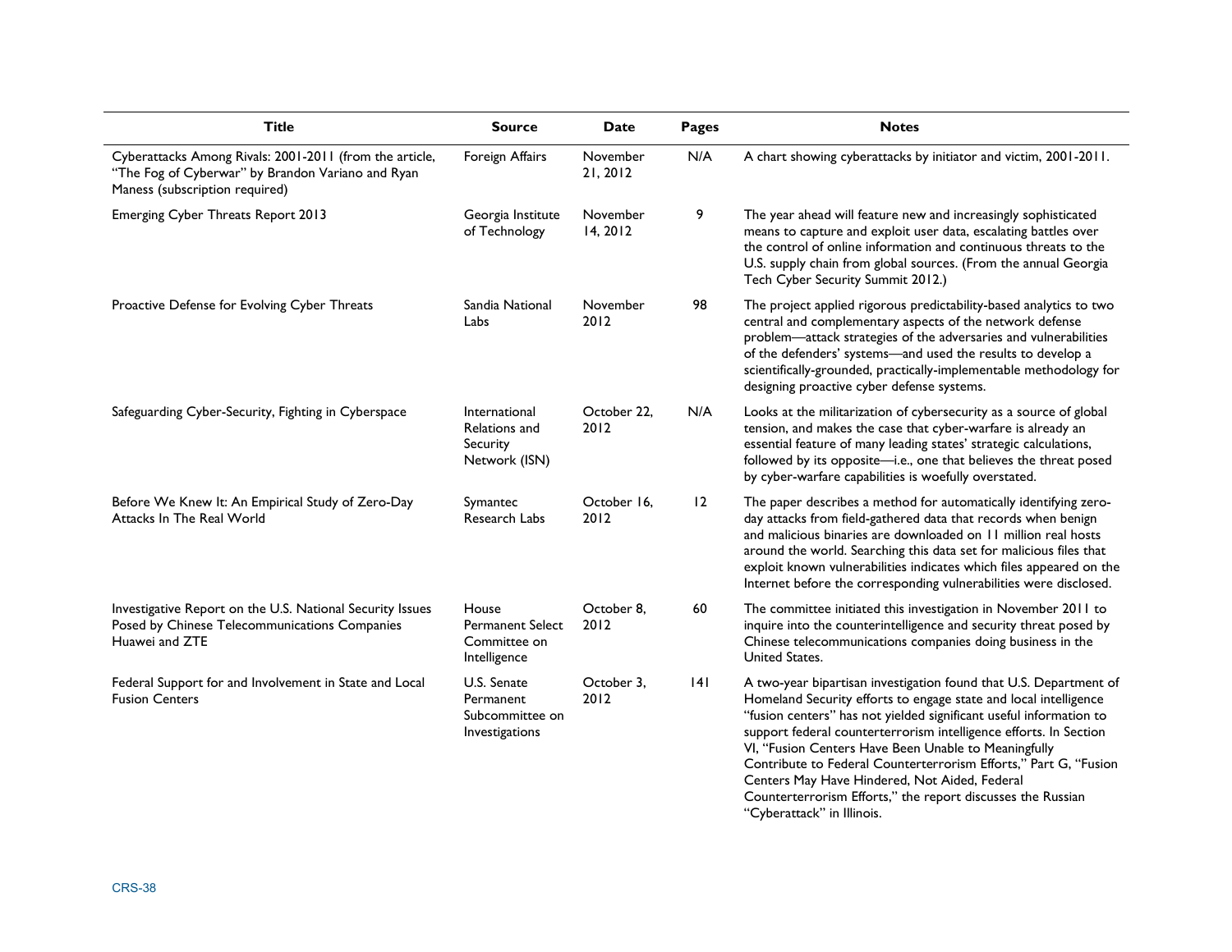| Title | Source | Date | Pages | Notes |
|---|---|---|---|---|
| Cyberattacks Among Rivals: 2001-2011 (from the article, "The Fog of Cyberwar" by Brandon Variano and Ryan Maness (subscription required) | Foreign Affairs | November 21, 2012 | N/A | A chart showing cyberattacks by initiator and victim, 2001-2011. |
| Emerging Cyber Threats Report 2013 | Georgia Institute of Technology | November 14, 2012 | 9 | The year ahead will feature new and increasingly sophisticated means to capture and exploit user data, escalating battles over the control of online information and continuous threats to the U.S. supply chain from global sources. (From the annual Georgia Tech Cyber Security Summit 2012.) |
| Proactive Defense for Evolving Cyber Threats | Sandia National Labs | November 2012 | 98 | The project applied rigorous predictability-based analytics to two central and complementary aspects of the network defense problem—attack strategies of the adversaries and vulnerabilities of the defenders' systems—and used the results to develop a scientifically-grounded, practically-implementable methodology for designing proactive cyber defense systems. |
| Safeguarding Cyber-Security, Fighting in Cyberspace | International Relations and Security Network (ISN) | October 22, 2012 | N/A | Looks at the militarization of cybersecurity as a source of global tension, and makes the case that cyber-warfare is already an essential feature of many leading states' strategic calculations, followed by its opposite—i.e., one that believes the threat posed by cyber-warfare capabilities is woefully overstated. |
| Before We Knew It: An Empirical Study of Zero-Day Attacks In The Real World | Symantec Research Labs | October 16, 2012 | 12 | The paper describes a method for automatically identifying zero-day attacks from field-gathered data that records when benign and malicious binaries are downloaded on 11 million real hosts around the world. Searching this data set for malicious files that exploit known vulnerabilities indicates which files appeared on the Internet before the corresponding vulnerabilities were disclosed. |
| Investigative Report on the U.S. National Security Issues Posed by Chinese Telecommunications Companies Huawei and ZTE | House Permanent Select Committee on Intelligence | October 8, 2012 | 60 | The committee initiated this investigation in November 2011 to inquire into the counterintelligence and security threat posed by Chinese telecommunications companies doing business in the United States. |
| Federal Support for and Involvement in State and Local Fusion Centers | U.S. Senate Permanent Subcommittee on Investigations | October 3, 2012 | 141 | A two-year bipartisan investigation found that U.S. Department of Homeland Security efforts to engage state and local intelligence "fusion centers" has not yielded significant useful information to support federal counterterrorism intelligence efforts. In Section VI, "Fusion Centers Have Been Unable to Meaningfully Contribute to Federal Counterterrorism Efforts," Part G, "Fusion Centers May Have Hindered, Not Aided, Federal Counterterrorism Efforts," the report discusses the Russian "Cyberattack" in Illinois. |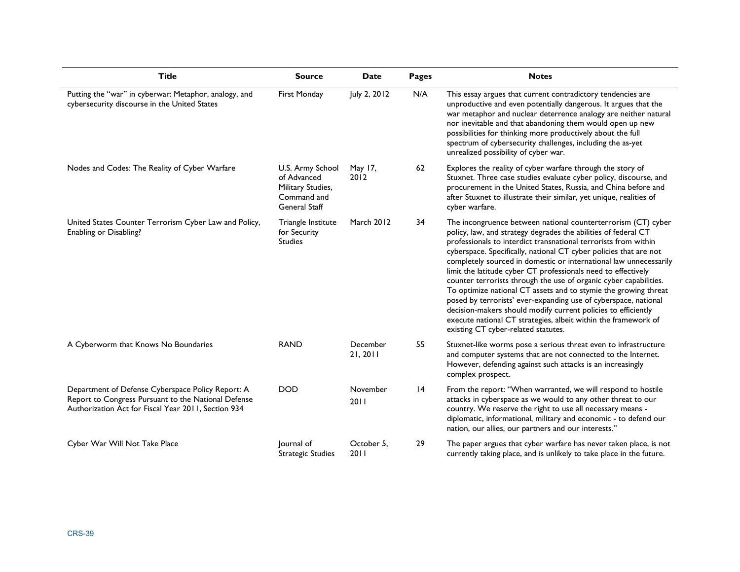| Title | Source | Date | Pages | Notes |
| --- | --- | --- | --- | --- |
| Putting the "war" in cyberwar: Metaphor, analogy, and cybersecurity discourse in the United States | First Monday | July 2, 2012 | N/A | This essay argues that current contradictory tendencies are unproductive and even potentially dangerous. It argues that the war metaphor and nuclear deterrence analogy are neither natural nor inevitable and that abandoning them would open up new possibilities for thinking more productively about the full spectrum of cybersecurity challenges, including the as-yet unrealized possibility of cyber war. |
| Nodes and Codes: The Reality of Cyber Warfare | U.S. Army School of Advanced Military Studies, Command and General Staff | May 17, 2012 | 62 | Explores the reality of cyber warfare through the story of Stuxnet. Three case studies evaluate cyber policy, discourse, and procurement in the United States, Russia, and China before and after Stuxnet to illustrate their similar, yet unique, realities of cyber warfare. |
| United States Counter Terrorism Cyber Law and Policy, Enabling or Disabling? | Triangle Institute for Security Studies | March 2012 | 34 | The incongruence between national counterterrorism (CT) cyber policy, law, and strategy degrades the abilities of federal CT professionals to interdict transnational terrorists from within cyberspace. Specifically, national CT cyber policies that are not completely sourced in domestic or international law unnecessarily limit the latitude cyber CT professionals need to effectively counter terrorists through the use of organic cyber capabilities. To optimize national CT assets and to stymie the growing threat posed by terrorists' ever-expanding use of cyberspace, national decision-makers should modify current policies to efficiently execute national CT strategies, albeit within the framework of existing CT cyber-related statutes. |
| A Cyberworm that Knows No Boundaries | RAND | December 21, 2011 | 55 | Stuxnet-like worms pose a serious threat even to infrastructure and computer systems that are not connected to the Internet. However, defending against such attacks is an increasingly complex prospect. |
| Department of Defense Cyberspace Policy Report: A Report to Congress Pursuant to the National Defense Authorization Act for Fiscal Year 2011, Section 934 | DOD | November 2011 | 14 | From the report: "When warranted, we will respond to hostile attacks in cyberspace as we would to any other threat to our country. We reserve the right to use all necessary means - diplomatic, informational, military and economic - to defend our nation, our allies, our partners and our interests." |
| Cyber War Will Not Take Place | Journal of Strategic Studies | October 5, 2011 | 29 | The paper argues that cyber warfare has never taken place, is not currently taking place, and is unlikely to take place in the future. |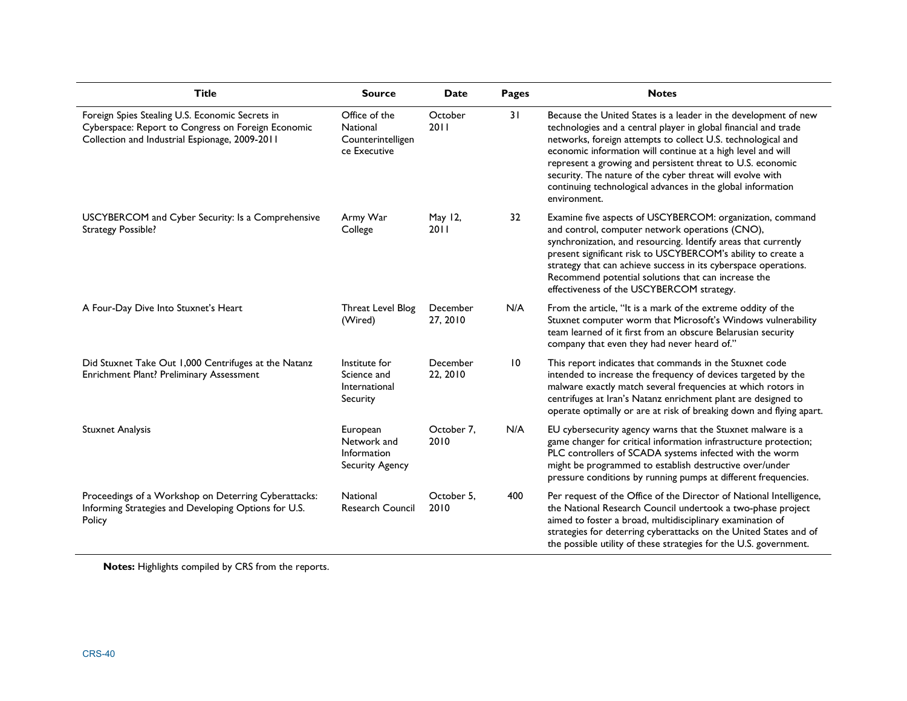| Title | Source | Date | Pages | Notes |
| --- | --- | --- | --- | --- |
| Foreign Spies Stealing U.S. Economic Secrets in Cyberspace: Report to Congress on Foreign Economic Collection and Industrial Espionage, 2009-2011 | Office of the National Counterintelligence Executive | October 2011 | 31 | Because the United States is a leader in the development of new technologies and a central player in global financial and trade networks, foreign attempts to collect U.S. technological and economic information will continue at a high level and will represent a growing and persistent threat to U.S. economic security. The nature of the cyber threat will evolve with continuing technological advances in the global information environment. |
| USCYBERCOM and Cyber Security: Is a Comprehensive Strategy Possible? | Army War College | May 12, 2011 | 32 | Examine five aspects of USCYBERCOM: organization, command and control, computer network operations (CNO), synchronization, and resourcing. Identify areas that currently present significant risk to USCYBERCOM's ability to create a strategy that can achieve success in its cyberspace operations. Recommend potential solutions that can increase the effectiveness of the USCYBERCOM strategy. |
| A Four-Day Dive Into Stuxnet's Heart | Threat Level Blog (Wired) | December 27, 2010 | N/A | From the article, "It is a mark of the extreme oddity of the Stuxnet computer worm that Microsoft's Windows vulnerability team learned of it first from an obscure Belarusian security company that even they had never heard of." |
| Did Stuxnet Take Out 1,000 Centrifuges at the Natanz Enrichment Plant? Preliminary Assessment | Institute for Science and International Security | December 22, 2010 | 10 | This report indicates that commands in the Stuxnet code intended to increase the frequency of devices targeted by the malware exactly match several frequencies at which rotors in centrifuges at Iran's Natanz enrichment plant are designed to operate optimally or are at risk of breaking down and flying apart. |
| Stuxnet Analysis | European Network and Information Security Agency | October 7, 2010 | N/A | EU cybersecurity agency warns that the Stuxnet malware is a game changer for critical information infrastructure protection; PLC controllers of SCADA systems infected with the worm might be programmed to establish destructive over/under pressure conditions by running pumps at different frequencies. |
| Proceedings of a Workshop on Deterring Cyberattacks: Informing Strategies and Developing Options for U.S. Policy | National Research Council | October 5, 2010 | 400 | Per request of the Office of the Director of National Intelligence, the National Research Council undertook a two-phase project aimed to foster a broad, multidisciplinary examination of strategies for deterring cyberattacks on the United States and of the possible utility of these strategies for the U.S. government. |

**Notes:** Highlights compiled by CRS from the reports.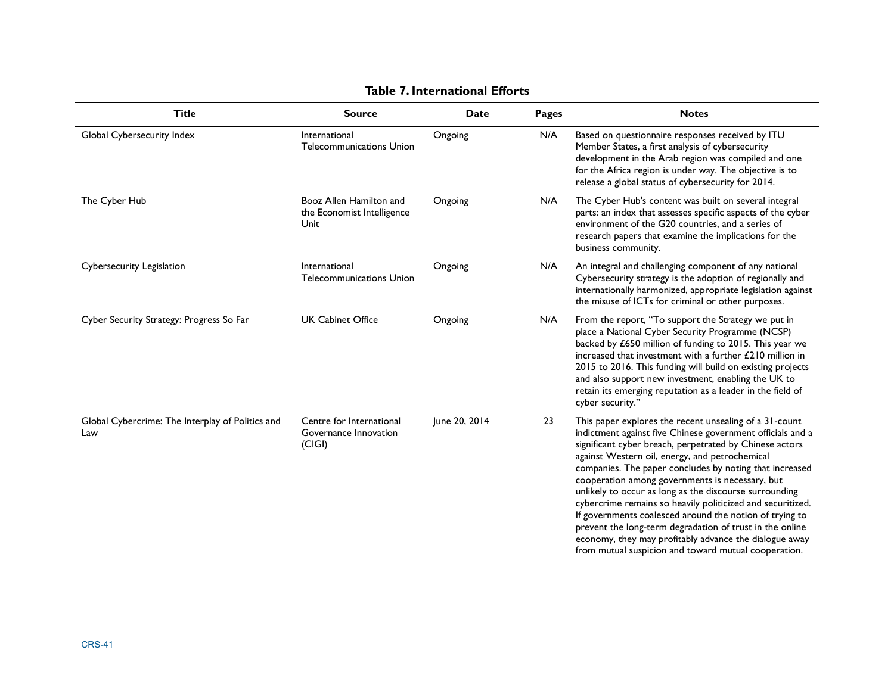**Table 7. International Efforts**

| Title | Source | Date | Pages | Notes |
| --- | --- | --- | --- | --- |
| Global Cybersecurity Index | International Telecommunications Union | Ongoing | N/A | Based on questionnaire responses received by ITU Member States, a first analysis of cybersecurity development in the Arab region was compiled and one for the Africa region is under way. The objective is to release a global status of cybersecurity for 2014. |
| The Cyber Hub | Booz Allen Hamilton and the Economist Intelligence Unit | Ongoing | N/A | The Cyber Hub's content was built on several integral parts: an index that assesses specific aspects of the cyber environment of the G20 countries, and a series of research papers that examine the implications for the business community. |
| Cybersecurity Legislation | International Telecommunications Union | Ongoing | N/A | An integral and challenging component of any national Cybersecurity strategy is the adoption of regionally and internationally harmonized, appropriate legislation against the misuse of ICTs for criminal or other purposes. |
| Cyber Security Strategy: Progress So Far | UK Cabinet Office | Ongoing | N/A | From the report, "To support the Strategy we put in place a National Cyber Security Programme (NCSP) backed by £650 million of funding to 2015. This year we increased that investment with a further £210 million in 2015 to 2016. This funding will build on existing projects and also support new investment, enabling the UK to retain its emerging reputation as a leader in the field of cyber security." |
| Global Cybercrime: The Interplay of Politics and Law | Centre for International Governance Innovation (CIGI) | June 20, 2014 | 23 | This paper explores the recent unsealing of a 31-count indictment against five Chinese government officials and a significant cyber breach, perpetrated by Chinese actors against Western oil, energy, and petrochemical companies. The paper concludes by noting that increased cooperation among governments is necessary, but unlikely to occur as long as the discourse surrounding cybercrime remains so heavily politicized and securitized. If governments coalesced around the notion of trying to prevent the long-term degradation of trust in the online economy, they may profitably advance the dialogue away from mutual suspicion and toward mutual cooperation. |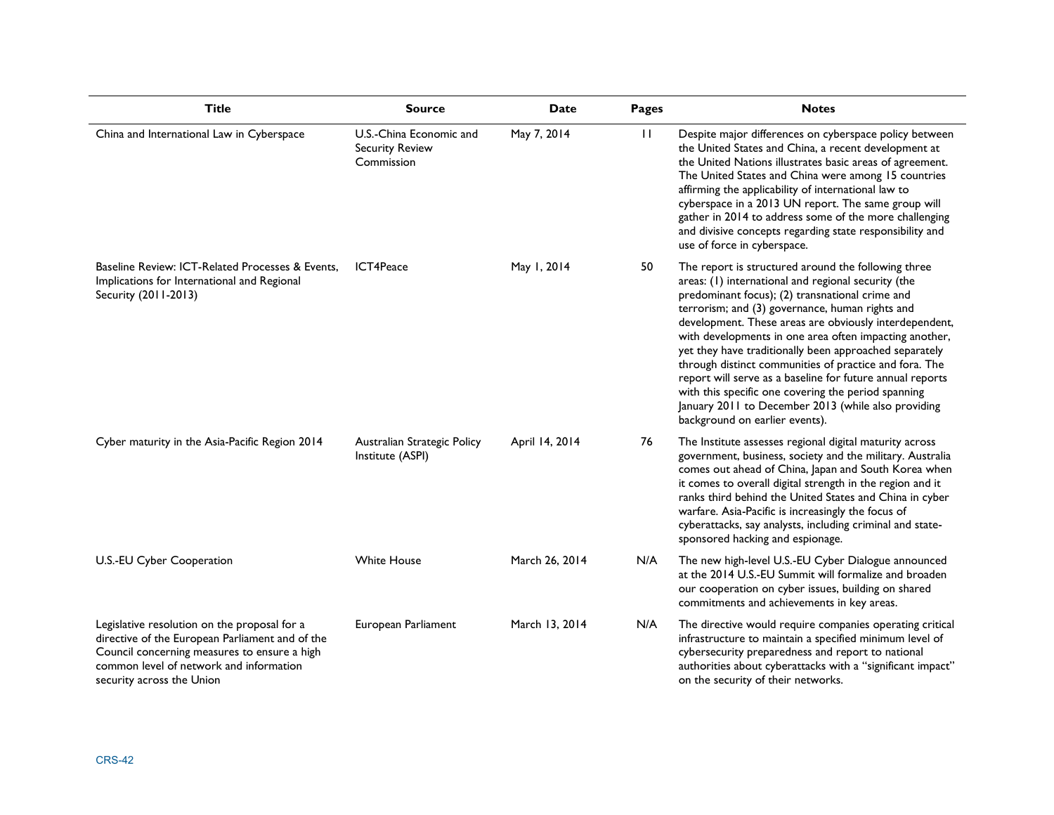| Title | Source | Date | Pages | Notes |
| --- | --- | --- | --- | --- |
| China and International Law in Cyberspace | U.S.-China Economic and Security Review Commission | May 7, 2014 | 11 | Despite major differences on cyberspace policy between the United States and China, a recent development at the United Nations illustrates basic areas of agreement. The United States and China were among 15 countries affirming the applicability of international law to cyberspace in a 2013 UN report. The same group will gather in 2014 to address some of the more challenging and divisive concepts regarding state responsibility and use of force in cyberspace. |
| Baseline Review: ICT-Related Processes & Events, Implications for International and Regional Security (2011-2013) | ICT4Peace | May 1, 2014 | 50 | The report is structured around the following three areas: (1) international and regional security (the predominant focus); (2) transnational crime and terrorism; and (3) governance, human rights and development. These areas are obviously interdependent, with developments in one area often impacting another, yet they have traditionally been approached separately through distinct communities of practice and fora. The report will serve as a baseline for future annual reports with this specific one covering the period spanning January 2011 to December 2013 (while also providing background on earlier events). |
| Cyber maturity in the Asia-Pacific Region 2014 | Australian Strategic Policy Institute (ASPI) | April 14, 2014 | 76 | The Institute assesses regional digital maturity across government, business, society and the military. Australia comes out ahead of China, Japan and South Korea when it comes to overall digital strength in the region and it ranks third behind the United States and China in cyber warfare. Asia-Pacific is increasingly the focus of cyberattacks, say analysts, including criminal and state-sponsored hacking and espionage. |
| U.S.-EU Cyber Cooperation | White House | March 26, 2014 | N/A | The new high-level U.S.-EU Cyber Dialogue announced at the 2014 U.S.-EU Summit will formalize and broaden our cooperation on cyber issues, building on shared commitments and achievements in key areas. |
| Legislative resolution on the proposal for a directive of the European Parliament and of the Council concerning measures to ensure a high common level of network and information security across the Union | European Parliament | March 13, 2014 | N/A | The directive would require companies operating critical infrastructure to maintain a specified minimum level of cybersecurity preparedness and report to national authorities about cyberattacks with a "significant impact" on the security of their networks. |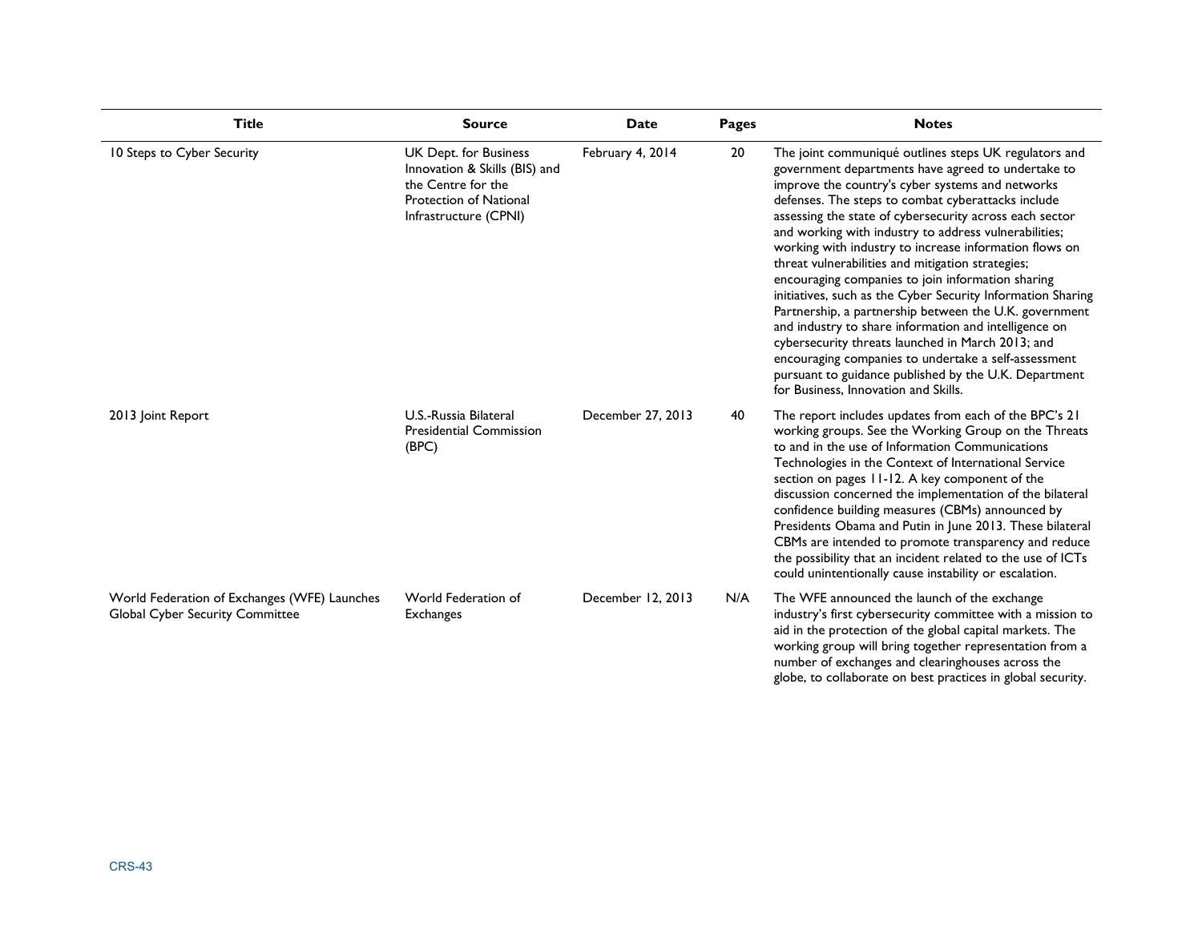| Title | Source | Date | Pages | Notes |
| --- | --- | --- | --- | --- |
| 10 Steps to Cyber Security | UK Dept. for Business Innovation & Skills (BIS) and the Centre for the Protection of National Infrastructure (CPNI) | February 4, 2014 | 20 | The joint communiqué outlines steps UK regulators and government departments have agreed to undertake to improve the country's cyber systems and networks defenses. The steps to combat cyberattacks include assessing the state of cybersecurity across each sector and working with industry to address vulnerabilities; working with industry to increase information flows on threat vulnerabilities and mitigation strategies; encouraging companies to join information sharing initiatives, such as the Cyber Security Information Sharing Partnership, a partnership between the U.K. government and industry to share information and intelligence on cybersecurity threats launched in March 2013; and encouraging companies to undertake a self-assessment pursuant to guidance published by the U.K. Department for Business, Innovation and Skills. |
| 2013 Joint Report | U.S.-Russia Bilateral Presidential Commission (BPC) | December 27, 2013 | 40 | The report includes updates from each of the BPC's 21 working groups. See the Working Group on the Threats to and in the use of Information Communications Technologies in the Context of International Service section on pages 11-12. A key component of the discussion concerned the implementation of the bilateral confidence building measures (CBMs) announced by Presidents Obama and Putin in June 2013. These bilateral CBMs are intended to promote transparency and reduce the possibility that an incident related to the use of ICTs could unintentionally cause instability or escalation. |
| World Federation of Exchanges (WFE) Launches Global Cyber Security Committee | World Federation of Exchanges | December 12, 2013 | N/A | The WFE announced the launch of the exchange industry's first cybersecurity committee with a mission to aid in the protection of the global capital markets. The working group will bring together representation from a number of exchanges and clearinghouses across the globe, to collaborate on best practices in global security. |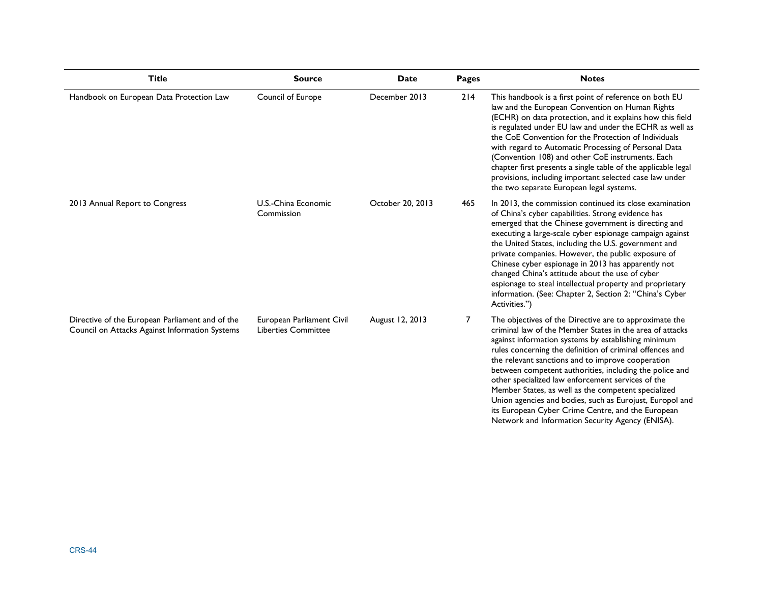| Title | Source | Date | Pages | Notes |
|---|---|---|---|---|
| Handbook on European Data Protection Law | Council of Europe | December 2013 | 214 | This handbook is a first point of reference on both EU law and the European Convention on Human Rights (ECHR) on data protection, and it explains how this field is regulated under EU law and under the ECHR as well as the CoE Convention for the Protection of Individuals with regard to Automatic Processing of Personal Data (Convention 108) and other CoE instruments. Each chapter first presents a single table of the applicable legal provisions, including important selected case law under the two separate European legal systems. |
| 2013 Annual Report to Congress | U.S.-China Economic Commission | October 20, 2013 | 465 | In 2013, the commission continued its close examination of China's cyber capabilities. Strong evidence has emerged that the Chinese government is directing and executing a large-scale cyber espionage campaign against the United States, including the U.S. government and private companies. However, the public exposure of Chinese cyber espionage in 2013 has apparently not changed China's attitude about the use of cyber espionage to steal intellectual property and proprietary information. (See: Chapter 2, Section 2: "China's Cyber Activities.") |
| Directive of the European Parliament and of the Council on Attacks Against Information Systems | European Parliament Civil Liberties Committee | August 12, 2013 | 7 | The objectives of the Directive are to approximate the criminal law of the Member States in the area of attacks against information systems by establishing minimum rules concerning the definition of criminal offences and the relevant sanctions and to improve cooperation between competent authorities, including the police and other specialized law enforcement services of the Member States, as well as the competent specialized Union agencies and bodies, such as Eurojust, Europol and its European Cyber Crime Centre, and the European Network and Information Security Agency (ENISA). |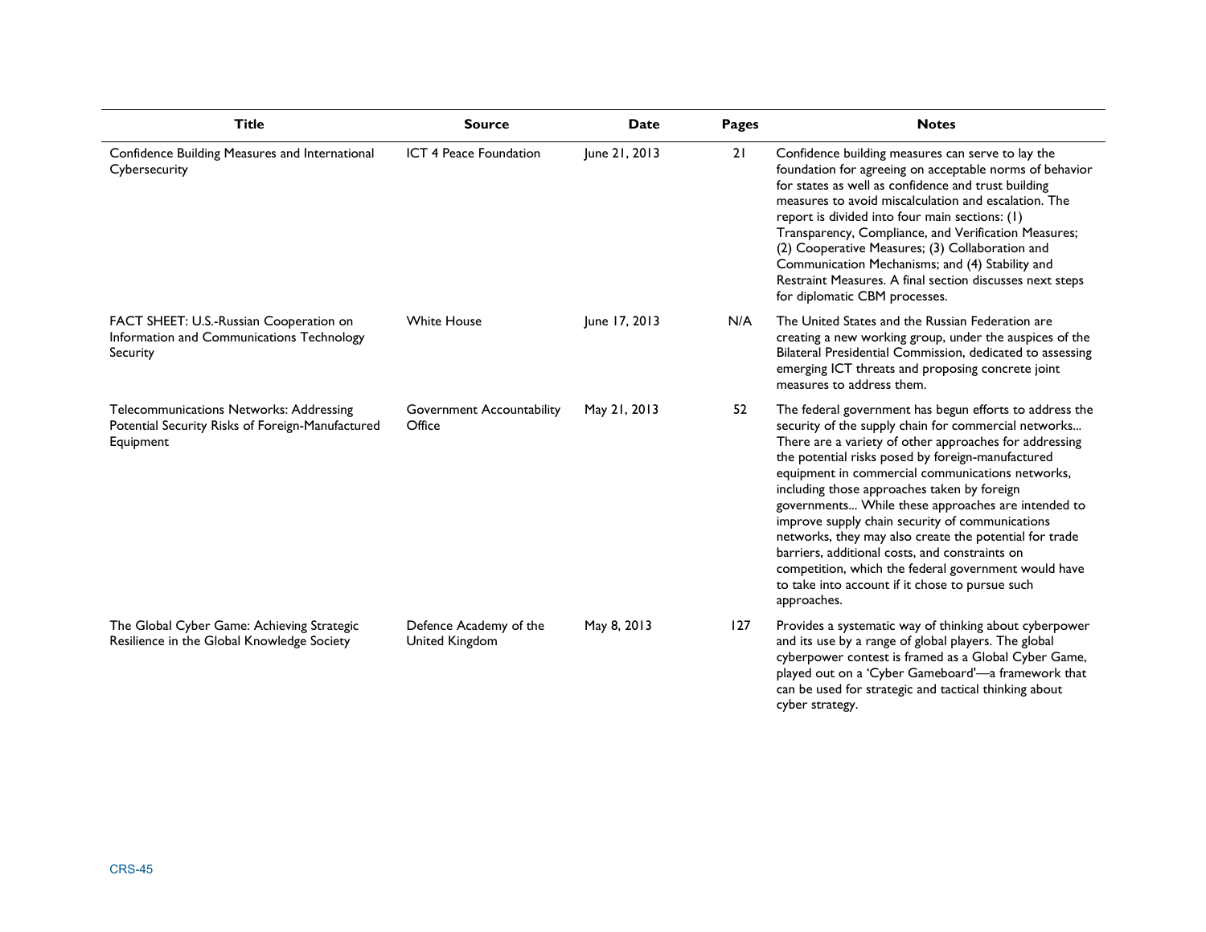| Title | Source | Date | Pages | Notes |
|---|---|---|---|---|
| Confidence Building Measures and International Cybersecurity | ICT 4 Peace Foundation | June 21, 2013 | 21 | Confidence building measures can serve to lay the foundation for agreeing on acceptable norms of behavior for states as well as confidence and trust building measures to avoid miscalculation and escalation. The report is divided into four main sections: (1) Transparency, Compliance, and Verification Measures; (2) Cooperative Measures; (3) Collaboration and Communication Mechanisms; and (4) Stability and Restraint Measures. A final section discusses next steps for diplomatic CBM processes. |
| FACT SHEET: U.S.-Russian Cooperation on Information and Communications Technology Security | White House | June 17, 2013 | N/A | The United States and the Russian Federation are creating a new working group, under the auspices of the Bilateral Presidential Commission, dedicated to assessing emerging ICT threats and proposing concrete joint measures to address them. |
| Telecommunications Networks: Addressing Potential Security Risks of Foreign-Manufactured Equipment | Government Accountability Office | May 21, 2013 | 52 | The federal government has begun efforts to address the security of the supply chain for commercial networks... There are a variety of other approaches for addressing the potential risks posed by foreign-manufactured equipment in commercial communications networks, including those approaches taken by foreign governments... While these approaches are intended to improve supply chain security of communications networks, they may also create the potential for trade barriers, additional costs, and constraints on competition, which the federal government would have to take into account if it chose to pursue such approaches. |
| The Global Cyber Game: Achieving Strategic Resilience in the Global Knowledge Society | Defence Academy of the United Kingdom | May 8, 2013 | 127 | Provides a systematic way of thinking about cyberpower and its use by a range of global players. The global cyberpower contest is framed as a Global Cyber Game, played out on a 'Cyber Gameboard'—a framework that can be used for strategic and tactical thinking about cyber strategy. |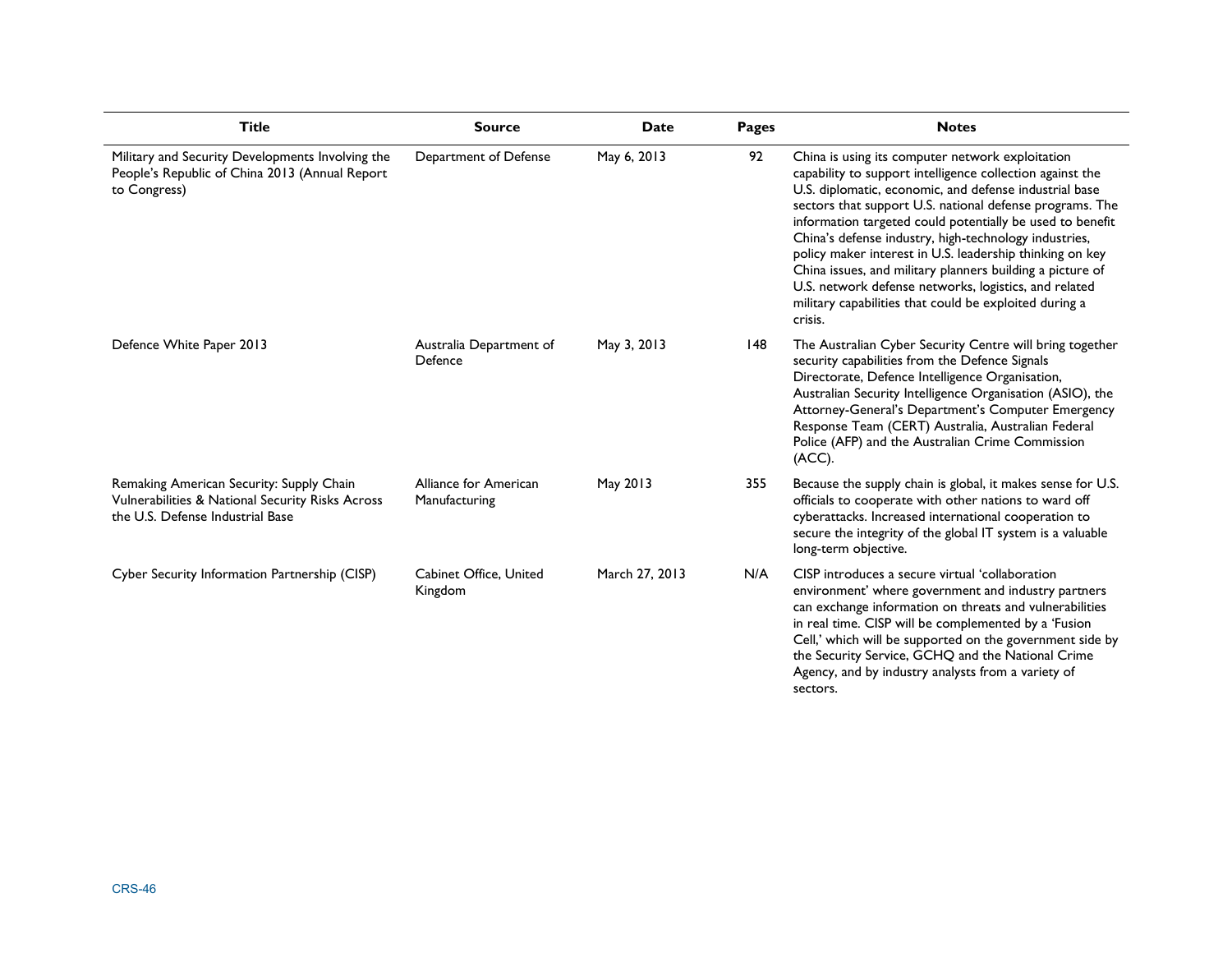| Title | Source | Date | Pages | Notes |
| --- | --- | --- | --- | --- |
| Military and Security Developments Involving the People's Republic of China 2013 (Annual Report to Congress) | Department of Defense | May 6, 2013 | 92 | China is using its computer network exploitation capability to support intelligence collection against the U.S. diplomatic, economic, and defense industrial base sectors that support U.S. national defense programs. The information targeted could potentially be used to benefit China's defense industry, high-technology industries, policy maker interest in U.S. leadership thinking on key China issues, and military planners building a picture of U.S. network defense networks, logistics, and related military capabilities that could be exploited during a crisis. |
| Defence White Paper 2013 | Australia Department of Defence | May 3, 2013 | 148 | The Australian Cyber Security Centre will bring together security capabilities from the Defence Signals Directorate, Defence Intelligence Organisation, Australian Security Intelligence Organisation (ASIO), the Attorney-General's Department's Computer Emergency Response Team (CERT) Australia, Australian Federal Police (AFP) and the Australian Crime Commission (ACC). |
| Remaking American Security: Supply Chain Vulnerabilities & National Security Risks Across the U.S. Defense Industrial Base | Alliance for American Manufacturing | May 2013 | 355 | Because the supply chain is global, it makes sense for U.S. officials to cooperate with other nations to ward off cyberattacks. Increased international cooperation to secure the integrity of the global IT system is a valuable long-term objective. |
| Cyber Security Information Partnership (CISP) | Cabinet Office, United Kingdom | March 27, 2013 | N/A | CISP introduces a secure virtual 'collaboration environment' where government and industry partners can exchange information on threats and vulnerabilities in real time. CISP will be complemented by a 'Fusion Cell,' which will be supported on the government side by the Security Service, GCHQ and the National Crime Agency, and by industry analysts from a variety of sectors. |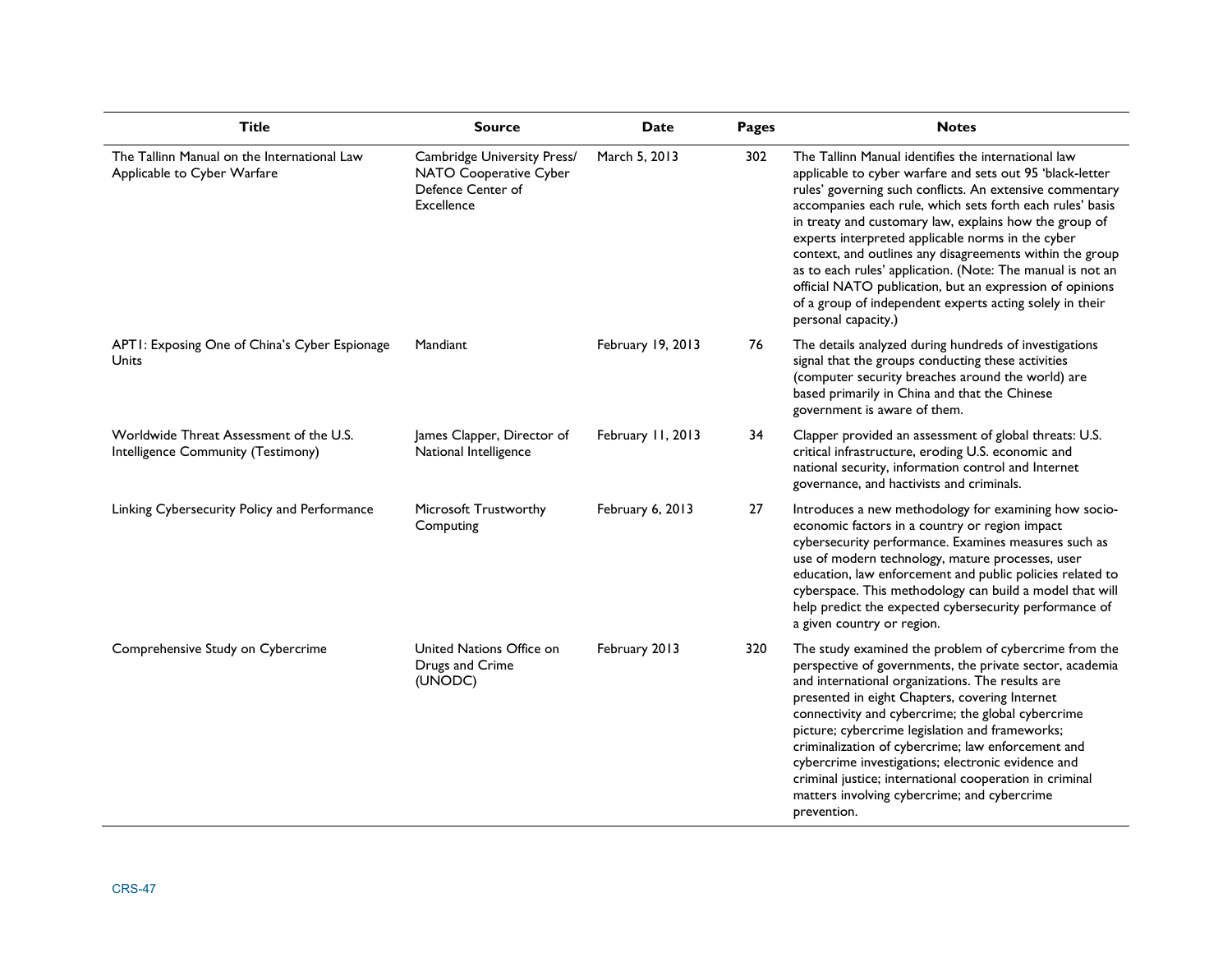| Title | Source | Date | Pages | Notes |
| --- | --- | --- | --- | --- |
| The Tallinn Manual on the International Law Applicable to Cyber Warfare | Cambridge University Press/ NATO Cooperative Cyber Defence Center of Excellence | March 5, 2013 | 302 | The Tallinn Manual identifies the international law applicable to cyber warfare and sets out 95 'black-letter rules' governing such conflicts. An extensive commentary accompanies each rule, which sets forth each rules' basis in treaty and customary law, explains how the group of experts interpreted applicable norms in the cyber context, and outlines any disagreements within the group as to each rules' application. (Note: The manual is not an official NATO publication, but an expression of opinions of a group of independent experts acting solely in their personal capacity.) |
| APT1: Exposing One of China's Cyber Espionage Units | Mandiant | February 19, 2013 | 76 | The details analyzed during hundreds of investigations signal that the groups conducting these activities (computer security breaches around the world) are based primarily in China and that the Chinese government is aware of them. |
| Worldwide Threat Assessment of the U.S. Intelligence Community (Testimony) | James Clapper, Director of National Intelligence | February 11, 2013 | 34 | Clapper provided an assessment of global threats: U.S. critical infrastructure, eroding U.S. economic and national security, information control and Internet governance, and hactivists and criminals. |
| Linking Cybersecurity Policy and Performance | Microsoft Trustworthy Computing | February 6, 2013 | 27 | Introduces a new methodology for examining how socio-economic factors in a country or region impact cybersecurity performance. Examines measures such as use of modern technology, mature processes, user education, law enforcement and public policies related to cyberspace. This methodology can build a model that will help predict the expected cybersecurity performance of a given country or region. |
| Comprehensive Study on Cybercrime | United Nations Office on Drugs and Crime (UNODC) | February 2013 | 320 | The study examined the problem of cybercrime from the perspective of governments, the private sector, academia and international organizations. The results are presented in eight Chapters, covering Internet connectivity and cybercrime; the global cybercrime picture; cybercrime legislation and frameworks; criminalization of cybercrime; law enforcement and cybercrime investigations; electronic evidence and criminal justice; international cooperation in criminal matters involving cybercrime; and cybercrime prevention. |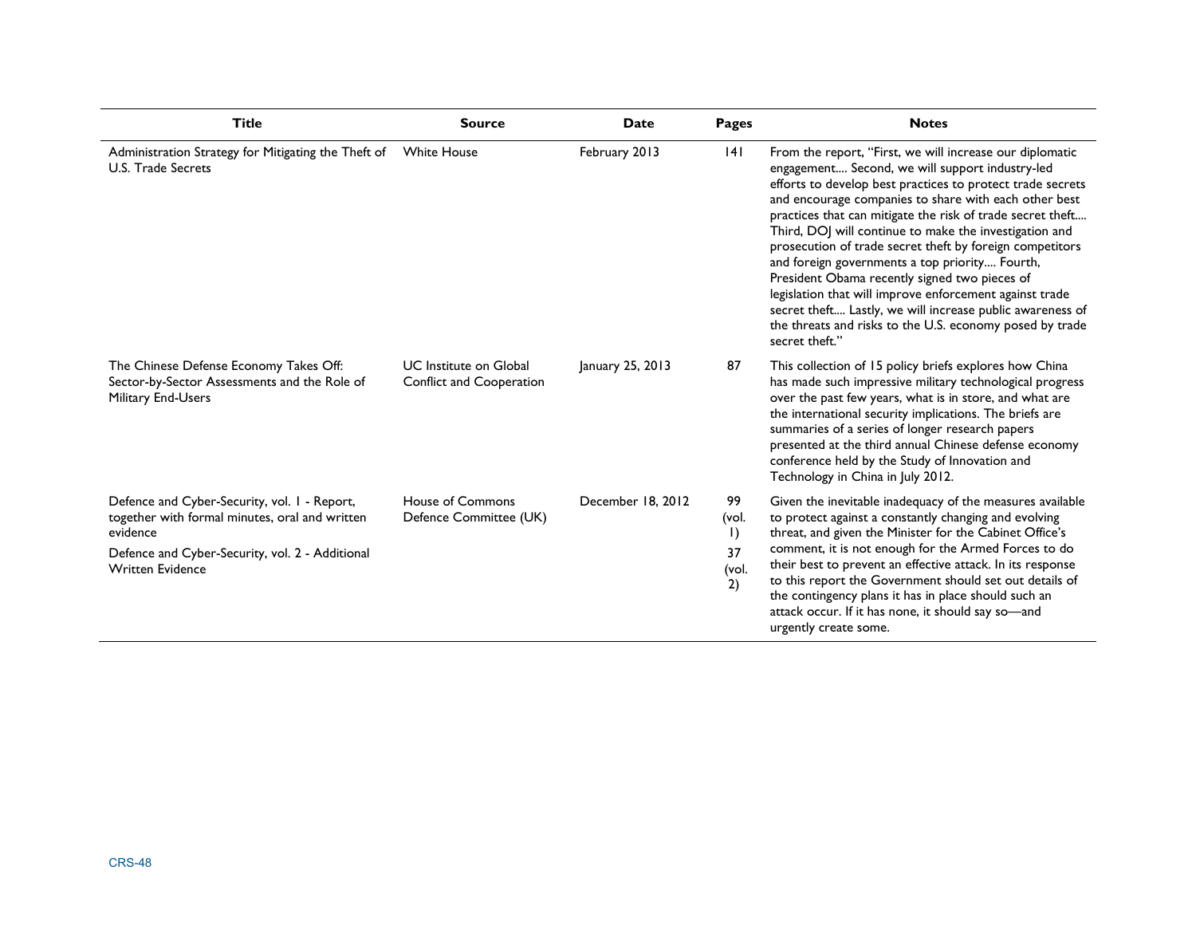| Title | Source | Date | Pages | Notes |
| --- | --- | --- | --- | --- |
| Administration Strategy for Mitigating the Theft of U.S. Trade Secrets | White House | February 2013 | 141 | From the report, "First, we will increase our diplomatic engagement.... Second, we will support industry-led efforts to develop best practices to protect trade secrets and encourage companies to share with each other best practices that can mitigate the risk of trade secret theft.... Third, DOJ will continue to make the investigation and prosecution of trade secret theft by foreign competitors and foreign governments a top priority.... Fourth, President Obama recently signed two pieces of legislation that will improve enforcement against trade secret theft.... Lastly, we will increase public awareness of the threats and risks to the U.S. economy posed by trade secret theft." |
| The Chinese Defense Economy Takes Off: Sector-by-Sector Assessments and the Role of Military End-Users | UC Institute on Global Conflict and Cooperation | January 25, 2013 | 87 | This collection of 15 policy briefs explores how China has made such impressive military technological progress over the past few years, what is in store, and what are the international security implications. The briefs are summaries of a series of longer research papers presented at the third annual Chinese defense economy conference held by the Study of Innovation and Technology in China in July 2012. |
| Defence and Cyber-Security, vol. 1 - Report, together with formal minutes, oral and written evidence<br>Defence and Cyber-Security, vol. 2 - Additional Written Evidence | House of Commons Defence Committee (UK) | December 18, 2012 | 99 (vol. 1)<br>37 (vol. 2) | Given the inevitable inadequacy of the measures available to protect against a constantly changing and evolving threat, and given the Minister for the Cabinet Office's comment, it is not enough for the Armed Forces to do their best to prevent an effective attack. In its response to this report the Government should set out details of the contingency plans it has in place should such an attack occur. If it has none, it should say so—and urgently create some. |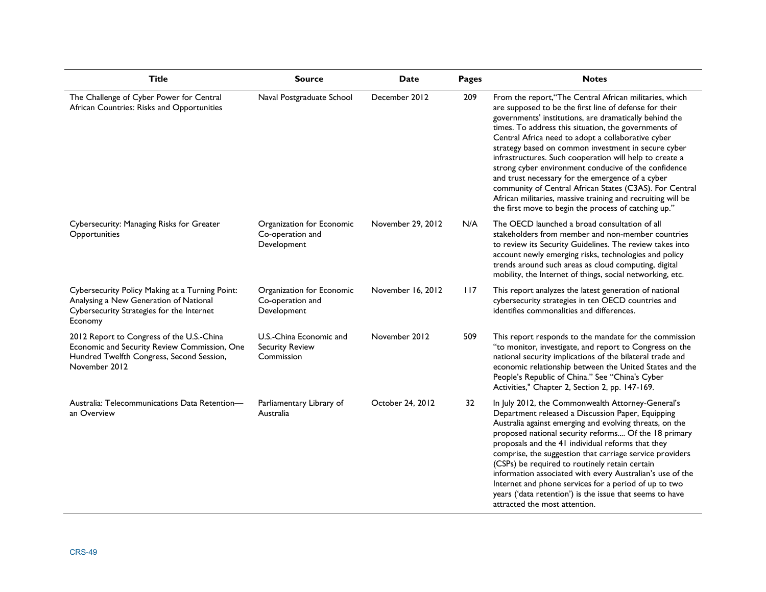| Title | Source | Date | Pages | Notes |
| --- | --- | --- | --- | --- |
| The Challenge of Cyber Power for Central African Countries: Risks and Opportunities | Naval Postgraduate School | December 2012 | 209 | From the report,"The Central African militaries, which are supposed to be the first line of defense for their governments' institutions, are dramatically behind the times. To address this situation, the governments of Central Africa need to adopt a collaborative cyber strategy based on common investment in secure cyber infrastructures. Such cooperation will help to create a strong cyber environment conducive of the confidence and trust necessary for the emergence of a cyber community of Central African States (C3AS). For Central African militaries, massive training and recruiting will be the first move to begin the process of catching up." |
| Cybersecurity: Managing Risks for Greater Opportunities | Organization for Economic Co-operation and Development | November 29, 2012 | N/A | The OECD launched a broad consultation of all stakeholders from member and non-member countries to review its Security Guidelines. The review takes into account newly emerging risks, technologies and policy trends around such areas as cloud computing, digital mobility, the Internet of things, social networking, etc. |
| Cybersecurity Policy Making at a Turning Point: Analysing a New Generation of National Cybersecurity Strategies for the Internet Economy | Organization for Economic Co-operation and Development | November 16, 2012 | 117 | This report analyzes the latest generation of national cybersecurity strategies in ten OECD countries and identifies commonalities and differences. |
| 2012 Report to Congress of the U.S.-China Economic and Security Review Commission, One Hundred Twelfth Congress, Second Session, November 2012 | U.S.-China Economic and Security Review Commission | November 2012 | 509 | This report responds to the mandate for the commission "to monitor, investigate, and report to Congress on the national security implications of the bilateral trade and economic relationship between the United States and the People's Republic of China." See "China's Cyber Activities," Chapter 2, Section 2, pp. 147-169. |
| Australia: Telecommunications Data Retention—an Overview | Parliamentary Library of Australia | October 24, 2012 | 32 | In July 2012, the Commonwealth Attorney-General's Department released a Discussion Paper, Equipping Australia against emerging and evolving threats, on the proposed national security reforms.... Of the 18 primary proposals and the 41 individual reforms that they comprise, the suggestion that carriage service providers (CSPs) be required to routinely retain certain information associated with every Australian's use of the Internet and phone services for a period of up to two years ('data retention') is the issue that seems to have attracted the most attention. |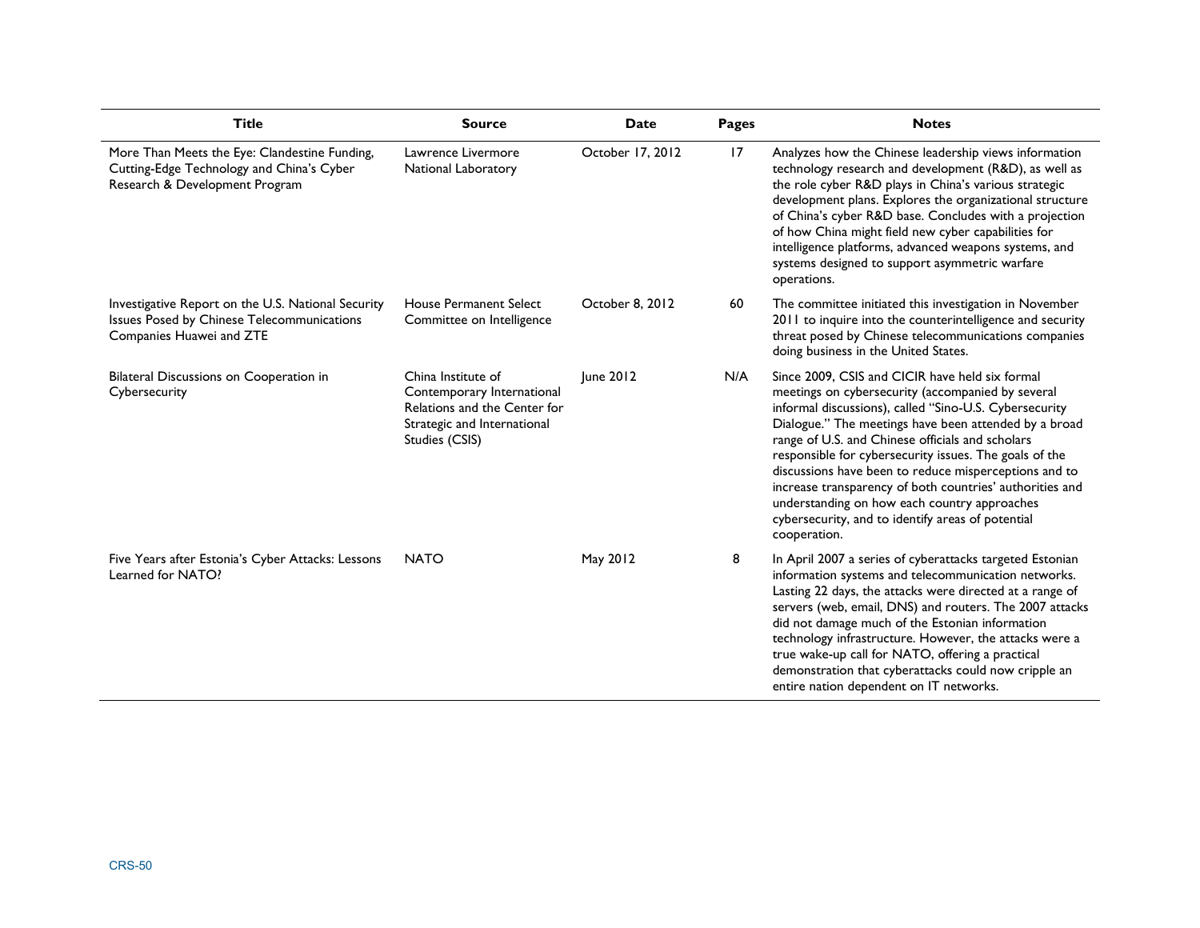| Title | Source | Date | Pages | Notes |
|---|---|---|---|---|
| More Than Meets the Eye: Clandestine Funding, Cutting-Edge Technology and China's Cyber Research & Development Program | Lawrence Livermore National Laboratory | October 17, 2012 | 17 | Analyzes how the Chinese leadership views information technology research and development (R&D), as well as the role cyber R&D plays in China's various strategic development plans. Explores the organizational structure of China's cyber R&D base. Concludes with a projection of how China might field new cyber capabilities for intelligence platforms, advanced weapons systems, and systems designed to support asymmetric warfare operations. |
| Investigative Report on the U.S. National Security Issues Posed by Chinese Telecommunications Companies Huawei and ZTE | House Permanent Select Committee on Intelligence | October 8, 2012 | 60 | The committee initiated this investigation in November 2011 to inquire into the counterintelligence and security threat posed by Chinese telecommunications companies doing business in the United States. |
| Bilateral Discussions on Cooperation in Cybersecurity | China Institute of Contemporary International Relations and the Center for Strategic and International Studies (CSIS) | June 2012 | N/A | Since 2009, CSIS and CICIR have held six formal meetings on cybersecurity (accompanied by several informal discussions), called "Sino-U.S. Cybersecurity Dialogue." The meetings have been attended by a broad range of U.S. and Chinese officials and scholars responsible for cybersecurity issues. The goals of the discussions have been to reduce misperceptions and to increase transparency of both countries' authorities and understanding on how each country approaches cybersecurity, and to identify areas of potential cooperation. |
| Five Years after Estonia's Cyber Attacks: Lessons Learned for NATO? | NATO | May 2012 | 8 | In April 2007 a series of cyberattacks targeted Estonian information systems and telecommunication networks. Lasting 22 days, the attacks were directed at a range of servers (web, email, DNS) and routers. The 2007 attacks did not damage much of the Estonian information technology infrastructure. However, the attacks were a true wake-up call for NATO, offering a practical demonstration that cyberattacks could now cripple an entire nation dependent on IT networks. |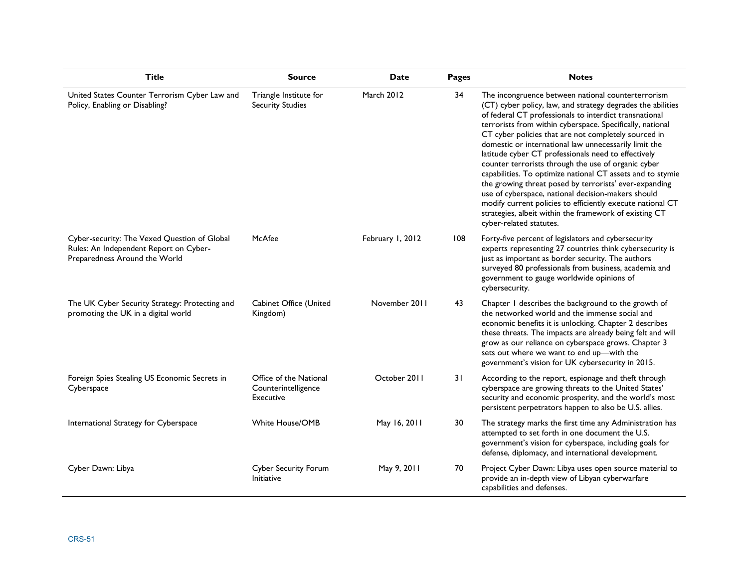| Title | Source | Date | Pages | Notes |
| --- | --- | --- | --- | --- |
| United States Counter Terrorism Cyber Law and Policy, Enabling or Disabling? | Triangle Institute for Security Studies | March 2012 | 34 | The incongruence between national counterterrorism (CT) cyber policy, law, and strategy degrades the abilities of federal CT professionals to interdict transnational terrorists from within cyberspace. Specifically, national CT cyber policies that are not completely sourced in domestic or international law unnecessarily limit the latitude cyber CT professionals need to effectively counter terrorists through the use of organic cyber capabilities. To optimize national CT assets and to stymie the growing threat posed by terrorists' ever-expanding use of cyberspace, national decision-makers should modify current policies to efficiently execute national CT strategies, albeit within the framework of existing CT cyber-related statutes. |
| Cyber-security: The Vexed Question of Global Rules: An Independent Report on Cyber-Preparedness Around the World | McAfee | February 1, 2012 | 108 | Forty-five percent of legislators and cybersecurity experts representing 27 countries think cybersecurity is just as important as border security. The authors surveyed 80 professionals from business, academia and government to gauge worldwide opinions of cybersecurity. |
| The UK Cyber Security Strategy: Protecting and promoting the UK in a digital world | Cabinet Office (United Kingdom) | November 2011 | 43 | Chapter 1 describes the background to the growth of the networked world and the immense social and economic benefits it is unlocking. Chapter 2 describes these threats. The impacts are already being felt and will grow as our reliance on cyberspace grows. Chapter 3 sets out where we want to end up—with the government's vision for UK cybersecurity in 2015. |
| Foreign Spies Stealing US Economic Secrets in Cyberspace | Office of the National Counterintelligence Executive | October 2011 | 31 | According to the report, espionage and theft through cyberspace are growing threats to the United States' security and economic prosperity, and the world's most persistent perpetrators happen to also be U.S. allies. |
| International Strategy for Cyberspace | White House/OMB | May 16, 2011 | 30 | The strategy marks the first time any Administration has attempted to set forth in one document the U.S. government's vision for cyberspace, including goals for defense, diplomacy, and international development. |
| Cyber Dawn: Libya | Cyber Security Forum Initiative | May 9, 2011 | 70 | Project Cyber Dawn: Libya uses open source material to provide an in-depth view of Libyan cyberwarfare capabilities and defenses. |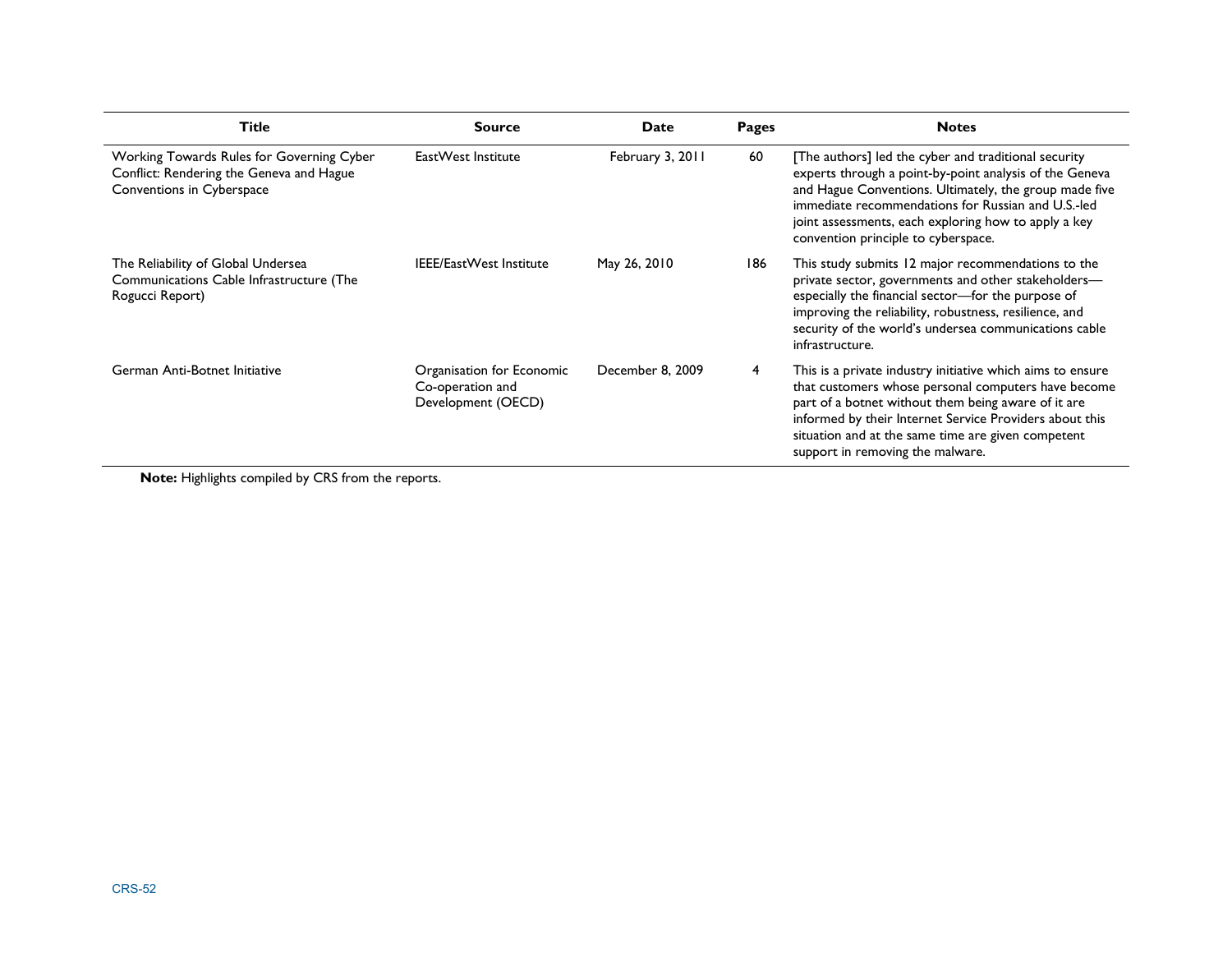| Title | Source | Date | Pages | Notes |
| --- | --- | --- | --- | --- |
| Working Towards Rules for Governing Cyber Conflict: Rendering the Geneva and Hague Conventions in Cyberspace | EastWest Institute | February 3, 2011 | 60 | [The authors] led the cyber and traditional security experts through a point-by-point analysis of the Geneva and Hague Conventions. Ultimately, the group made five immediate recommendations for Russian and U.S.-led joint assessments, each exploring how to apply a key convention principle to cyberspace. |
| The Reliability of Global Undersea Communications Cable Infrastructure (The Rogucci Report) | IEEE/EastWest Institute | May 26, 2010 | 186 | This study submits 12 major recommendations to the private sector, governments and other stakeholders—especially the financial sector—for the purpose of improving the reliability, robustness, resilience, and security of the world's undersea communications cable infrastructure. |
| German Anti-Botnet Initiative | Organisation for Economic Co-operation and Development (OECD) | December 8, 2009 | 4 | This is a private industry initiative which aims to ensure that customers whose personal computers have become part of a botnet without them being aware of it are informed by their Internet Service Providers about this situation and at the same time are given competent support in removing the malware. |

**Note:** Highlights compiled by CRS from the reports.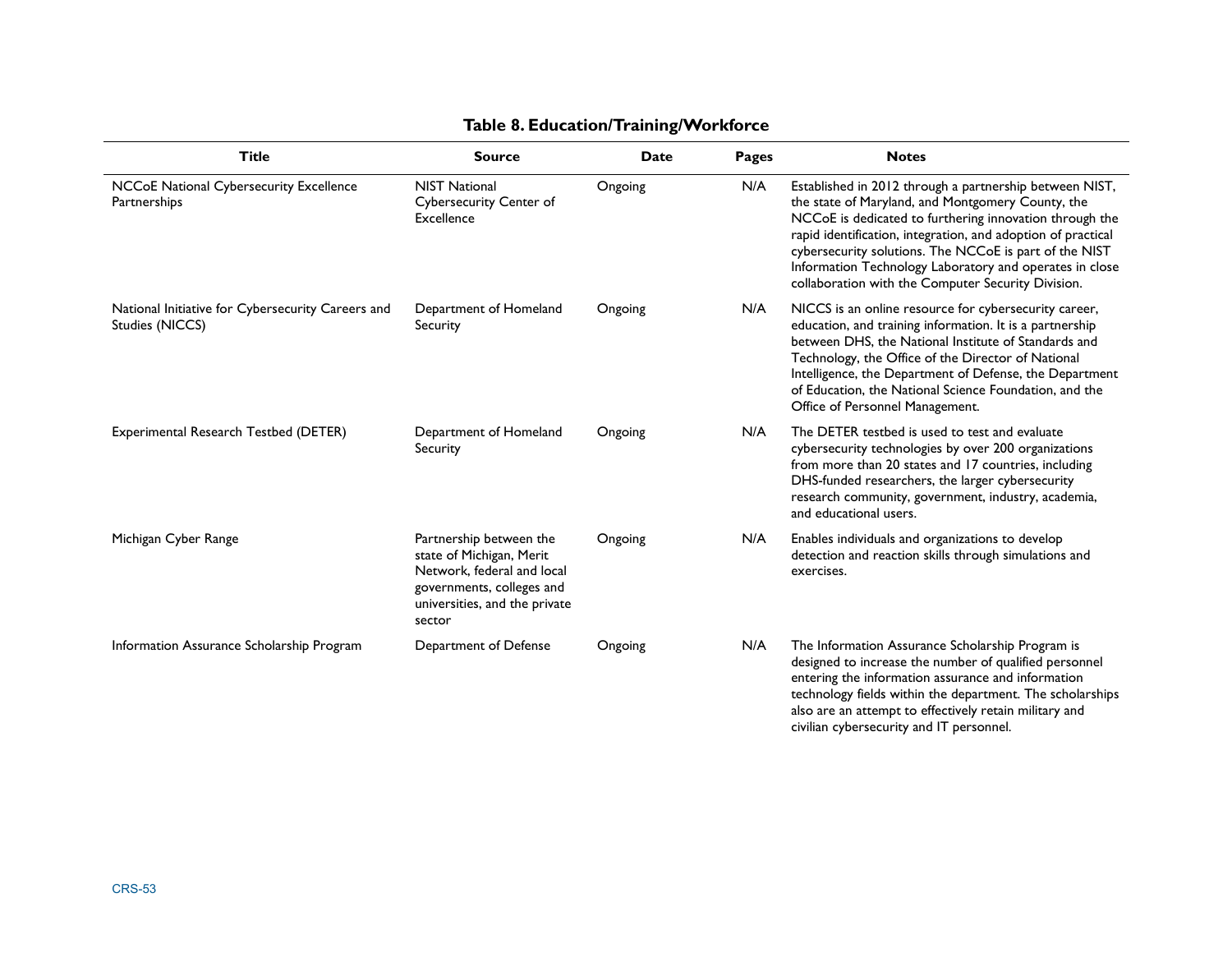**Table 8. Education/Training/Workforce**

| Title | Source | Date | Pages | Notes |
|---|---|---|---|---|
| NCCoE National Cybersecurity Excellence Partnerships | NIST National Cybersecurity Center of Excellence | Ongoing | N/A | Established in 2012 through a partnership between NIST, the state of Maryland, and Montgomery County, the NCCoE is dedicated to furthering innovation through the rapid identification, integration, and adoption of practical cybersecurity solutions. The NCCoE is part of the NIST Information Technology Laboratory and operates in close collaboration with the Computer Security Division. |
| National Initiative for Cybersecurity Careers and Studies (NICCS) | Department of Homeland Security | Ongoing | N/A | NICCS is an online resource for cybersecurity career, education, and training information. It is a partnership between DHS, the National Institute of Standards and Technology, the Office of the Director of National Intelligence, the Department of Defense, the Department of Education, the National Science Foundation, and the Office of Personnel Management. |
| Experimental Research Testbed (DETER) | Department of Homeland Security | Ongoing | N/A | The DETER testbed is used to test and evaluate cybersecurity technologies by over 200 organizations from more than 20 states and 17 countries, including DHS-funded researchers, the larger cybersecurity research community, government, industry, academia, and educational users. |
| Michigan Cyber Range | Partnership between the state of Michigan, Merit Network, federal and local governments, colleges and universities, and the private sector | Ongoing | N/A | Enables individuals and organizations to develop detection and reaction skills through simulations and exercises. |
| Information Assurance Scholarship Program | Department of Defense | Ongoing | N/A | The Information Assurance Scholarship Program is designed to increase the number of qualified personnel entering the information assurance and information technology fields within the department. The scholarships also are an attempt to effectively retain military and civilian cybersecurity and IT personnel. |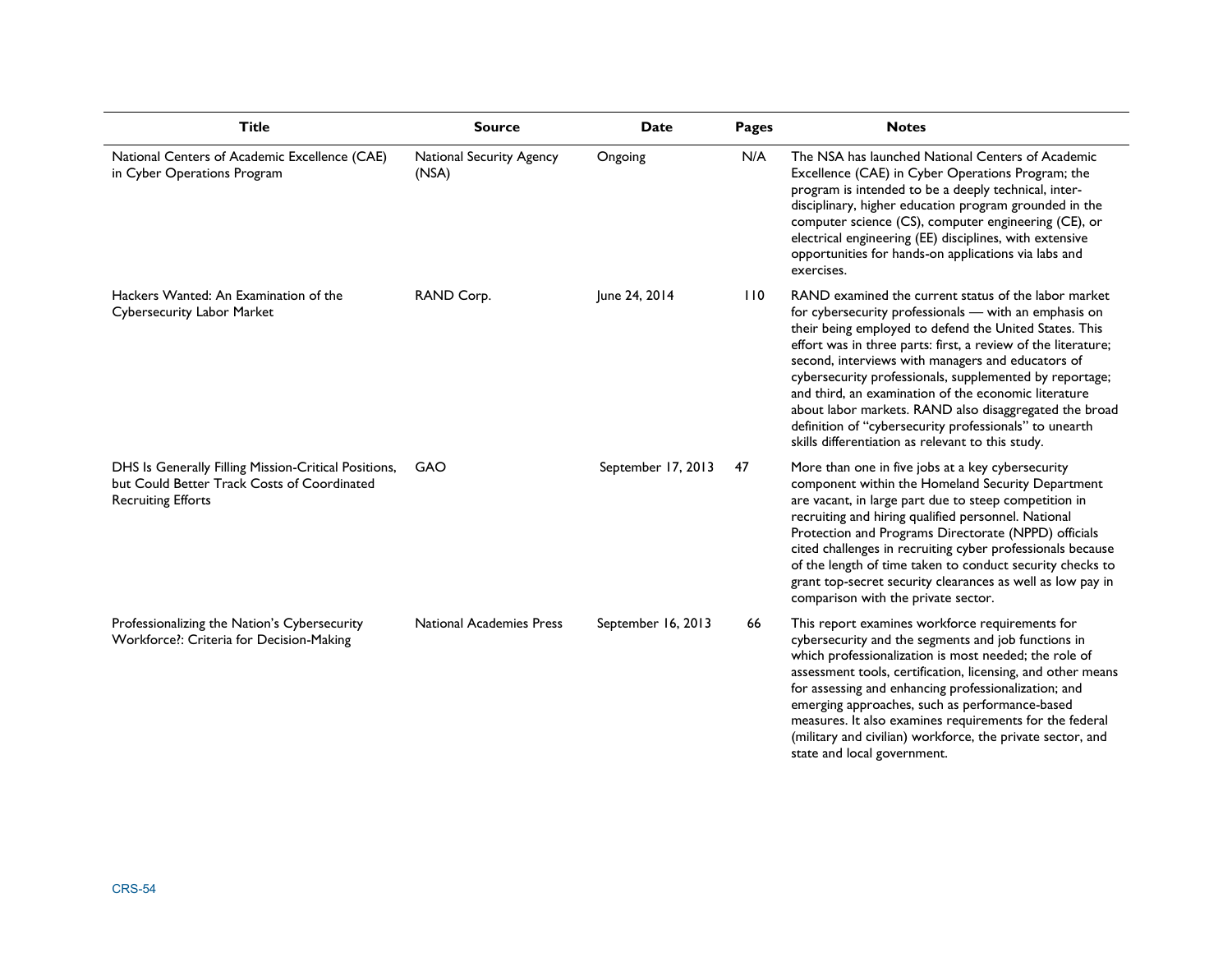| Title | Source | Date | Pages | Notes |
| --- | --- | --- | --- | --- |
| National Centers of Academic Excellence (CAE) in Cyber Operations Program | National Security Agency (NSA) | Ongoing | N/A | The NSA has launched National Centers of Academic Excellence (CAE) in Cyber Operations Program; the program is intended to be a deeply technical, inter-disciplinary, higher education program grounded in the computer science (CS), computer engineering (CE), or electrical engineering (EE) disciplines, with extensive opportunities for hands-on applications via labs and exercises. |
| Hackers Wanted: An Examination of the Cybersecurity Labor Market | RAND Corp. | June 24, 2014 | 110 | RAND examined the current status of the labor market for cybersecurity professionals — with an emphasis on their being employed to defend the United States. This effort was in three parts: first, a review of the literature; second, interviews with managers and educators of cybersecurity professionals, supplemented by reportage; and third, an examination of the economic literature about labor markets. RAND also disaggregated the broad definition of "cybersecurity professionals" to unearth skills differentiation as relevant to this study. |
| DHS Is Generally Filling Mission-Critical Positions, but Could Better Track Costs of Coordinated Recruiting Efforts | GAO | September 17, 2013 | 47 | More than one in five jobs at a key cybersecurity component within the Homeland Security Department are vacant, in large part due to steep competition in recruiting and hiring qualified personnel. National Protection and Programs Directorate (NPPD) officials cited challenges in recruiting cyber professionals because of the length of time taken to conduct security checks to grant top-secret security clearances as well as low pay in comparison with the private sector. |
| Professionalizing the Nation's Cybersecurity Workforce?: Criteria for Decision-Making | National Academies Press | September 16, 2013 | 66 | This report examines workforce requirements for cybersecurity and the segments and job functions in which professionalization is most needed; the role of assessment tools, certification, licensing, and other means for assessing and enhancing professionalization; and emerging approaches, such as performance-based measures. It also examines requirements for the federal (military and civilian) workforce, the private sector, and state and local government. |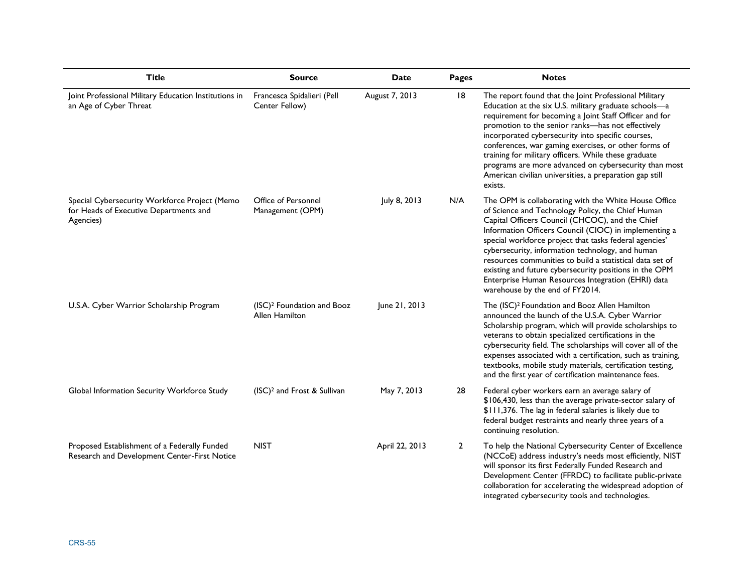| Title | Source | Date | Pages | Notes |
|---|---|---|---|---|
| Joint Professional Military Education Institutions in an Age of Cyber Threat | Francesca Spidalieri (Pell Center Fellow) | August 7, 2013 | 18 | The report found that the Joint Professional Military Education at the six U.S. military graduate schools—a requirement for becoming a Joint Staff Officer and for promotion to the senior ranks—has not effectively incorporated cybersecurity into specific courses, conferences, war gaming exercises, or other forms of training for military officers. While these graduate programs are more advanced on cybersecurity than most American civilian universities, a preparation gap still exists. |
| Special Cybersecurity Workforce Project (Memo for Heads of Executive Departments and Agencies) | Office of Personnel Management (OPM) | July 8, 2013 | N/A | The OPM is collaborating with the White House Office of Science and Technology Policy, the Chief Human Capital Officers Council (CHCOC), and the Chief Information Officers Council (CIOC) in implementing a special workforce project that tasks federal agencies' cybersecurity, information technology, and human resources communities to build a statistical data set of existing and future cybersecurity positions in the OPM Enterprise Human Resources Integration (EHRI) data warehouse by the end of FY2014. |
| U.S.A. Cyber Warrior Scholarship Program | (ISC)² Foundation and Booz Allen Hamilton | June 21, 2013 | | The (ISC)² Foundation and Booz Allen Hamilton announced the launch of the U.S.A. Cyber Warrior Scholarship program, which will provide scholarships to veterans to obtain specialized certifications in the cybersecurity field. The scholarships will cover all of the expenses associated with a certification, such as training, textbooks, mobile study materials, certification testing, and the first year of certification maintenance fees. |
| Global Information Security Workforce Study | (ISC)² and Frost & Sullivan | May 7, 2013 | 28 | Federal cyber workers earn an average salary of $106,430, less than the average private-sector salary of $111,376. The lag in federal salaries is likely due to federal budget restraints and nearly three years of a continuing resolution. |
| Proposed Establishment of a Federally Funded Research and Development Center-First Notice | NIST | April 22, 2013 | 2 | To help the National Cybersecurity Center of Excellence (NCCoE) address industry's needs most efficiently, NIST will sponsor its first Federally Funded Research and Development Center (FFRDC) to facilitate public-private collaboration for accelerating the widespread adoption of integrated cybersecurity tools and technologies. |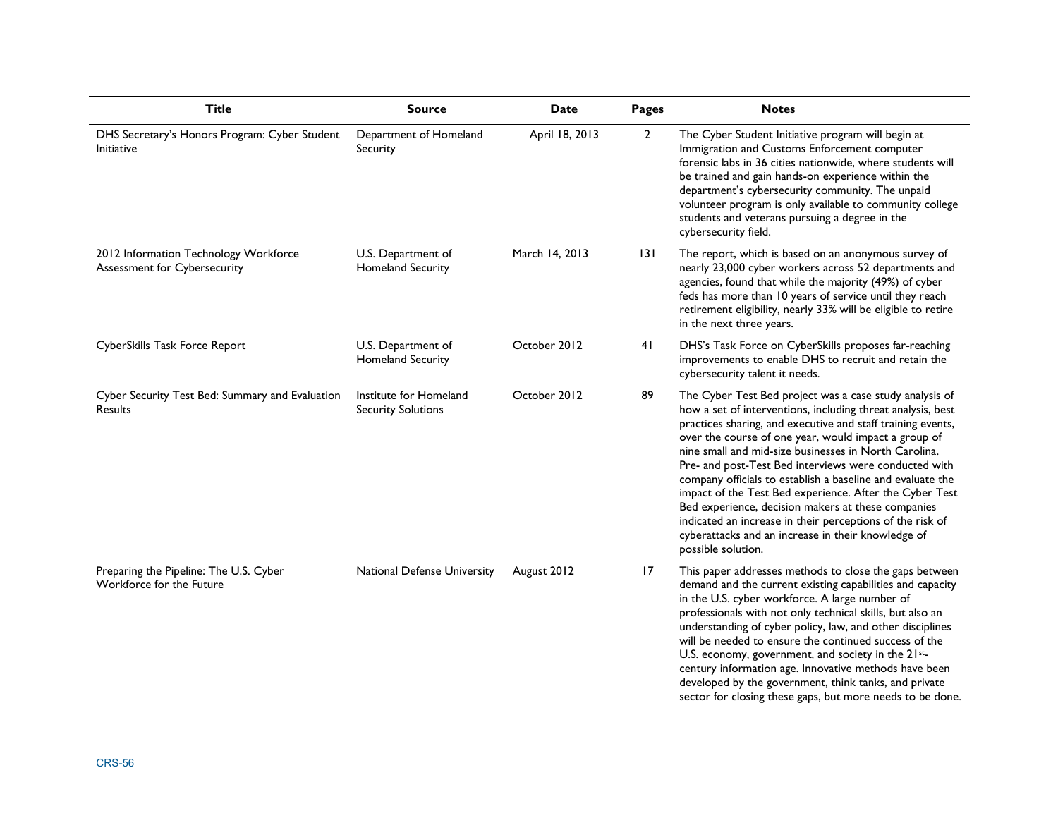| Title | Source | Date | Pages | Notes |
| --- | --- | --- | --- | --- |
| DHS Secretary's Honors Program: Cyber Student Initiative | Department of Homeland Security | April 18, 2013 | 2 | The Cyber Student Initiative program will begin at Immigration and Customs Enforcement computer forensic labs in 36 cities nationwide, where students will be trained and gain hands-on experience within the department's cybersecurity community. The unpaid volunteer program is only available to community college students and veterans pursuing a degree in the cybersecurity field. |
| 2012 Information Technology Workforce Assessment for Cybersecurity | U.S. Department of Homeland Security | March 14, 2013 | 131 | The report, which is based on an anonymous survey of nearly 23,000 cyber workers across 52 departments and agencies, found that while the majority (49%) of cyber feds has more than 10 years of service until they reach retirement eligibility, nearly 33% will be eligible to retire in the next three years. |
| CyberSkills Task Force Report | U.S. Department of Homeland Security | October 2012 | 41 | DHS's Task Force on CyberSkills proposes far-reaching improvements to enable DHS to recruit and retain the cybersecurity talent it needs. |
| Cyber Security Test Bed: Summary and Evaluation Results | Institute for Homeland Security Solutions | October 2012 | 89 | The Cyber Test Bed project was a case study analysis of how a set of interventions, including threat analysis, best practices sharing, and executive and staff training events, over the course of one year, would impact a group of nine small and mid-size businesses in North Carolina. Pre- and post-Test Bed interviews were conducted with company officials to establish a baseline and evaluate the impact of the Test Bed experience. After the Cyber Test Bed experience, decision makers at these companies indicated an increase in their perceptions of the risk of cyberattacks and an increase in their knowledge of possible solution. |
| Preparing the Pipeline: The U.S. Cyber Workforce for the Future | National Defense University | August 2012 | 17 | This paper addresses methods to close the gaps between demand and the current existing capabilities and capacity in the U.S. cyber workforce. A large number of professionals with not only technical skills, but also an understanding of cyber policy, law, and other disciplines will be needed to ensure the continued success of the U.S. economy, government, and society in the 21st-century information age. Innovative methods have been developed by the government, think tanks, and private sector for closing these gaps, but more needs to be done. |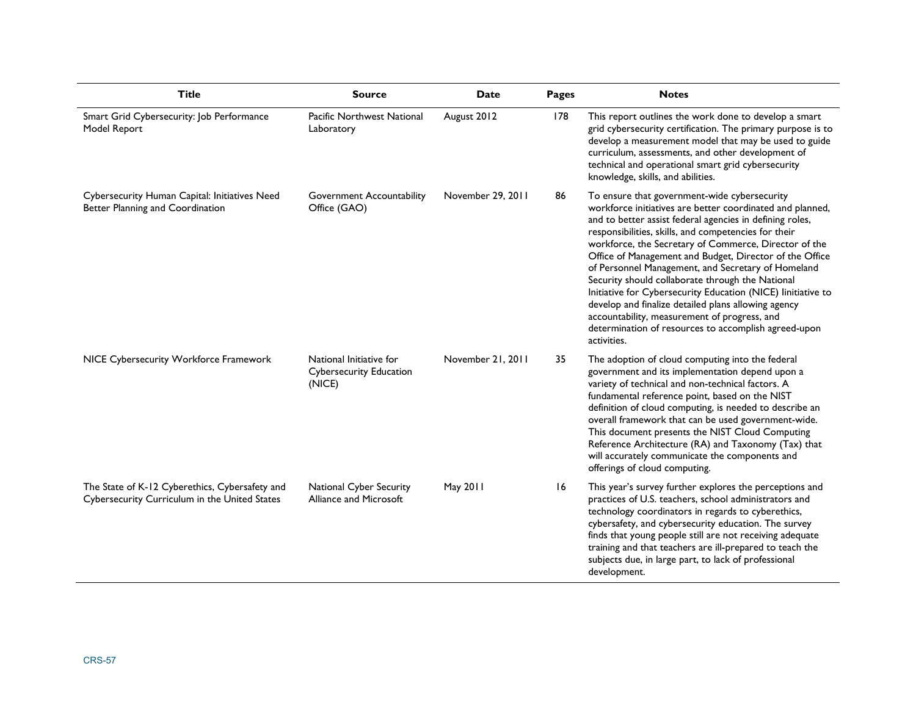| Title | Source | Date | Pages | Notes |
| --- | --- | --- | --- | --- |
| Smart Grid Cybersecurity: Job Performance Model Report | Pacific Northwest National Laboratory | August 2012 | 178 | This report outlines the work done to develop a smart grid cybersecurity certification. The primary purpose is to develop a measurement model that may be used to guide curriculum, assessments, and other development of technical and operational smart grid cybersecurity knowledge, skills, and abilities. |
| Cybersecurity Human Capital: Initiatives Need Better Planning and Coordination | Government Accountability Office (GAO) | November 29, 2011 | 86 | To ensure that government-wide cybersecurity workforce initiatives are better coordinated and planned, and to better assist federal agencies in defining roles, responsibilities, skills, and competencies for their workforce, the Secretary of Commerce, Director of the Office of Management and Budget, Director of the Office of Personnel Management, and Secretary of Homeland Security should collaborate through the National Initiative for Cybersecurity Education (NICE) Iinitiative to develop and finalize detailed plans allowing agency accountability, measurement of progress, and determination of resources to accomplish agreed-upon activities. |
| NICE Cybersecurity Workforce Framework | National Initiative for Cybersecurity Education (NICE) | November 21, 2011 | 35 | The adoption of cloud computing into the federal government and its implementation depend upon a variety of technical and non-technical factors. A fundamental reference point, based on the NIST definition of cloud computing, is needed to describe an overall framework that can be used government-wide. This document presents the NIST Cloud Computing Reference Architecture (RA) and Taxonomy (Tax) that will accurately communicate the components and offerings of cloud computing. |
| The State of K-12 Cyberethics, Cybersafety and Cybersecurity Curriculum in the United States | National Cyber Security Alliance and Microsoft | May 2011 | 16 | This year's survey further explores the perceptions and practices of U.S. teachers, school administrators and technology coordinators in regards to cyberethics, cybersafety, and cybersecurity education. The survey finds that young people still are not receiving adequate training and that teachers are ill-prepared to teach the subjects due, in large part, to lack of professional development. |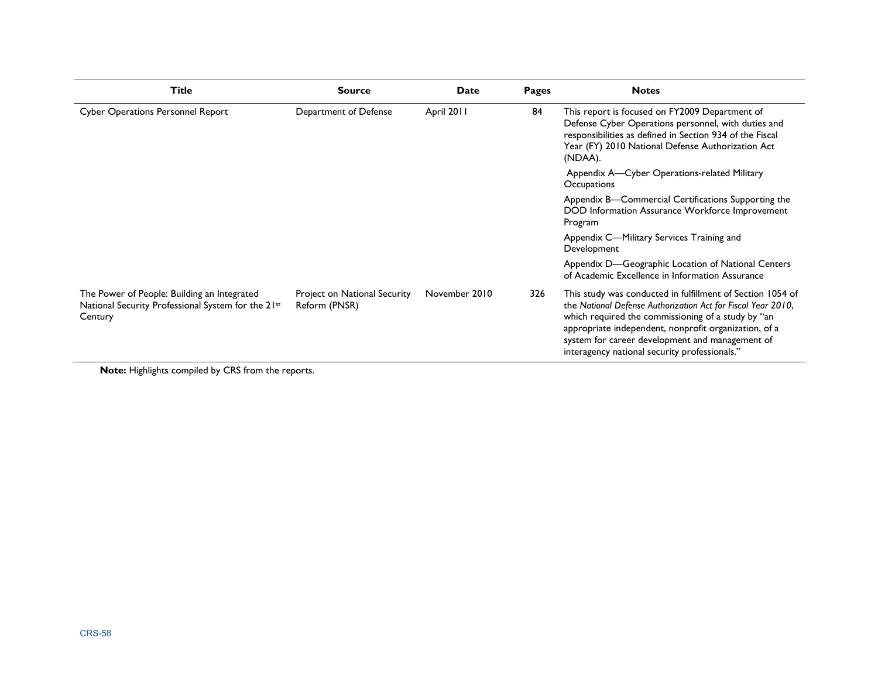| Title | Source | Date | Pages | Notes |
| --- | --- | --- | --- | --- |
| Cyber Operations Personnel Report | Department of Defense | April 2011 | 84 | This report is focused on FY2009 Department of Defense Cyber Operations personnel, with duties and responsibilities as defined in Section 934 of the Fiscal Year (FY) 2010 National Defense Authorization Act (NDAA). Appendix A—Cyber Operations-related Military Occupations Appendix B—Commercial Certifications Supporting the DOD Information Assurance Workforce Improvement Program Appendix C—Military Services Training and Development Appendix D—Geographic Location of National Centers of Academic Excellence in Information Assurance |
| The Power of People: Building an Integrated National Security Professional System for the 21st Century | Project on National Security Reform (PNSR) | November 2010 | 326 | This study was conducted in fulfillment of Section 1054 of the *National Defense Authorization Act for Fiscal Year 2010*, which required the commissioning of a study by "an appropriate independent, nonprofit organization, of a system for career development and management of interagency national security professionals." |

**Note:** Highlights compiled by CRS from the reports.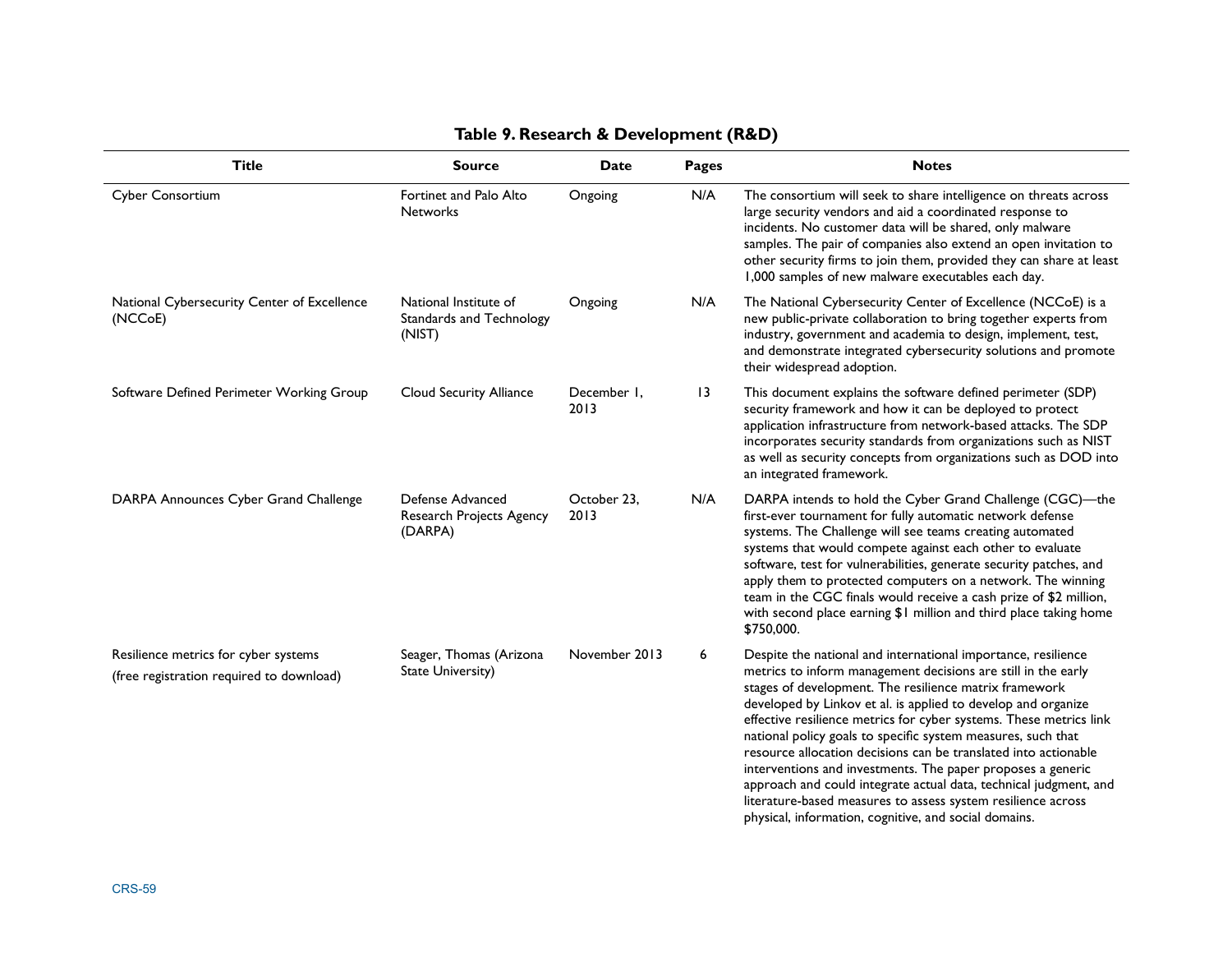**Table 9. Research & Development (R&D)**

| Title | Source | Date | Pages | Notes |
| --- | --- | --- | --- | --- |
| Cyber Consortium | Fortinet and Palo Alto Networks | Ongoing | N/A | The consortium will seek to share intelligence on threats across large security vendors and aid a coordinated response to incidents. No customer data will be shared, only malware samples. The pair of companies also extend an open invitation to other security firms to join them, provided they can share at least 1,000 samples of new malware executables each day. |
| National Cybersecurity Center of Excellence (NCCoE) | National Institute of Standards and Technology (NIST) | Ongoing | N/A | The National Cybersecurity Center of Excellence (NCCoE) is a new public-private collaboration to bring together experts from industry, government and academia to design, implement, test, and demonstrate integrated cybersecurity solutions and promote their widespread adoption. |
| Software Defined Perimeter Working Group | Cloud Security Alliance | December 1, 2013 | 13 | This document explains the software defined perimeter (SDP) security framework and how it can be deployed to protect application infrastructure from network-based attacks. The SDP incorporates security standards from organizations such as NIST as well as security concepts from organizations such as DOD into an integrated framework. |
| DARPA Announces Cyber Grand Challenge | Defense Advanced Research Projects Agency (DARPA) | October 23, 2013 | N/A | DARPA intends to hold the Cyber Grand Challenge (CGC)—the first-ever tournament for fully automatic network defense systems. The Challenge will see teams creating automated systems that would compete against each other to evaluate software, test for vulnerabilities, generate security patches, and apply them to protected computers on a network. The winning team in the CGC finals would receive a cash prize of $2 million, with second place earning $1 million and third place taking home $750,000. |
| Resilience metrics for cyber systems (free registration required to download) | Seager, Thomas (Arizona State University) | November 2013 | 6 | Despite the national and international importance, resilience metrics to inform management decisions are still in the early stages of development. The resilience matrix framework developed by Linkov et al. is applied to develop and organize effective resilience metrics for cyber systems. These metrics link national policy goals to specific system measures, such that resource allocation decisions can be translated into actionable interventions and investments. The paper proposes a generic approach and could integrate actual data, technical judgment, and literature-based measures to assess system resilience across physical, information, cognitive, and social domains. |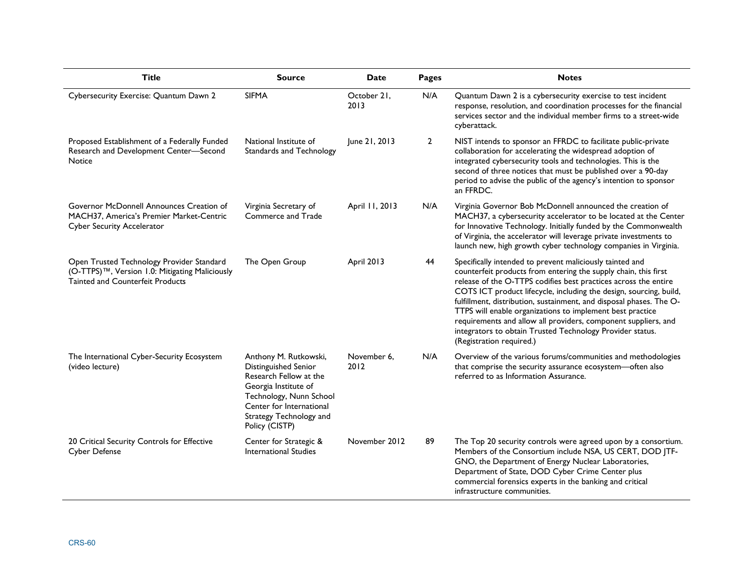| Title | Source | Date | Pages | Notes |
| --- | --- | --- | --- | --- |
| Cybersecurity Exercise: Quantum Dawn 2 | SIFMA | October 21, 2013 | N/A | Quantum Dawn 2 is a cybersecurity exercise to test incident response, resolution, and coordination processes for the financial services sector and the individual member firms to a street-wide cyberattack. |
| Proposed Establishment of a Federally Funded Research and Development Center—Second Notice | National Institute of Standards and Technology | June 21, 2013 | 2 | NIST intends to sponsor an FFRDC to facilitate public-private collaboration for accelerating the widespread adoption of integrated cybersecurity tools and technologies. This is the second of three notices that must be published over a 90-day period to advise the public of the agency's intention to sponsor an FFRDC. |
| Governor McDonnell Announces Creation of MACH37, America's Premier Market-Centric Cyber Security Accelerator | Virginia Secretary of Commerce and Trade | April 11, 2013 | N/A | Virginia Governor Bob McDonnell announced the creation of MACH37, a cybersecurity accelerator to be located at the Center for Innovative Technology. Initially funded by the Commonwealth of Virginia, the accelerator will leverage private investments to launch new, high growth cyber technology companies in Virginia. |
| Open Trusted Technology Provider Standard (O-TTPS)™, Version 1.0: Mitigating Maliciously Tainted and Counterfeit Products | The Open Group | April 2013 | 44 | Specifically intended to prevent maliciously tainted and counterfeit products from entering the supply chain, this first release of the O-TTPS codifies best practices across the entire COTS ICT product lifecycle, including the design, sourcing, build, fulfillment, distribution, sustainment, and disposal phases. The O-TTPS will enable organizations to implement best practice requirements and allow all providers, component suppliers, and integrators to obtain Trusted Technology Provider status. (Registration required.) |
| The International Cyber-Security Ecosystem (video lecture) | Anthony M. Rutkowski, Distinguished Senior Research Fellow at the Georgia Institute of Technology, Nunn School Center for International Strategy Technology and Policy (CISTP) | November 6, 2012 | N/A | Overview of the various forums/communities and methodologies that comprise the security assurance ecosystem—often also referred to as Information Assurance. |
| 20 Critical Security Controls for Effective Cyber Defense | Center for Strategic & International Studies | November 2012 | 89 | The Top 20 security controls were agreed upon by a consortium. Members of the Consortium include NSA, US CERT, DOD JTF-GNO, the Department of Energy Nuclear Laboratories, Department of State, DOD Cyber Crime Center plus commercial forensics experts in the banking and critical infrastructure communities. |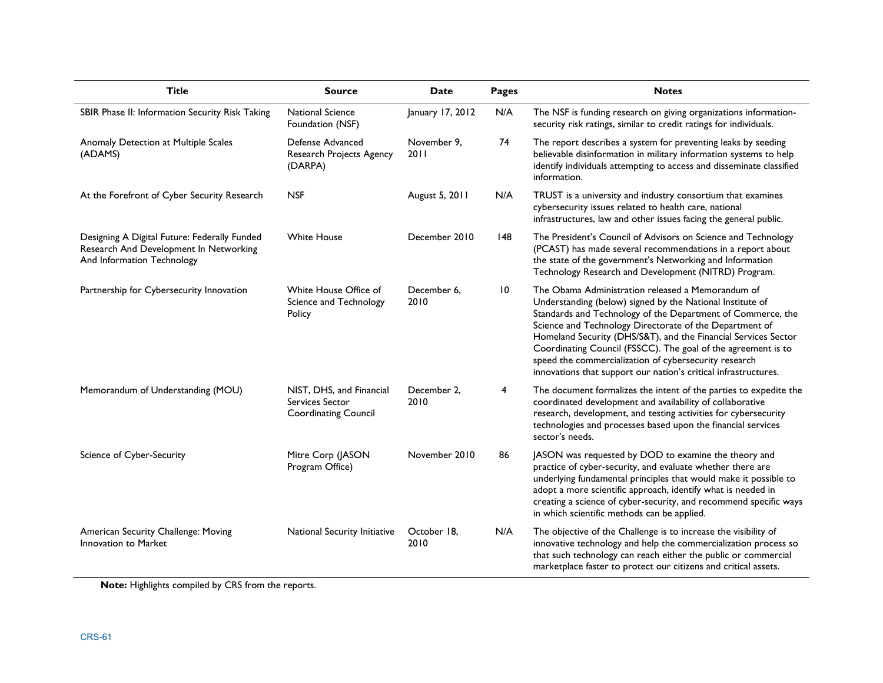| Title | Source | Date | Pages | Notes |
|---|---|---|---|---|
| SBIR Phase II: Information Security Risk Taking | National Science Foundation (NSF) | January 17, 2012 | N/A | The NSF is funding research on giving organizations information-security risk ratings, similar to credit ratings for individuals. |
| Anomaly Detection at Multiple Scales (ADAMS) | Defense Advanced Research Projects Agency (DARPA) | November 9, 2011 | 74 | The report describes a system for preventing leaks by seeding believable disinformation in military information systems to help identify individuals attempting to access and disseminate classified information. |
| At the Forefront of Cyber Security Research | NSF | August 5, 2011 | N/A | TRUST is a university and industry consortium that examines cybersecurity issues related to health care, national infrastructures, law and other issues facing the general public. |
| Designing A Digital Future: Federally Funded Research And Development In Networking And Information Technology | White House | December 2010 | 148 | The President's Council of Advisors on Science and Technology (PCAST) has made several recommendations in a report about the state of the government's Networking and Information Technology Research and Development (NITRD) Program. |
| Partnership for Cybersecurity Innovation | White House Office of Science and Technology Policy | December 6, 2010 | 10 | The Obama Administration released a Memorandum of Understanding (below) signed by the National Institute of Standards and Technology of the Department of Commerce, the Science and Technology Directorate of the Department of Homeland Security (DHS/S&T), and the Financial Services Sector Coordinating Council (FSSCC). The goal of the agreement is to speed the commercialization of cybersecurity research innovations that support our nation's critical infrastructures. |
| Memorandum of Understanding (MOU) | NIST, DHS, and Financial Services Sector Coordinating Council | December 2, 2010 | 4 | The document formalizes the intent of the parties to expedite the coordinated development and availability of collaborative research, development, and testing activities for cybersecurity technologies and processes based upon the financial services sector's needs. |
| Science of Cyber-Security | Mitre Corp (JASON Program Office) | November 2010 | 86 | JASON was requested by DOD to examine the theory and practice of cyber-security, and evaluate whether there are underlying fundamental principles that would make it possible to adopt a more scientific approach, identify what is needed in creating a science of cyber-security, and recommend specific ways in which scientific methods can be applied. |
| American Security Challenge: Moving Innovation to Market | National Security Initiative | October 18, 2010 | N/A | The objective of the Challenge is to increase the visibility of innovative technology and help the commercialization process so that such technology can reach either the public or commercial marketplace faster to protect our citizens and critical assets. |

**Note:** Highlights compiled by CRS from the reports.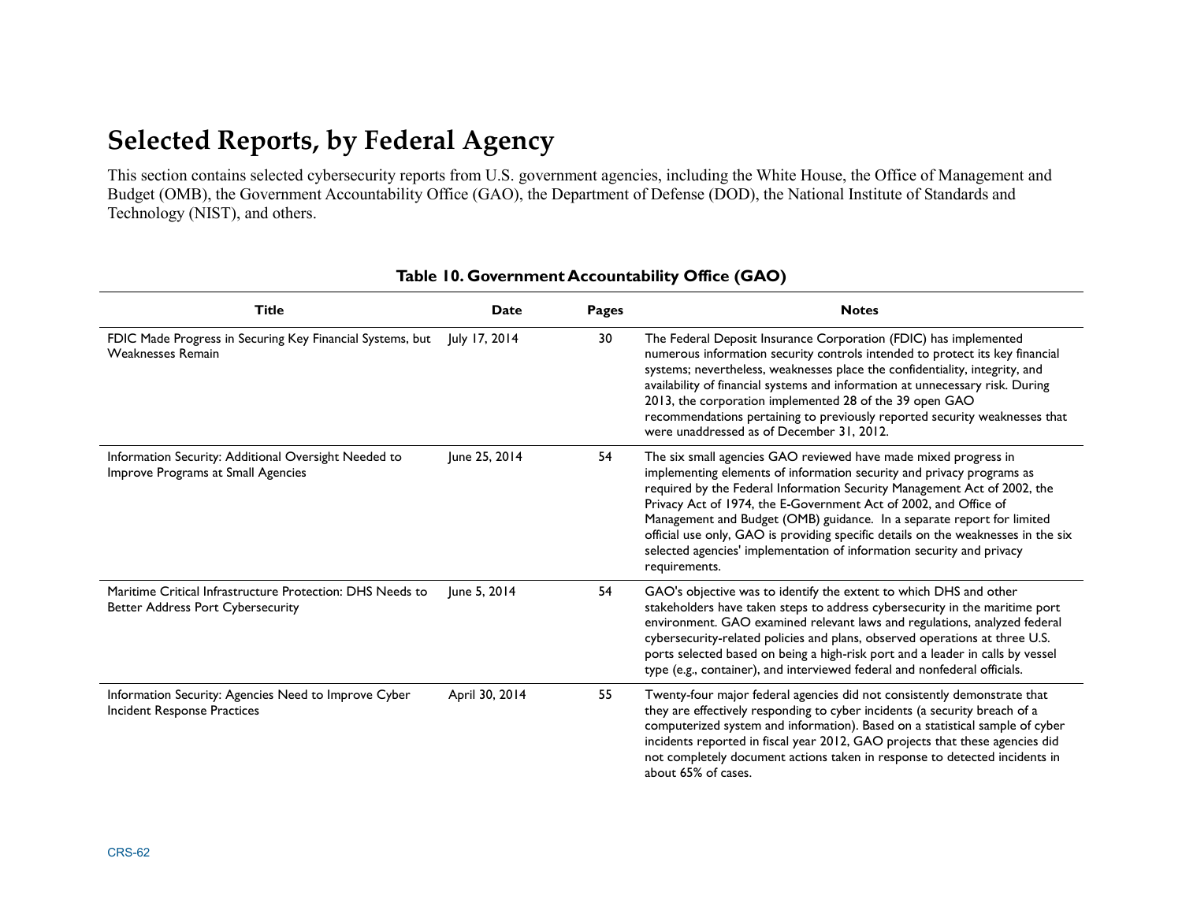# Selected Reports, by Federal Agency

This section contains selected cybersecurity reports from U.S. government agencies, including the White House, the Office of Management and Budget (OMB), the Government Accountability Office (GAO), the Department of Defense (DOD), the National Institute of Standards and Technology (NIST), and others.

**Table 10. Government Accountability Office (GAO)**

| Title | Date | Pages | Notes |
|---|---|---|---|
| FDIC Made Progress in Securing Key Financial Systems, but Weaknesses Remain | July 17, 2014 | 30 | The Federal Deposit Insurance Corporation (FDIC) has implemented numerous information security controls intended to protect its key financial systems; nevertheless, weaknesses place the confidentiality, integrity, and availability of financial systems and information at unnecessary risk. During 2013, the corporation implemented 28 of the 39 open GAO recommendations pertaining to previously reported security weaknesses that were unaddressed as of December 31, 2012. |
| Information Security: Additional Oversight Needed to Improve Programs at Small Agencies | June 25, 2014 | 54 | The six small agencies GAO reviewed have made mixed progress in implementing elements of information security and privacy programs as required by the Federal Information Security Management Act of 2002, the Privacy Act of 1974, the E-Government Act of 2002, and Office of Management and Budget (OMB) guidance. In a separate report for limited official use only, GAO is providing specific details on the weaknesses in the six selected agencies' implementation of information security and privacy requirements. |
| Maritime Critical Infrastructure Protection: DHS Needs to Better Address Port Cybersecurity | June 5, 2014 | 54 | GAO's objective was to identify the extent to which DHS and other stakeholders have taken steps to address cybersecurity in the maritime port environment. GAO examined relevant laws and regulations, analyzed federal cybersecurity-related policies and plans, observed operations at three U.S. ports selected based on being a high-risk port and a leader in calls by vessel type (e.g., container), and interviewed federal and nonfederal officials. |
| Information Security: Agencies Need to Improve Cyber Incident Response Practices | April 30, 2014 | 55 | Twenty-four major federal agencies did not consistently demonstrate that they are effectively responding to cyber incidents (a security breach of a computerized system and information). Based on a statistical sample of cyber incidents reported in fiscal year 2012, GAO projects that these agencies did not completely document actions taken in response to detected incidents in about 65% of cases. |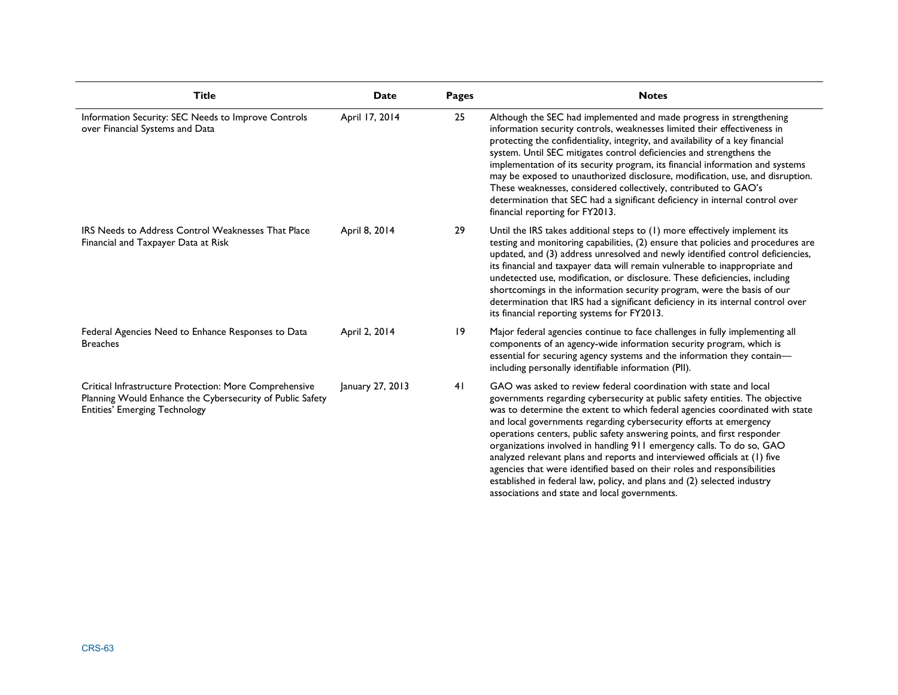| Title | Date | Pages | Notes |
|---|---|---|---|
| Information Security: SEC Needs to Improve Controls over Financial Systems and Data | April 17, 2014 | 25 | Although the SEC had implemented and made progress in strengthening information security controls, weaknesses limited their effectiveness in protecting the confidentiality, integrity, and availability of a key financial system. Until SEC mitigates control deficiencies and strengthens the implementation of its security program, its financial information and systems may be exposed to unauthorized disclosure, modification, use, and disruption. These weaknesses, considered collectively, contributed to GAO's determination that SEC had a significant deficiency in internal control over financial reporting for FY2013. |
| IRS Needs to Address Control Weaknesses That Place Financial and Taxpayer Data at Risk | April 8, 2014 | 29 | Until the IRS takes additional steps to (1) more effectively implement its testing and monitoring capabilities, (2) ensure that policies and procedures are updated, and (3) address unresolved and newly identified control deficiencies, its financial and taxpayer data will remain vulnerable to inappropriate and undetected use, modification, or disclosure. These deficiencies, including shortcomings in the information security program, were the basis of our determination that IRS had a significant deficiency in its internal control over its financial reporting systems for FY2013. |
| Federal Agencies Need to Enhance Responses to Data Breaches | April 2, 2014 | 19 | Major federal agencies continue to face challenges in fully implementing all components of an agency-wide information security program, which is essential for securing agency systems and the information they contain—including personally identifiable information (PII). |
| Critical Infrastructure Protection: More Comprehensive Planning Would Enhance the Cybersecurity of Public Safety Entities' Emerging Technology | January 27, 2013 | 41 | GAO was asked to review federal coordination with state and local governments regarding cybersecurity at public safety entities. The objective was to determine the extent to which federal agencies coordinated with state and local governments regarding cybersecurity efforts at emergency operations centers, public safety answering points, and first responder organizations involved in handling 911 emergency calls. To do so, GAO analyzed relevant plans and reports and interviewed officials at (1) five agencies that were identified based on their roles and responsibilities established in federal law, policy, and plans and (2) selected industry associations and state and local governments. |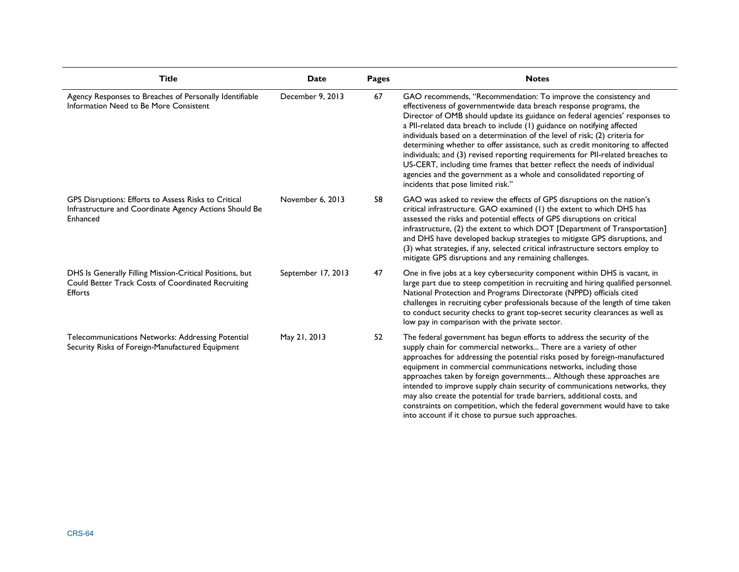| Title | Date | Pages | Notes |
| --- | --- | --- | --- |
| Agency Responses to Breaches of Personally Identifiable Information Need to Be More Consistent | December 9, 2013 | 67 | GAO recommends, "Recommendation: To improve the consistency and effectiveness of governmentwide data breach response programs, the Director of OMB should update its guidance on federal agencies' responses to a PII-related data breach to include (1) guidance on notifying affected individuals based on a determination of the level of risk; (2) criteria for determining whether to offer assistance, such as credit monitoring to affected individuals; and (3) revised reporting requirements for PII-related breaches to US-CERT, including time frames that better reflect the needs of individual agencies and the government as a whole and consolidated reporting of incidents that pose limited risk." |
| GPS Disruptions: Efforts to Assess Risks to Critical Infrastructure and Coordinate Agency Actions Should Be Enhanced | November 6, 2013 | 58 | GAO was asked to review the effects of GPS disruptions on the nation's critical infrastructure. GAO examined (1) the extent to which DHS has assessed the risks and potential effects of GPS disruptions on critical infrastructure, (2) the extent to which DOT [Department of Transportation] and DHS have developed backup strategies to mitigate GPS disruptions, and (3) what strategies, if any, selected critical infrastructure sectors employ to mitigate GPS disruptions and any remaining challenges. |
| DHS Is Generally Filling Mission-Critical Positions, but Could Better Track Costs of Coordinated Recruiting Efforts | September 17, 2013 | 47 | One in five jobs at a key cybersecurity component within DHS is vacant, in large part due to steep competition in recruiting and hiring qualified personnel. National Protection and Programs Directorate (NPPD) officials cited challenges in recruiting cyber professionals because of the length of time taken to conduct security checks to grant top-secret security clearances as well as low pay in comparison with the private sector. |
| Telecommunications Networks: Addressing Potential Security Risks of Foreign-Manufactured Equipment | May 21, 2013 | 52 | The federal government has begun efforts to address the security of the supply chain for commercial networks... There are a variety of other approaches for addressing the potential risks posed by foreign-manufactured equipment in commercial communications networks, including those approaches taken by foreign governments... Although these approaches are intended to improve supply chain security of communications networks, they may also create the potential for trade barriers, additional costs, and constraints on competition, which the federal government would have to take into account if it chose to pursue such approaches. |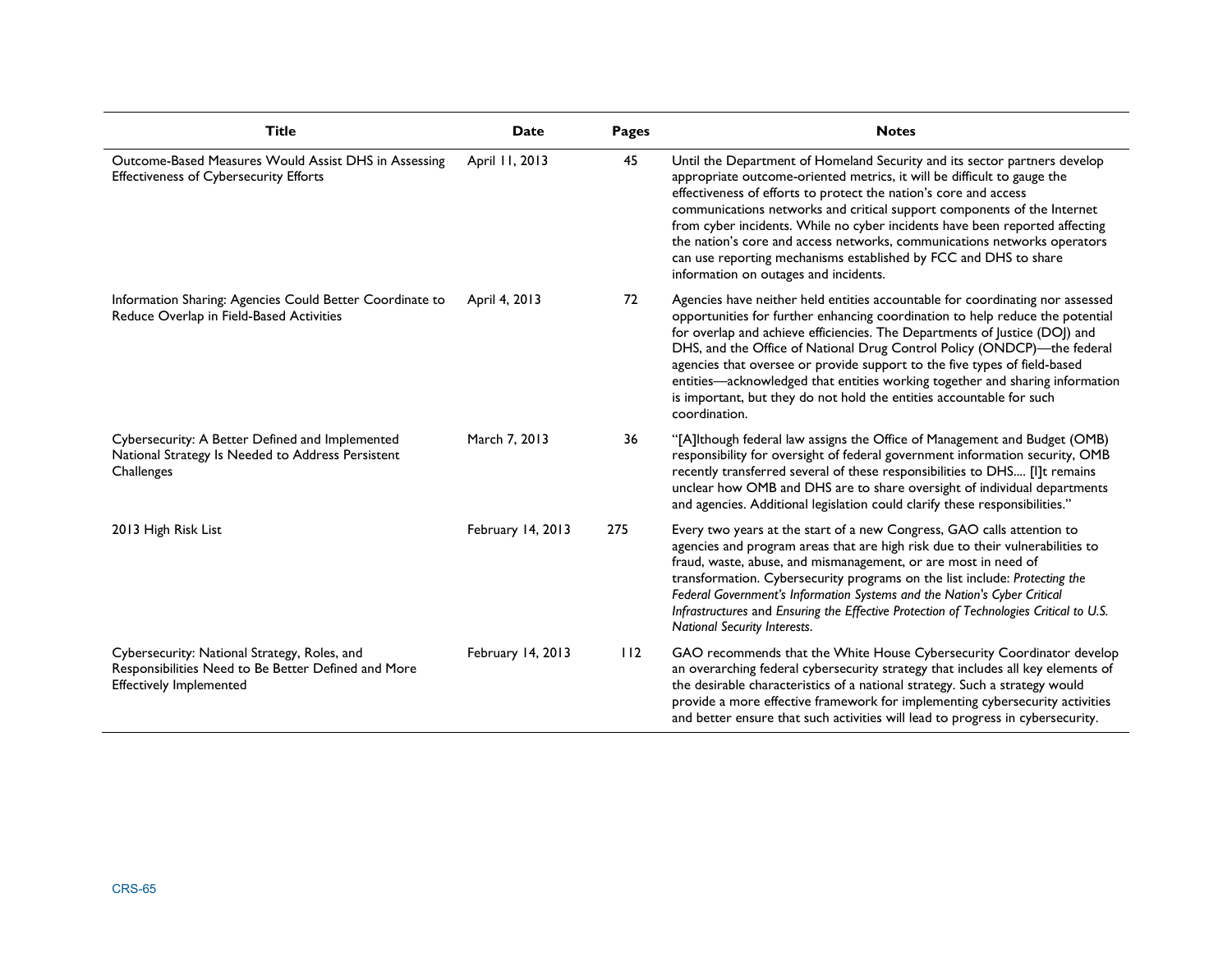| Title | Date | Pages | Notes |
|---|---|---|---|
| Outcome-Based Measures Would Assist DHS in Assessing Effectiveness of Cybersecurity Efforts | April 11, 2013 | 45 | Until the Department of Homeland Security and its sector partners develop appropriate outcome-oriented metrics, it will be difficult to gauge the effectiveness of efforts to protect the nation's core and access communications networks and critical support components of the Internet from cyber incidents. While no cyber incidents have been reported affecting the nation's core and access networks, communications networks operators can use reporting mechanisms established by FCC and DHS to share information on outages and incidents. |
| Information Sharing: Agencies Could Better Coordinate to Reduce Overlap in Field-Based Activities | April 4, 2013 | 72 | Agencies have neither held entities accountable for coordinating nor assessed opportunities for further enhancing coordination to help reduce the potential for overlap and achieve efficiencies. The Departments of Justice (DOJ) and DHS, and the Office of National Drug Control Policy (ONDCP)—the federal agencies that oversee or provide support to the five types of field-based entities—acknowledged that entities working together and sharing information is important, but they do not hold the entities accountable for such coordination. |
| Cybersecurity: A Better Defined and Implemented National Strategy Is Needed to Address Persistent Challenges | March 7, 2013 | 36 | "[A]lthough federal law assigns the Office of Management and Budget (OMB) responsibility for oversight of federal government information security, OMB recently transferred several of these responsibilities to DHS.... [I]t remains unclear how OMB and DHS are to share oversight of individual departments and agencies. Additional legislation could clarify these responsibilities." |
| 2013 High Risk List | February 14, 2013 | 275 | Every two years at the start of a new Congress, GAO calls attention to agencies and program areas that are high risk due to their vulnerabilities to fraud, waste, abuse, and mismanagement, or are most in need of transformation. Cybersecurity programs on the list include: *Protecting the Federal Government's Information Systems and the Nation's Cyber Critical Infrastructures* and *Ensuring the Effective Protection of Technologies Critical to U.S. National Security Interests*. |
| Cybersecurity: National Strategy, Roles, and Responsibilities Need to Be Better Defined and More Effectively Implemented | February 14, 2013 | 112 | GAO recommends that the White House Cybersecurity Coordinator develop an overarching federal cybersecurity strategy that includes all key elements of the desirable characteristics of a national strategy. Such a strategy would provide a more effective framework for implementing cybersecurity activities and better ensure that such activities will lead to progress in cybersecurity. |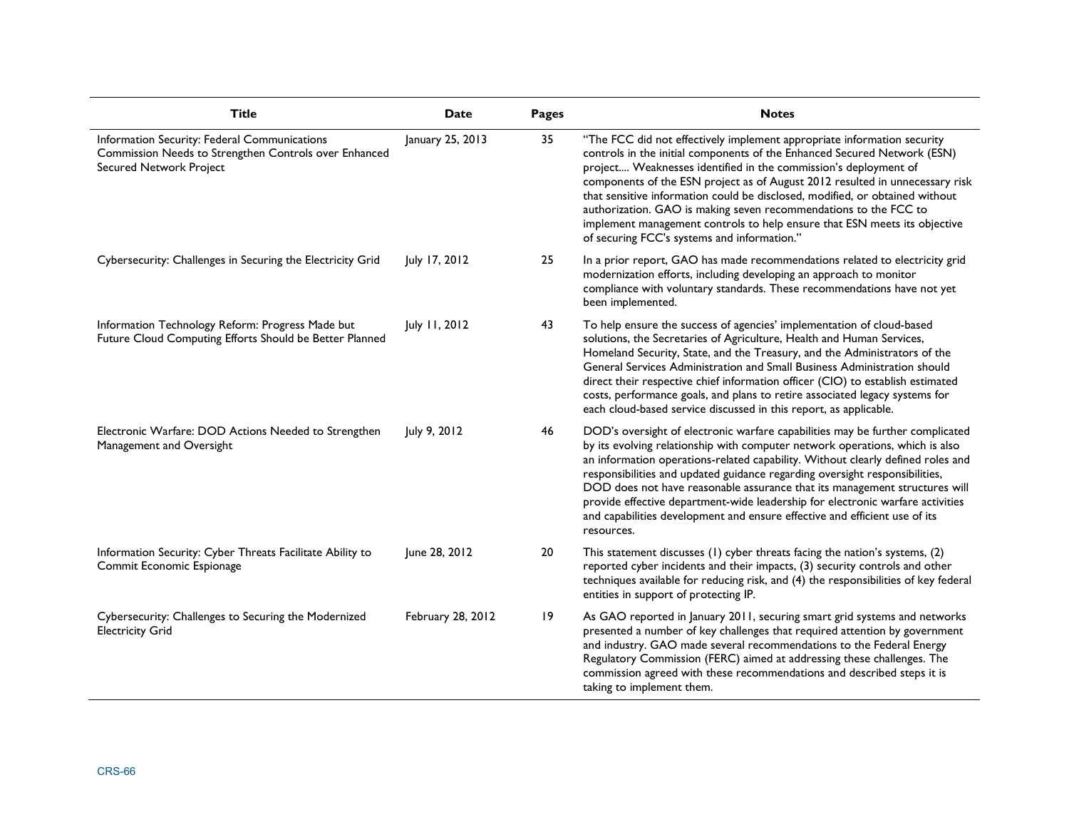| Title | Date | Pages | Notes |
| --- | --- | --- | --- |
| Information Security: Federal Communications Commission Needs to Strengthen Controls over Enhanced Secured Network Project | January 25, 2013 | 35 | "The FCC did not effectively implement appropriate information security controls in the initial components of the Enhanced Secured Network (ESN) project.... Weaknesses identified in the commission's deployment of components of the ESN project as of August 2012 resulted in unnecessary risk that sensitive information could be disclosed, modified, or obtained without authorization. GAO is making seven recommendations to the FCC to implement management controls to help ensure that ESN meets its objective of securing FCC's systems and information." |
| Cybersecurity: Challenges in Securing the Electricity Grid | July 17, 2012 | 25 | In a prior report, GAO has made recommendations related to electricity grid modernization efforts, including developing an approach to monitor compliance with voluntary standards. These recommendations have not yet been implemented. |
| Information Technology Reform: Progress Made but Future Cloud Computing Efforts Should be Better Planned | July 11, 2012 | 43 | To help ensure the success of agencies' implementation of cloud-based solutions, the Secretaries of Agriculture, Health and Human Services, Homeland Security, State, and the Treasury, and the Administrators of the General Services Administration and Small Business Administration should direct their respective chief information officer (CIO) to establish estimated costs, performance goals, and plans to retire associated legacy systems for each cloud-based service discussed in this report, as applicable. |
| Electronic Warfare: DOD Actions Needed to Strengthen Management and Oversight | July 9, 2012 | 46 | DOD's oversight of electronic warfare capabilities may be further complicated by its evolving relationship with computer network operations, which is also an information operations-related capability. Without clearly defined roles and responsibilities and updated guidance regarding oversight responsibilities, DOD does not have reasonable assurance that its management structures will provide effective department-wide leadership for electronic warfare activities and capabilities development and ensure effective and efficient use of its resources. |
| Information Security: Cyber Threats Facilitate Ability to Commit Economic Espionage | June 28, 2012 | 20 | This statement discusses (1) cyber threats facing the nation's systems, (2) reported cyber incidents and their impacts, (3) security controls and other techniques available for reducing risk, and (4) the responsibilities of key federal entities in support of protecting IP. |
| Cybersecurity: Challenges to Securing the Modernized Electricity Grid | February 28, 2012 | 19 | As GAO reported in January 2011, securing smart grid systems and networks presented a number of key challenges that required attention by government and industry. GAO made several recommendations to the Federal Energy Regulatory Commission (FERC) aimed at addressing these challenges. The commission agreed with these recommendations and described steps it is taking to implement them. |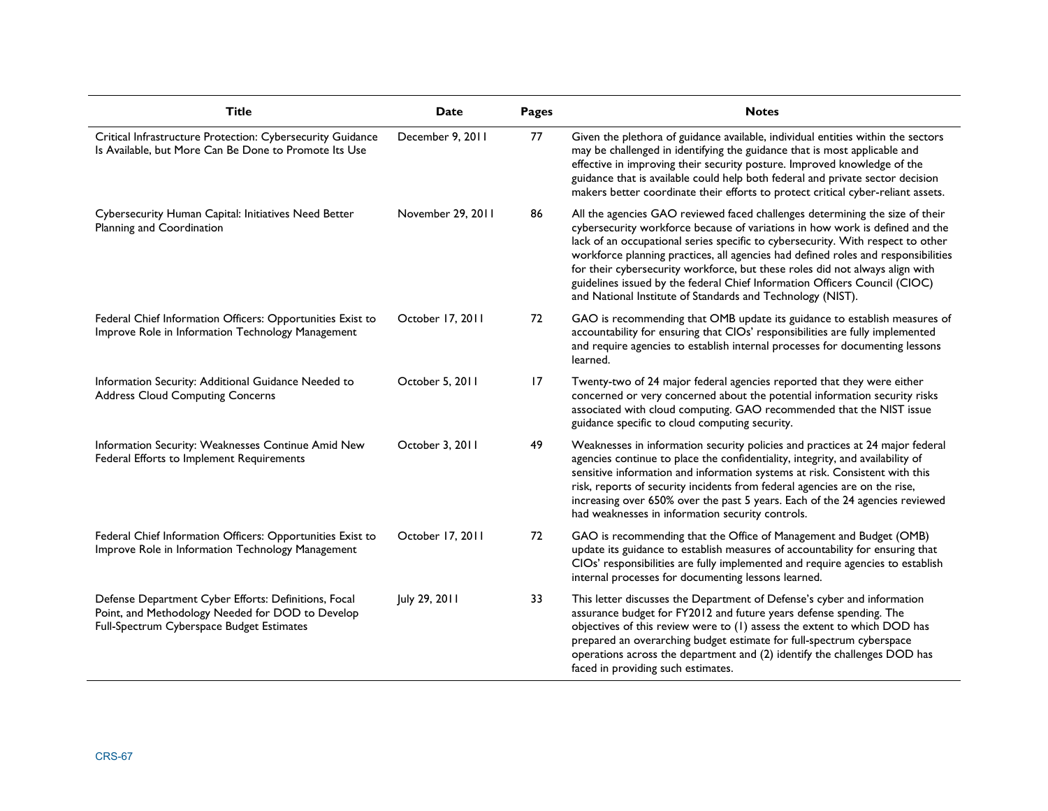| Title | Date | Pages | Notes |
| --- | --- | --- | --- |
| Critical Infrastructure Protection: Cybersecurity Guidance Is Available, but More Can Be Done to Promote Its Use | December 9, 2011 | 77 | Given the plethora of guidance available, individual entities within the sectors may be challenged in identifying the guidance that is most applicable and effective in improving their security posture. Improved knowledge of the guidance that is available could help both federal and private sector decision makers better coordinate their efforts to protect critical cyber-reliant assets. |
| Cybersecurity Human Capital: Initiatives Need Better Planning and Coordination | November 29, 2011 | 86 | All the agencies GAO reviewed faced challenges determining the size of their cybersecurity workforce because of variations in how work is defined and the lack of an occupational series specific to cybersecurity. With respect to other workforce planning practices, all agencies had defined roles and responsibilities for their cybersecurity workforce, but these roles did not always align with guidelines issued by the federal Chief Information Officers Council (CIOC) and National Institute of Standards and Technology (NIST). |
| Federal Chief Information Officers: Opportunities Exist to Improve Role in Information Technology Management | October 17, 2011 | 72 | GAO is recommending that OMB update its guidance to establish measures of accountability for ensuring that CIOs' responsibilities are fully implemented and require agencies to establish internal processes for documenting lessons learned. |
| Information Security: Additional Guidance Needed to Address Cloud Computing Concerns | October 5, 2011 | 17 | Twenty-two of 24 major federal agencies reported that they were either concerned or very concerned about the potential information security risks associated with cloud computing. GAO recommended that the NIST issue guidance specific to cloud computing security. |
| Information Security: Weaknesses Continue Amid New Federal Efforts to Implement Requirements | October 3, 2011 | 49 | Weaknesses in information security policies and practices at 24 major federal agencies continue to place the confidentiality, integrity, and availability of sensitive information and information systems at risk. Consistent with this risk, reports of security incidents from federal agencies are on the rise, increasing over 650% over the past 5 years. Each of the 24 agencies reviewed had weaknesses in information security controls. |
| Federal Chief Information Officers: Opportunities Exist to Improve Role in Information Technology Management | October 17, 2011 | 72 | GAO is recommending that the Office of Management and Budget (OMB) update its guidance to establish measures of accountability for ensuring that CIOs' responsibilities are fully implemented and require agencies to establish internal processes for documenting lessons learned. |
| Defense Department Cyber Efforts: Definitions, Focal Point, and Methodology Needed for DOD to Develop Full-Spectrum Cyberspace Budget Estimates | July 29, 2011 | 33 | This letter discusses the Department of Defense's cyber and information assurance budget for FY2012 and future years defense spending. The objectives of this review were to (1) assess the extent to which DOD has prepared an overarching budget estimate for full-spectrum cyberspace operations across the department and (2) identify the challenges DOD has faced in providing such estimates. |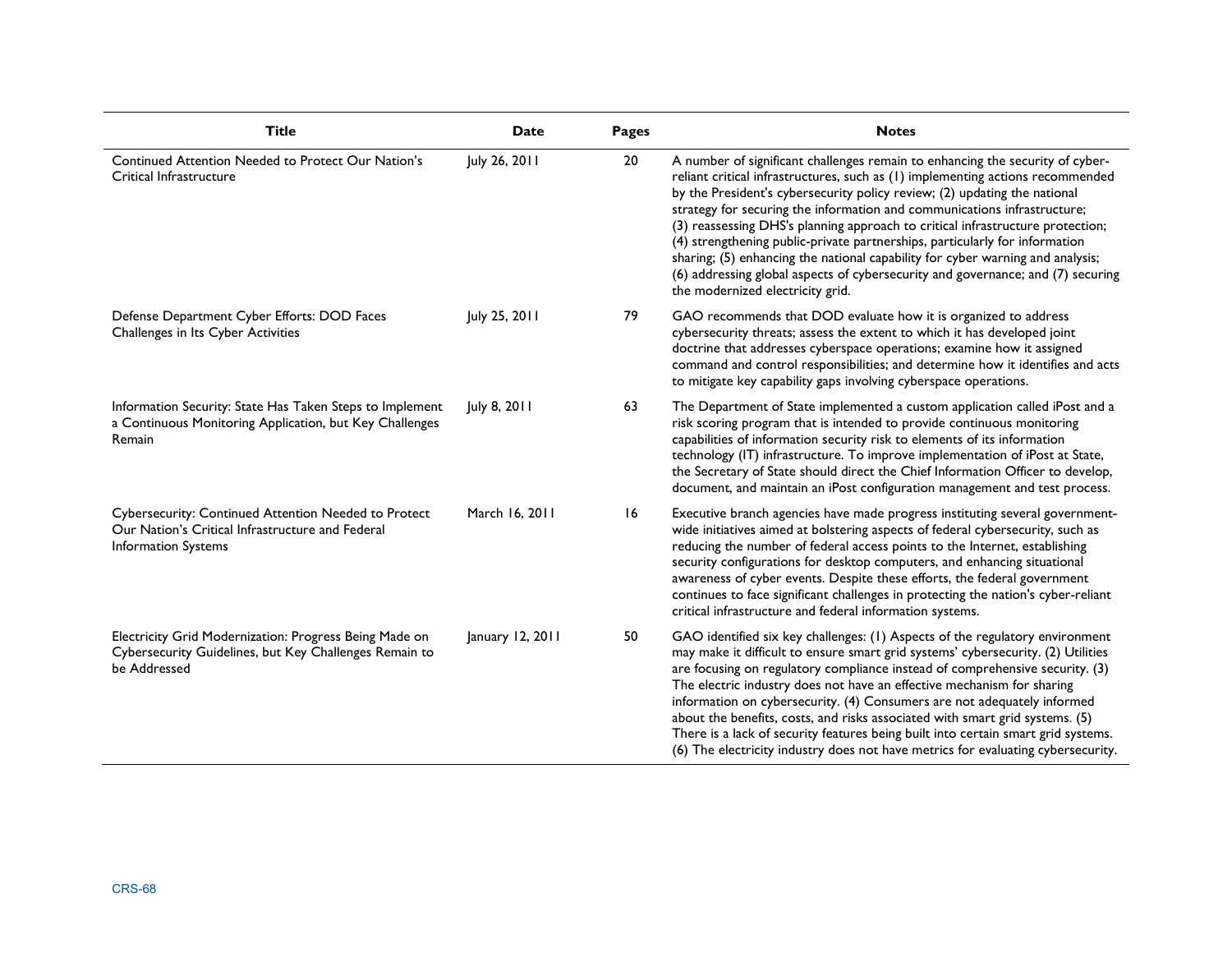| Title | Date | Pages | Notes |
|---|---|---|---|
| Continued Attention Needed to Protect Our Nation's Critical Infrastructure | July 26, 2011 | 20 | A number of significant challenges remain to enhancing the security of cyber-reliant critical infrastructures, such as (1) implementing actions recommended by the President's cybersecurity policy review; (2) updating the national strategy for securing the information and communications infrastructure; (3) reassessing DHS's planning approach to critical infrastructure protection; (4) strengthening public-private partnerships, particularly for information sharing; (5) enhancing the national capability for cyber warning and analysis; (6) addressing global aspects of cybersecurity and governance; and (7) securing the modernized electricity grid. |
| Defense Department Cyber Efforts: DOD Faces Challenges in Its Cyber Activities | July 25, 2011 | 79 | GAO recommends that DOD evaluate how it is organized to address cybersecurity threats; assess the extent to which it has developed joint doctrine that addresses cyberspace operations; examine how it assigned command and control responsibilities; and determine how it identifies and acts to mitigate key capability gaps involving cyberspace operations. |
| Information Security: State Has Taken Steps to Implement a Continuous Monitoring Application, but Key Challenges Remain | July 8, 2011 | 63 | The Department of State implemented a custom application called iPost and a risk scoring program that is intended to provide continuous monitoring capabilities of information security risk to elements of its information technology (IT) infrastructure. To improve implementation of iPost at State, the Secretary of State should direct the Chief Information Officer to develop, document, and maintain an iPost configuration management and test process. |
| Cybersecurity: Continued Attention Needed to Protect Our Nation's Critical Infrastructure and Federal Information Systems | March 16, 2011 | 16 | Executive branch agencies have made progress instituting several government-wide initiatives aimed at bolstering aspects of federal cybersecurity, such as reducing the number of federal access points to the Internet, establishing security configurations for desktop computers, and enhancing situational awareness of cyber events. Despite these efforts, the federal government continues to face significant challenges in protecting the nation's cyber-reliant critical infrastructure and federal information systems. |
| Electricity Grid Modernization: Progress Being Made on Cybersecurity Guidelines, but Key Challenges Remain to be Addressed | January 12, 2011 | 50 | GAO identified six key challenges: (1) Aspects of the regulatory environment may make it difficult to ensure smart grid systems' cybersecurity. (2) Utilities are focusing on regulatory compliance instead of comprehensive security. (3) The electric industry does not have an effective mechanism for sharing information on cybersecurity. (4) Consumers are not adequately informed about the benefits, costs, and risks associated with smart grid systems. (5) There is a lack of security features being built into certain smart grid systems. (6) The electricity industry does not have metrics for evaluating cybersecurity. |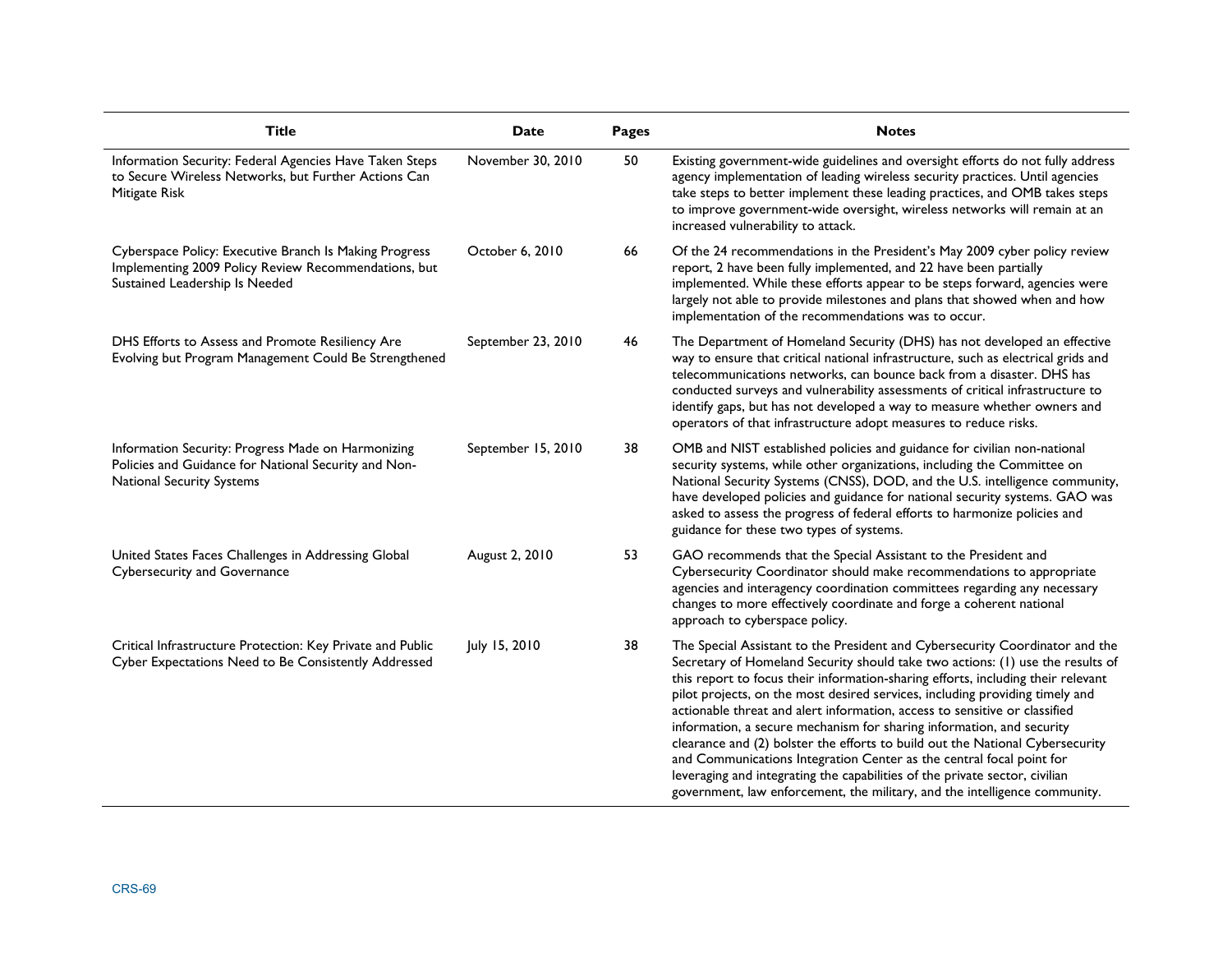| Title | Date | Pages | Notes |
| --- | --- | --- | --- |
| Information Security: Federal Agencies Have Taken Steps to Secure Wireless Networks, but Further Actions Can Mitigate Risk | November 30, 2010 | 50 | Existing government-wide guidelines and oversight efforts do not fully address agency implementation of leading wireless security practices. Until agencies take steps to better implement these leading practices, and OMB takes steps to improve government-wide oversight, wireless networks will remain at an increased vulnerability to attack. |
| Cyberspace Policy: Executive Branch Is Making Progress Implementing 2009 Policy Review Recommendations, but Sustained Leadership Is Needed | October 6, 2010 | 66 | Of the 24 recommendations in the President's May 2009 cyber policy review report, 2 have been fully implemented, and 22 have been partially implemented. While these efforts appear to be steps forward, agencies were largely not able to provide milestones and plans that showed when and how implementation of the recommendations was to occur. |
| DHS Efforts to Assess and Promote Resiliency Are Evolving but Program Management Could Be Strengthened | September 23, 2010 | 46 | The Department of Homeland Security (DHS) has not developed an effective way to ensure that critical national infrastructure, such as electrical grids and telecommunications networks, can bounce back from a disaster. DHS has conducted surveys and vulnerability assessments of critical infrastructure to identify gaps, but has not developed a way to measure whether owners and operators of that infrastructure adopt measures to reduce risks. |
| Information Security: Progress Made on Harmonizing Policies and Guidance for National Security and Non-National Security Systems | September 15, 2010 | 38 | OMB and NIST established policies and guidance for civilian non-national security systems, while other organizations, including the Committee on National Security Systems (CNSS), DOD, and the U.S. intelligence community, have developed policies and guidance for national security systems. GAO was asked to assess the progress of federal efforts to harmonize policies and guidance for these two types of systems. |
| United States Faces Challenges in Addressing Global Cybersecurity and Governance | August 2, 2010 | 53 | GAO recommends that the Special Assistant to the President and Cybersecurity Coordinator should make recommendations to appropriate agencies and interagency coordination committees regarding any necessary changes to more effectively coordinate and forge a coherent national approach to cyberspace policy. |
| Critical Infrastructure Protection: Key Private and Public Cyber Expectations Need to Be Consistently Addressed | July 15, 2010 | 38 | The Special Assistant to the President and Cybersecurity Coordinator and the Secretary of Homeland Security should take two actions: (1) use the results of this report to focus their information-sharing efforts, including their relevant pilot projects, on the most desired services, including providing timely and actionable threat and alert information, access to sensitive or classified information, a secure mechanism for sharing information, and security clearance and (2) bolster the efforts to build out the National Cybersecurity and Communications Integration Center as the central focal point for leveraging and integrating the capabilities of the private sector, civilian government, law enforcement, the military, and the intelligence community. |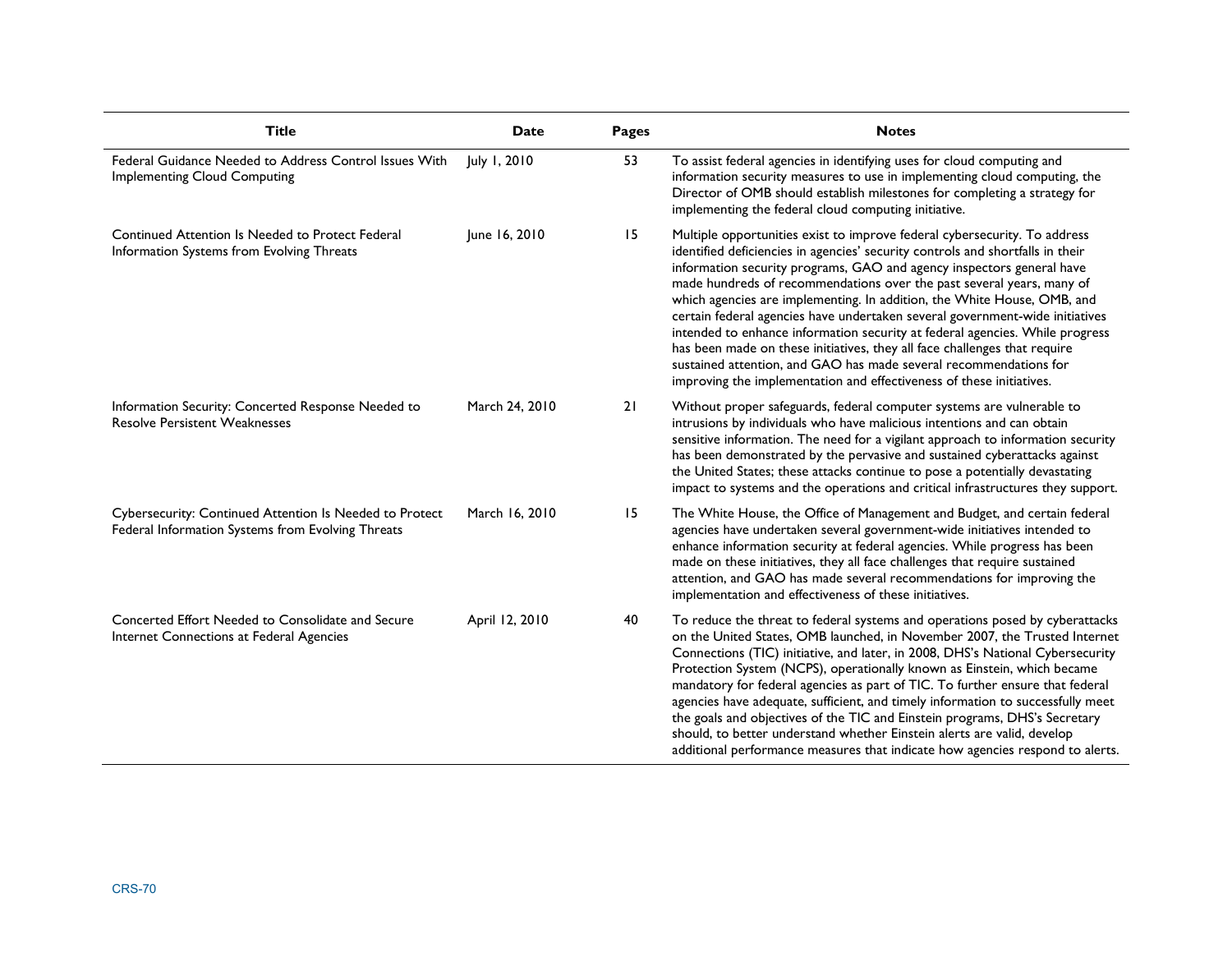| Title | Date | Pages | Notes |
| --- | --- | --- | --- |
| Federal Guidance Needed to Address Control Issues With Implementing Cloud Computing | July 1, 2010 | 53 | To assist federal agencies in identifying uses for cloud computing and information security measures to use in implementing cloud computing, the Director of OMB should establish milestones for completing a strategy for implementing the federal cloud computing initiative. |
| Continued Attention Is Needed to Protect Federal Information Systems from Evolving Threats | June 16, 2010 | 15 | Multiple opportunities exist to improve federal cybersecurity. To address identified deficiencies in agencies' security controls and shortfalls in their information security programs, GAO and agency inspectors general have made hundreds of recommendations over the past several years, many of which agencies are implementing. In addition, the White House, OMB, and certain federal agencies have undertaken several government-wide initiatives intended to enhance information security at federal agencies. While progress has been made on these initiatives, they all face challenges that require sustained attention, and GAO has made several recommendations for improving the implementation and effectiveness of these initiatives. |
| Information Security: Concerted Response Needed to Resolve Persistent Weaknesses | March 24, 2010 | 21 | Without proper safeguards, federal computer systems are vulnerable to intrusions by individuals who have malicious intentions and can obtain sensitive information. The need for a vigilant approach to information security has been demonstrated by the pervasive and sustained cyberattacks against the United States; these attacks continue to pose a potentially devastating impact to systems and the operations and critical infrastructures they support. |
| Cybersecurity: Continued Attention Is Needed to Protect Federal Information Systems from Evolving Threats | March 16, 2010 | 15 | The White House, the Office of Management and Budget, and certain federal agencies have undertaken several government-wide initiatives intended to enhance information security at federal agencies. While progress has been made on these initiatives, they all face challenges that require sustained attention, and GAO has made several recommendations for improving the implementation and effectiveness of these initiatives. |
| Concerted Effort Needed to Consolidate and Secure Internet Connections at Federal Agencies | April 12, 2010 | 40 | To reduce the threat to federal systems and operations posed by cyberattacks on the United States, OMB launched, in November 2007, the Trusted Internet Connections (TIC) initiative, and later, in 2008, DHS's National Cybersecurity Protection System (NCPS), operationally known as Einstein, which became mandatory for federal agencies as part of TIC. To further ensure that federal agencies have adequate, sufficient, and timely information to successfully meet the goals and objectives of the TIC and Einstein programs, DHS's Secretary should, to better understand whether Einstein alerts are valid, develop additional performance measures that indicate how agencies respond to alerts. |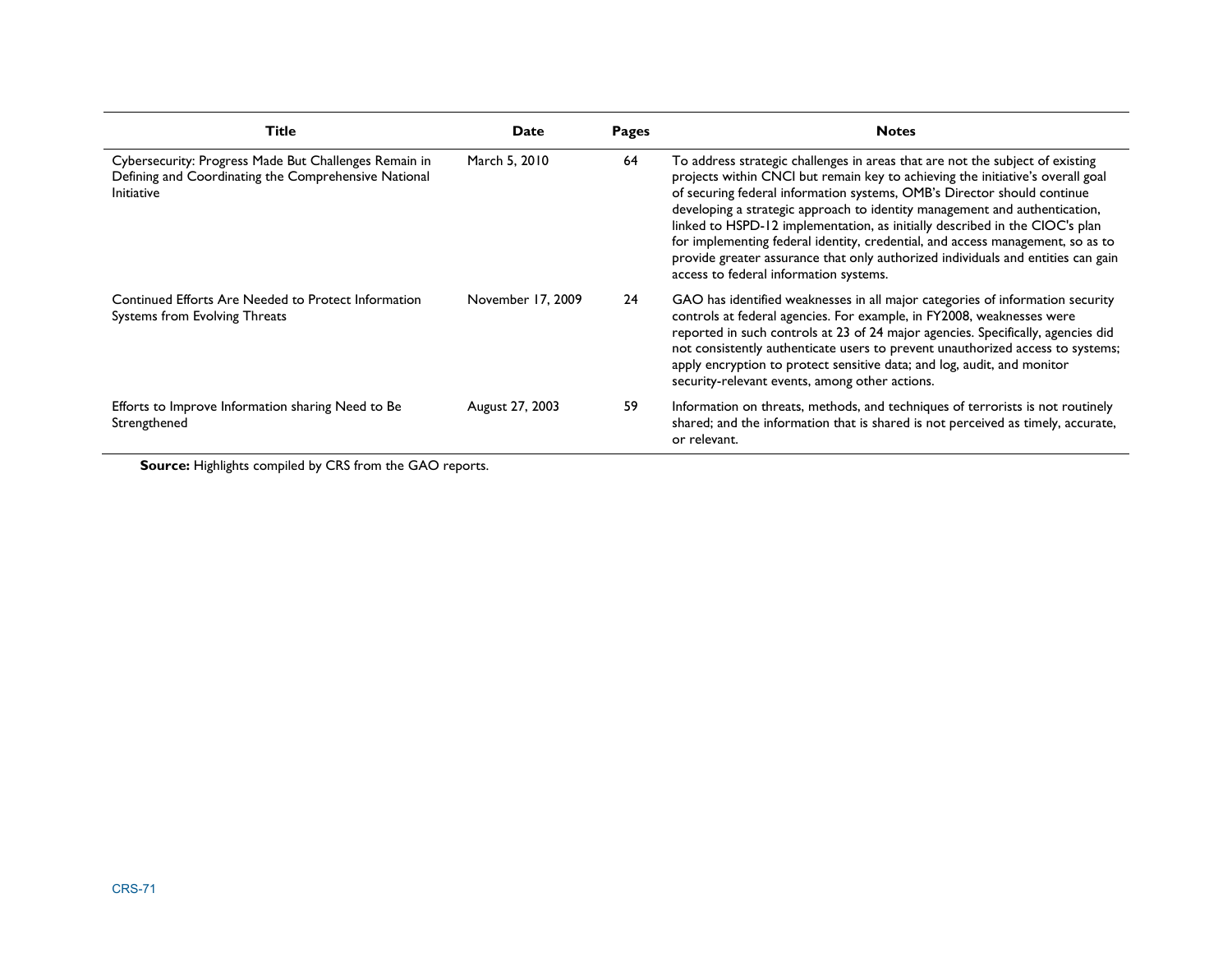| Title | Date | Pages | Notes |
|---|---|---|---|
| Cybersecurity: Progress Made But Challenges Remain in Defining and Coordinating the Comprehensive National Initiative | March 5, 2010 | 64 | To address strategic challenges in areas that are not the subject of existing projects within CNCI but remain key to achieving the initiative's overall goal of securing federal information systems, OMB's Director should continue developing a strategic approach to identity management and authentication, linked to HSPD-12 implementation, as initially described in the CIOC's plan for implementing federal identity, credential, and access management, so as to provide greater assurance that only authorized individuals and entities can gain access to federal information systems. |
| Continued Efforts Are Needed to Protect Information Systems from Evolving Threats | November 17, 2009 | 24 | GAO has identified weaknesses in all major categories of information security controls at federal agencies. For example, in FY2008, weaknesses were reported in such controls at 23 of 24 major agencies. Specifically, agencies did not consistently authenticate users to prevent unauthorized access to systems; apply encryption to protect sensitive data; and log, audit, and monitor security-relevant events, among other actions. |
| Efforts to Improve Information sharing Need to Be Strengthened | August 27, 2003 | 59 | Information on threats, methods, and techniques of terrorists is not routinely shared; and the information that is shared is not perceived as timely, accurate, or relevant. |

**Source:** Highlights compiled by CRS from the GAO reports.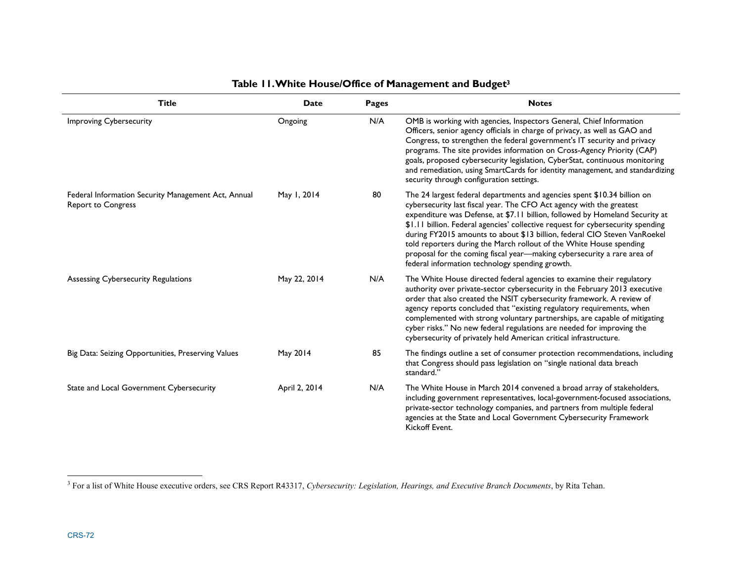**Table 11. White House/Office of Management and Budget[3]**

| Title | Date | Pages | Notes |
|---|---|---|---|
| Improving Cybersecurity | Ongoing | N/A | OMB is working with agencies, Inspectors General, Chief Information Officers, senior agency officials in charge of privacy, as well as GAO and Congress, to strengthen the federal government's IT security and privacy programs. The site provides information on Cross-Agency Priority (CAP) goals, proposed cybersecurity legislation, CyberStat, continuous monitoring and remediation, using SmartCards for identity management, and standardizing security through configuration settings. |
| Federal Information Security Management Act, Annual Report to Congress | May 1, 2014 | 80 | The 24 largest federal departments and agencies spent $10.34 billion on cybersecurity last fiscal year. The CFO Act agency with the greatest expenditure was Defense, at $7.11 billion, followed by Homeland Security at $1.11 billion. Federal agencies' collective request for cybersecurity spending during FY2015 amounts to about $13 billion, federal CIO Steven VanRoekel told reporters during the March rollout of the White House spending proposal for the coming fiscal year—making cybersecurity a rare area of federal information technology spending growth. |
| Assessing Cybersecurity Regulations | May 22, 2014 | N/A | The White House directed federal agencies to examine their regulatory authority over private-sector cybersecurity in the February 2013 executive order that also created the NSIT cybersecurity framework. A review of agency reports concluded that "existing regulatory requirements, when complemented with strong voluntary partnerships, are capable of mitigating cyber risks." No new federal regulations are needed for improving the cybersecurity of privately held American critical infrastructure. |
| Big Data: Seizing Opportunities, Preserving Values | May 2014 | 85 | The findings outline a set of consumer protection recommendations, including that Congress should pass legislation on "single national data breach standard." |
| State and Local Government Cybersecurity | April 2, 2014 | N/A | The White House in March 2014 convened a broad array of stakeholders, including government representatives, local-government-focused associations, private-sector technology companies, and partners from multiple federal agencies at the State and Local Government Cybersecurity Framework Kickoff Event. |

[3] For a list of White House executive orders, see CRS Report R43317, *Cybersecurity: Legislation, Hearings, and Executive Branch Documents*, by Rita Tehan.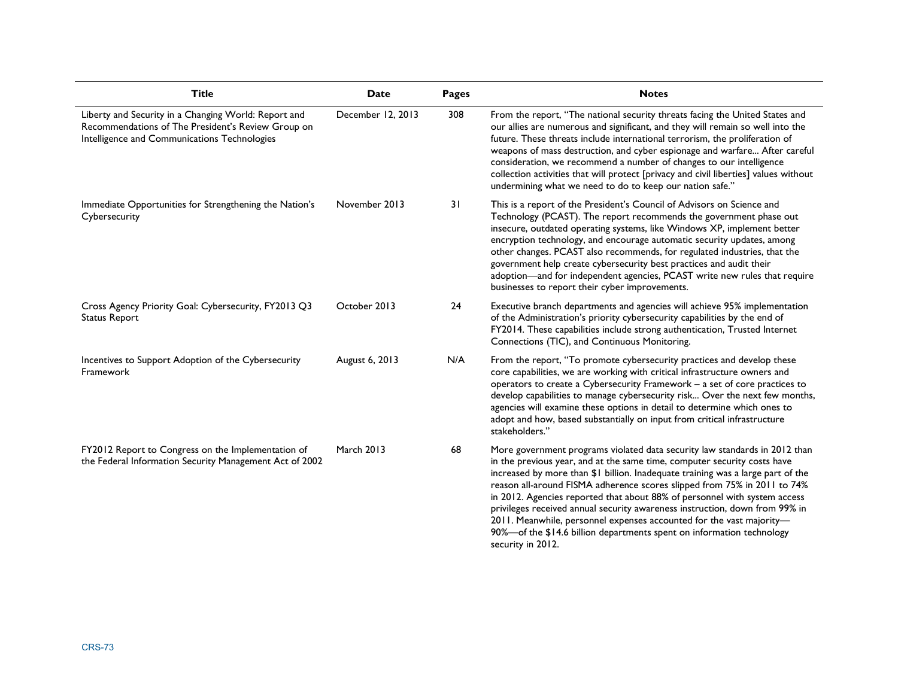| Title | Date | Pages | Notes |
|---|---|---|---|
| Liberty and Security in a Changing World: Report and Recommendations of The President's Review Group on Intelligence and Communications Technologies | December 12, 2013 | 308 | From the report, "The national security threats facing the United States and our allies are numerous and significant, and they will remain so well into the future. These threats include international terrorism, the proliferation of weapons of mass destruction, and cyber espionage and warfare... After careful consideration, we recommend a number of changes to our intelligence collection activities that will protect [privacy and civil liberties] values without undermining what we need to do to keep our nation safe." |
| Immediate Opportunities for Strengthening the Nation's Cybersecurity | November 2013 | 31 | This is a report of the President's Council of Advisors on Science and Technology (PCAST). The report recommends the government phase out insecure, outdated operating systems, like Windows XP, implement better encryption technology, and encourage automatic security updates, among other changes. PCAST also recommends, for regulated industries, that the government help create cybersecurity best practices and audit their adoption—and for independent agencies, PCAST write new rules that require businesses to report their cyber improvements. |
| Cross Agency Priority Goal: Cybersecurity, FY2013 Q3 Status Report | October 2013 | 24 | Executive branch departments and agencies will achieve 95% implementation of the Administration's priority cybersecurity capabilities by the end of FY2014. These capabilities include strong authentication, Trusted Internet Connections (TIC), and Continuous Monitoring. |
| Incentives to Support Adoption of the Cybersecurity Framework | August 6, 2013 | N/A | From the report, "To promote cybersecurity practices and develop these core capabilities, we are working with critical infrastructure owners and operators to create a Cybersecurity Framework – a set of core practices to develop capabilities to manage cybersecurity risk... Over the next few months, agencies will examine these options in detail to determine which ones to adopt and how, based substantially on input from critical infrastructure stakeholders." |
| FY2012 Report to Congress on the Implementation of the Federal Information Security Management Act of 2002 | March 2013 | 68 | More government programs violated data security law standards in 2012 than in the previous year, and at the same time, computer security costs have increased by more than $1 billion. Inadequate training was a large part of the reason all-around FISMA adherence scores slipped from 75% in 2011 to 74% in 2012. Agencies reported that about 88% of personnel with system access privileges received annual security awareness instruction, down from 99% in 2011. Meanwhile, personnel expenses accounted for the vast majority—90%—of the $14.6 billion departments spent on information technology security in 2012. |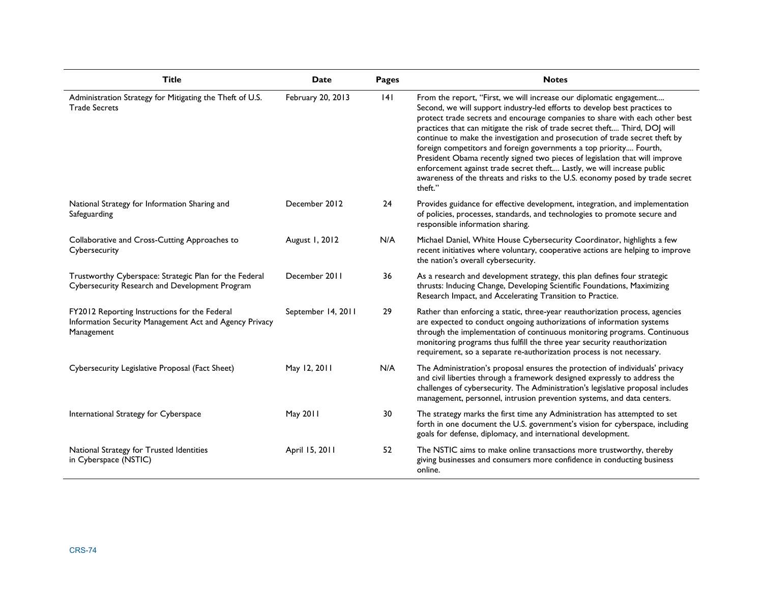| Title | Date | Pages | Notes |
|---|---|---|---|
| Administration Strategy for Mitigating the Theft of U.S. Trade Secrets | February 20, 2013 | 141 | From the report, "First, we will increase our diplomatic engagement.... Second, we will support industry-led efforts to develop best practices to protect trade secrets and encourage companies to share with each other best practices that can mitigate the risk of trade secret theft.... Third, DOJ will continue to make the investigation and prosecution of trade secret theft by foreign competitors and foreign governments a top priority.... Fourth, President Obama recently signed two pieces of legislation that will improve enforcement against trade secret theft.... Lastly, we will increase public awareness of the threats and risks to the U.S. economy posed by trade secret theft." |
| National Strategy for Information Sharing and Safeguarding | December 2012 | 24 | Provides guidance for effective development, integration, and implementation of policies, processes, standards, and technologies to promote secure and responsible information sharing. |
| Collaborative and Cross-Cutting Approaches to Cybersecurity | August 1, 2012 | N/A | Michael Daniel, White House Cybersecurity Coordinator, highlights a few recent initiatives where voluntary, cooperative actions are helping to improve the nation's overall cybersecurity. |
| Trustworthy Cyberspace: Strategic Plan for the Federal Cybersecurity Research and Development Program | December 2011 | 36 | As a research and development strategy, this plan defines four strategic thrusts: Inducing Change, Developing Scientific Foundations, Maximizing Research Impact, and Accelerating Transition to Practice. |
| FY2012 Reporting Instructions for the Federal Information Security Management Act and Agency Privacy Management | September 14, 2011 | 29 | Rather than enforcing a static, three-year reauthorization process, agencies are expected to conduct ongoing authorizations of information systems through the implementation of continuous monitoring programs. Continuous monitoring programs thus fulfill the three year security reauthorization requirement, so a separate re-authorization process is not necessary. |
| Cybersecurity Legislative Proposal (Fact Sheet) | May 12, 2011 | N/A | The Administration's proposal ensures the protection of individuals' privacy and civil liberties through a framework designed expressly to address the challenges of cybersecurity. The Administration's legislative proposal includes management, personnel, intrusion prevention systems, and data centers. |
| International Strategy for Cyberspace | May 2011 | 30 | The strategy marks the first time any Administration has attempted to set forth in one document the U.S. government's vision for cyberspace, including goals for defense, diplomacy, and international development. |
| National Strategy for Trusted Identities in Cyberspace (NSTIC) | April 15, 2011 | 52 | The NSTIC aims to make online transactions more trustworthy, thereby giving businesses and consumers more confidence in conducting business online. |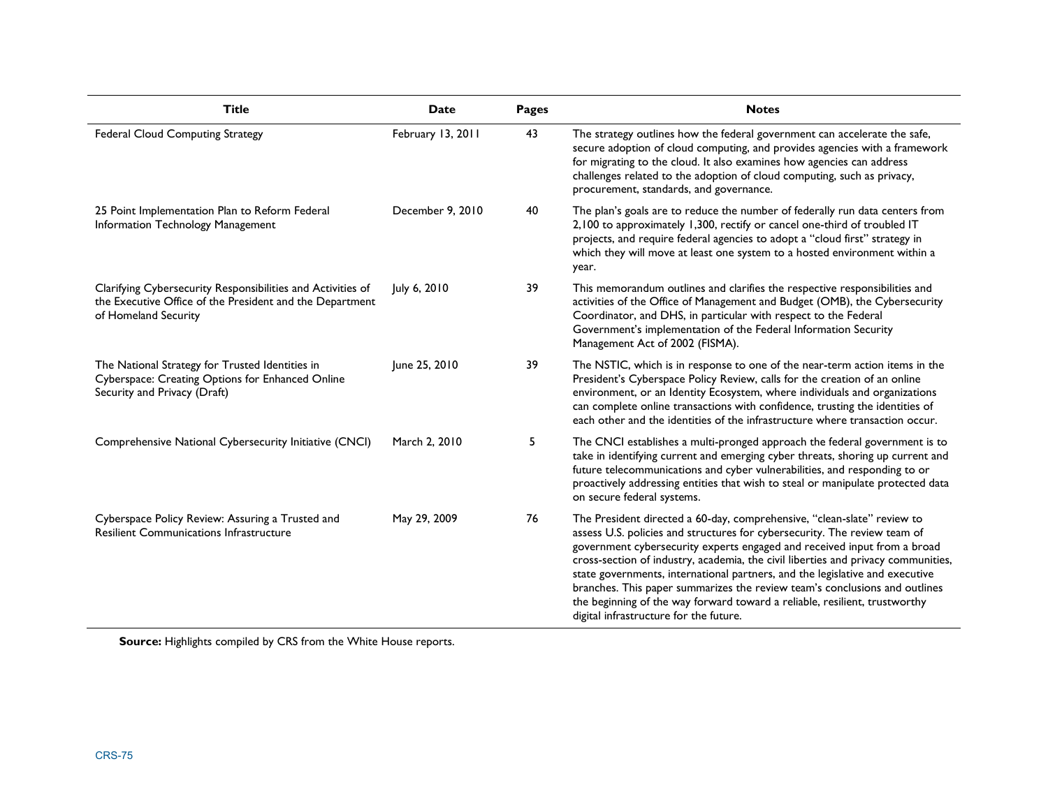| Title | Date | Pages | Notes |
| --- | --- | --- | --- |
| Federal Cloud Computing Strategy | February 13, 2011 | 43 | The strategy outlines how the federal government can accelerate the safe, secure adoption of cloud computing, and provides agencies with a framework for migrating to the cloud. It also examines how agencies can address challenges related to the adoption of cloud computing, such as privacy, procurement, standards, and governance. |
| 25 Point Implementation Plan to Reform Federal Information Technology Management | December 9, 2010 | 40 | The plan's goals are to reduce the number of federally run data centers from 2,100 to approximately 1,300, rectify or cancel one-third of troubled IT projects, and require federal agencies to adopt a "cloud first" strategy in which they will move at least one system to a hosted environment within a year. |
| Clarifying Cybersecurity Responsibilities and Activities of the Executive Office of the President and the Department of Homeland Security | July 6, 2010 | 39 | This memorandum outlines and clarifies the respective responsibilities and activities of the Office of Management and Budget (OMB), the Cybersecurity Coordinator, and DHS, in particular with respect to the Federal Government's implementation of the Federal Information Security Management Act of 2002 (FISMA). |
| The National Strategy for Trusted Identities in Cyberspace: Creating Options for Enhanced Online Security and Privacy (Draft) | June 25, 2010 | 39 | The NSTIC, which is in response to one of the near-term action items in the President's Cyberspace Policy Review, calls for the creation of an online environment, or an Identity Ecosystem, where individuals and organizations can complete online transactions with confidence, trusting the identities of each other and the identities of the infrastructure where transaction occur. |
| Comprehensive National Cybersecurity Initiative (CNCI) | March 2, 2010 | 5 | The CNCI establishes a multi-pronged approach the federal government is to take in identifying current and emerging cyber threats, shoring up current and future telecommunications and cyber vulnerabilities, and responding to or proactively addressing entities that wish to steal or manipulate protected data on secure federal systems. |
| Cyberspace Policy Review: Assuring a Trusted and Resilient Communications Infrastructure | May 29, 2009 | 76 | The President directed a 60-day, comprehensive, "clean-slate" review to assess U.S. policies and structures for cybersecurity. The review team of government cybersecurity experts engaged and received input from a broad cross-section of industry, academia, the civil liberties and privacy communities, state governments, international partners, and the legislative and executive branches. This paper summarizes the review team's conclusions and outlines the beginning of the way forward toward a reliable, resilient, trustworthy digital infrastructure for the future. |

**Source:** Highlights compiled by CRS from the White House reports.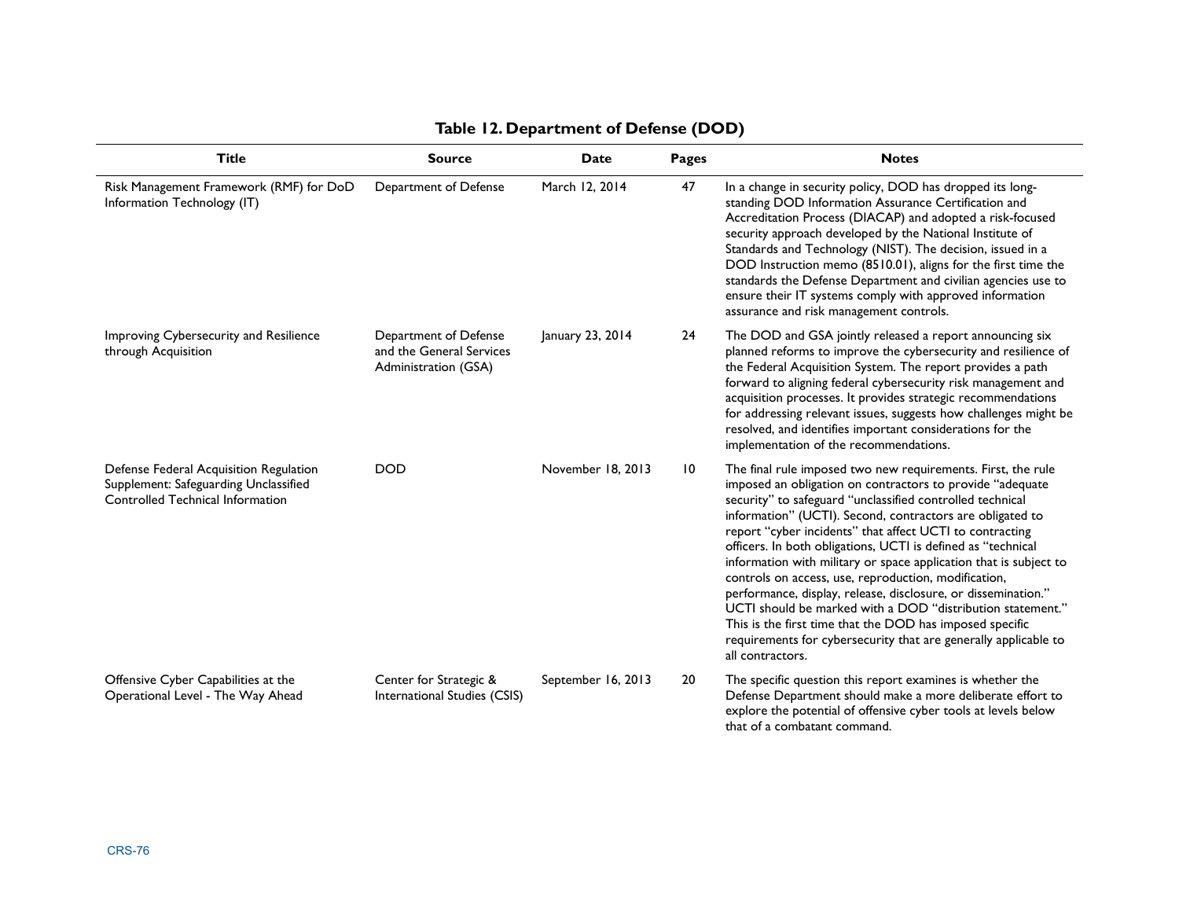**Table 12. Department of Defense (DOD)**

| Title | Source | Date | Pages | Notes |
| --- | --- | --- | --- | --- |
| Risk Management Framework (RMF) for DoD Information Technology (IT) | Department of Defense | March 12, 2014 | 47 | In a change in security policy, DOD has dropped its long-standing DOD Information Assurance Certification and Accreditation Process (DIACAP) and adopted a risk-focused security approach developed by the National Institute of Standards and Technology (NIST). The decision, issued in a DOD Instruction memo (8510.01), aligns for the first time the standards the Defense Department and civilian agencies use to ensure their IT systems comply with approved information assurance and risk management controls. |
| Improving Cybersecurity and Resilience through Acquisition | Department of Defense and the General Services Administration (GSA) | January 23, 2014 | 24 | The DOD and GSA jointly released a report announcing six planned reforms to improve the cybersecurity and resilience of the Federal Acquisition System. The report provides a path forward to aligning federal cybersecurity risk management and acquisition processes. It provides strategic recommendations for addressing relevant issues, suggests how challenges might be resolved, and identifies important considerations for the implementation of the recommendations. |
| Defense Federal Acquisition Regulation Supplement: Safeguarding Unclassified Controlled Technical Information | DOD | November 18, 2013 | 10 | The final rule imposed two new requirements. First, the rule imposed an obligation on contractors to provide "adequate security" to safeguard "unclassified controlled technical information" (UCTI). Second, contractors are obligated to report "cyber incidents" that affect UCTI to contracting officers. In both obligations, UCTI is defined as "technical information with military or space application that is subject to controls on access, use, reproduction, modification, performance, display, release, disclosure, or dissemination." UCTI should be marked with a DOD "distribution statement." This is the first time that the DOD has imposed specific requirements for cybersecurity that are generally applicable to all contractors. |
| Offensive Cyber Capabilities at the Operational Level - The Way Ahead | Center for Strategic & International Studies (CSIS) | September 16, 2013 | 20 | The specific question this report examines is whether the Defense Department should make a more deliberate effort to explore the potential of offensive cyber tools at levels below that of a combatant command. |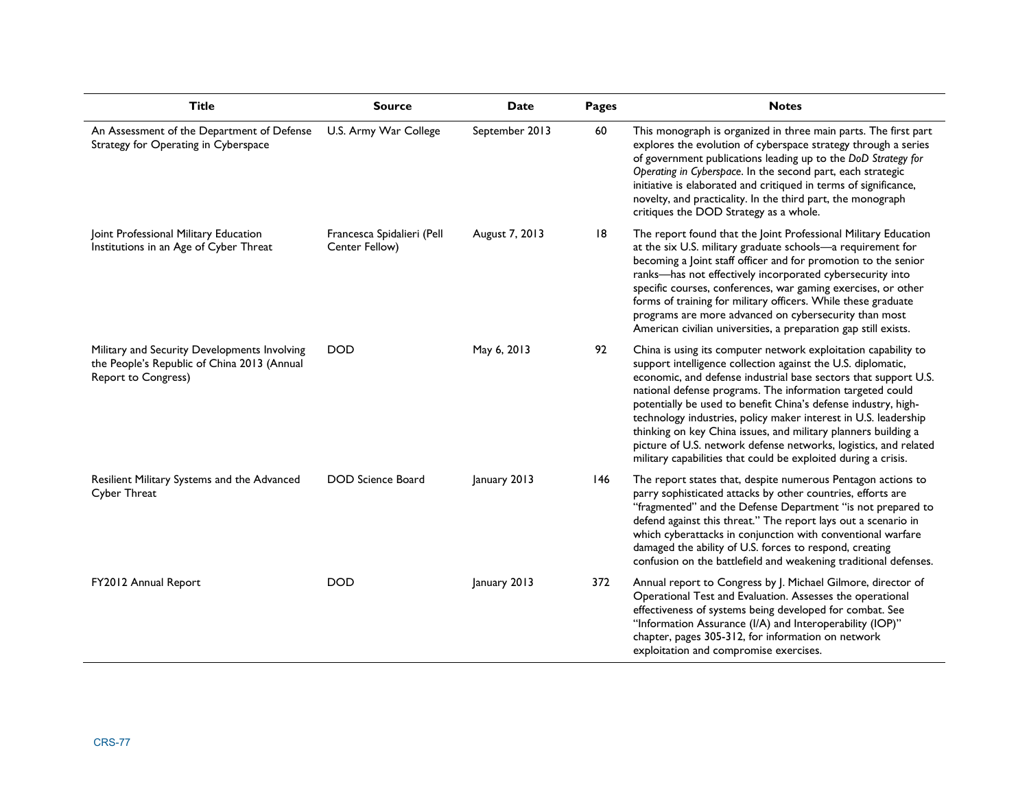| Title | Source | Date | Pages | Notes |
|---|---|---|---|---|
| An Assessment of the Department of Defense Strategy for Operating in Cyberspace | U.S. Army War College | September 2013 | 60 | This monograph is organized in three main parts. The first part explores the evolution of cyberspace strategy through a series of government publications leading up to the *DoD Strategy for Operating in Cyberspace*. In the second part, each strategic initiative is elaborated and critiqued in terms of significance, novelty, and practicality. In the third part, the monograph critiques the DOD Strategy as a whole. |
| Joint Professional Military Education Institutions in an Age of Cyber Threat | Francesca Spidalieri (Pell Center Fellow) | August 7, 2013 | 18 | The report found that the Joint Professional Military Education at the six U.S. military graduate schools—a requirement for becoming a Joint staff officer and for promotion to the senior ranks—has not effectively incorporated cybersecurity into specific courses, conferences, war gaming exercises, or other forms of training for military officers. While these graduate programs are more advanced on cybersecurity than most American civilian universities, a preparation gap still exists. |
| Military and Security Developments Involving the People's Republic of China 2013 (Annual Report to Congress) | DOD | May 6, 2013 | 92 | China is using its computer network exploitation capability to support intelligence collection against the U.S. diplomatic, economic, and defense industrial base sectors that support U.S. national defense programs. The information targeted could potentially be used to benefit China's defense industry, high-technology industries, policy maker interest in U.S. leadership thinking on key China issues, and military planners building a picture of U.S. network defense networks, logistics, and related military capabilities that could be exploited during a crisis. |
| Resilient Military Systems and the Advanced Cyber Threat | DOD Science Board | January 2013 | 146 | The report states that, despite numerous Pentagon actions to parry sophisticated attacks by other countries, efforts are "fragmented" and the Defense Department "is not prepared to defend against this threat." The report lays out a scenario in which cyberattacks in conjunction with conventional warfare damaged the ability of U.S. forces to respond, creating confusion on the battlefield and weakening traditional defenses. |
| FY2012 Annual Report | DOD | January 2013 | 372 | Annual report to Congress by J. Michael Gilmore, director of Operational Test and Evaluation. Assesses the operational effectiveness of systems being developed for combat. See "Information Assurance (I/A) and Interoperability (IOP)" chapter, pages 305-312, for information on network exploitation and compromise exercises. |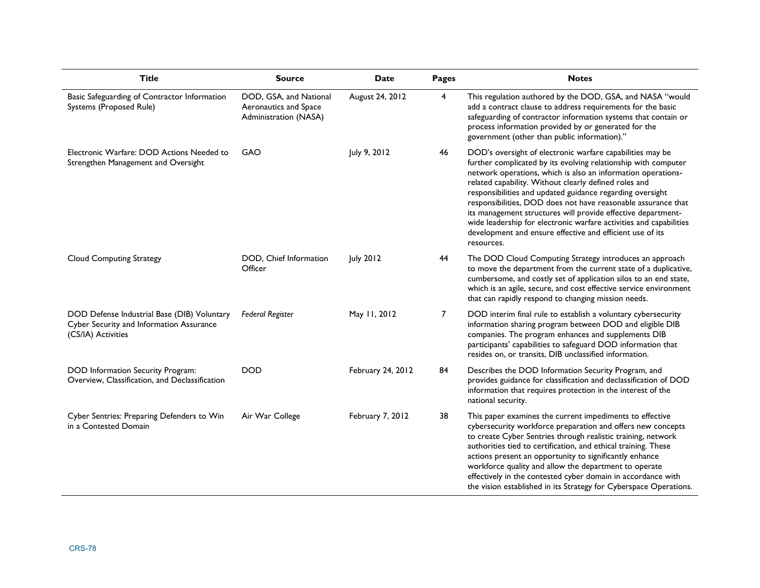| Title | Source | Date | Pages | Notes |
|---|---|---|---|---|
| Basic Safeguarding of Contractor Information Systems (Proposed Rule) | DOD, GSA, and National Aeronautics and Space Administration (NASA) | August 24, 2012 | 4 | This regulation authored by the DOD, GSA, and NASA "would add a contract clause to address requirements for the basic safeguarding of contractor information systems that contain or process information provided by or generated for the government (other than public information)." |
| Electronic Warfare: DOD Actions Needed to Strengthen Management and Oversight | GAO | July 9, 2012 | 46 | DOD's oversight of electronic warfare capabilities may be further complicated by its evolving relationship with computer network operations, which is also an information operations-related capability. Without clearly defined roles and responsibilities and updated guidance regarding oversight responsibilities, DOD does not have reasonable assurance that its management structures will provide effective department-wide leadership for electronic warfare activities and capabilities development and ensure effective and efficient use of its resources. |
| Cloud Computing Strategy | DOD, Chief Information Officer | July 2012 | 44 | The DOD Cloud Computing Strategy introduces an approach to move the department from the current state of a duplicative, cumbersome, and costly set of application silos to an end state, which is an agile, secure, and cost effective service environment that can rapidly respond to changing mission needs. |
| DOD Defense Industrial Base (DIB) Voluntary Cyber Security and Information Assurance (CS/IA) Activities | *Federal Register* | May 11, 2012 | 7 | DOD interim final rule to establish a voluntary cybersecurity information sharing program between DOD and eligible DIB companies. The program enhances and supplements DIB participants' capabilities to safeguard DOD information that resides on, or transits, DIB unclassified information. |
| DOD Information Security Program: Overview, Classification, and Declassification | DOD | February 24, 2012 | 84 | Describes the DOD Information Security Program, and provides guidance for classification and declassification of DOD information that requires protection in the interest of the national security. |
| Cyber Sentries: Preparing Defenders to Win in a Contested Domain | Air War College | February 7, 2012 | 38 | This paper examines the current impediments to effective cybersecurity workforce preparation and offers new concepts to create Cyber Sentries through realistic training, network authorities tied to certification, and ethical training. These actions present an opportunity to significantly enhance workforce quality and allow the department to operate effectively in the contested cyber domain in accordance with the vision established in its Strategy for Cyberspace Operations. |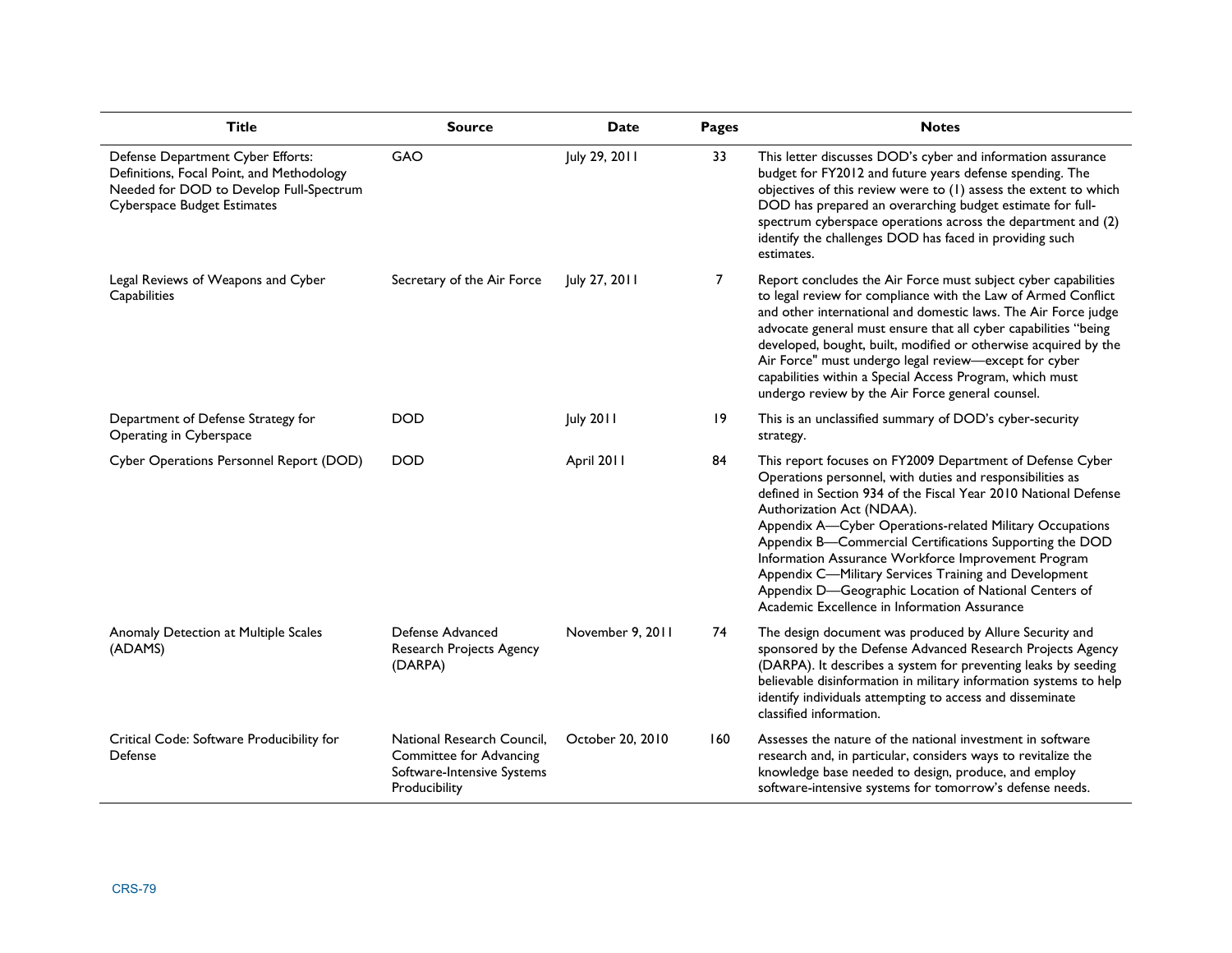| Title | Source | Date | Pages | Notes |
| --- | --- | --- | --- | --- |
| Defense Department Cyber Efforts: Definitions, Focal Point, and Methodology Needed for DOD to Develop Full-Spectrum Cyberspace Budget Estimates | GAO | July 29, 2011 | 33 | This letter discusses DOD's cyber and information assurance budget for FY2012 and future years defense spending. The objectives of this review were to (1) assess the extent to which DOD has prepared an overarching budget estimate for full-spectrum cyberspace operations across the department and (2) identify the challenges DOD has faced in providing such estimates. |
| Legal Reviews of Weapons and Cyber Capabilities | Secretary of the Air Force | July 27, 2011 | 7 | Report concludes the Air Force must subject cyber capabilities to legal review for compliance with the Law of Armed Conflict and other international and domestic laws. The Air Force judge advocate general must ensure that all cyber capabilities "being developed, bought, built, modified or otherwise acquired by the Air Force" must undergo legal review—except for cyber capabilities within a Special Access Program, which must undergo review by the Air Force general counsel. |
| Department of Defense Strategy for Operating in Cyberspace | DOD | July 2011 | 19 | This is an unclassified summary of DOD's cyber-security strategy. |
| Cyber Operations Personnel Report (DOD) | DOD | April 2011 | 84 | This report focuses on FY2009 Department of Defense Cyber Operations personnel, with duties and responsibilities as defined in Section 934 of the Fiscal Year 2010 National Defense Authorization Act (NDAA).<br>Appendix A—Cyber Operations-related Military Occupations<br>Appendix B—Commercial Certifications Supporting the DOD Information Assurance Workforce Improvement Program<br>Appendix C—Military Services Training and Development<br>Appendix D—Geographic Location of National Centers of Academic Excellence in Information Assurance |
| Anomaly Detection at Multiple Scales (ADAMS) | Defense Advanced Research Projects Agency (DARPA) | November 9, 2011 | 74 | The design document was produced by Allure Security and sponsored by the Defense Advanced Research Projects Agency (DARPA). It describes a system for preventing leaks by seeding believable disinformation in military information systems to help identify individuals attempting to access and disseminate classified information. |
| Critical Code: Software Producibility for Defense | National Research Council, Committee for Advancing Software-Intensive Systems Producibility | October 20, 2010 | 160 | Assesses the nature of the national investment in software research and, in particular, considers ways to revitalize the knowledge base needed to design, produce, and employ software-intensive systems for tomorrow's defense needs. |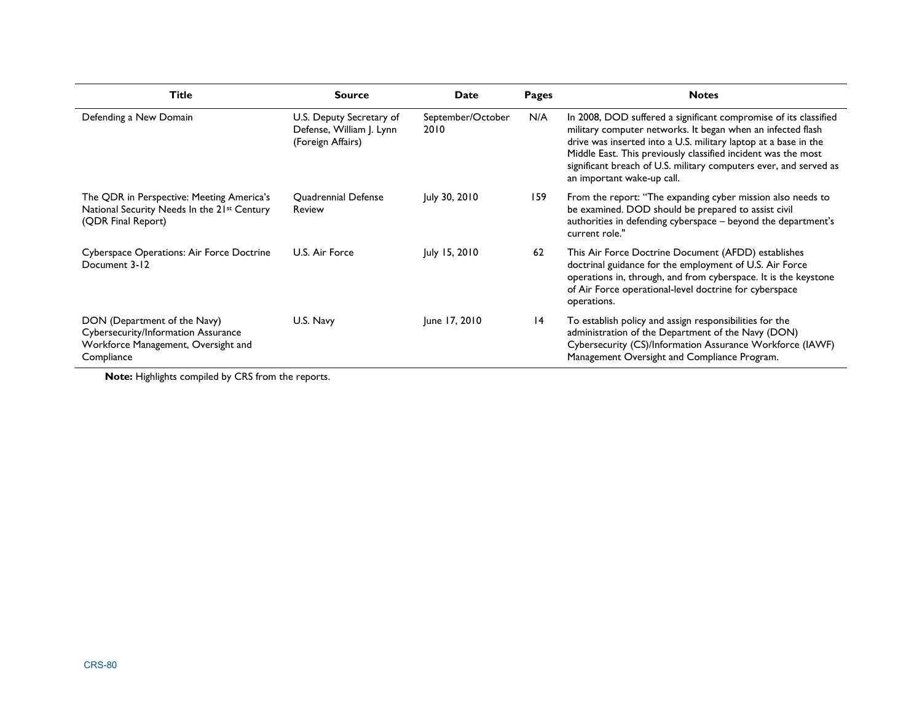| Title | Source | Date | Pages | Notes |
|---|---|---|---|---|
| Defending a New Domain | U.S. Deputy Secretary of Defense, William J. Lynn (Foreign Affairs) | September/October 2010 | N/A | In 2008, DOD suffered a significant compromise of its classified military computer networks. It began when an infected flash drive was inserted into a U.S. military laptop at a base in the Middle East. This previously classified incident was the most significant breach of U.S. military computers ever, and served as an important wake-up call. |
| The QDR in Perspective: Meeting America's National Security Needs In the 21st Century (QDR Final Report) | Quadrennial Defense Review | July 30, 2010 | 159 | From the report: "The expanding cyber mission also needs to be examined. DOD should be prepared to assist civil authorities in defending cyberspace – beyond the department's current role." |
| Cyberspace Operations: Air Force Doctrine Document 3-12 | U.S. Air Force | July 15, 2010 | 62 | This Air Force Doctrine Document (AFDD) establishes doctrinal guidance for the employment of U.S. Air Force operations in, through, and from cyberspace. It is the keystone of Air Force operational-level doctrine for cyberspace operations. |
| DON (Department of the Navy) Cybersecurity/Information Assurance Workforce Management, Oversight and Compliance | U.S. Navy | June 17, 2010 | 14 | To establish policy and assign responsibilities for the administration of the Department of the Navy (DON) Cybersecurity (CS)/Information Assurance Workforce (IAWF) Management Oversight and Compliance Program. |

**Note:** Highlights compiled by CRS from the reports.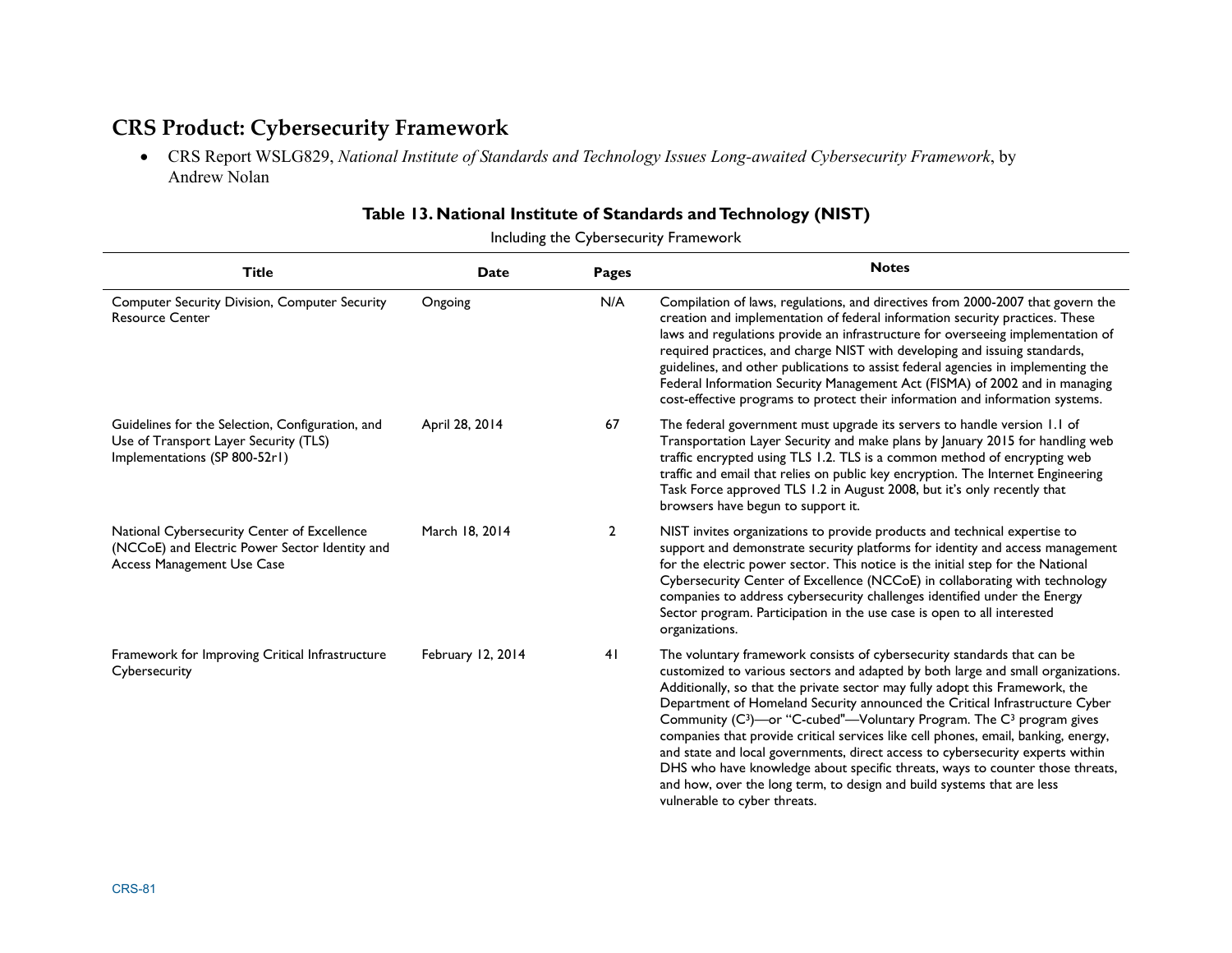## CRS Product: Cybersecurity Framework

- CRS Report WSLG829, *National Institute of Standards and Technology Issues Long-awaited Cybersecurity Framework*, by Andrew Nolan

**Table 13. National Institute of Standards and Technology (NIST)**

Including the Cybersecurity Framework

| Title | Date | Pages | Notes |
|---|---|---|---|
| Computer Security Division, Computer Security Resource Center | Ongoing | N/A | Compilation of laws, regulations, and directives from 2000-2007 that govern the creation and implementation of federal information security practices. These laws and regulations provide an infrastructure for overseeing implementation of required practices, and charge NIST with developing and issuing standards, guidelines, and other publications to assist federal agencies in implementing the Federal Information Security Management Act (FISMA) of 2002 and in managing cost-effective programs to protect their information and information systems. |
| Guidelines for the Selection, Configuration, and Use of Transport Layer Security (TLS) Implementations (SP 800-52r1) | April 28, 2014 | 67 | The federal government must upgrade its servers to handle version 1.1 of Transportation Layer Security and make plans by January 2015 for handling web traffic encrypted using TLS 1.2. TLS is a common method of encrypting web traffic and email that relies on public key encryption. The Internet Engineering Task Force approved TLS 1.2 in August 2008, but it's only recently that browsers have begun to support it. |
| National Cybersecurity Center of Excellence (NCCoE) and Electric Power Sector Identity and Access Management Use Case | March 18, 2014 | 2 | NIST invites organizations to provide products and technical expertise to support and demonstrate security platforms for identity and access management for the electric power sector. This notice is the initial step for the National Cybersecurity Center of Excellence (NCCoE) in collaborating with technology companies to address cybersecurity challenges identified under the Energy Sector program. Participation in the use case is open to all interested organizations. |
| Framework for Improving Critical Infrastructure Cybersecurity | February 12, 2014 | 41 | The voluntary framework consists of cybersecurity standards that can be customized to various sectors and adapted by both large and small organizations. Additionally, so that the private sector may fully adopt this Framework, the Department of Homeland Security announced the Critical Infrastructure Cyber Community ($C^3$)—or "C-cubed"—Voluntary Program. The $C^3$ program gives companies that provide critical services like cell phones, email, banking, energy, and state and local governments, direct access to cybersecurity experts within DHS who have knowledge about specific threats, ways to counter those threats, and how, over the long term, to design and build systems that are less vulnerable to cyber threats. |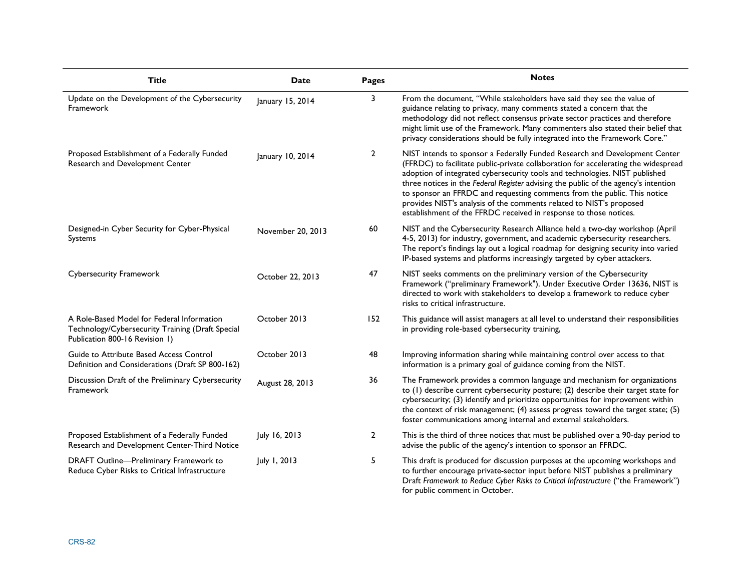| Title | Date | Pages | Notes |
| --- | --- | --- | --- |
| Update on the Development of the Cybersecurity Framework | January 15, 2014 | 3 | From the document, "While stakeholders have said they see the value of guidance relating to privacy, many comments stated a concern that the methodology did not reflect consensus private sector practices and therefore might limit use of the Framework. Many commenters also stated their belief that privacy considerations should be fully integrated into the Framework Core." |
| Proposed Establishment of a Federally Funded Research and Development Center | January 10, 2014 | 2 | NIST intends to sponsor a Federally Funded Research and Development Center (FFRDC) to facilitate public-private collaboration for accelerating the widespread adoption of integrated cybersecurity tools and technologies. NIST published three notices in the *Federal Register* advising the public of the agency's intention to sponsor an FFRDC and requesting comments from the public. This notice provides NIST's analysis of the comments related to NIST's proposed establishment of the FFRDC received in response to those notices. |
| Designed-in Cyber Security for Cyber-Physical Systems | November 20, 2013 | 60 | NIST and the Cybersecurity Research Alliance held a two-day workshop (April 4-5, 2013) for industry, government, and academic cybersecurity researchers. The report's findings lay out a logical roadmap for designing security into varied IP-based systems and platforms increasingly targeted by cyber attackers. |
| Cybersecurity Framework | October 22, 2013 | 47 | NIST seeks comments on the preliminary version of the Cybersecurity Framework ("preliminary Framework"). Under Executive Order 13636, NIST is directed to work with stakeholders to develop a framework to reduce cyber risks to critical infrastructure. |
| A Role-Based Model for Federal Information Technology/Cybersecurity Training (Draft Special Publication 800-16 Revision 1) | October 2013 | 152 | This guidance will assist managers at all level to understand their responsibilities in providing role-based cybersecurity training, |
| Guide to Attribute Based Access Control Definition and Considerations (Draft SP 800-162) | October 2013 | 48 | Improving information sharing while maintaining control over access to that information is a primary goal of guidance coming from the NIST. |
| Discussion Draft of the Preliminary Cybersecurity Framework | August 28, 2013 | 36 | The Framework provides a common language and mechanism for organizations to (1) describe current cybersecurity posture; (2) describe their target state for cybersecurity; (3) identify and prioritize opportunities for improvement within the context of risk management; (4) assess progress toward the target state; (5) foster communications among internal and external stakeholders. |
| Proposed Establishment of a Federally Funded Research and Development Center-Third Notice | July 16, 2013 | 2 | This is the third of three notices that must be published over a 90-day period to advise the public of the agency's intention to sponsor an FFRDC. |
| DRAFT Outline—Preliminary Framework to Reduce Cyber Risks to Critical Infrastructure | July 1, 2013 | 5 | This draft is produced for discussion purposes at the upcoming workshops and to further encourage private-sector input before NIST publishes a preliminary Draft *Framework to Reduce Cyber Risks to Critical Infrastructure* ("the Framework") for public comment in October. |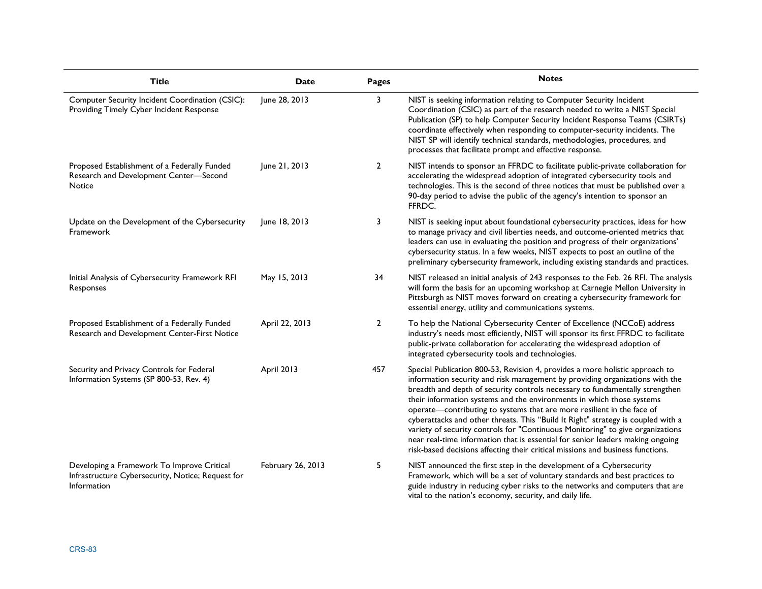| Title | Date | Pages | Notes |
|---|---|---|---|
| Computer Security Incident Coordination (CSIC): Providing Timely Cyber Incident Response | June 28, 2013 | 3 | NIST is seeking information relating to Computer Security Incident Coordination (CSIC) as part of the research needed to write a NIST Special Publication (SP) to help Computer Security Incident Response Teams (CSIRTs) coordinate effectively when responding to computer-security incidents. The NIST SP will identify technical standards, methodologies, procedures, and processes that facilitate prompt and effective response. |
| Proposed Establishment of a Federally Funded Research and Development Center—Second Notice | June 21, 2013 | 2 | NIST intends to sponsor an FFRDC to facilitate public-private collaboration for accelerating the widespread adoption of integrated cybersecurity tools and technologies. This is the second of three notices that must be published over a 90-day period to advise the public of the agency's intention to sponsor an FFRDC. |
| Update on the Development of the Cybersecurity Framework | June 18, 2013 | 3 | NIST is seeking input about foundational cybersecurity practices, ideas for how to manage privacy and civil liberties needs, and outcome-oriented metrics that leaders can use in evaluating the position and progress of their organizations' cybersecurity status. In a few weeks, NIST expects to post an outline of the preliminary cybersecurity framework, including existing standards and practices. |
| Initial Analysis of Cybersecurity Framework RFI Responses | May 15, 2013 | 34 | NIST released an initial analysis of 243 responses to the Feb. 26 RFI. The analysis will form the basis for an upcoming workshop at Carnegie Mellon University in Pittsburgh as NIST moves forward on creating a cybersecurity framework for essential energy, utility and communications systems. |
| Proposed Establishment of a Federally Funded Research and Development Center-First Notice | April 22, 2013 | 2 | To help the National Cybersecurity Center of Excellence (NCCoE) address industry's needs most efficiently, NIST will sponsor its first FFRDC to facilitate public-private collaboration for accelerating the widespread adoption of integrated cybersecurity tools and technologies. |
| Security and Privacy Controls for Federal Information Systems (SP 800-53, Rev. 4) | April 2013 | 457 | Special Publication 800-53, Revision 4, provides a more holistic approach to information security and risk management by providing organizations with the breadth and depth of security controls necessary to fundamentally strengthen their information systems and the environments in which those systems operate—contributing to systems that are more resilient in the face of cyberattacks and other threats. This "Build It Right" strategy is coupled with a variety of security controls for "Continuous Monitoring" to give organizations near real-time information that is essential for senior leaders making ongoing risk-based decisions affecting their critical missions and business functions. |
| Developing a Framework To Improve Critical Infrastructure Cybersecurity, Notice; Request for Information | February 26, 2013 | 5 | NIST announced the first step in the development of a Cybersecurity Framework, which will be a set of voluntary standards and best practices to guide industry in reducing cyber risks to the networks and computers that are vital to the nation's economy, security, and daily life. |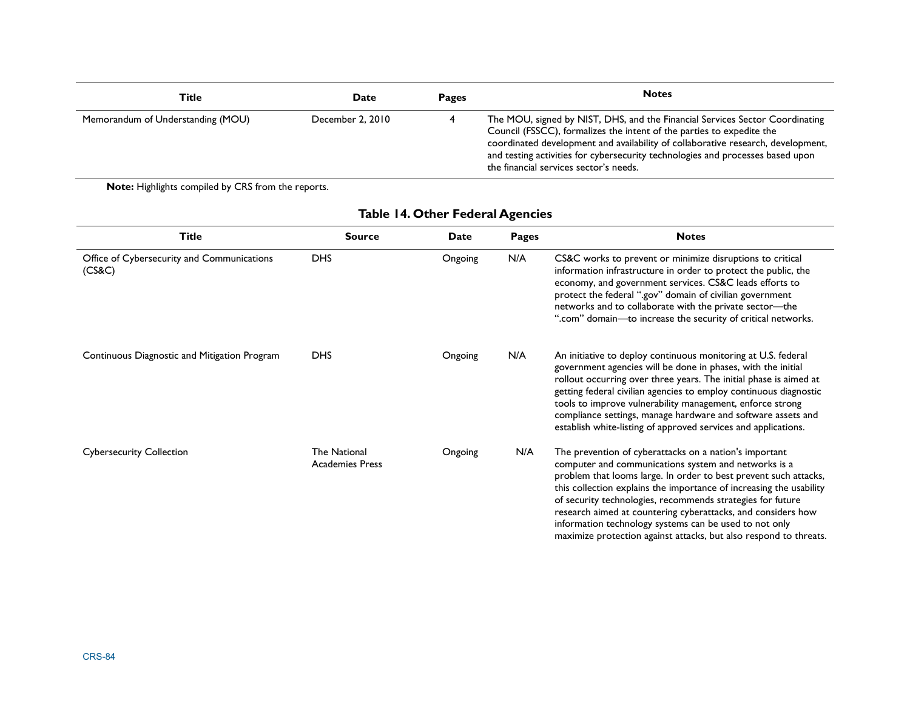| Title | Date | Pages | Notes |
| --- | --- | --- | --- |
| Memorandum of Understanding (MOU) | December 2, 2010 | 4 | The MOU, signed by NIST, DHS, and the Financial Services Sector Coordinating Council (FSSCC), formalizes the intent of the parties to expedite the coordinated development and availability of collaborative research, development, and testing activities for cybersecurity technologies and processes based upon the financial services sector's needs. |

**Note:** Highlights compiled by CRS from the reports.

**Table 14. Other Federal Agencies**

| Title | Source | Date | Pages | Notes |
| --- | --- | --- | --- | --- |
| Office of Cybersecurity and Communications (CS&C) | DHS | Ongoing | N/A | CS&C works to prevent or minimize disruptions to critical information infrastructure in order to protect the public, the economy, and government services. CS&C leads efforts to protect the federal ".gov" domain of civilian government networks and to collaborate with the private sector—the ".com" domain—to increase the security of critical networks. |
| Continuous Diagnostic and Mitigation Program | DHS | Ongoing | N/A | An initiative to deploy continuous monitoring at U.S. federal government agencies will be done in phases, with the initial rollout occurring over three years. The initial phase is aimed at getting federal civilian agencies to employ continuous diagnostic tools to improve vulnerability management, enforce strong compliance settings, manage hardware and software assets and establish white-listing of approved services and applications. |
| Cybersecurity Collection | The National Academies Press | Ongoing | N/A | The prevention of cyberattacks on a nation's important computer and communications system and networks is a problem that looms large. In order to best prevent such attacks, this collection explains the importance of increasing the usability of security technologies, recommends strategies for future research aimed at countering cyberattacks, and considers how information technology systems can be used to not only maximize protection against attacks, but also respond to threats. |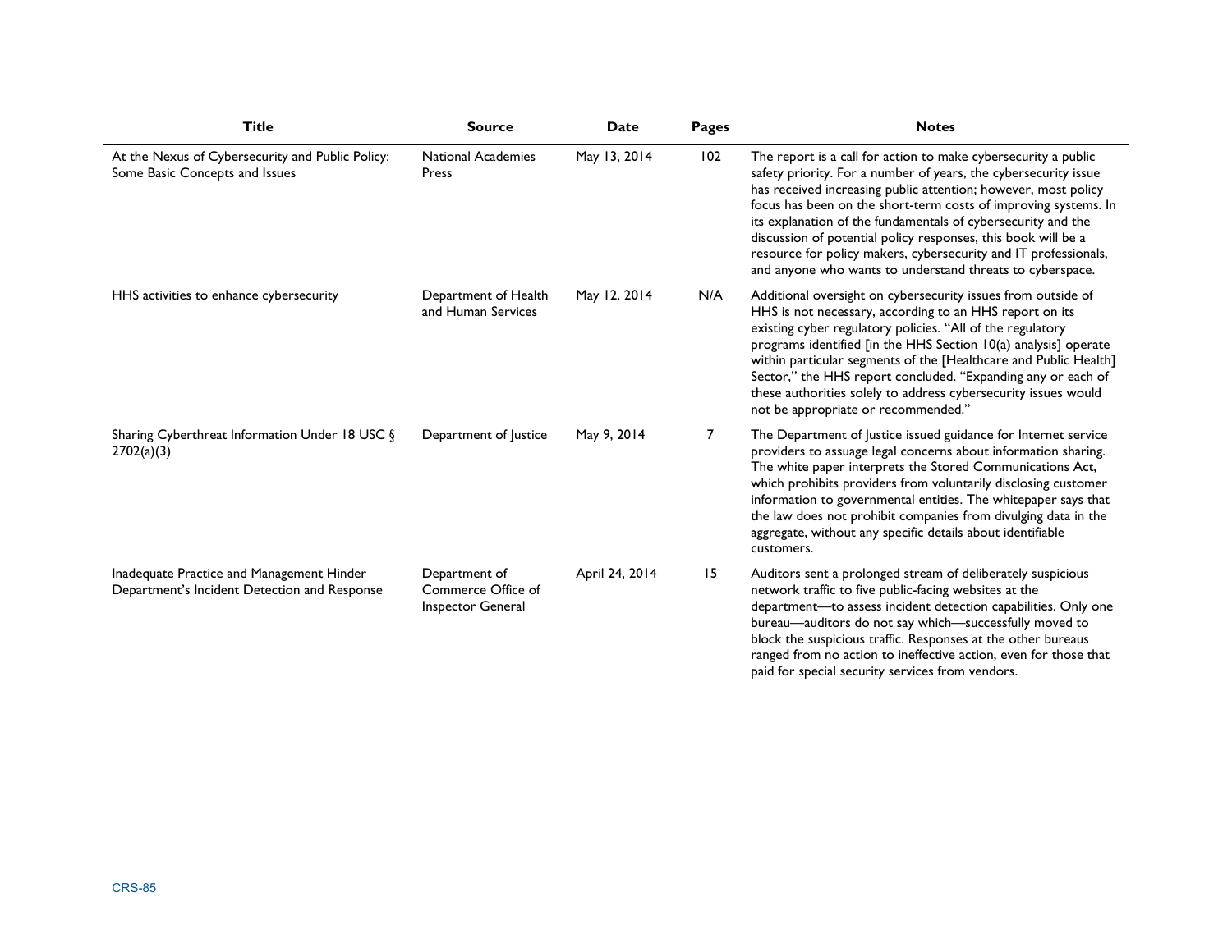| Title | Source | Date | Pages | Notes |
|---|---|---|---|---|
| At the Nexus of Cybersecurity and Public Policy: Some Basic Concepts and Issues | National Academies Press | May 13, 2014 | 102 | The report is a call for action to make cybersecurity a public safety priority. For a number of years, the cybersecurity issue has received increasing public attention; however, most policy focus has been on the short-term costs of improving systems. In its explanation of the fundamentals of cybersecurity and the discussion of potential policy responses, this book will be a resource for policy makers, cybersecurity and IT professionals, and anyone who wants to understand threats to cyberspace. |
| HHS activities to enhance cybersecurity | Department of Health and Human Services | May 12, 2014 | N/A | Additional oversight on cybersecurity issues from outside of HHS is not necessary, according to an HHS report on its existing cyber regulatory policies. "All of the regulatory programs identified [in the HHS Section 10(a) analysis] operate within particular segments of the [Healthcare and Public Health] Sector," the HHS report concluded. "Expanding any or each of these authorities solely to address cybersecurity issues would not be appropriate or recommended." |
| Sharing Cyberthreat Information Under 18 USC § 2702(a)(3) | Department of Justice | May 9, 2014 | 7 | The Department of Justice issued guidance for Internet service providers to assuage legal concerns about information sharing. The white paper interprets the Stored Communications Act, which prohibits providers from voluntarily disclosing customer information to governmental entities. The whitepaper says that the law does not prohibit companies from divulging data in the aggregate, without any specific details about identifiable customers. |
| Inadequate Practice and Management Hinder Department's Incident Detection and Response | Department of Commerce Office of Inspector General | April 24, 2014 | 15 | Auditors sent a prolonged stream of deliberately suspicious network traffic to five public-facing websites at the department—to assess incident detection capabilities. Only one bureau—auditors do not say which—successfully moved to block the suspicious traffic. Responses at the other bureaus ranged from no action to ineffective action, even for those that paid for special security services from vendors. |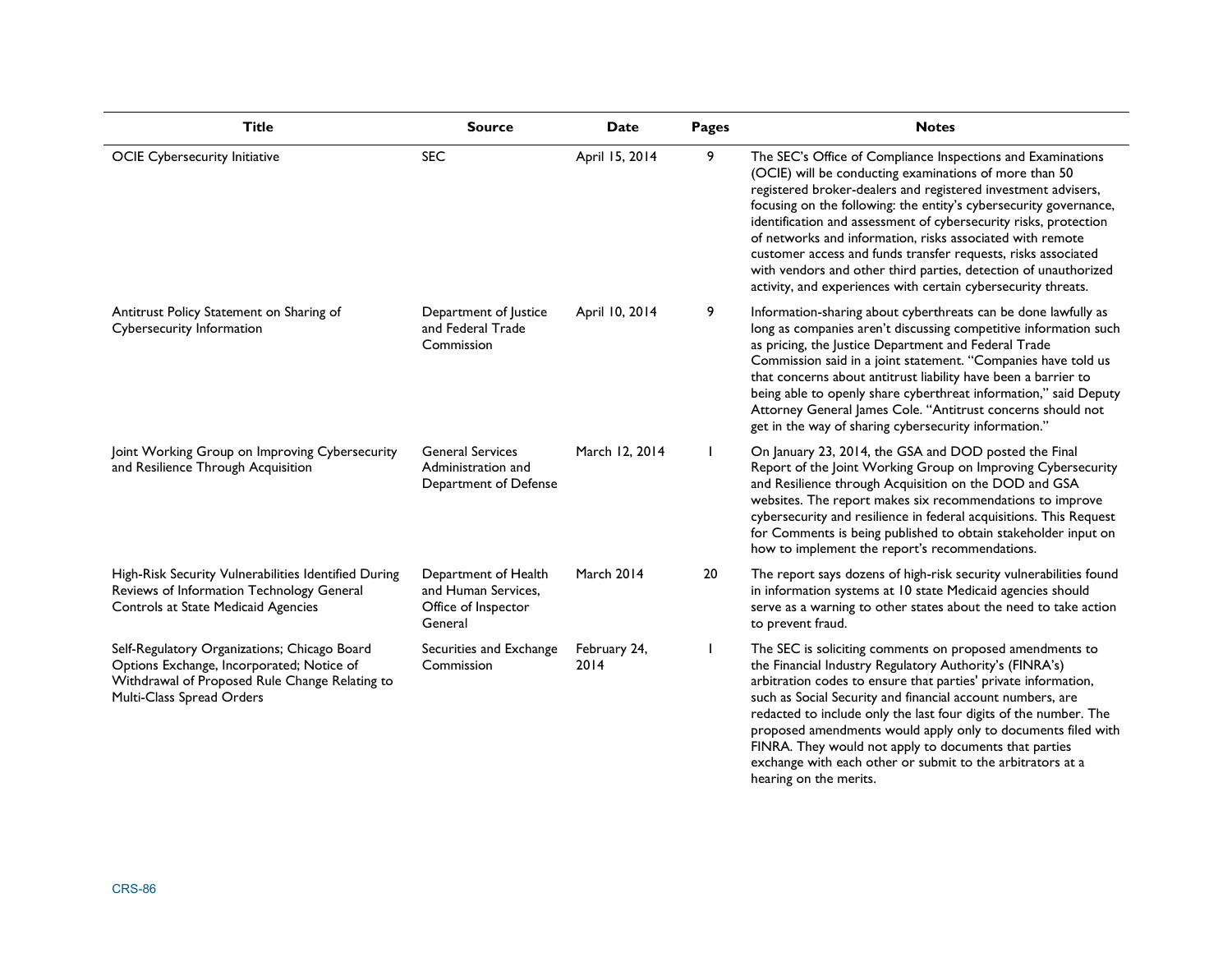| Title | Source | Date | Pages | Notes |
| --- | --- | --- | --- | --- |
| OCIE Cybersecurity Initiative | SEC | April 15, 2014 | 9 | The SEC's Office of Compliance Inspections and Examinations (OCIE) will be conducting examinations of more than 50 registered broker-dealers and registered investment advisers, focusing on the following: the entity's cybersecurity governance, identification and assessment of cybersecurity risks, protection of networks and information, risks associated with remote customer access and funds transfer requests, risks associated with vendors and other third parties, detection of unauthorized activity, and experiences with certain cybersecurity threats. |
| Antitrust Policy Statement on Sharing of Cybersecurity Information | Department of Justice and Federal Trade Commission | April 10, 2014 | 9 | Information-sharing about cyberthreats can be done lawfully as long as companies aren't discussing competitive information such as pricing, the Justice Department and Federal Trade Commission said in a joint statement. "Companies have told us that concerns about antitrust liability have been a barrier to being able to openly share cyberthreat information," said Deputy Attorney General James Cole. "Antitrust concerns should not get in the way of sharing cybersecurity information." |
| Joint Working Group on Improving Cybersecurity and Resilience Through Acquisition | General Services Administration and Department of Defense | March 12, 2014 | 1 | On January 23, 2014, the GSA and DOD posted the Final Report of the Joint Working Group on Improving Cybersecurity and Resilience through Acquisition on the DOD and GSA websites. The report makes six recommendations to improve cybersecurity and resilience in federal acquisitions. This Request for Comments is being published to obtain stakeholder input on how to implement the report's recommendations. |
| High-Risk Security Vulnerabilities Identified During Reviews of Information Technology General Controls at State Medicaid Agencies | Department of Health and Human Services, Office of Inspector General | March 2014 | 20 | The report says dozens of high-risk security vulnerabilities found in information systems at 10 state Medicaid agencies should serve as a warning to other states about the need to take action to prevent fraud. |
| Self-Regulatory Organizations; Chicago Board Options Exchange, Incorporated; Notice of Withdrawal of Proposed Rule Change Relating to Multi-Class Spread Orders | Securities and Exchange Commission | February 24, 2014 | 1 | The SEC is soliciting comments on proposed amendments to the Financial Industry Regulatory Authority's (FINRA's) arbitration codes to ensure that parties' private information, such as Social Security and financial account numbers, are redacted to include only the last four digits of the number. The proposed amendments would apply only to documents filed with FINRA. They would not apply to documents that parties exchange with each other or submit to the arbitrators at a hearing on the merits. |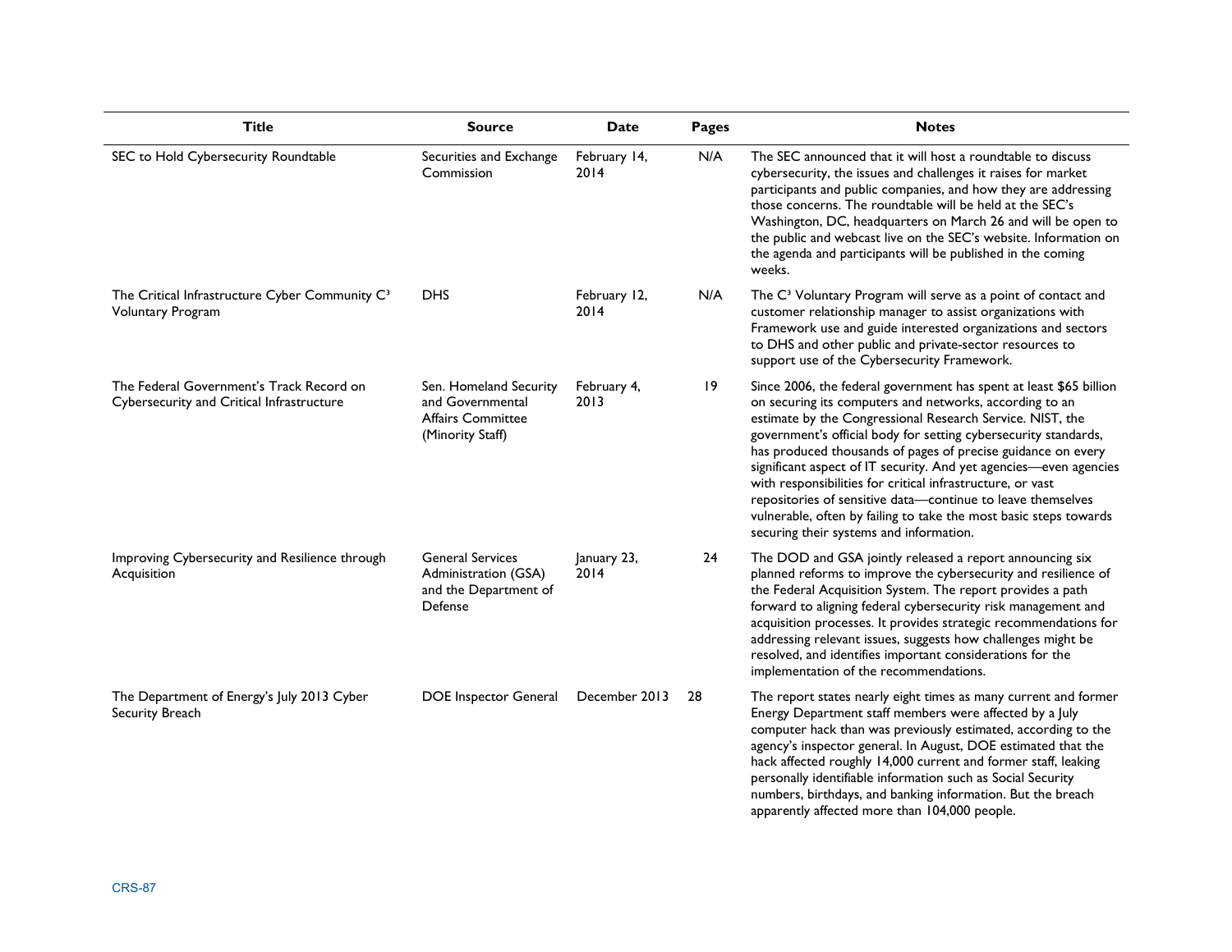| Title | Source | Date | Pages | Notes |
|---|---|---|---|---|
| SEC to Hold Cybersecurity Roundtable | Securities and Exchange Commission | February 14, 2014 | N/A | The SEC announced that it will host a roundtable to discuss cybersecurity, the issues and challenges it raises for market participants and public companies, and how they are addressing those concerns. The roundtable will be held at the SEC's Washington, DC, headquarters on March 26 and will be open to the public and webcast live on the SEC's website. Information on the agenda and participants will be published in the coming weeks. |
| The Critical Infrastructure Cyber Community C³ Voluntary Program | DHS | February 12, 2014 | N/A | The C³ Voluntary Program will serve as a point of contact and customer relationship manager to assist organizations with Framework use and guide interested organizations and sectors to DHS and other public and private-sector resources to support use of the Cybersecurity Framework. |
| The Federal Government's Track Record on Cybersecurity and Critical Infrastructure | Sen. Homeland Security and Governmental Affairs Committee (Minority Staff) | February 4, 2013 | 19 | Since 2006, the federal government has spent at least $65 billion on securing its computers and networks, according to an estimate by the Congressional Research Service. NIST, the government's official body for setting cybersecurity standards, has produced thousands of pages of precise guidance on every significant aspect of IT security. And yet agencies—even agencies with responsibilities for critical infrastructure, or vast repositories of sensitive data—continue to leave themselves vulnerable, often by failing to take the most basic steps towards securing their systems and information. |
| Improving Cybersecurity and Resilience through Acquisition | General Services Administration (GSA) and the Department of Defense | January 23, 2014 | 24 | The DOD and GSA jointly released a report announcing six planned reforms to improve the cybersecurity and resilience of the Federal Acquisition System. The report provides a path forward to aligning federal cybersecurity risk management and acquisition processes. It provides strategic recommendations for addressing relevant issues, suggests how challenges might be resolved, and identifies important considerations for the implementation of the recommendations. |
| The Department of Energy's July 2013 Cyber Security Breach | DOE Inspector General | December 2013 | 28 | The report states nearly eight times as many current and former Energy Department staff members were affected by a July computer hack than was previously estimated, according to the agency's inspector general. In August, DOE estimated that the hack affected roughly 14,000 current and former staff, leaking personally identifiable information such as Social Security numbers, birthdays, and banking information. But the breach apparently affected more than 104,000 people. |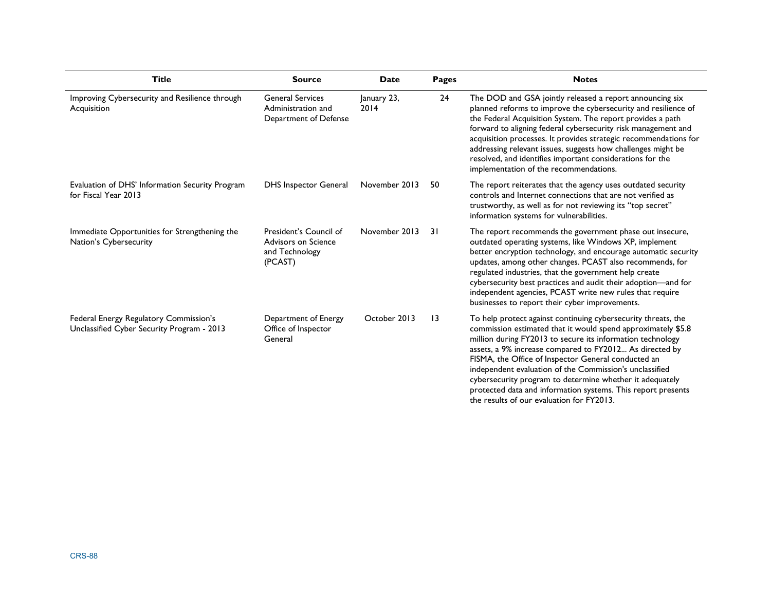| Title | Source | Date | Pages | Notes |
|---|---|---|---|---|
| Improving Cybersecurity and Resilience through Acquisition | General Services Administration and Department of Defense | January 23, 2014 | 24 | The DOD and GSA jointly released a report announcing six planned reforms to improve the cybersecurity and resilience of the Federal Acquisition System. The report provides a path forward to aligning federal cybersecurity risk management and acquisition processes. It provides strategic recommendations for addressing relevant issues, suggests how challenges might be resolved, and identifies important considerations for the implementation of the recommendations. |
| Evaluation of DHS' Information Security Program for Fiscal Year 2013 | DHS Inspector General | November 2013 | 50 | The report reiterates that the agency uses outdated security controls and Internet connections that are not verified as trustworthy, as well as for not reviewing its "top secret" information systems for vulnerabilities. |
| Immediate Opportunities for Strengthening the Nation's Cybersecurity | President's Council of Advisors on Science and Technology (PCAST) | November 2013 | 31 | The report recommends the government phase out insecure, outdated operating systems, like Windows XP, implement better encryption technology, and encourage automatic security updates, among other changes. PCAST also recommends, for regulated industries, that the government help create cybersecurity best practices and audit their adoption—and for independent agencies, PCAST write new rules that require businesses to report their cyber improvements. |
| Federal Energy Regulatory Commission's Unclassified Cyber Security Program - 2013 | Department of Energy Office of Inspector General | October 2013 | 13 | To help protect against continuing cybersecurity threats, the commission estimated that it would spend approximately $5.8 million during FY2013 to secure its information technology assets, a 9% increase compared to FY2012... As directed by FISMA, the Office of Inspector General conducted an independent evaluation of the Commission's unclassified cybersecurity program to determine whether it adequately protected data and information systems. This report presents the results of our evaluation for FY2013. |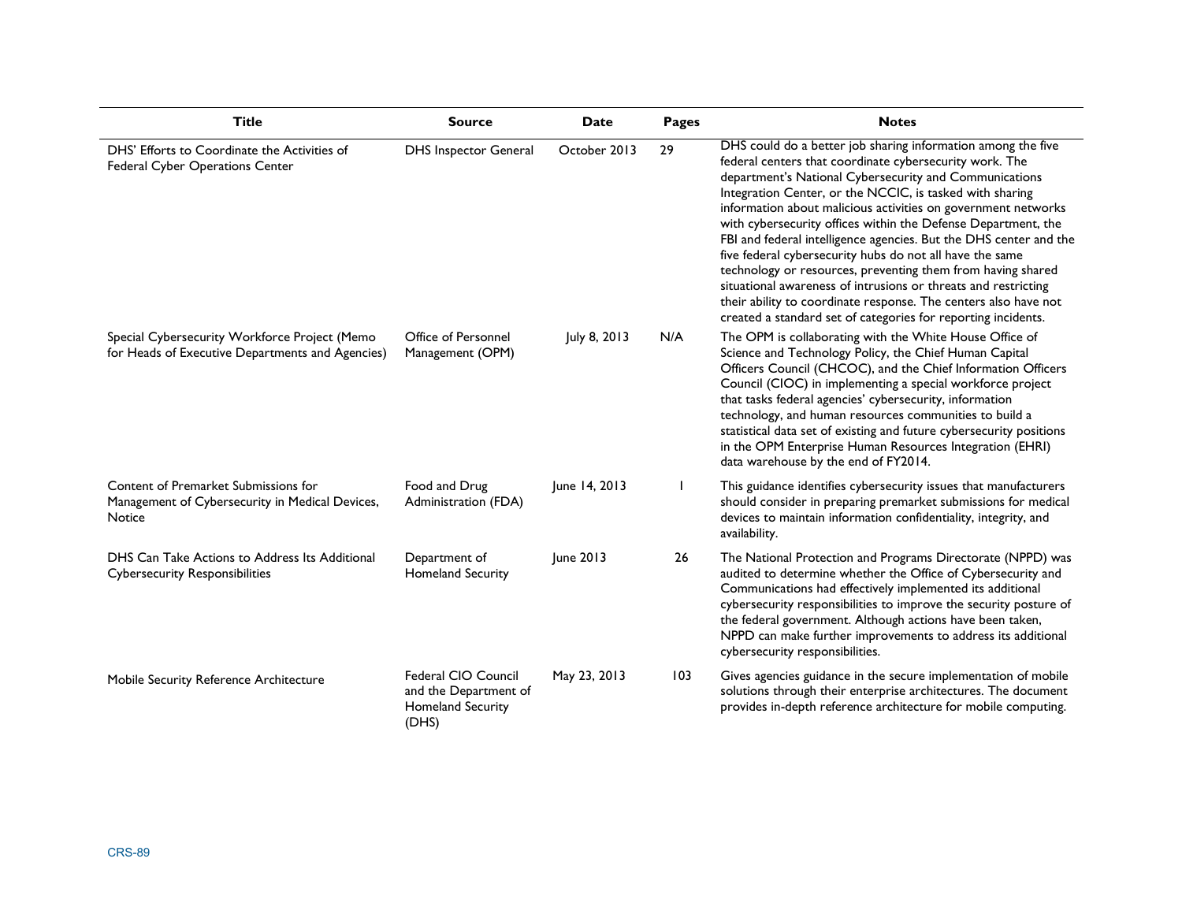| Title | Source | Date | Pages | Notes |
|---|---|---|---|---|
| DHS' Efforts to Coordinate the Activities of Federal Cyber Operations Center | DHS Inspector General | October 2013 | 29 | DHS could do a better job sharing information among the five federal centers that coordinate cybersecurity work. The department's National Cybersecurity and Communications Integration Center, or the NCCIC, is tasked with sharing information about malicious activities on government networks with cybersecurity offices within the Defense Department, the FBI and federal intelligence agencies. But the DHS center and the five federal cybersecurity hubs do not all have the same technology or resources, preventing them from having shared situational awareness of intrusions or threats and restricting their ability to coordinate response. The centers also have not created a standard set of categories for reporting incidents. |
| Special Cybersecurity Workforce Project (Memo for Heads of Executive Departments and Agencies) | Office of Personnel Management (OPM) | July 8, 2013 | N/A | The OPM is collaborating with the White House Office of Science and Technology Policy, the Chief Human Capital Officers Council (CHCOC), and the Chief Information Officers Council (CIOC) in implementing a special workforce project that tasks federal agencies' cybersecurity, information technology, and human resources communities to build a statistical data set of existing and future cybersecurity positions in the OPM Enterprise Human Resources Integration (EHRI) data warehouse by the end of FY2014. |
| Content of Premarket Submissions for Management of Cybersecurity in Medical Devices, Notice | Food and Drug Administration (FDA) | June 14, 2013 | 1 | This guidance identifies cybersecurity issues that manufacturers should consider in preparing premarket submissions for medical devices to maintain information confidentiality, integrity, and availability. |
| DHS Can Take Actions to Address Its Additional Cybersecurity Responsibilities | Department of Homeland Security | June 2013 | 26 | The National Protection and Programs Directorate (NPPD) was audited to determine whether the Office of Cybersecurity and Communications had effectively implemented its additional cybersecurity responsibilities to improve the security posture of the federal government. Although actions have been taken, NPPD can make further improvements to address its additional cybersecurity responsibilities. |
| Mobile Security Reference Architecture | Federal CIO Council and the Department of Homeland Security (DHS) | May 23, 2013 | 103 | Gives agencies guidance in the secure implementation of mobile solutions through their enterprise architectures. The document provides in-depth reference architecture for mobile computing. |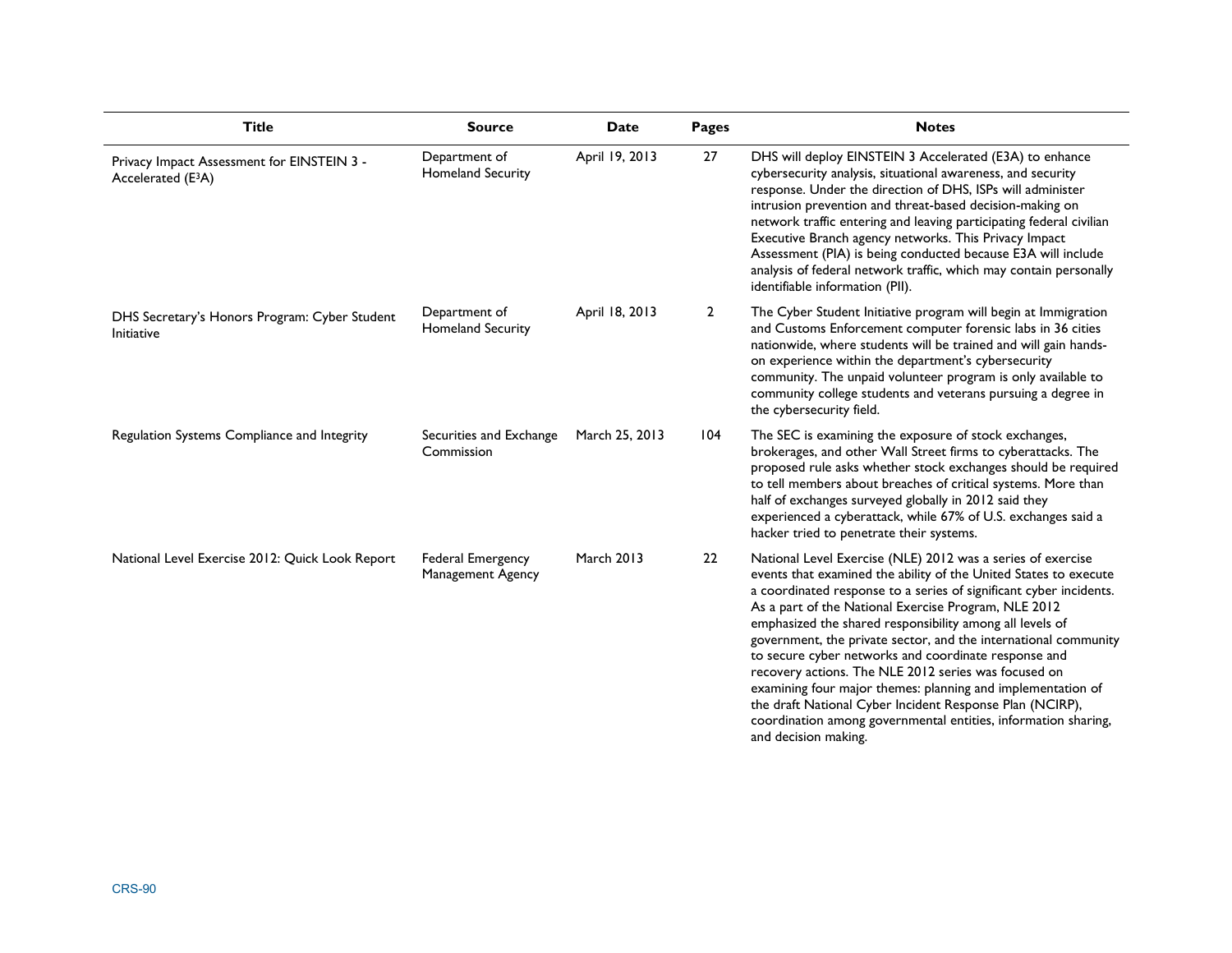| Title | Source | Date | Pages | Notes |
| --- | --- | --- | --- | --- |
| Privacy Impact Assessment for EINSTEIN 3 - Accelerated ($E^3A$) | Department of Homeland Security | April 19, 2013 | 27 | DHS will deploy EINSTEIN 3 Accelerated (E3A) to enhance cybersecurity analysis, situational awareness, and security response. Under the direction of DHS, ISPs will administer intrusion prevention and threat-based decision-making on network traffic entering and leaving participating federal civilian Executive Branch agency networks. This Privacy Impact Assessment (PIA) is being conducted because E3A will include analysis of federal network traffic, which may contain personally identifiable information (PII). |
| DHS Secretary's Honors Program: Cyber Student Initiative | Department of Homeland Security | April 18, 2013 | 2 | The Cyber Student Initiative program will begin at Immigration and Customs Enforcement computer forensic labs in 36 cities nationwide, where students will be trained and will gain hands-on experience within the department's cybersecurity community. The unpaid volunteer program is only available to community college students and veterans pursuing a degree in the cybersecurity field. |
| Regulation Systems Compliance and Integrity | Securities and Exchange Commission | March 25, 2013 | 104 | The SEC is examining the exposure of stock exchanges, brokerages, and other Wall Street firms to cyberattacks. The proposed rule asks whether stock exchanges should be required to tell members about breaches of critical systems. More than half of exchanges surveyed globally in 2012 said they experienced a cyberattack, while 67% of U.S. exchanges said a hacker tried to penetrate their systems. |
| National Level Exercise 2012: Quick Look Report | Federal Emergency Management Agency | March 2013 | 22 | National Level Exercise (NLE) 2012 was a series of exercise events that examined the ability of the United States to execute a coordinated response to a series of significant cyber incidents. As a part of the National Exercise Program, NLE 2012 emphasized the shared responsibility among all levels of government, the private sector, and the international community to secure cyber networks and coordinate response and recovery actions. The NLE 2012 series was focused on examining four major themes: planning and implementation of the draft National Cyber Incident Response Plan (NCIRP), coordination among governmental entities, information sharing, and decision making. |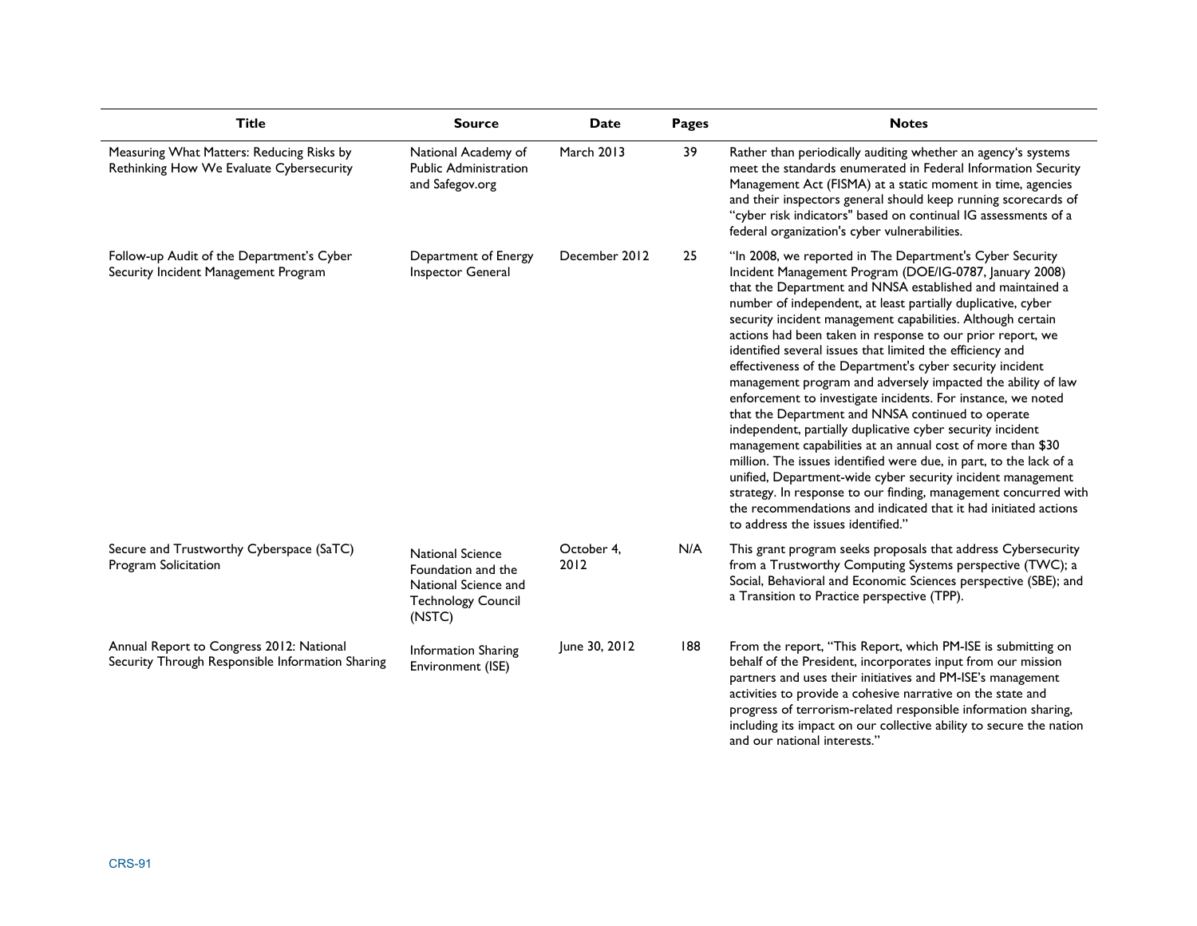| Title | Source | Date | Pages | Notes |
| --- | --- | --- | --- | --- |
| Measuring What Matters: Reducing Risks by Rethinking How We Evaluate Cybersecurity | National Academy of Public Administration and Safegov.org | March 2013 | 39 | Rather than periodically auditing whether an agency's systems meet the standards enumerated in Federal Information Security Management Act (FISMA) at a static moment in time, agencies and their inspectors general should keep running scorecards of "cyber risk indicators" based on continual IG assessments of a federal organization's cyber vulnerabilities. |
| Follow-up Audit of the Department's Cyber Security Incident Management Program | Department of Energy Inspector General | December 2012 | 25 | "In 2008, we reported in The Department's Cyber Security Incident Management Program (DOE/IG-0787, January 2008) that the Department and NNSA established and maintained a number of independent, at least partially duplicative, cyber security incident management capabilities. Although certain actions had been taken in response to our prior report, we identified several issues that limited the efficiency and effectiveness of the Department's cyber security incident management program and adversely impacted the ability of law enforcement to investigate incidents. For instance, we noted that the Department and NNSA continued to operate independent, partially duplicative cyber security incident management capabilities at an annual cost of more than $30 million. The issues identified were due, in part, to the lack of a unified, Department-wide cyber security incident management strategy. In response to our finding, management concurred with the recommendations and indicated that it had initiated actions to address the issues identified." |
| Secure and Trustworthy Cyberspace (SaTC) Program Solicitation | National Science Foundation and the National Science and Technology Council (NSTC) | October 4, 2012 | N/A | This grant program seeks proposals that address Cybersecurity from a Trustworthy Computing Systems perspective (TWC); a Social, Behavioral and Economic Sciences perspective (SBE); and a Transition to Practice perspective (TPP). |
| Annual Report to Congress 2012: National Security Through Responsible Information Sharing | Information Sharing Environment (ISE) | June 30, 2012 | 188 | From the report, "This Report, which PM-ISE is submitting on behalf of the President, incorporates input from our mission partners and uses their initiatives and PM-ISE's management activities to provide a cohesive narrative on the state and progress of terrorism-related responsible information sharing, including its impact on our collective ability to secure the nation and our national interests." |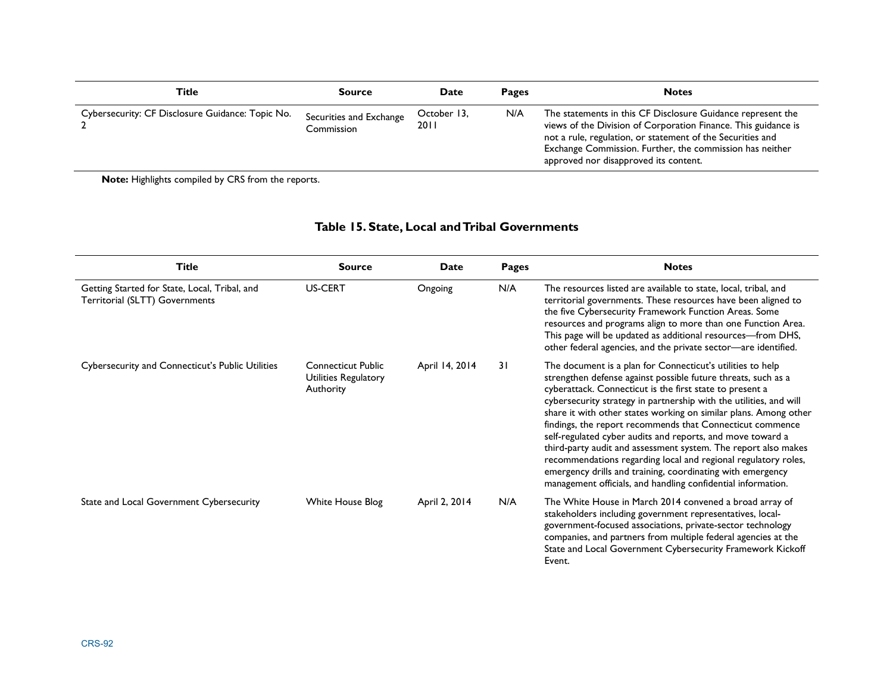| Title | Source | Date | Pages | Notes |
|---|---|---|---|---|
| Cybersecurity: CF Disclosure Guidance: Topic No. 2 | Securities and Exchange Commission | October 13, 2011 | N/A | The statements in this CF Disclosure Guidance represent the views of the Division of Corporation Finance. This guidance is not a rule, regulation, or statement of the Securities and Exchange Commission. Further, the commission has neither approved nor disapproved its content. |

**Note:** Highlights compiled by CRS from the reports.

## Table 15. State, Local and Tribal Governments

| Title | Source | Date | Pages | Notes |
|---|---|---|---|---|
| Getting Started for State, Local, Tribal, and Territorial (SLTT) Governments | US-CERT | Ongoing | N/A | The resources listed are available to state, local, tribal, and territorial governments. These resources have been aligned to the five Cybersecurity Framework Function Areas. Some resources and programs align to more than one Function Area. This page will be updated as additional resources—from DHS, other federal agencies, and the private sector—are identified. |
| Cybersecurity and Connecticut's Public Utilities | Connecticut Public Utilities Regulatory Authority | April 14, 2014 | 31 | The document is a plan for Connecticut's utilities to help strengthen defense against possible future threats, such as a cyberattack. Connecticut is the first state to present a cybersecurity strategy in partnership with the utilities, and will share it with other states working on similar plans. Among other findings, the report recommends that Connecticut commence self-regulated cyber audits and reports, and move toward a third-party audit and assessment system. The report also makes recommendations regarding local and regional regulatory roles, emergency drills and training, coordinating with emergency management officials, and handling confidential information. |
| State and Local Government Cybersecurity | White House Blog | April 2, 2014 | N/A | The White House in March 2014 convened a broad array of stakeholders including government representatives, local-government-focused associations, private-sector technology companies, and partners from multiple federal agencies at the State and Local Government Cybersecurity Framework Kickoff Event. |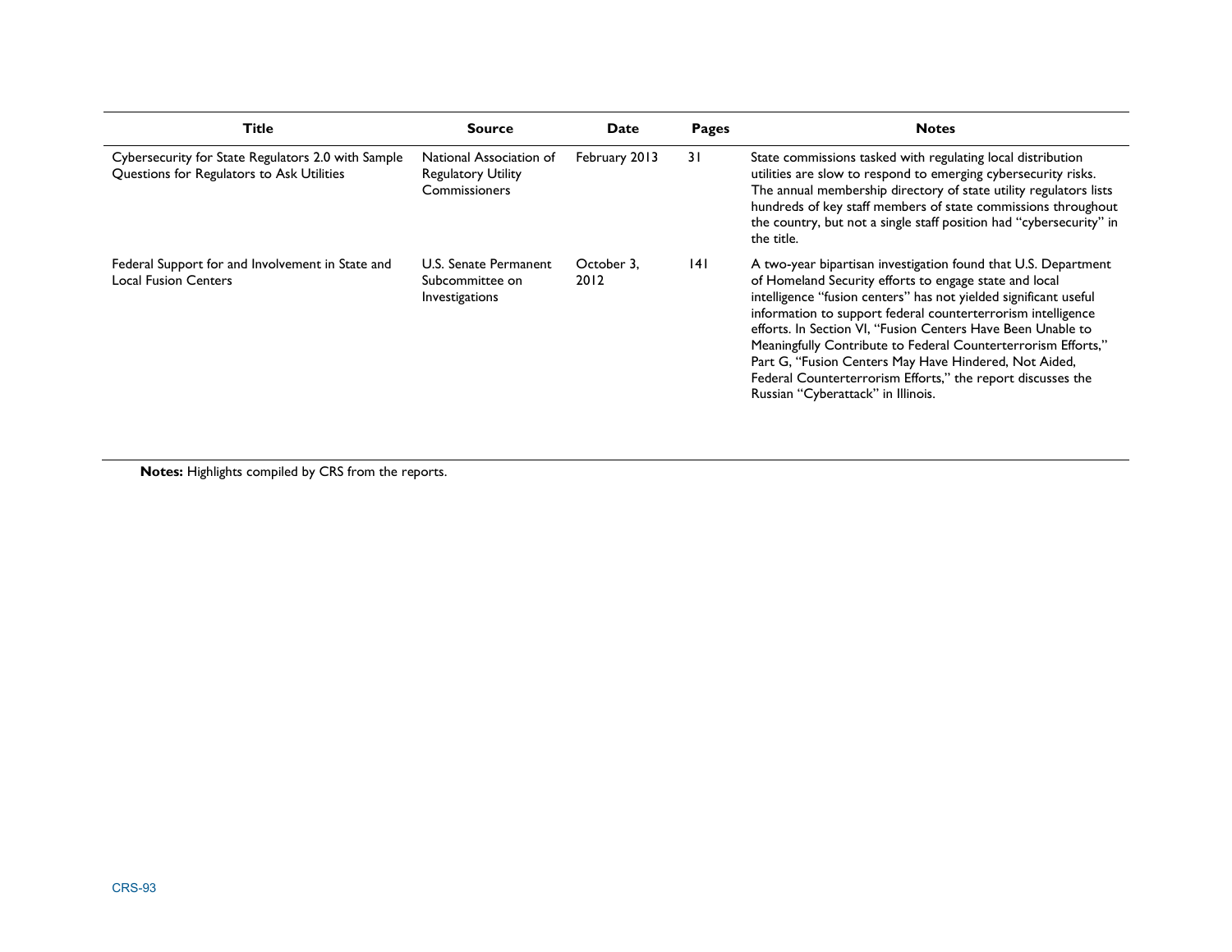| Title | Source | Date | Pages | Notes |
| --- | --- | --- | --- | --- |
| Cybersecurity for State Regulators 2.0 with Sample Questions for Regulators to Ask Utilities | National Association of Regulatory Utility Commissioners | February 2013 | 31 | State commissions tasked with regulating local distribution utilities are slow to respond to emerging cybersecurity risks. The annual membership directory of state utility regulators lists hundreds of key staff members of state commissions throughout the country, but not a single staff position had "cybersecurity" in the title. |
| Federal Support for and Involvement in State and Local Fusion Centers | U.S. Senate Permanent Subcommittee on Investigations | October 3, 2012 | 141 | A two-year bipartisan investigation found that U.S. Department of Homeland Security efforts to engage state and local intelligence "fusion centers" has not yielded significant useful information to support federal counterterrorism intelligence efforts. In Section VI, "Fusion Centers Have Been Unable to Meaningfully Contribute to Federal Counterterrorism Efforts," Part G, "Fusion Centers May Have Hindered, Not Aided, Federal Counterterrorism Efforts," the report discusses the Russian "Cyberattack" in Illinois. |

**Notes:** Highlights compiled by CRS from the reports.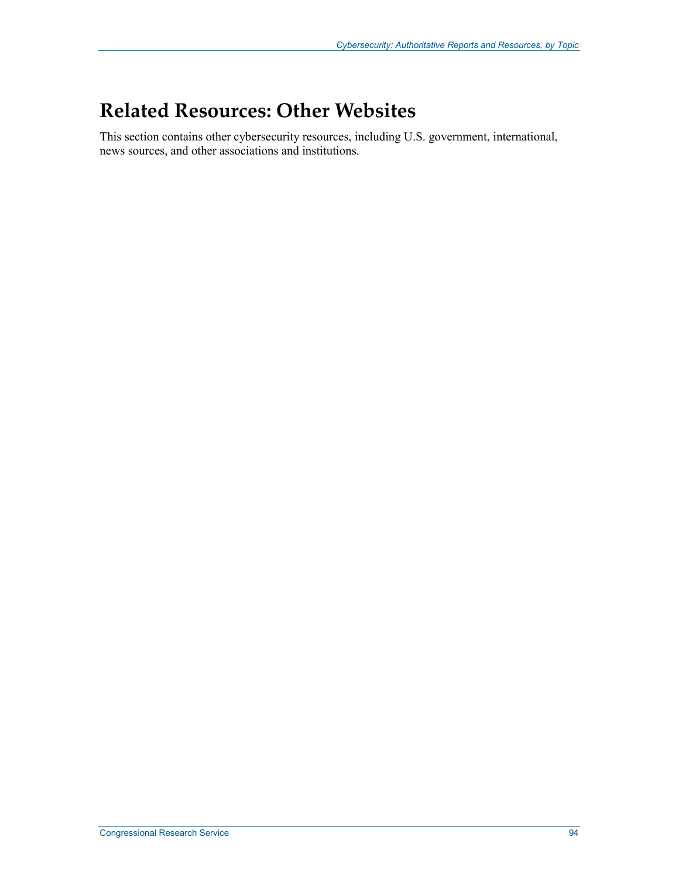# Related Resources: Other Websites

This section contains other cybersecurity resources, including U.S. government, international, news sources, and other associations and institutions.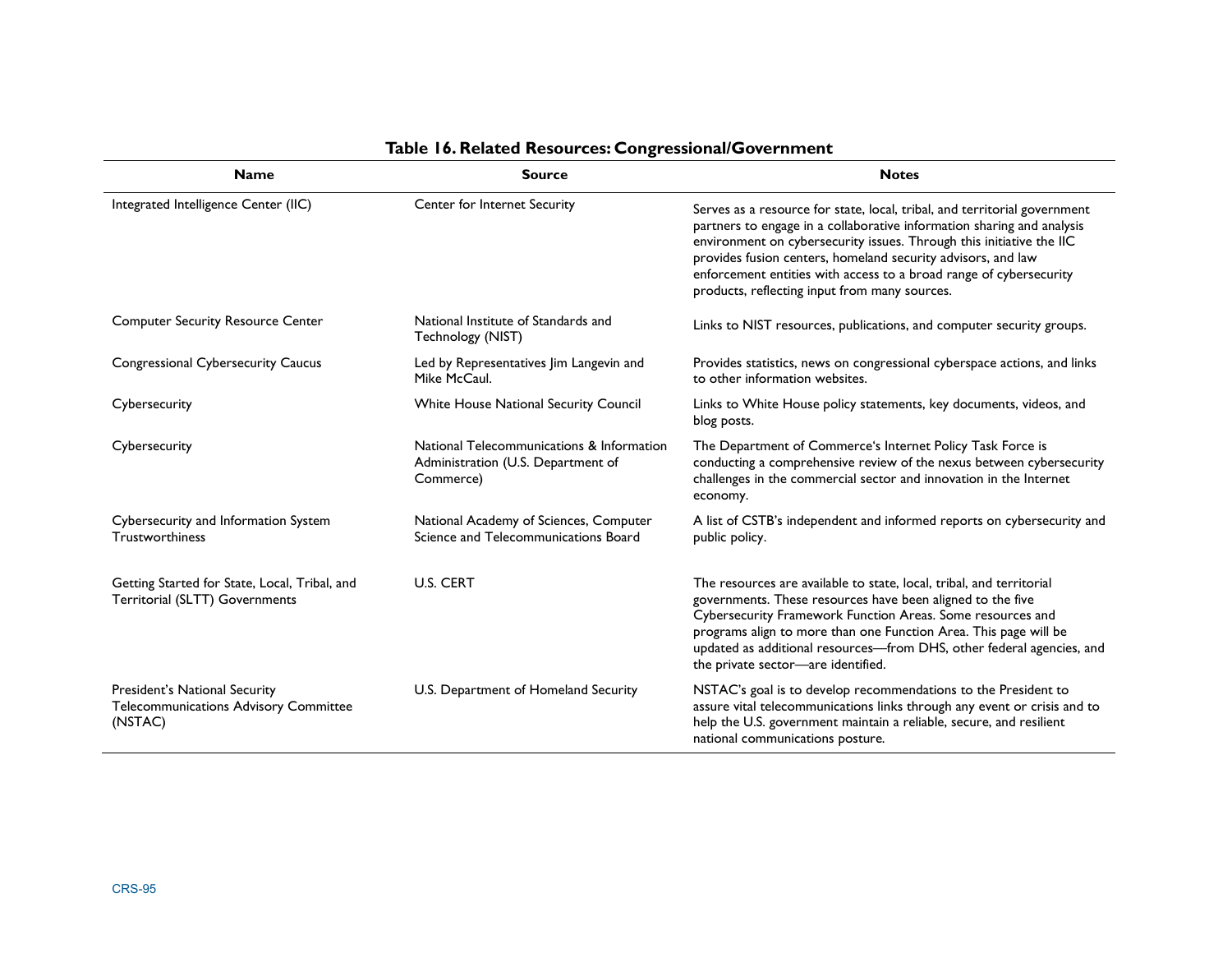**Table 16. Related Resources: Congressional/Government**

| Name | Source | Notes |
| --- | --- | --- |
| Integrated Intelligence Center (IIC) | Center for Internet Security | Serves as a resource for state, local, tribal, and territorial government partners to engage in a collaborative information sharing and analysis environment on cybersecurity issues. Through this initiative the IIC provides fusion centers, homeland security advisors, and law enforcement entities with access to a broad range of cybersecurity products, reflecting input from many sources. |
| Computer Security Resource Center | National Institute of Standards and Technology (NIST) | Links to NIST resources, publications, and computer security groups. |
| Congressional Cybersecurity Caucus | Led by Representatives Jim Langevin and Mike McCaul. | Provides statistics, news on congressional cyberspace actions, and links to other information websites. |
| Cybersecurity | White House National Security Council | Links to White House policy statements, key documents, videos, and blog posts. |
| Cybersecurity | National Telecommunications & Information Administration (U.S. Department of Commerce) | The Department of Commerce's Internet Policy Task Force is conducting a comprehensive review of the nexus between cybersecurity challenges in the commercial sector and innovation in the Internet economy. |
| Cybersecurity and Information System Trustworthiness | National Academy of Sciences, Computer Science and Telecommunications Board | A list of CSTB's independent and informed reports on cybersecurity and public policy. |
| Getting Started for State, Local, Tribal, and Territorial (SLTT) Governments | U.S. CERT | The resources are available to state, local, tribal, and territorial governments. These resources have been aligned to the five Cybersecurity Framework Function Areas. Some resources and programs align to more than one Function Area. This page will be updated as additional resources—from DHS, other federal agencies, and the private sector—are identified. |
| President's National Security Telecommunications Advisory Committee (NSTAC) | U.S. Department of Homeland Security | NSTAC's goal is to develop recommendations to the President to assure vital telecommunications links through any event or crisis and to help the U.S. government maintain a reliable, secure, and resilient national communications posture. |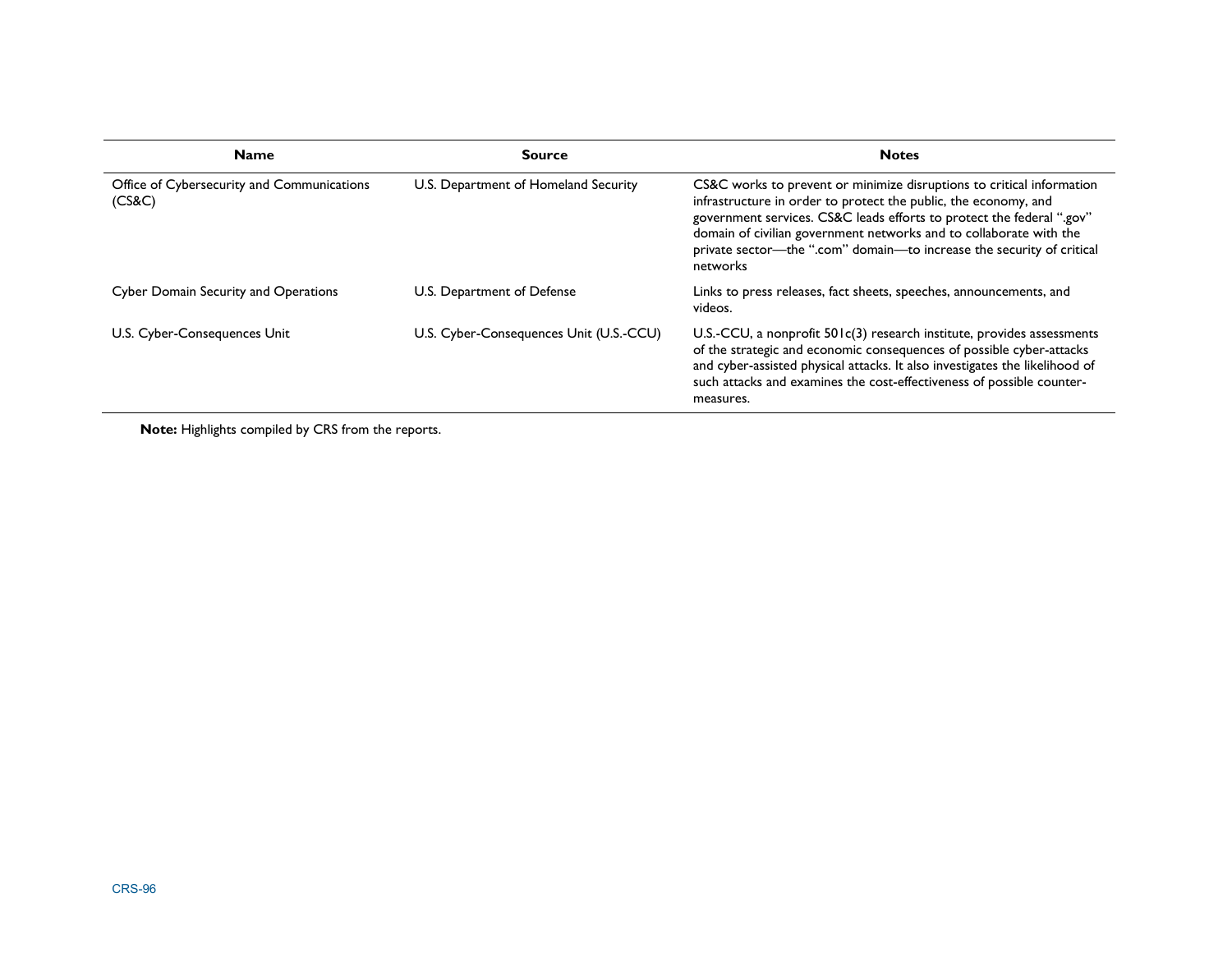| Name | Source | Notes |
|---|---|---|
| Office of Cybersecurity and Communications (CS&C) | U.S. Department of Homeland Security | CS&C works to prevent or minimize disruptions to critical information infrastructure in order to protect the public, the economy, and government services. CS&C leads efforts to protect the federal ".gov" domain of civilian government networks and to collaborate with the private sector—the ".com" domain—to increase the security of critical networks |
| Cyber Domain Security and Operations | U.S. Department of Defense | Links to press releases, fact sheets, speeches, announcements, and videos. |
| U.S. Cyber-Consequences Unit | U.S. Cyber-Consequences Unit (U.S.-CCU) | U.S.-CCU, a nonprofit 501c(3) research institute, provides assessments of the strategic and economic consequences of possible cyber-attacks and cyber-assisted physical attacks. It also investigates the likelihood of such attacks and examines the cost-effectiveness of possible counter-measures. |

**Note:** Highlights compiled by CRS from the reports.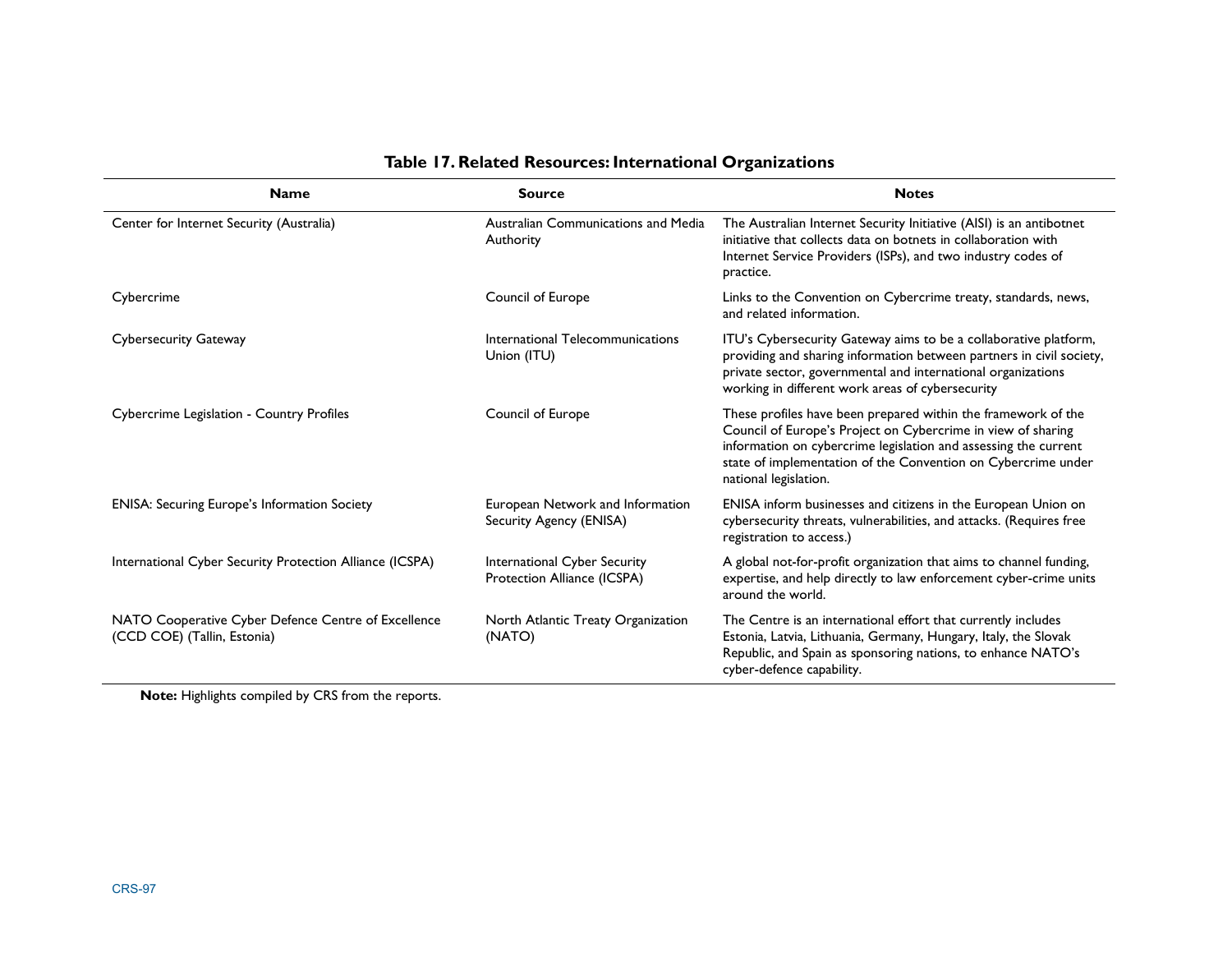**Table 17. Related Resources: International Organizations**

| Name | Source | Notes |
| --- | --- | --- |
| Center for Internet Security (Australia) | Australian Communications and Media Authority | The Australian Internet Security Initiative (AISI) is an antibotnet initiative that collects data on botnets in collaboration with Internet Service Providers (ISPs), and two industry codes of practice. |
| Cybercrime | Council of Europe | Links to the Convention on Cybercrime treaty, standards, news, and related information. |
| Cybersecurity Gateway | International Telecommunications Union (ITU) | ITU's Cybersecurity Gateway aims to be a collaborative platform, providing and sharing information between partners in civil society, private sector, governmental and international organizations working in different work areas of cybersecurity |
| Cybercrime Legislation - Country Profiles | Council of Europe | These profiles have been prepared within the framework of the Council of Europe's Project on Cybercrime in view of sharing information on cybercrime legislation and assessing the current state of implementation of the Convention on Cybercrime under national legislation. |
| ENISA: Securing Europe's Information Society | European Network and Information Security Agency (ENISA) | ENISA inform businesses and citizens in the European Union on cybersecurity threats, vulnerabilities, and attacks. (Requires free registration to access.) |
| International Cyber Security Protection Alliance (ICSPA) | International Cyber Security Protection Alliance (ICSPA) | A global not-for-profit organization that aims to channel funding, expertise, and help directly to law enforcement cyber-crime units around the world. |
| NATO Cooperative Cyber Defence Centre of Excellence (CCD COE) (Tallin, Estonia) | North Atlantic Treaty Organization (NATO) | The Centre is an international effort that currently includes Estonia, Latvia, Lithuania, Germany, Hungary, Italy, the Slovak Republic, and Spain as sponsoring nations, to enhance NATO's cyber-defence capability. |

**Note:** Highlights compiled by CRS from the reports.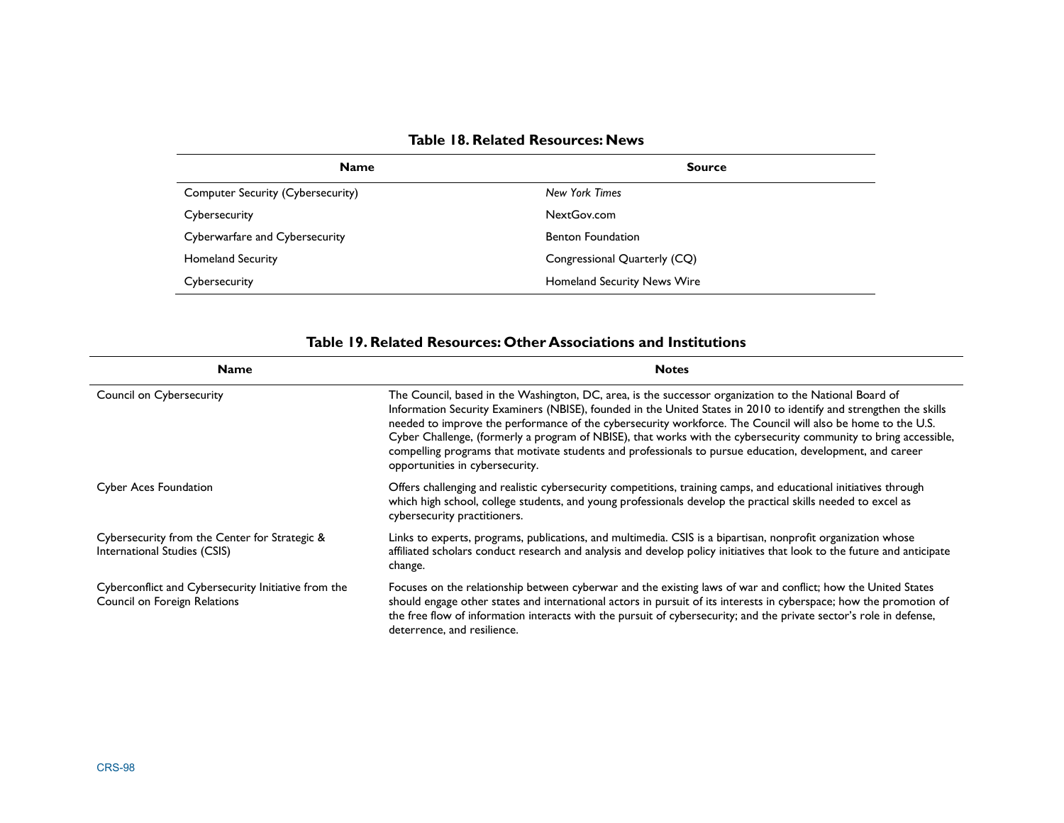**Table 18. Related Resources: News**

| Name | Source |
| --- | --- |
| Computer Security (Cybersecurity) | *New York Times* |
| Cybersecurity | NextGov.com |
| Cyberwarfare and Cybersecurity | Benton Foundation |
| Homeland Security | Congressional Quarterly (CQ) |
| Cybersecurity | Homeland Security News Wire |

**Table 19. Related Resources: Other Associations and Institutions**

| Name | Notes |
| --- | --- |
| Council on Cybersecurity | The Council, based in the Washington, DC, area, is the successor organization to the National Board of Information Security Examiners (NBISE), founded in the United States in 2010 to identify and strengthen the skills needed to improve the performance of the cybersecurity workforce. The Council will also be home to the U.S. Cyber Challenge, (formerly a program of NBISE), that works with the cybersecurity community to bring accessible, compelling programs that motivate students and professionals to pursue education, development, and career opportunities in cybersecurity. |
| Cyber Aces Foundation | Offers challenging and realistic cybersecurity competitions, training camps, and educational initiatives through which high school, college students, and young professionals develop the practical skills needed to excel as cybersecurity practitioners. |
| Cybersecurity from the Center for Strategic & International Studies (CSIS) | Links to experts, programs, publications, and multimedia. CSIS is a bipartisan, nonprofit organization whose affiliated scholars conduct research and analysis and develop policy initiatives that look to the future and anticipate change. |
| Cyberconflict and Cybersecurity Initiative from the Council on Foreign Relations | Focuses on the relationship between cyberwar and the existing laws of war and conflict; how the United States should engage other states and international actors in pursuit of its interests in cyberspace; how the promotion of the free flow of information interacts with the pursuit of cybersecurity; and the private sector's role in defense, deterrence, and resilience. |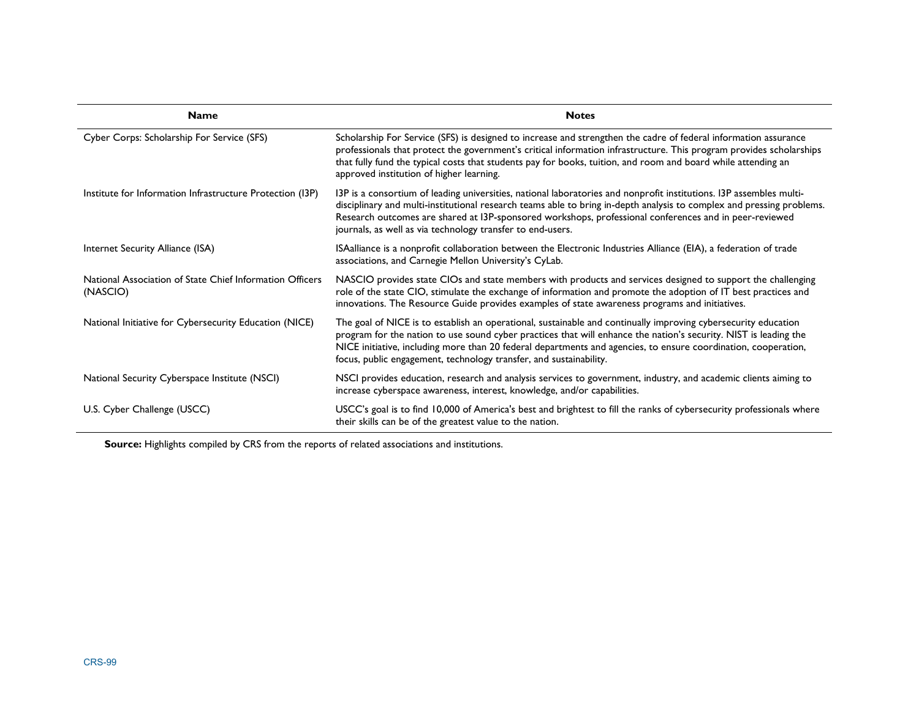| Name | Notes |
| --- | --- |
| Cyber Corps: Scholarship For Service (SFS) | Scholarship For Service (SFS) is designed to increase and strengthen the cadre of federal information assurance professionals that protect the government's critical information infrastructure. This program provides scholarships that fully fund the typical costs that students pay for books, tuition, and room and board while attending an approved institution of higher learning. |
| Institute for Information Infrastructure Protection (I3P) | I3P is a consortium of leading universities, national laboratories and nonprofit institutions. I3P assembles multi-disciplinary and multi-institutional research teams able to bring in-depth analysis to complex and pressing problems. Research outcomes are shared at I3P-sponsored workshops, professional conferences and in peer-reviewed journals, as well as via technology transfer to end-users. |
| Internet Security Alliance (ISA) | ISAalliance is a nonprofit collaboration between the Electronic Industries Alliance (EIA), a federation of trade associations, and Carnegie Mellon University's CyLab. |
| National Association of State Chief Information Officers (NASCIO) | NASCIO provides state CIOs and state members with products and services designed to support the challenging role of the state CIO, stimulate the exchange of information and promote the adoption of IT best practices and innovations. The Resource Guide provides examples of state awareness programs and initiatives. |
| National Initiative for Cybersecurity Education (NICE) | The goal of NICE is to establish an operational, sustainable and continually improving cybersecurity education program for the nation to use sound cyber practices that will enhance the nation's security. NIST is leading the NICE initiative, including more than 20 federal departments and agencies, to ensure coordination, cooperation, focus, public engagement, technology transfer, and sustainability. |
| National Security Cyberspace Institute (NSCI) | NSCI provides education, research and analysis services to government, industry, and academic clients aiming to increase cyberspace awareness, interest, knowledge, and/or capabilities. |
| U.S. Cyber Challenge (USCC) | USCC's goal is to find 10,000 of America's best and brightest to fill the ranks of cybersecurity professionals where their skills can be of the greatest value to the nation. |

**Source:** Highlights compiled by CRS from the reports of related associations and institutions.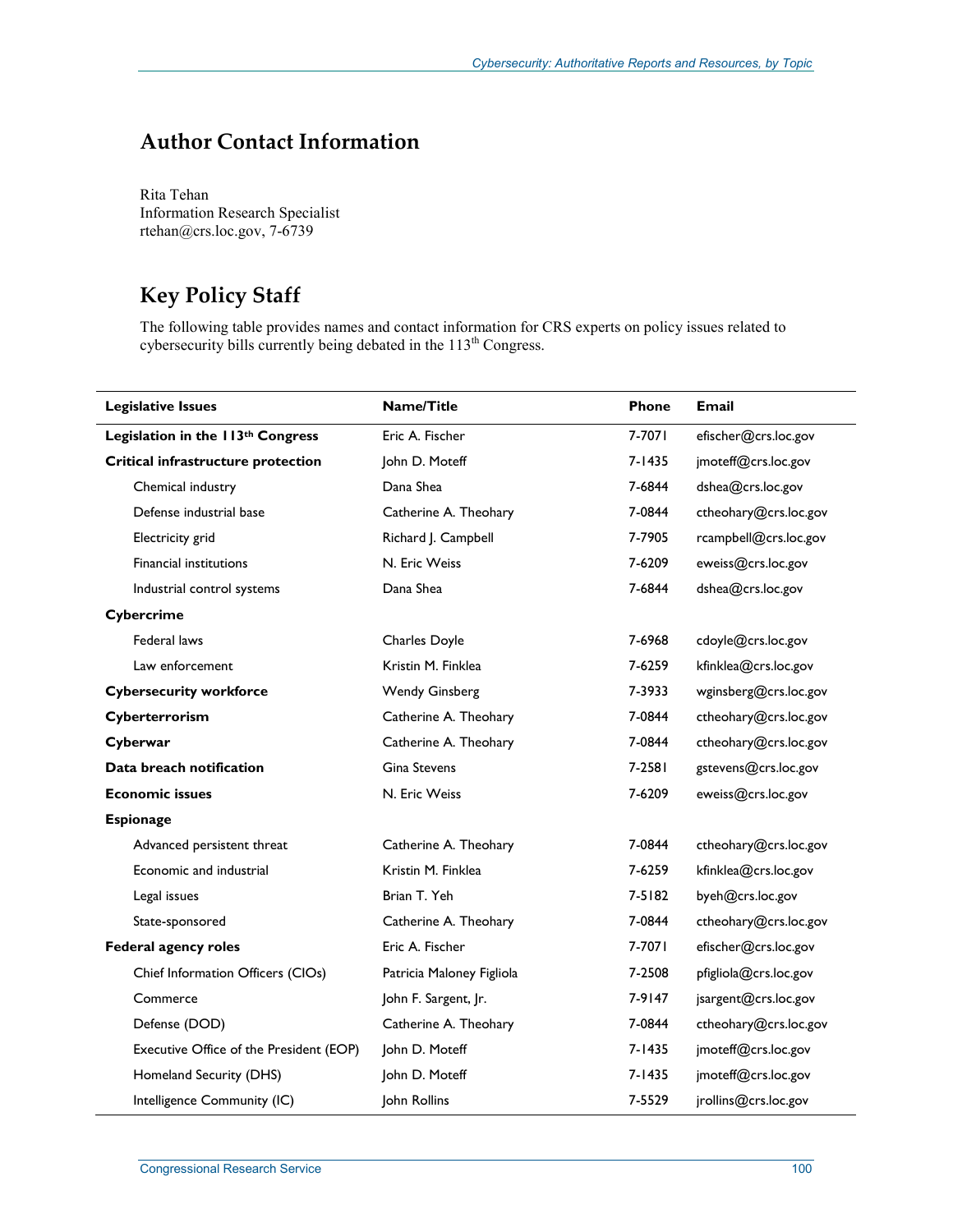# Author Contact Information

Rita Tehan
Information Research Specialist
rtehan@crs.loc.gov, 7-6739

# Key Policy Staff

The following table provides names and contact information for CRS experts on policy issues related to cybersecurity bills currently being debated in the 113[th] Congress.

| Legislative Issues | Name/Title | Phone | Email |
|---|---|---|---|
| **Legislation in the 113th Congress** | Eric A. Fischer | 7-7071 | efischer@crs.loc.gov |
| **Critical infrastructure protection** | John D. Moteff | 7-1435 | jmoteff@crs.loc.gov |
| Chemical industry | Dana Shea | 7-6844 | dshea@crs.loc.gov |
| Defense industrial base | Catherine A. Theohary | 7-0844 | ctheohary@crs.loc.gov |
| Electricity grid | Richard J. Campbell | 7-7905 | rcampbell@crs.loc.gov |
| Financial institutions | N. Eric Weiss | 7-6209 | eweiss@crs.loc.gov |
| Industrial control systems | Dana Shea | 7-6844 | dshea@crs.loc.gov |
| **Cybercrime** | | | |
| Federal laws | Charles Doyle | 7-6968 | cdoyle@crs.loc.gov |
| Law enforcement | Kristin M. Finklea | 7-6259 | kfinklea@crs.loc.gov |
| **Cybersecurity workforce** | Wendy Ginsberg | 7-3933 | wginsberg@crs.loc.gov |
| **Cyberterrorism** | Catherine A. Theohary | 7-0844 | ctheohary@crs.loc.gov |
| **Cyberwar** | Catherine A. Theohary | 7-0844 | ctheohary@crs.loc.gov |
| **Data breach notification** | Gina Stevens | 7-2581 | gstevens@crs.loc.gov |
| **Economic issues** | N. Eric Weiss | 7-6209 | eweiss@crs.loc.gov |
| **Espionage** | | | |
| Advanced persistent threat | Catherine A. Theohary | 7-0844 | ctheohary@crs.loc.gov |
| Economic and industrial | Kristin M. Finklea | 7-6259 | kfinklea@crs.loc.gov |
| Legal issues | Brian T. Yeh | 7-5182 | byeh@crs.loc.gov |
| State-sponsored | Catherine A. Theohary | 7-0844 | ctheohary@crs.loc.gov |
| **Federal agency roles** | Eric A. Fischer | 7-7071 | efischer@crs.loc.gov |
| Chief Information Officers (CIOs) | Patricia Maloney Figliola | 7-2508 | pfigliola@crs.loc.gov |
| Commerce | John F. Sargent, Jr. | 7-9147 | jsargent@crs.loc.gov |
| Defense (DOD) | Catherine A. Theohary | 7-0844 | ctheohary@crs.loc.gov |
| Executive Office of the President (EOP) | John D. Moteff | 7-1435 | jmoteff@crs.loc.gov |
| Homeland Security (DHS) | John D. Moteff | 7-1435 | jmoteff@crs.loc.gov |
| Intelligence Community (IC) | John Rollins | 7-5529 | jrollins@crs.loc.gov |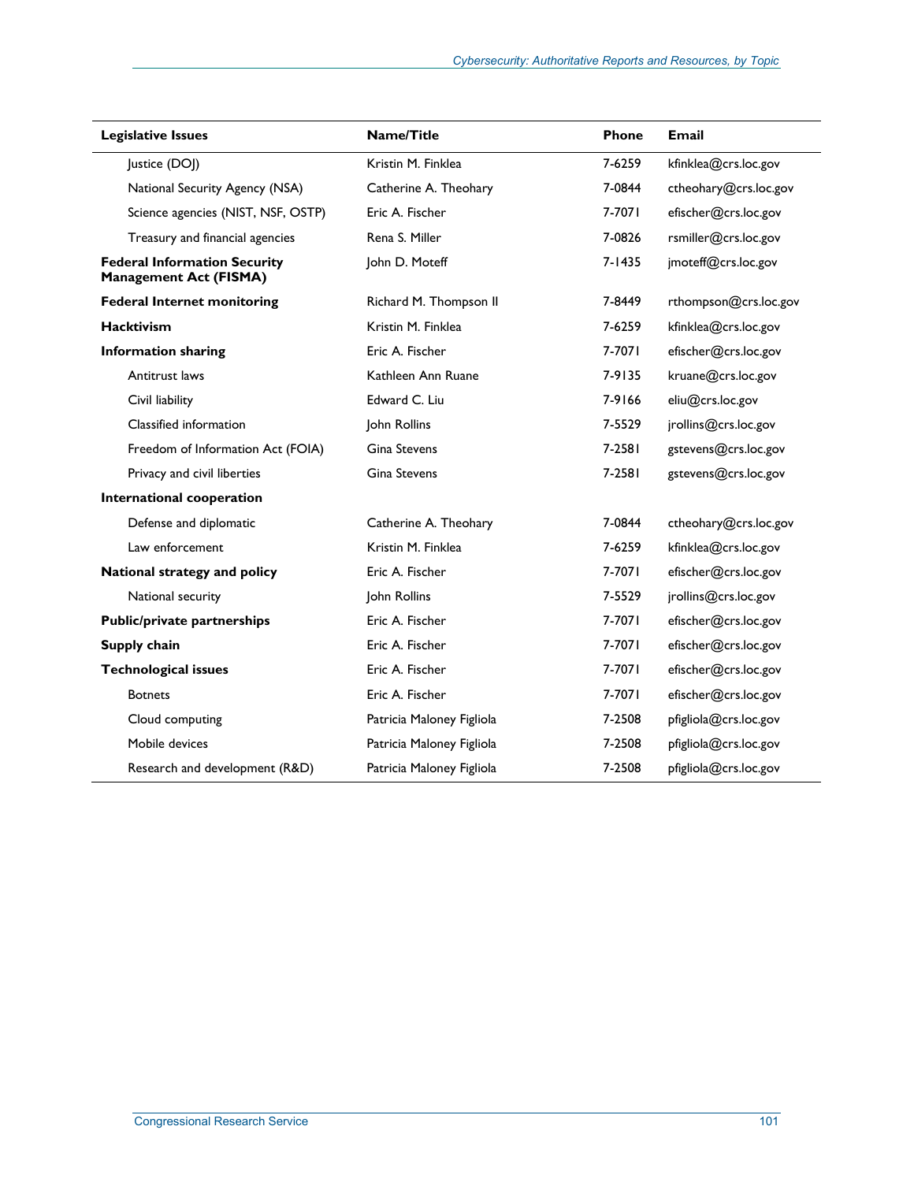| Legislative Issues | Name/Title | Phone | Email |
|---|---|---|---|
| Justice (DOJ) | Kristin M. Finklea | 7-6259 | kfinklea@crs.loc.gov |
| National Security Agency (NSA) | Catherine A. Theohary | 7-0844 | ctheohary@crs.loc.gov |
| Science agencies (NIST, NSF, OSTP) | Eric A. Fischer | 7-7071 | efischer@crs.loc.gov |
| Treasury and financial agencies | Rena S. Miller | 7-0826 | rsmiller@crs.loc.gov |
| **Federal Information Security Management Act (FISMA)** | John D. Moteff | 7-1435 | jmoteff@crs.loc.gov |
| **Federal Internet monitoring** | Richard M. Thompson II | 7-8449 | rthompson@crs.loc.gov |
| **Hacktivism** | Kristin M. Finklea | 7-6259 | kfinklea@crs.loc.gov |
| **Information sharing** | Eric A. Fischer | 7-7071 | efischer@crs.loc.gov |
| Antitrust laws | Kathleen Ann Ruane | 7-9135 | kruane@crs.loc.gov |
| Civil liability | Edward C. Liu | 7-9166 | eliu@crs.loc.gov |
| Classified information | John Rollins | 7-5529 | jrollins@crs.loc.gov |
| Freedom of Information Act (FOIA) | Gina Stevens | 7-2581 | gstevens@crs.loc.gov |
| Privacy and civil liberties | Gina Stevens | 7-2581 | gstevens@crs.loc.gov |
| **International cooperation** | | | |
| Defense and diplomatic | Catherine A. Theohary | 7-0844 | ctheohary@crs.loc.gov |
| Law enforcement | Kristin M. Finklea | 7-6259 | kfinklea@crs.loc.gov |
| **National strategy and policy** | Eric A. Fischer | 7-7071 | efischer@crs.loc.gov |
| National security | John Rollins | 7-5529 | jrollins@crs.loc.gov |
| **Public/private partnerships** | Eric A. Fischer | 7-7071 | efischer@crs.loc.gov |
| **Supply chain** | Eric A. Fischer | 7-7071 | efischer@crs.loc.gov |
| **Technological issues** | Eric A. Fischer | 7-7071 | efischer@crs.loc.gov |
| Botnets | Eric A. Fischer | 7-7071 | efischer@crs.loc.gov |
| Cloud computing | Patricia Maloney Figliola | 7-2508 | pfigliola@crs.loc.gov |
| Mobile devices | Patricia Maloney Figliola | 7-2508 | pfigliola@crs.loc.gov |
| Research and development (R&D) | Patricia Maloney Figliola | 7-2508 | pfigliola@crs.loc.gov |